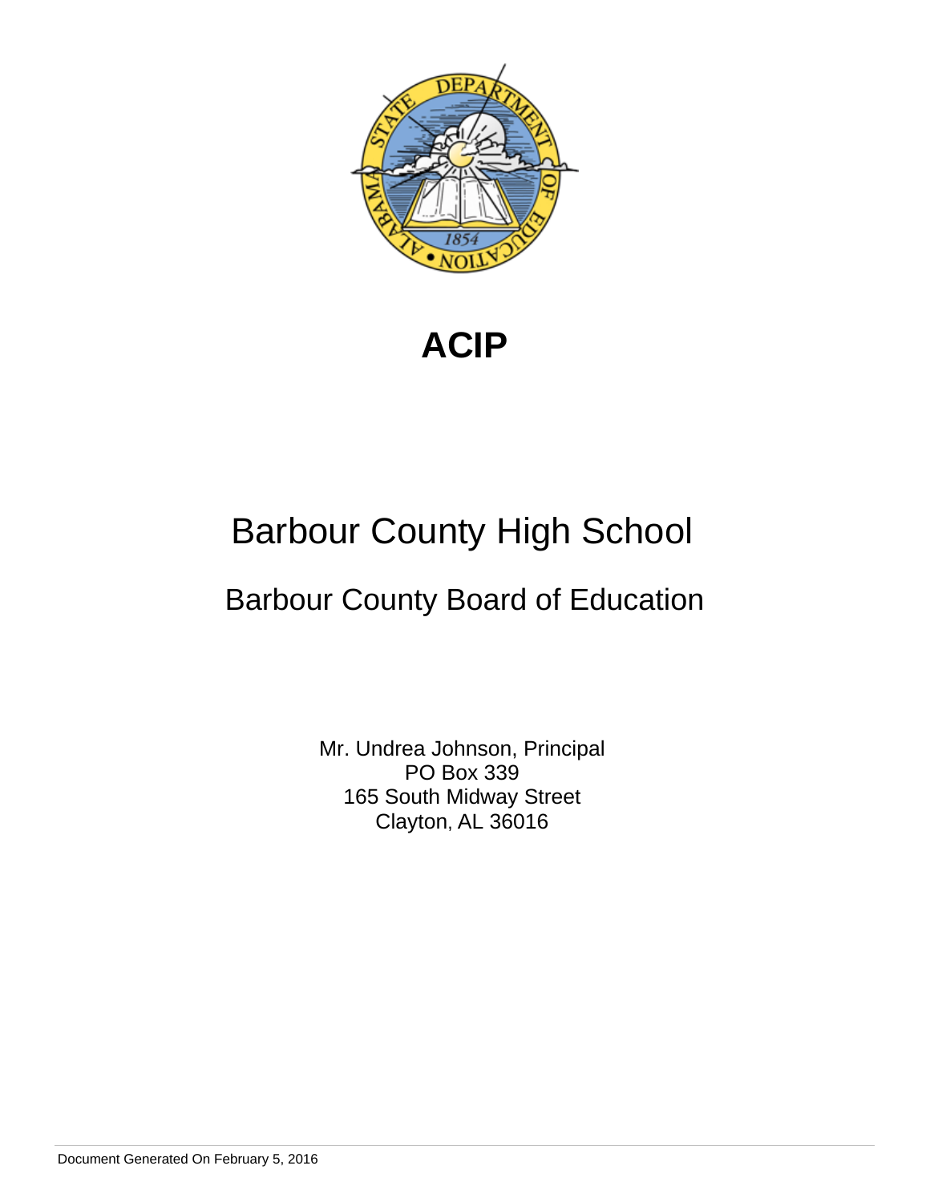# ACIP

## Barbour County High School

### Barbour County Board of Education

Mr. Undrea Johnson, Principal
PO Box 339
165 South Midway Street
Clayton, AL 36016

Document Generated On February 5, 2016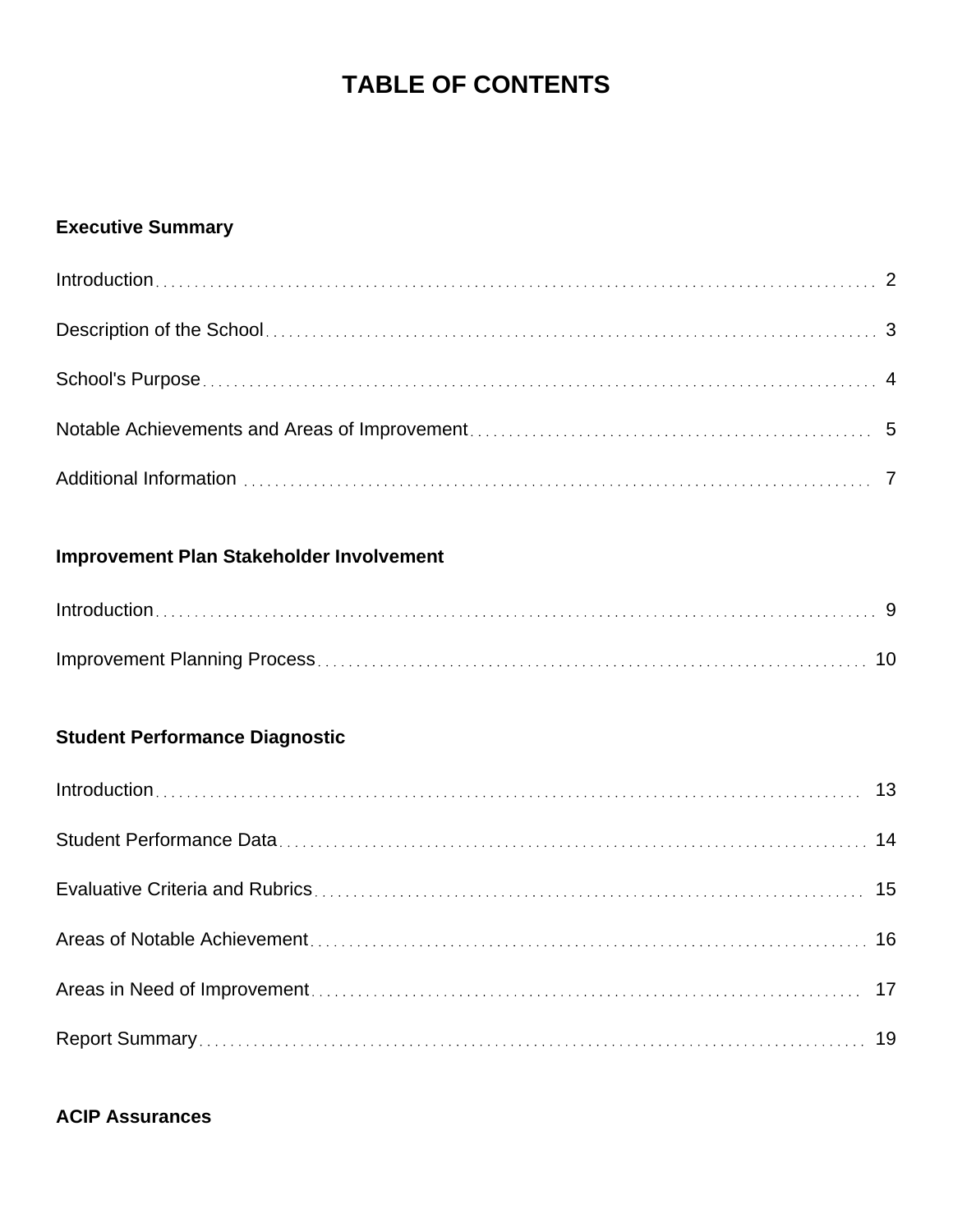# TABLE OF CONTENTS

**Executive Summary**

Introduction . . . . . . . . . . 2

Description of the School . . . . . . . . . . 3

School's Purpose . . . . . . . . . . 4

Notable Achievements and Areas of Improvement . . . . . . . . . . 5

Additional Information . . . . . . . . . . 7

**Improvement Plan Stakeholder Involvement**

Introduction . . . . . . . . . . 9

Improvement Planning Process . . . . . . . . . . 10

**Student Performance Diagnostic**

Introduction . . . . . . . . . . 13

Student Performance Data . . . . . . . . . . 14

Evaluative Criteria and Rubrics . . . . . . . . . . 15

Areas of Notable Achievement . . . . . . . . . . 16

Areas in Need of Improvement . . . . . . . . . . 17

Report Summary . . . . . . . . . . 19

**ACIP Assurances**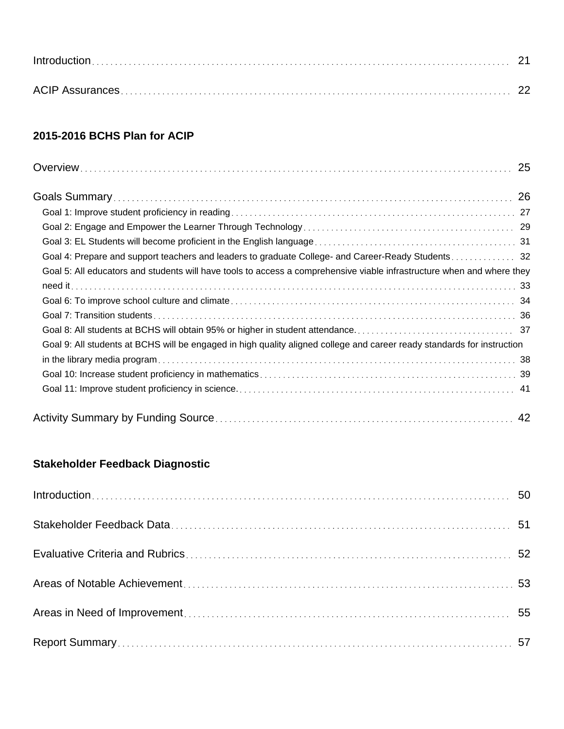Introduction 21

ACIP Assurances 22

## 2015-2016 BCHS Plan for ACIP

Overview 25

Goals Summary 26

- Goal 1: Improve student proficiency in reading 27
- Goal 2: Engage and Empower the Learner Through Technology 29
- Goal 3: EL Students will become proficient in the English language 31
- Goal 4: Prepare and support teachers and leaders to graduate College- and Career-Ready Students 32
- Goal 5: All educators and students will have tools to access a comprehensive viable infrastructure when and where they need it 33
- Goal 6: To improve school culture and climate 34
- Goal 7: Transition students 36
- Goal 8: All students at BCHS will obtain 95% or higher in student attendance. 37
- Goal 9: All students at BCHS will be engaged in high quality aligned college and career ready standards for instruction in the library media program 38
- Goal 10: Increase student proficiency in mathematics 39
- Goal 11: Improve student proficiency in science. 41

Activity Summary by Funding Source 42

## Stakeholder Feedback Diagnostic

Introduction 50

Stakeholder Feedback Data 51

Evaluative Criteria and Rubrics 52

Areas of Notable Achievement 53

Areas in Need of Improvement 55

Report Summary 57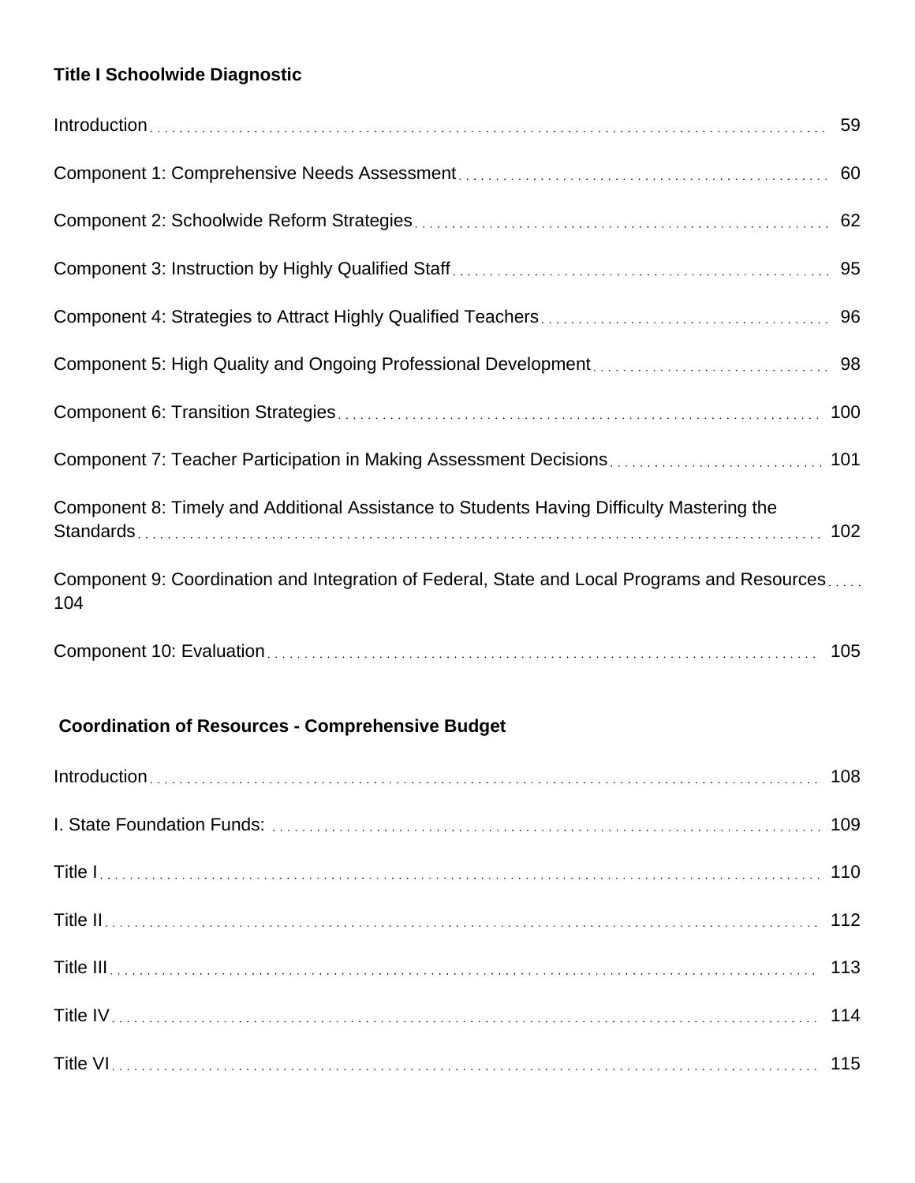**Title I Schoolwide Diagnostic**

Introduction . . . . . . . . . . 59

Component 1: Comprehensive Needs Assessment . . . . . . . . . . 60

Component 2: Schoolwide Reform Strategies . . . . . . . . . . 62

Component 3: Instruction by Highly Qualified Staff . . . . . . . . . . 95

Component 4: Strategies to Attract Highly Qualified Teachers . . . . . . . . . . 96

Component 5: High Quality and Ongoing Professional Development . . . . . . . . . . 98

Component 6: Transition Strategies . . . . . . . . . . 100

Component 7: Teacher Participation in Making Assessment Decisions . . . . . . . . . . 101

Component 8: Timely and Additional Assistance to Students Having Difficulty Mastering the Standards . . . . . . . . . . 102

Component 9: Coordination and Integration of Federal, State and Local Programs and Resources . . . . . 104

Component 10: Evaluation . . . . . . . . . . 105

**Coordination of Resources - Comprehensive Budget**

Introduction . . . . . . . . . . 108

I. State Foundation Funds: . . . . . . . . . . 109

Title I . . . . . . . . . . 110

Title II . . . . . . . . . . 112

Title III . . . . . . . . . . 113

Title IV . . . . . . . . . . 114

Title VI . . . . . . . . . . 115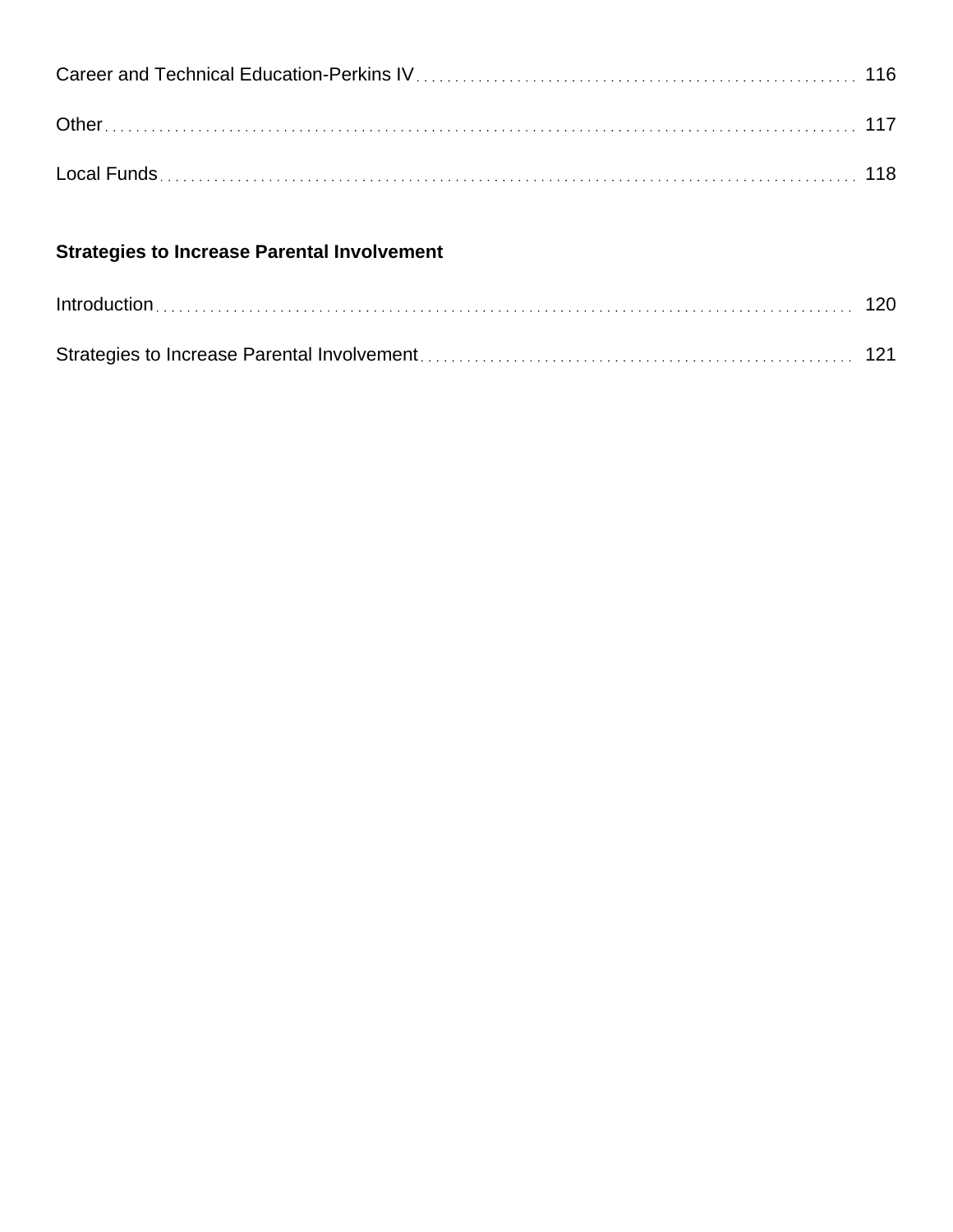Career and Technical Education-Perkins IV . . . . . . . . . . 116

Other . . . . . . . . . . 117

Local Funds . . . . . . . . . . 118

**Strategies to Increase Parental Involvement**

Introduction . . . . . . . . . . 120

Strategies to Increase Parental Involvement . . . . . . . . . . 121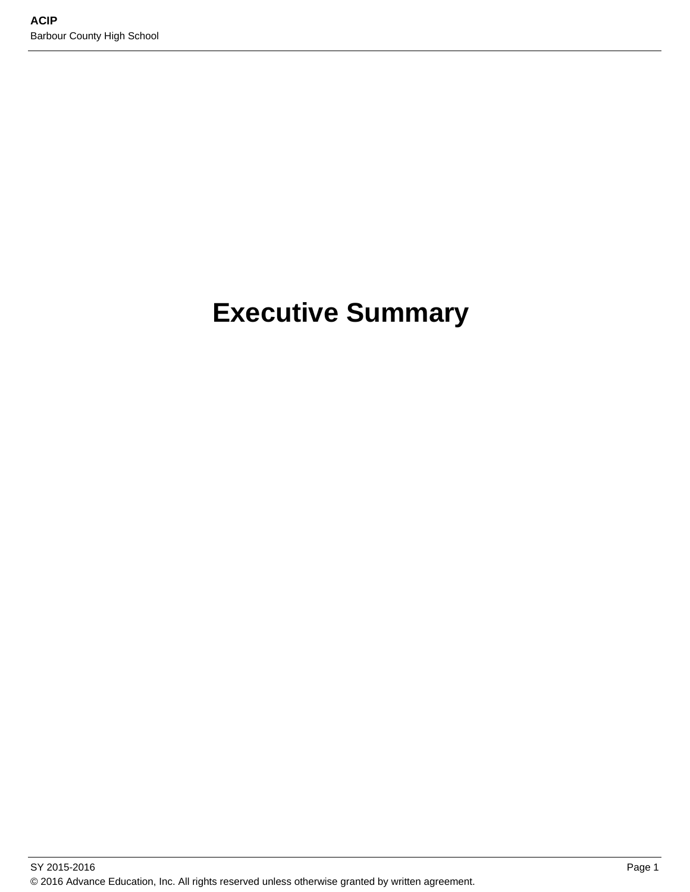# Executive Summary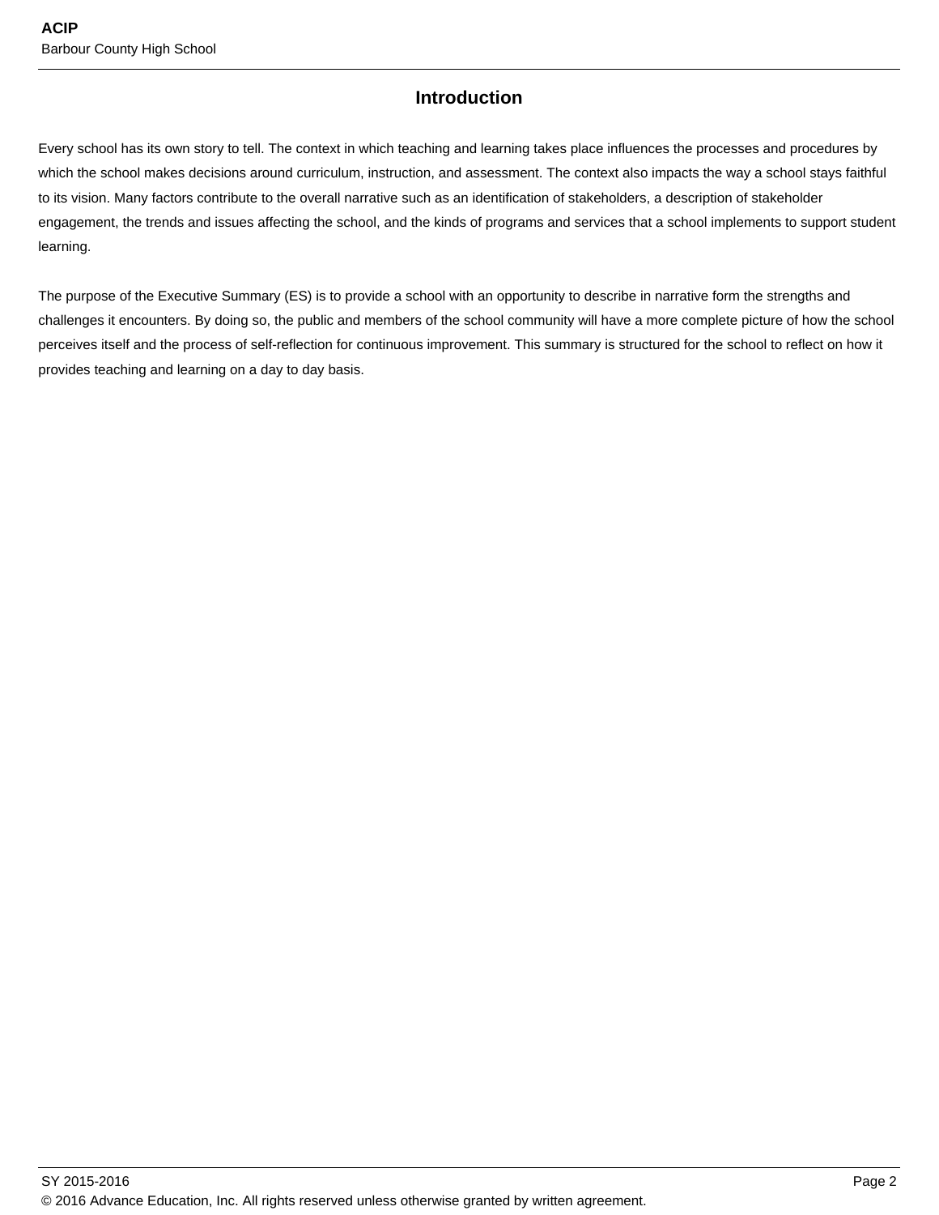## Introduction

Every school has its own story to tell. The context in which teaching and learning takes place influences the processes and procedures by which the school makes decisions around curriculum, instruction, and assessment. The context also impacts the way a school stays faithful to its vision. Many factors contribute to the overall narrative such as an identification of stakeholders, a description of stakeholder engagement, the trends and issues affecting the school, and the kinds of programs and services that a school implements to support student learning.

The purpose of the Executive Summary (ES) is to provide a school with an opportunity to describe in narrative form the strengths and challenges it encounters. By doing so, the public and members of the school community will have a more complete picture of how the school perceives itself and the process of self-reflection for continuous improvement. This summary is structured for the school to reflect on how it provides teaching and learning on a day to day basis.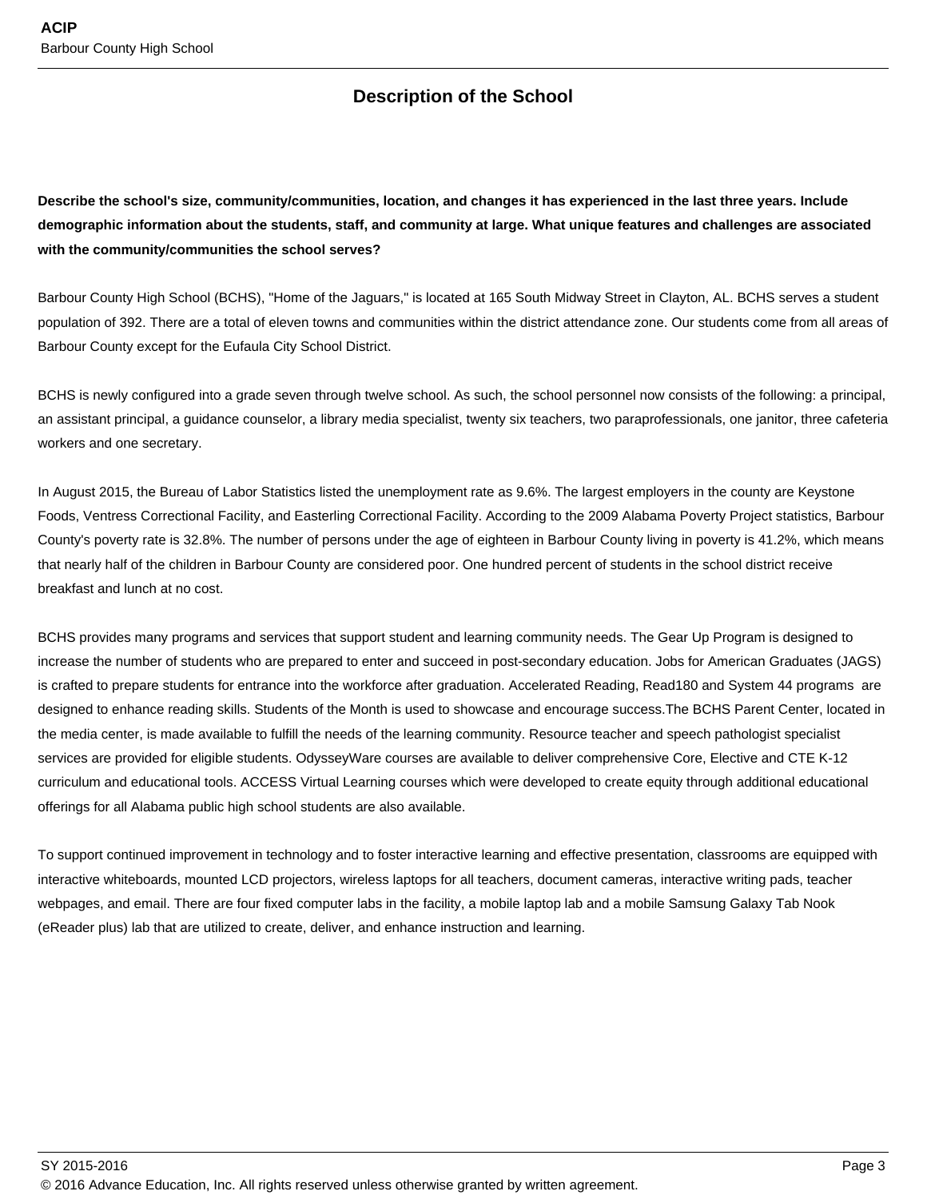## Description of the School

**Describe the school's size, community/communities, location, and changes it has experienced in the last three years. Include demographic information about the students, staff, and community at large. What unique features and challenges are associated with the community/communities the school serves?**

Barbour County High School (BCHS), "Home of the Jaguars," is located at 165 South Midway Street in Clayton, AL. BCHS serves a student population of 392. There are a total of eleven towns and communities within the district attendance zone. Our students come from all areas of Barbour County except for the Eufaula City School District.

BCHS is newly configured into a grade seven through twelve school. As such, the school personnel now consists of the following: a principal, an assistant principal, a guidance counselor, a library media specialist, twenty six teachers, two paraprofessionals, one janitor, three cafeteria workers and one secretary.

In August 2015, the Bureau of Labor Statistics listed the unemployment rate as 9.6%. The largest employers in the county are Keystone Foods, Ventress Correctional Facility, and Easterling Correctional Facility. According to the 2009 Alabama Poverty Project statistics, Barbour County's poverty rate is 32.8%. The number of persons under the age of eighteen in Barbour County living in poverty is 41.2%, which means that nearly half of the children in Barbour County are considered poor. One hundred percent of students in the school district receive breakfast and lunch at no cost.

BCHS provides many programs and services that support student and learning community needs. The Gear Up Program is designed to increase the number of students who are prepared to enter and succeed in post-secondary education. Jobs for American Graduates (JAGS) is crafted to prepare students for entrance into the workforce after graduation. Accelerated Reading, Read180 and System 44 programs are designed to enhance reading skills. Students of the Month is used to showcase and encourage success.The BCHS Parent Center, located in the media center, is made available to fulfill the needs of the learning community. Resource teacher and speech pathologist specialist services are provided for eligible students. OdysseyWare courses are available to deliver comprehensive Core, Elective and CTE K-12 curriculum and educational tools. ACCESS Virtual Learning courses which were developed to create equity through additional educational offerings for all Alabama public high school students are also available.

To support continued improvement in technology and to foster interactive learning and effective presentation, classrooms are equipped with interactive whiteboards, mounted LCD projectors, wireless laptops for all teachers, document cameras, interactive writing pads, teacher webpages, and email. There are four fixed computer labs in the facility, a mobile laptop lab and a mobile Samsung Galaxy Tab Nook (eReader plus) lab that are utilized to create, deliver, and enhance instruction and learning.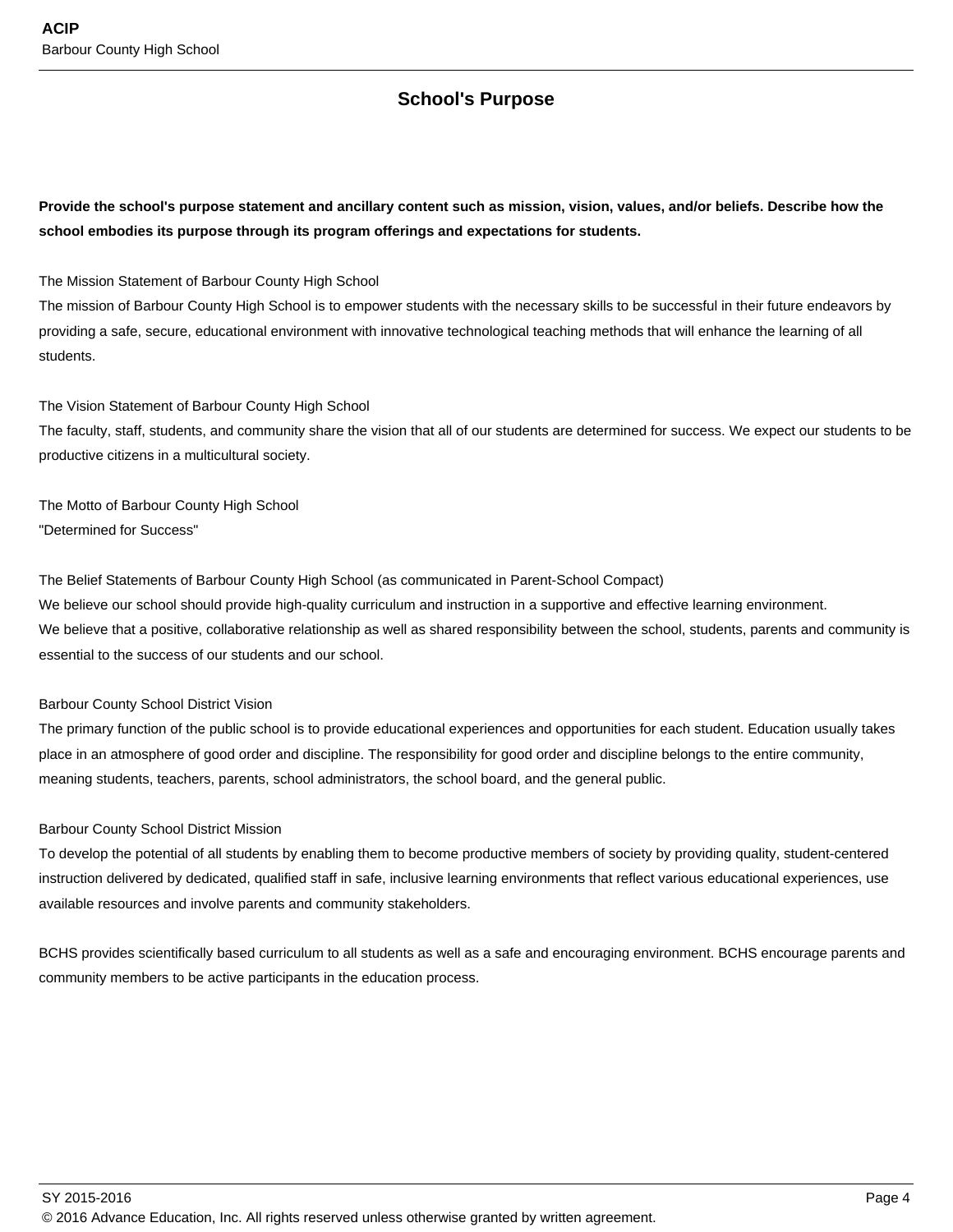## School's Purpose

**Provide the school's purpose statement and ancillary content such as mission, vision, values, and/or beliefs. Describe how the school embodies its purpose through its program offerings and expectations for students.**

The Mission Statement of Barbour County High School
The mission of Barbour County High School is to empower students with the necessary skills to be successful in their future endeavors by providing a safe, secure, educational environment with innovative technological teaching methods that will enhance the learning of all students.

The Vision Statement of Barbour County High School
The faculty, staff, students, and community share the vision that all of our students are determined for success. We expect our students to be productive citizens in a multicultural society.

The Motto of Barbour County High School
"Determined for Success"

The Belief Statements of Barbour County High School (as communicated in Parent-School Compact)
We believe our school should provide high-quality curriculum and instruction in a supportive and effective learning environment.
We believe that a positive, collaborative relationship as well as shared responsibility between the school, students, parents and community is essential to the success of our students and our school.

Barbour County School District Vision
The primary function of the public school is to provide educational experiences and opportunities for each student. Education usually takes place in an atmosphere of good order and discipline. The responsibility for good order and discipline belongs to the entire community, meaning students, teachers, parents, school administrators, the school board, and the general public.

Barbour County School District Mission
To develop the potential of all students by enabling them to become productive members of society by providing quality, student-centered instruction delivered by dedicated, qualified staff in safe, inclusive learning environments that reflect various educational experiences, use available resources and involve parents and community stakeholders.

BCHS provides scientifically based curriculum to all students as well as a safe and encouraging environment. BCHS encourage parents and community members to be active participants in the education process.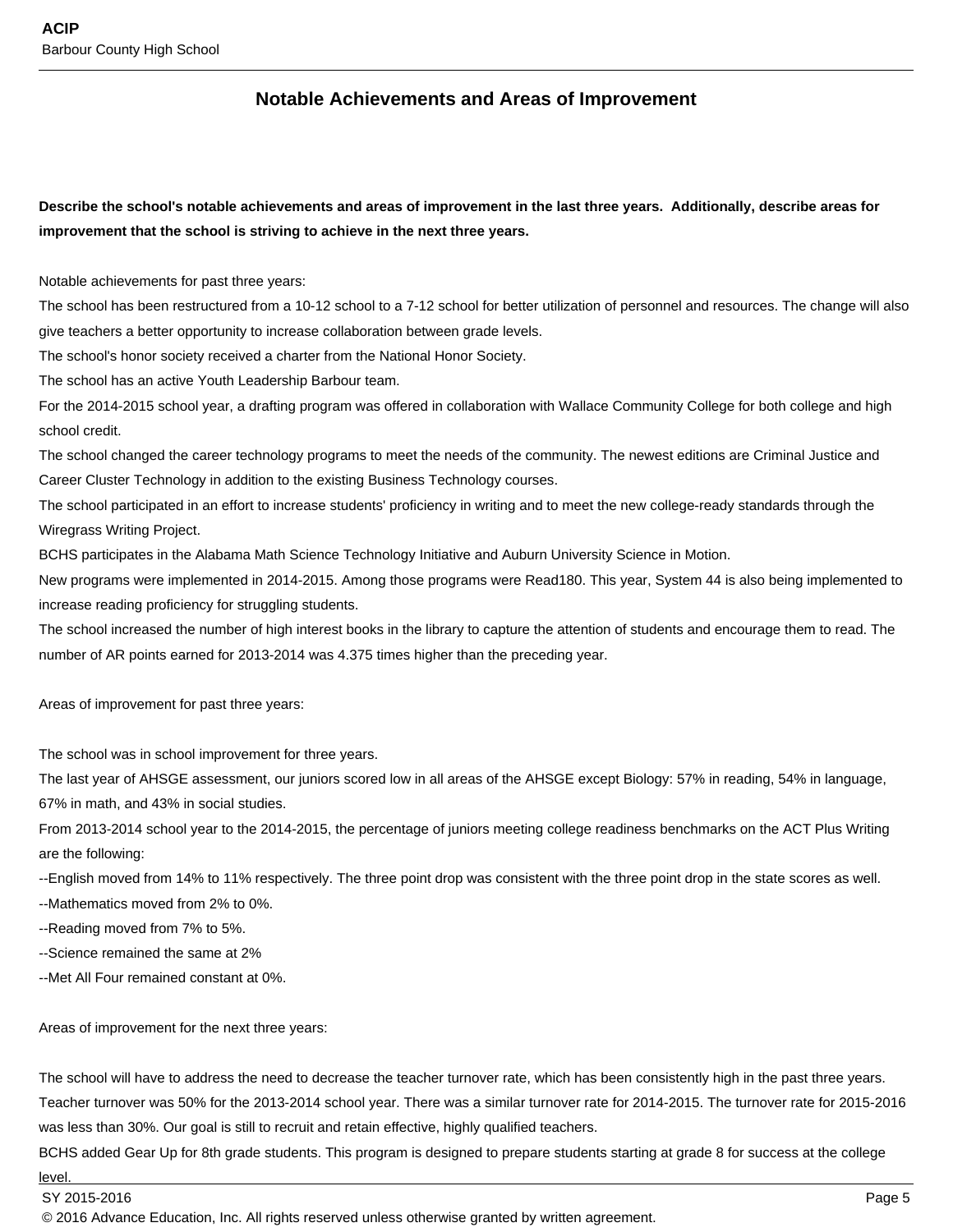## Notable Achievements and Areas of Improvement

**Describe the school's notable achievements and areas of improvement in the last three years. Additionally, describe areas for improvement that the school is striving to achieve in the next three years.**

Notable achievements for past three years:
The school has been restructured from a 10-12 school to a 7-12 school for better utilization of personnel and resources. The change will also give teachers a better opportunity to increase collaboration between grade levels.
The school's honor society received a charter from the National Honor Society.
The school has an active Youth Leadership Barbour team.
For the 2014-2015 school year, a drafting program was offered in collaboration with Wallace Community College for both college and high school credit.
The school changed the career technology programs to meet the needs of the community. The newest editions are Criminal Justice and Career Cluster Technology in addition to the existing Business Technology courses.
The school participated in an effort to increase students' proficiency in writing and to meet the new college-ready standards through the Wiregrass Writing Project.
BCHS participates in the Alabama Math Science Technology Initiative and Auburn University Science in Motion.
New programs were implemented in 2014-2015. Among those programs were Read180. This year, System 44 is also being implemented to increase reading proficiency for struggling students.
The school increased the number of high interest books in the library to capture the attention of students and encourage them to read. The number of AR points earned for 2013-2014 was 4.375 times higher than the preceding year.

Areas of improvement for past three years:

The school was in school improvement for three years.
The last year of AHSGE assessment, our juniors scored low in all areas of the AHSGE except Biology: 57% in reading, 54% in language, 67% in math, and 43% in social studies.
From 2013-2014 school year to the 2014-2015, the percentage of juniors meeting college readiness benchmarks on the ACT Plus Writing are the following:
--English moved from 14% to 11% respectively. The three point drop was consistent with the three point drop in the state scores as well.
--Mathematics moved from 2% to 0%.
--Reading moved from 7% to 5%.
--Science remained the same at 2%
--Met All Four remained constant at 0%.

Areas of improvement for the next three years:

The school will have to address the need to decrease the teacher turnover rate, which has been consistently high in the past three years. Teacher turnover was 50% for the 2013-2014 school year. There was a similar turnover rate for 2014-2015. The turnover rate for 2015-2016 was less than 30%. Our goal is still to recruit and retain effective, highly qualified teachers.
BCHS added Gear Up for 8th grade students. This program is designed to prepare students starting at grade 8 for success at the college level.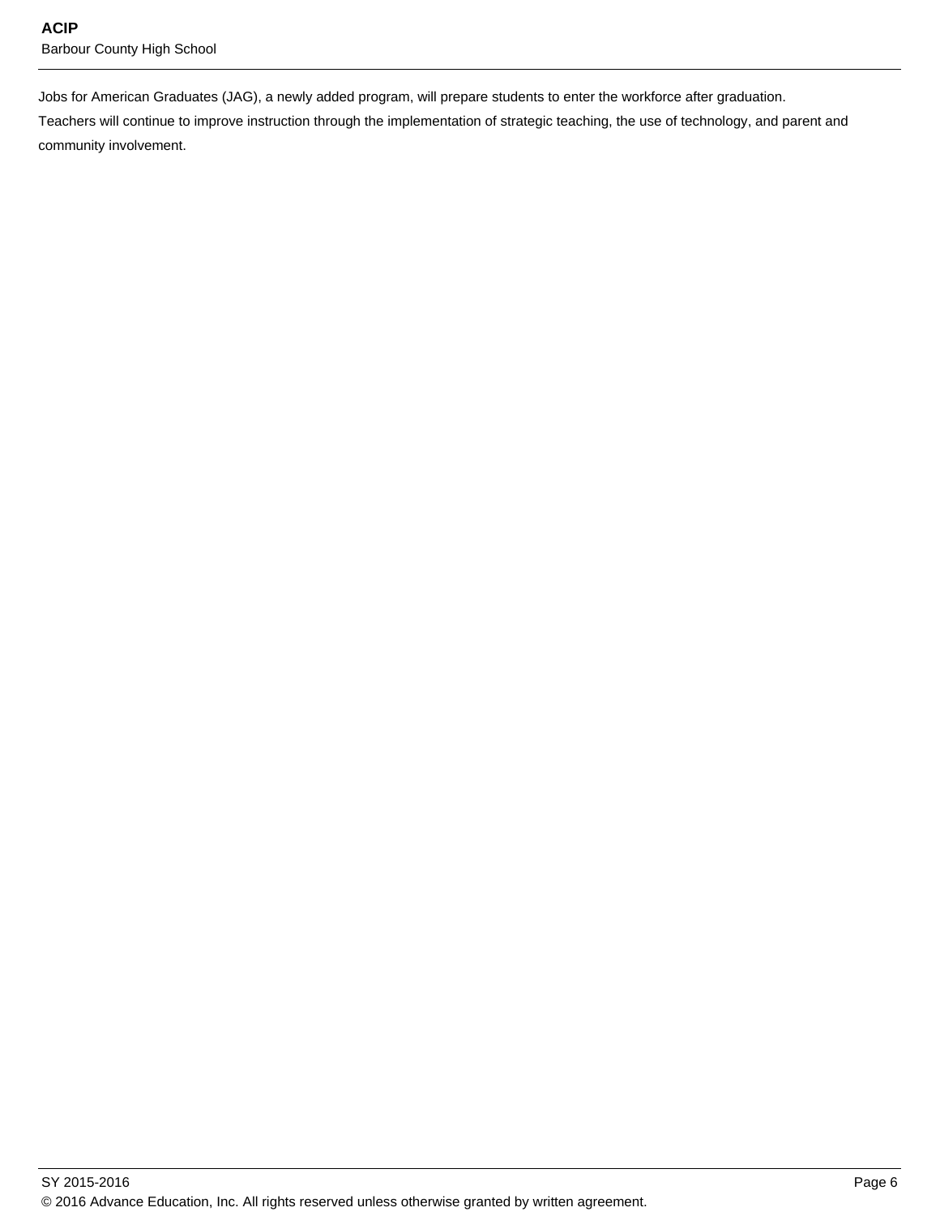Jobs for American Graduates (JAG), a newly added program, will prepare students to enter the workforce after graduation.

Teachers will continue to improve instruction through the implementation of strategic teaching, the use of technology, and parent and community involvement.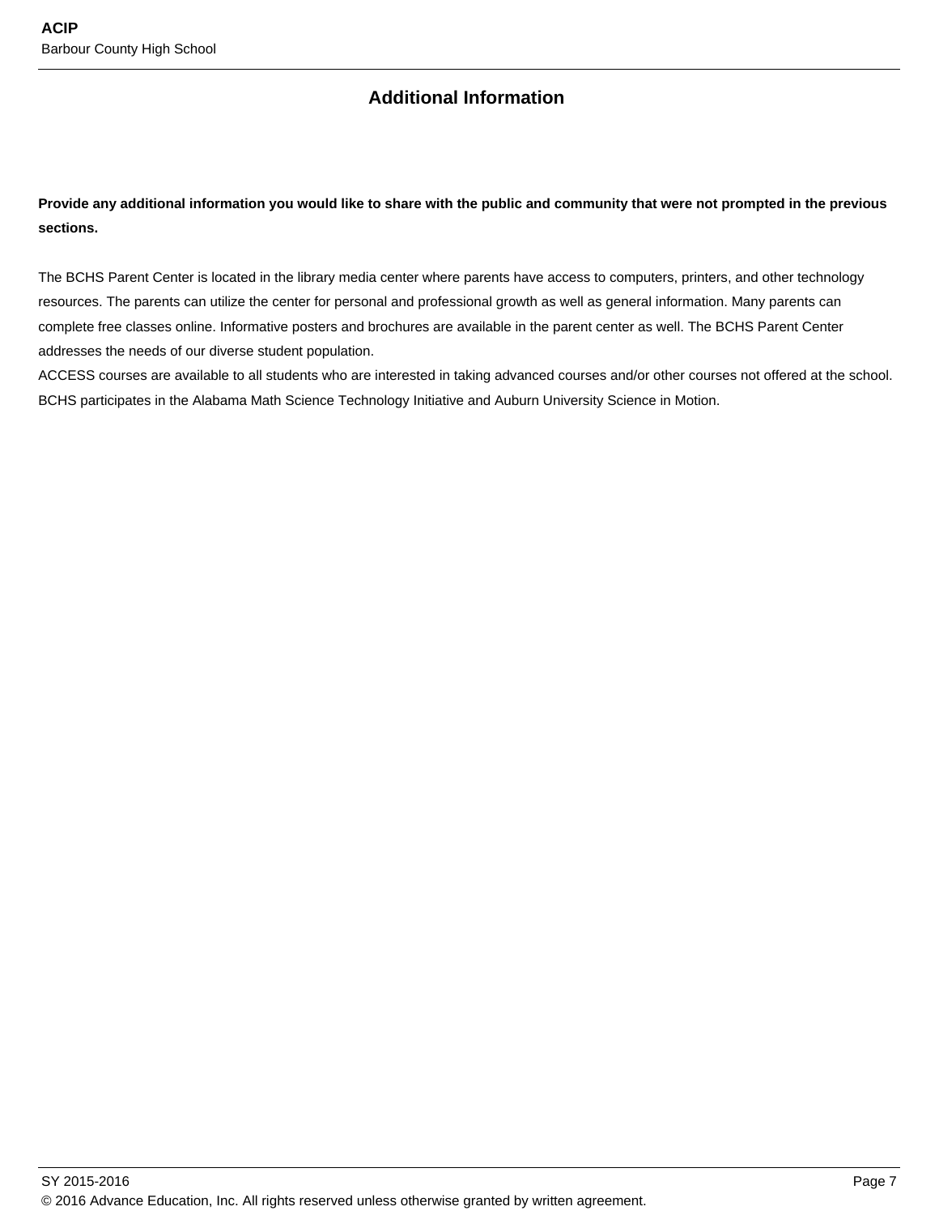## Additional Information

**Provide any additional information you would like to share with the public and community that were not prompted in the previous sections.**

The BCHS Parent Center is located in the library media center where parents have access to computers, printers, and other technology resources. The parents can utilize the center for personal and professional growth as well as general information. Many parents can complete free classes online. Informative posters and brochures are available in the parent center as well. The BCHS Parent Center addresses the needs of our diverse student population.
ACCESS courses are available to all students who are interested in taking advanced courses and/or other courses not offered at the school. BCHS participates in the Alabama Math Science Technology Initiative and Auburn University Science in Motion.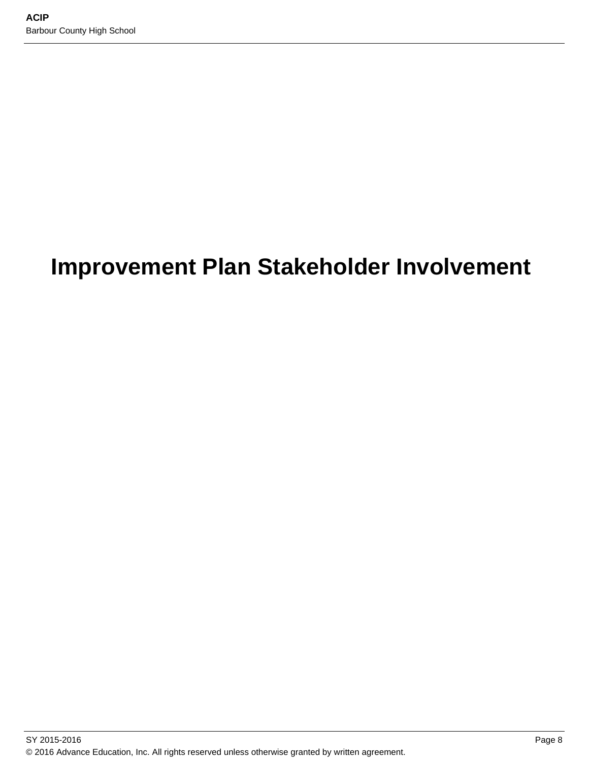# Improvement Plan Stakeholder Involvement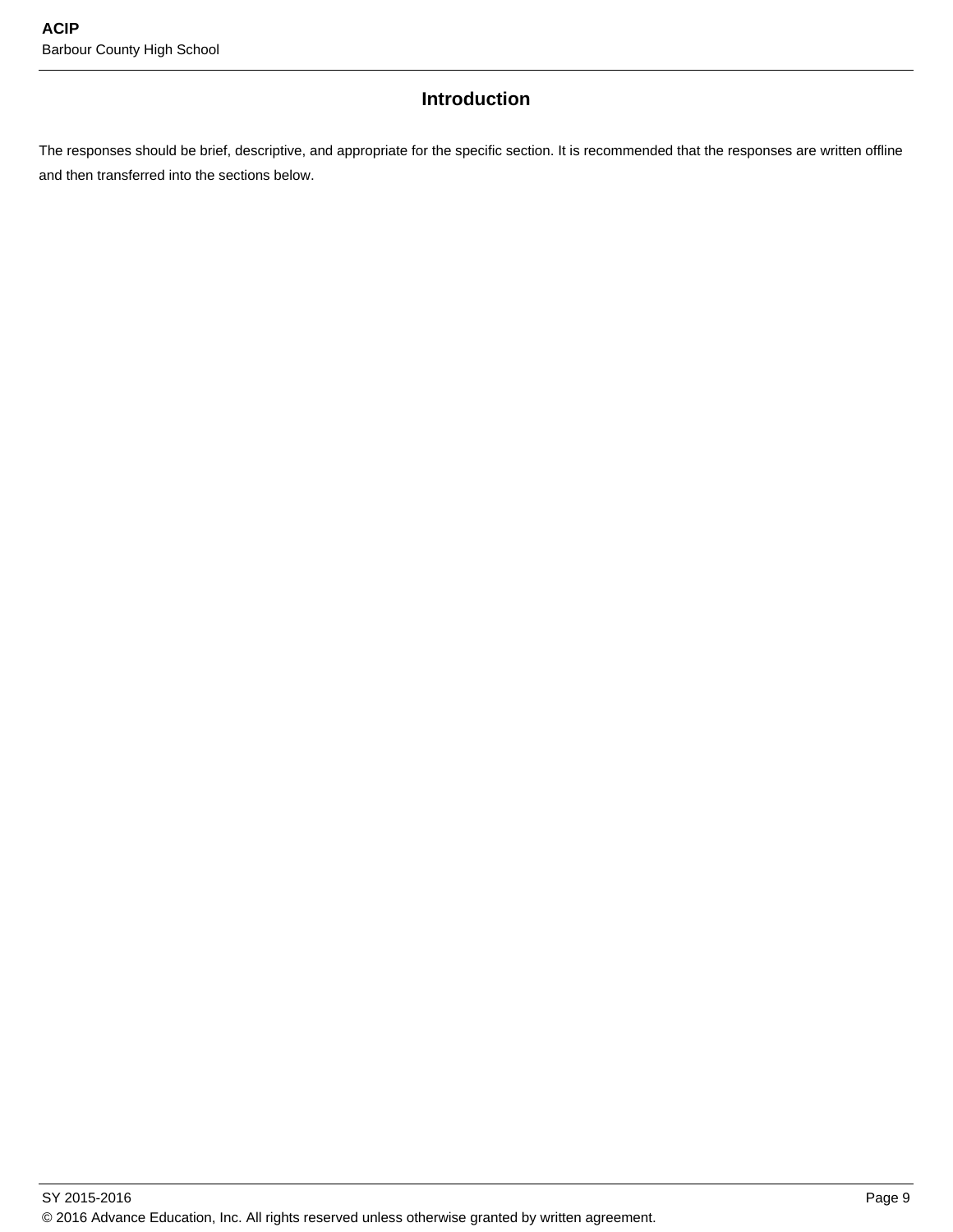## Introduction

The responses should be brief, descriptive, and appropriate for the specific section. It is recommended that the responses are written offline and then transferred into the sections below.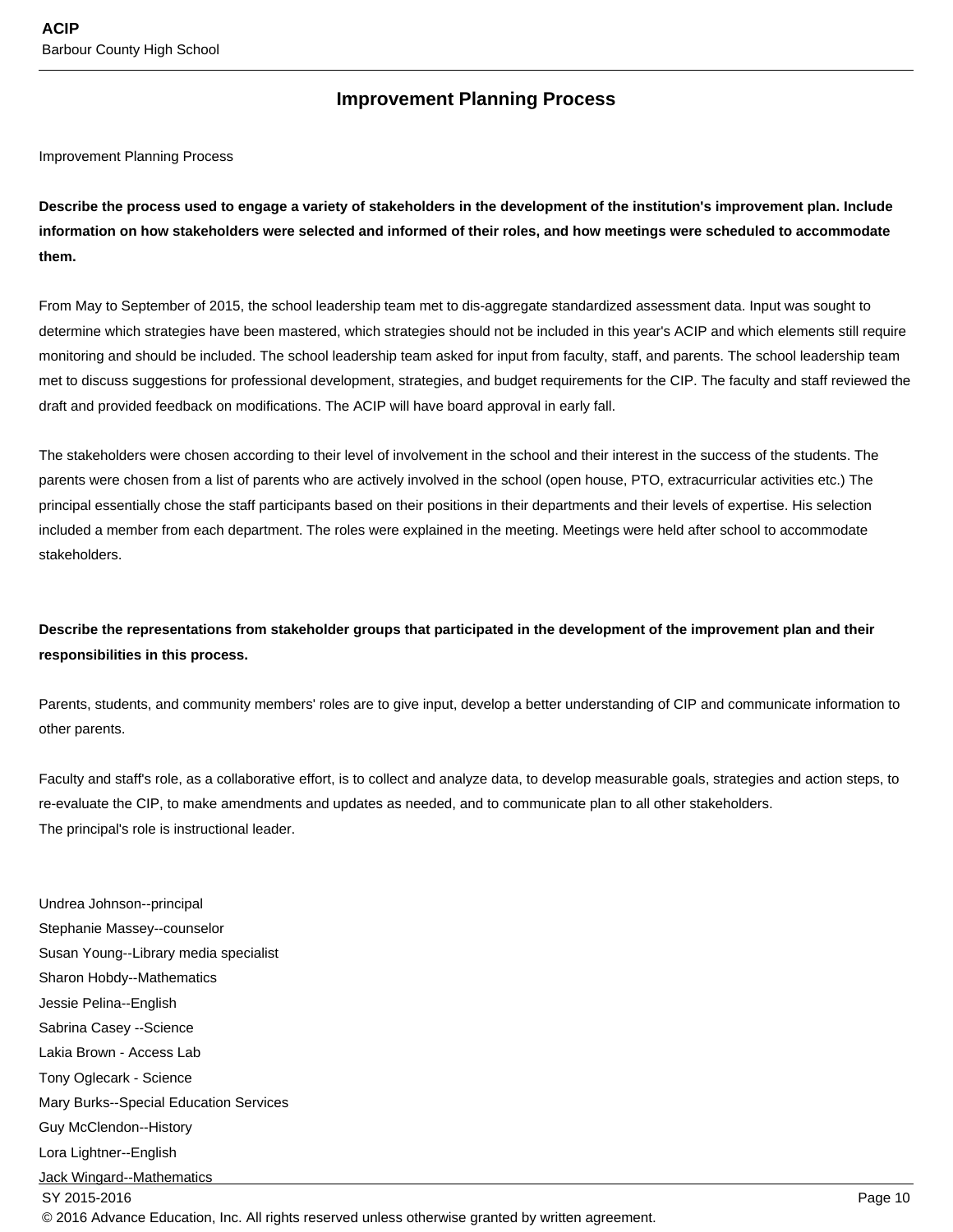## Improvement Planning Process

Improvement Planning Process

**Describe the process used to engage a variety of stakeholders in the development of the institution's improvement plan. Include information on how stakeholders were selected and informed of their roles, and how meetings were scheduled to accommodate them.**

From May to September of 2015, the school leadership team met to dis-aggregate standardized assessment data. Input was sought to determine which strategies have been mastered, which strategies should not be included in this year's ACIP and which elements still require monitoring and should be included. The school leadership team asked for input from faculty, staff, and parents. The school leadership team met to discuss suggestions for professional development, strategies, and budget requirements for the CIP. The faculty and staff reviewed the draft and provided feedback on modifications. The ACIP will have board approval in early fall.

The stakeholders were chosen according to their level of involvement in the school and their interest in the success of the students. The parents were chosen from a list of parents who are actively involved in the school (open house, PTO, extracurricular activities etc.) The principal essentially chose the staff participants based on their positions in their departments and their levels of expertise. His selection included a member from each department. The roles were explained in the meeting. Meetings were held after school to accommodate stakeholders.

**Describe the representations from stakeholder groups that participated in the development of the improvement plan and their responsibilities in this process.**

Parents, students, and community members' roles are to give input, develop a better understanding of CIP and communicate information to other parents.

Faculty and staff's role, as a collaborative effort, is to collect and analyze data, to develop measurable goals, strategies and action steps, to re-evaluate the CIP, to make amendments and updates as needed, and to communicate plan to all other stakeholders.
The principal's role is instructional leader.

Undrea Johnson--principal
Stephanie Massey--counselor
Susan Young--Library media specialist
Sharon Hobdy--Mathematics
Jessie Pelina--English
Sabrina Casey --Science
Lakia Brown - Access Lab
Tony Oglecark - Science
Mary Burks--Special Education Services
Guy McClendon--History
Lora Lightner--English
Jack Wingard--Mathematics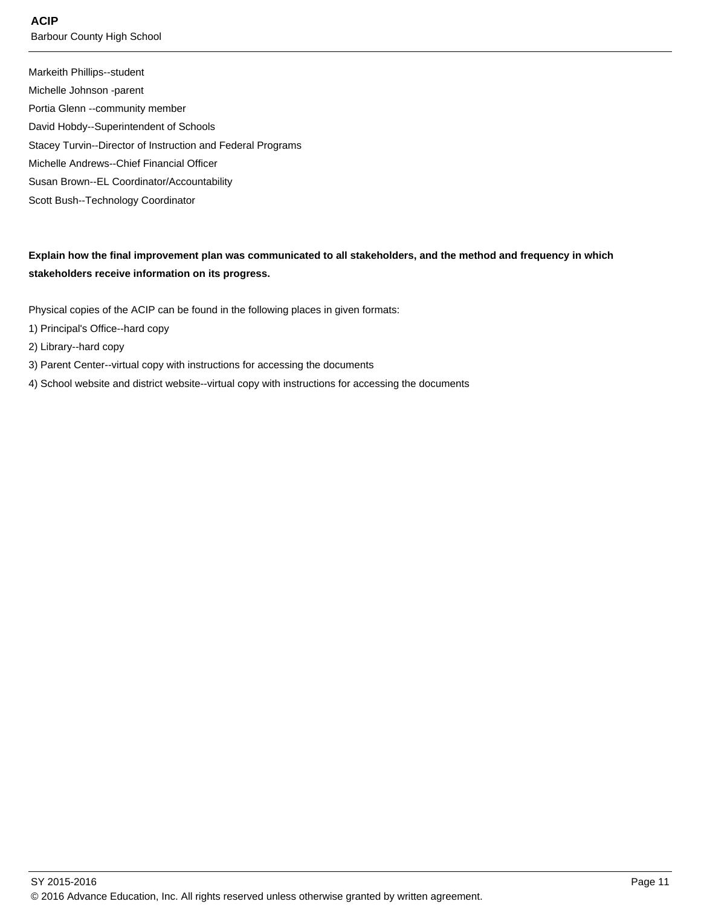Markeith Phillips--student

Michelle Johnson -parent

Portia Glenn --community member

David Hobdy--Superintendent of Schools

Stacey Turvin--Director of Instruction and Federal Programs

Michelle Andrews--Chief Financial Officer

Susan Brown--EL Coordinator/Accountability

Scott Bush--Technology Coordinator

**Explain how the final improvement plan was communicated to all stakeholders, and the method and frequency in which stakeholders receive information on its progress.**

Physical copies of the ACIP can be found in the following places in given formats:

1) Principal's Office--hard copy

2) Library--hard copy

3) Parent Center--virtual copy with instructions for accessing the documents

4) School website and district website--virtual copy with instructions for accessing the documents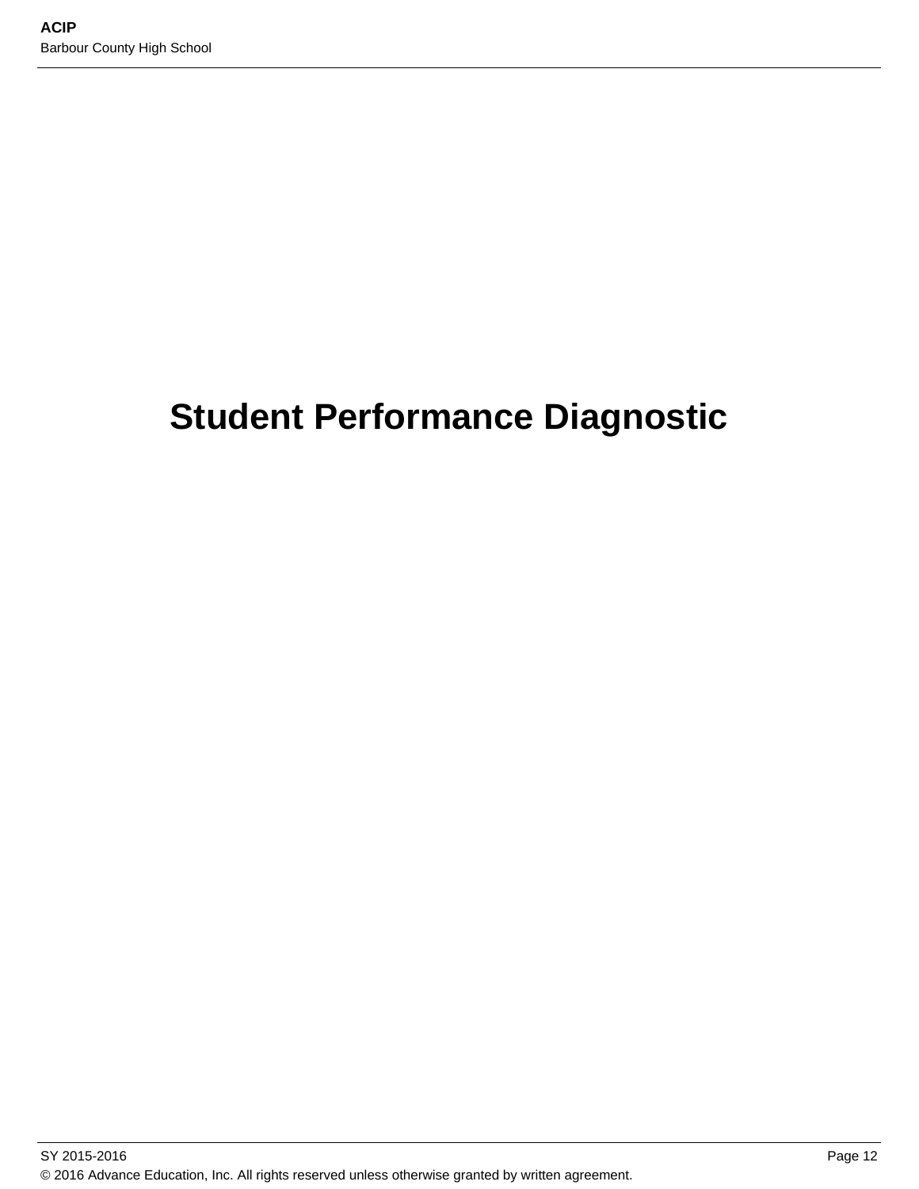# Student Performance Diagnostic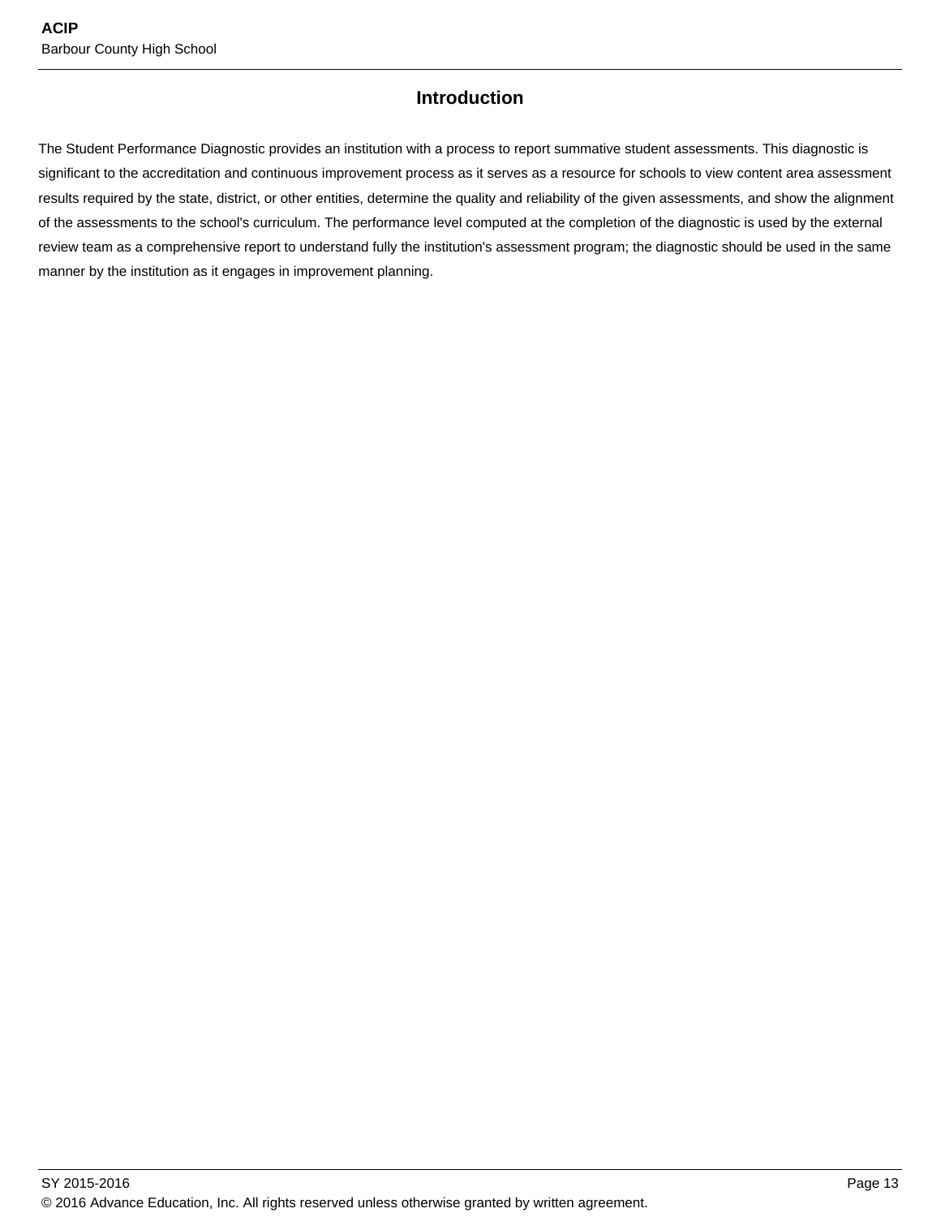# Introduction

The Student Performance Diagnostic provides an institution with a process to report summative student assessments. This diagnostic is significant to the accreditation and continuous improvement process as it serves as a resource for schools to view content area assessment results required by the state, district, or other entities, determine the quality and reliability of the given assessments, and show the alignment of the assessments to the school's curriculum. The performance level computed at the completion of the diagnostic is used by the external review team as a comprehensive report to understand fully the institution's assessment program; the diagnostic should be used in the same manner by the institution as it engages in improvement planning.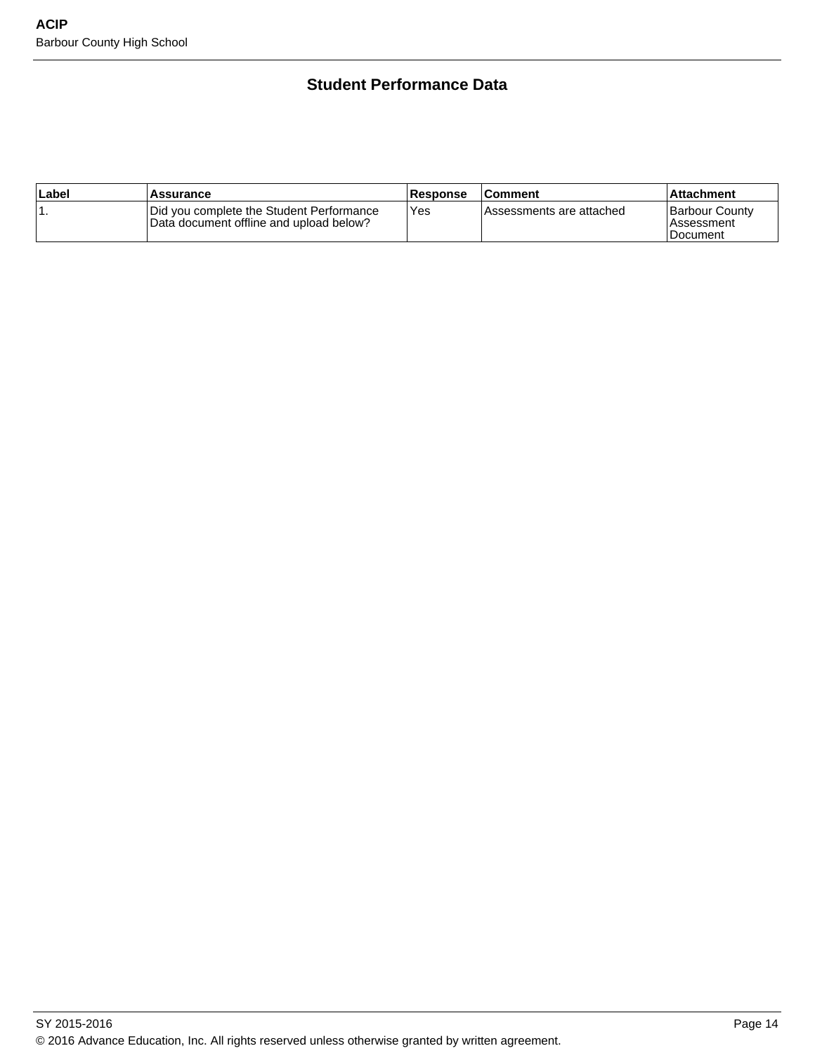## Student Performance Data

| Label | Assurance | Response | Comment | Attachment |
|---|---|---|---|---|
| 1. | Did you complete the Student Performance Data document offline and upload below? | Yes | Assessments are attached | Barbour County Assessment Document |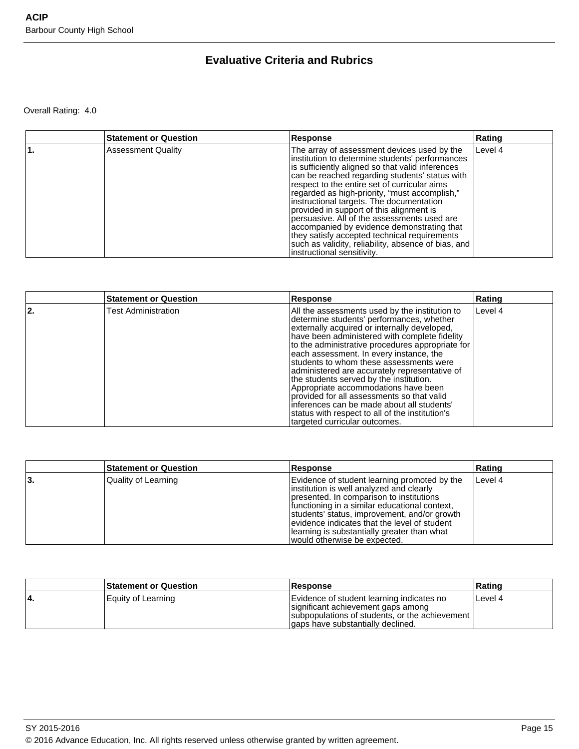# Evaluative Criteria and Rubrics

Overall Rating: 4.0

| | Statement or Question | Response | Rating |
|---|---|---|---|
| 1. | Assessment Quality | The array of assessment devices used by the institution to determine students' performances is sufficiently aligned so that valid inferences can be reached regarding students' status with respect to the entire set of curricular aims regarded as high-priority, "must accomplish," instructional targets. The documentation provided in support of this alignment is persuasive. All of the assessments used are accompanied by evidence demonstrating that they satisfy accepted technical requirements such as validity, reliability, absence of bias, and instructional sensitivity. | Level 4 |

| | Statement or Question | Response | Rating |
|---|---|---|---|
| 2. | Test Administration | All the assessments used by the institution to determine students' performances, whether externally acquired or internally developed, have been administered with complete fidelity to the administrative procedures appropriate for each assessment. In every instance, the students to whom these assessments were administered are accurately representative of the students served by the institution. Appropriate accommodations have been provided for all assessments so that valid inferences can be made about all students' status with respect to all of the institution's targeted curricular outcomes. | Level 4 |

| | Statement or Question | Response | Rating |
|---|---|---|---|
| 3. | Quality of Learning | Evidence of student learning promoted by the institution is well analyzed and clearly presented. In comparison to institutions functioning in a similar educational context, students' status, improvement, and/or growth evidence indicates that the level of student learning is substantially greater than what would otherwise be expected. | Level 4 |

| | Statement or Question | Response | Rating |
|---|---|---|---|
| 4. | Equity of Learning | Evidence of student learning indicates no significant achievement gaps among subpopulations of students, or the achievement gaps have substantially declined. | Level 4 |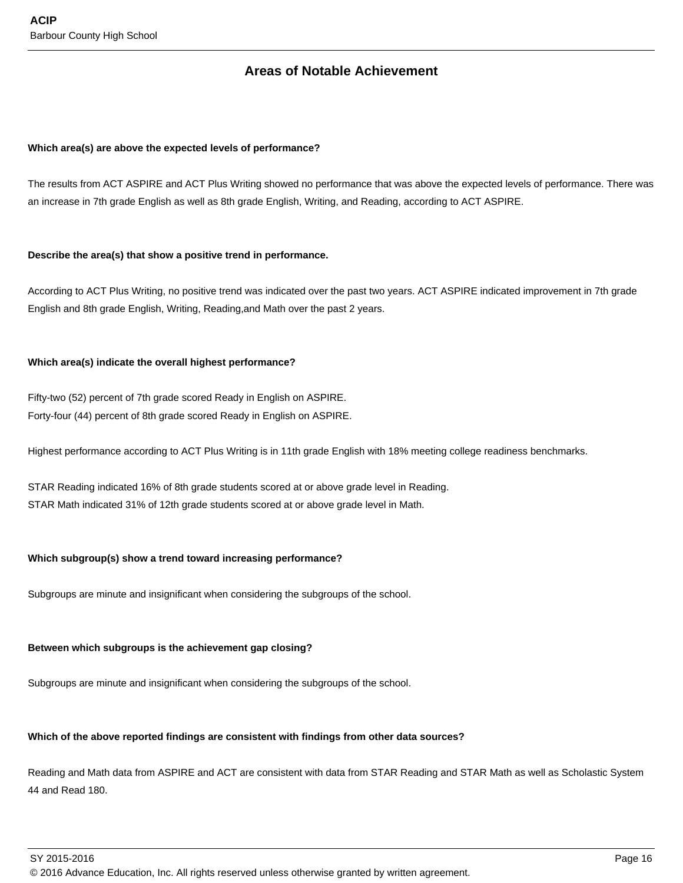## Areas of Notable Achievement

**Which area(s) are above the expected levels of performance?**

The results from ACT ASPIRE and ACT Plus Writing showed no performance that was above the expected levels of performance. There was an increase in 7th grade English as well as 8th grade English, Writing, and Reading, according to ACT ASPIRE.

**Describe the area(s) that show a positive trend in performance.**

According to ACT Plus Writing, no positive trend was indicated over the past two years. ACT ASPIRE indicated improvement in 7th grade English and 8th grade English, Writing, Reading,and Math over the past 2 years.

**Which area(s) indicate the overall highest performance?**

Fifty-two (52) percent of 7th grade scored Ready in English on ASPIRE.
Forty-four (44) percent of 8th grade scored Ready in English on ASPIRE.

Highest performance according to ACT Plus Writing is in 11th grade English with 18% meeting college readiness benchmarks.

STAR Reading indicated 16% of 8th grade students scored at or above grade level in Reading.
STAR Math indicated 31% of 12th grade students scored at or above grade level in Math.

**Which subgroup(s) show a trend toward increasing performance?**

Subgroups are minute and insignificant when considering the subgroups of the school.

**Between which subgroups is the achievement gap closing?**

Subgroups are minute and insignificant when considering the subgroups of the school.

**Which of the above reported findings are consistent with findings from other data sources?**

Reading and Math data from ASPIRE and ACT are consistent with data from STAR Reading and STAR Math as well as Scholastic System 44 and Read 180.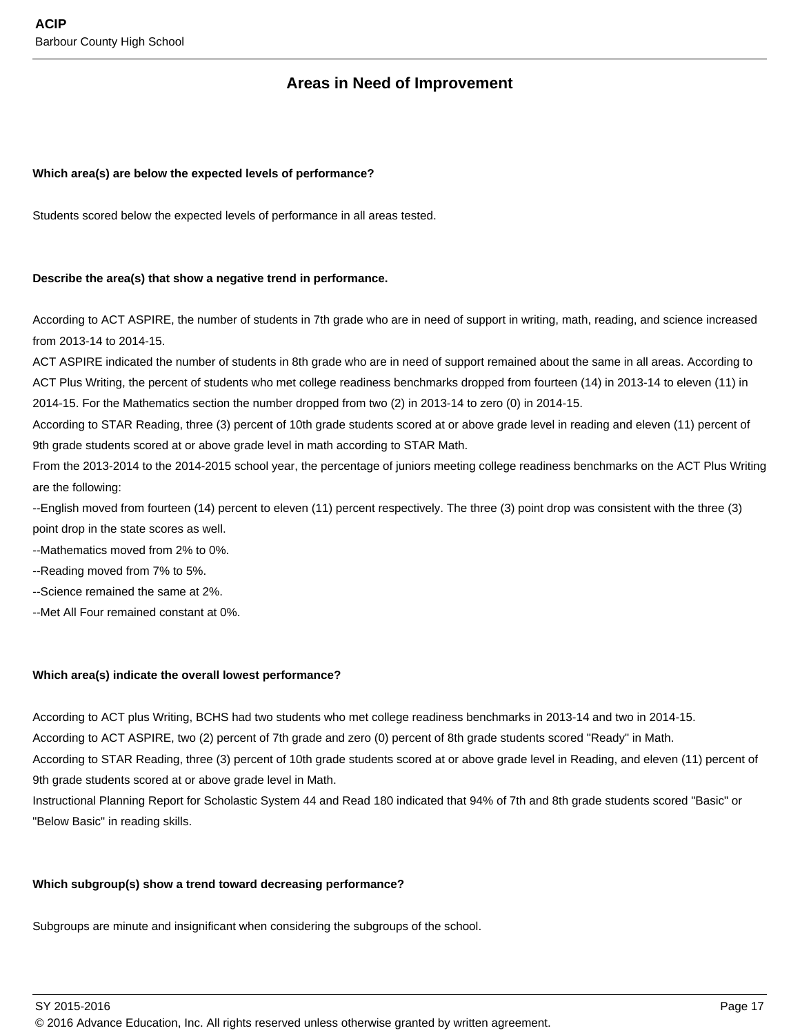## Areas in Need of Improvement

**Which area(s) are below the expected levels of performance?**

Students scored below the expected levels of performance in all areas tested.

**Describe the area(s) that show a negative trend in performance.**

According to ACT ASPIRE, the number of students in 7th grade who are in need of support in writing, math, reading, and science increased from 2013-14 to 2014-15.
ACT ASPIRE indicated the number of students in 8th grade who are in need of support remained about the same in all areas. According to ACT Plus Writing, the percent of students who met college readiness benchmarks dropped from fourteen (14) in 2013-14 to eleven (11) in 2014-15. For the Mathematics section the number dropped from two (2) in 2013-14 to zero (0) in 2014-15.
According to STAR Reading, three (3) percent of 10th grade students scored at or above grade level in reading and eleven (11) percent of 9th grade students scored at or above grade level in math according to STAR Math.
From the 2013-2014 to the 2014-2015 school year, the percentage of juniors meeting college readiness benchmarks on the ACT Plus Writing are the following:
--English moved from fourteen (14) percent to eleven (11) percent respectively. The three (3) point drop was consistent with the three (3) point drop in the state scores as well.
--Mathematics moved from 2% to 0%.
--Reading moved from 7% to 5%.
--Science remained the same at 2%.
--Met All Four remained constant at 0%.

**Which area(s) indicate the overall lowest performance?**

According to ACT plus Writing, BCHS had two students who met college readiness benchmarks in 2013-14 and two in 2014-15.
According to ACT ASPIRE, two (2) percent of 7th grade and zero (0) percent of 8th grade students scored "Ready" in Math.
According to STAR Reading, three (3) percent of 10th grade students scored at or above grade level in Reading, and eleven (11) percent of 9th grade students scored at or above grade level in Math.
Instructional Planning Report for Scholastic System 44 and Read 180 indicated that 94% of 7th and 8th grade students scored "Basic" or "Below Basic" in reading skills.

**Which subgroup(s) show a trend toward decreasing performance?**

Subgroups are minute and insignificant when considering the subgroups of the school.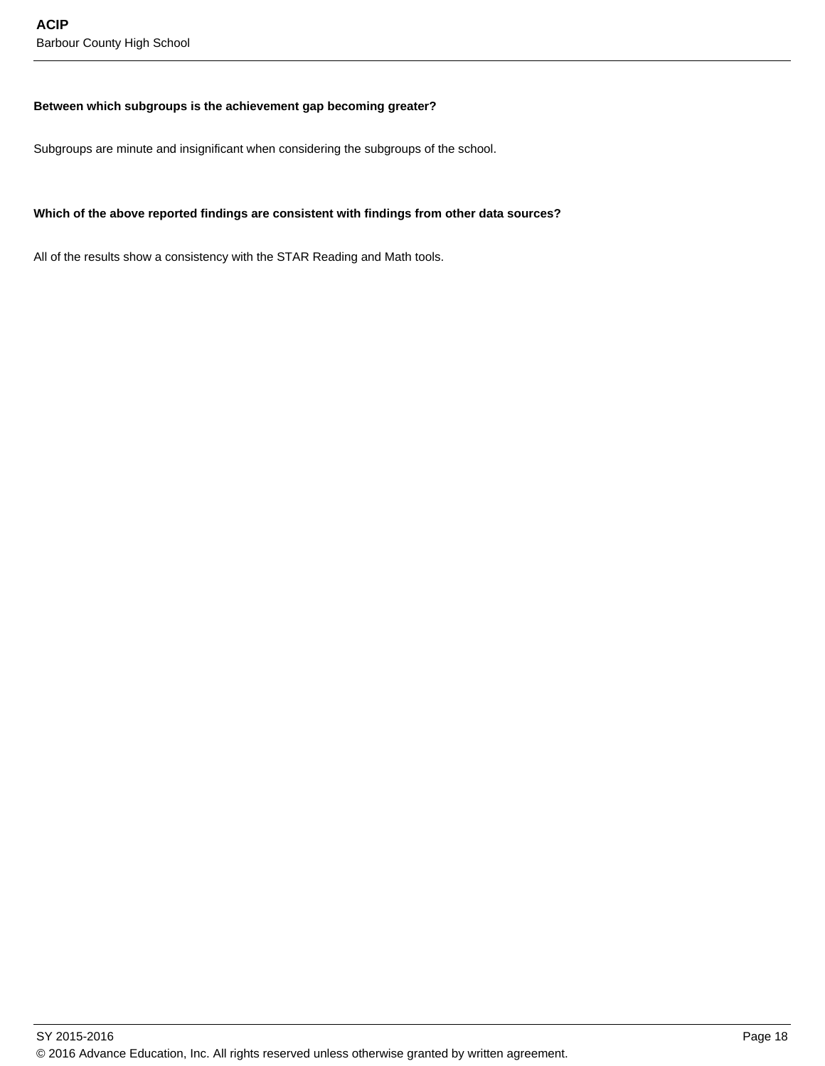**Between which subgroups is the achievement gap becoming greater?**

Subgroups are minute and insignificant when considering the subgroups of the school.

**Which of the above reported findings are consistent with findings from other data sources?**

All of the results show a consistency with the STAR Reading and Math tools.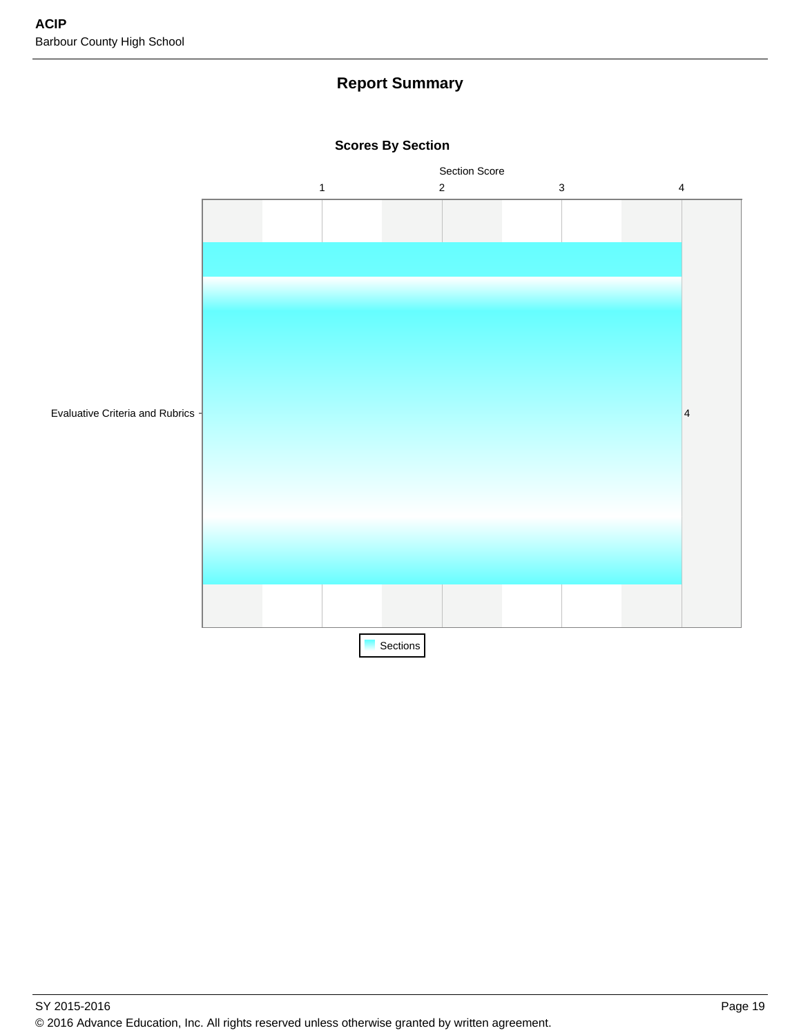## Report Summary

### Scores By Section

Section Score

| Section | Score |
| --- | --- |
| Evaluative Criteria and Rubrics | 4 |

Sections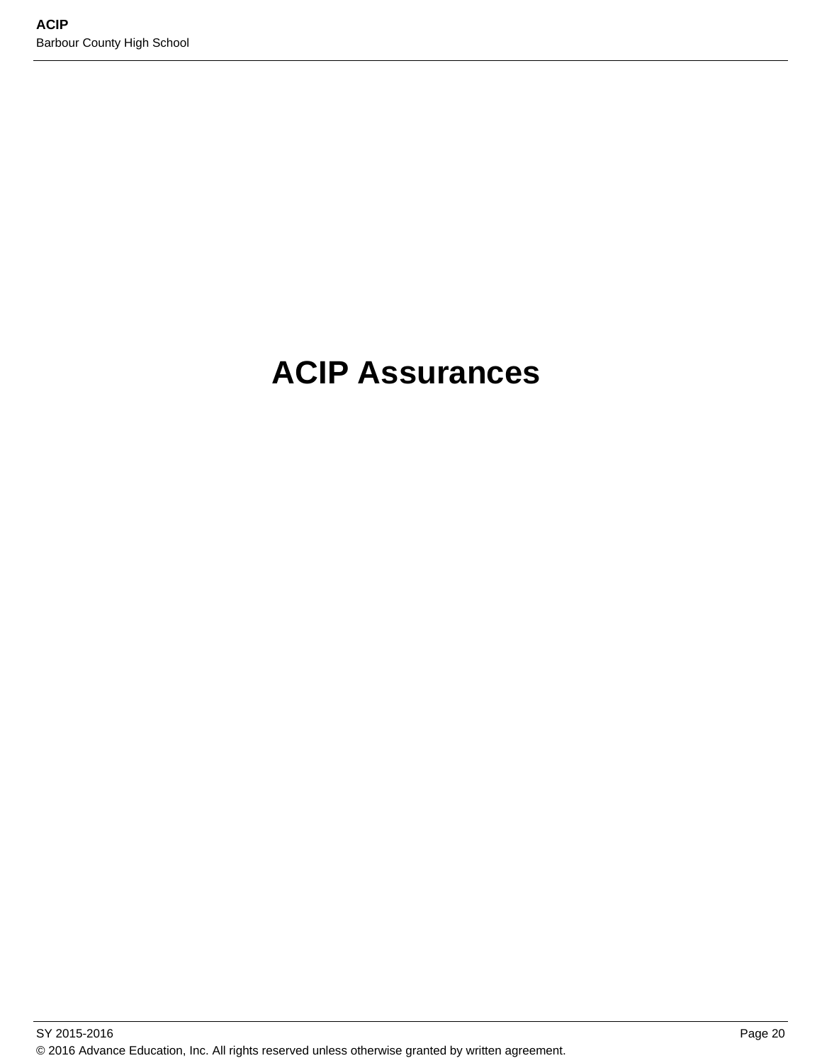# ACIP Assurances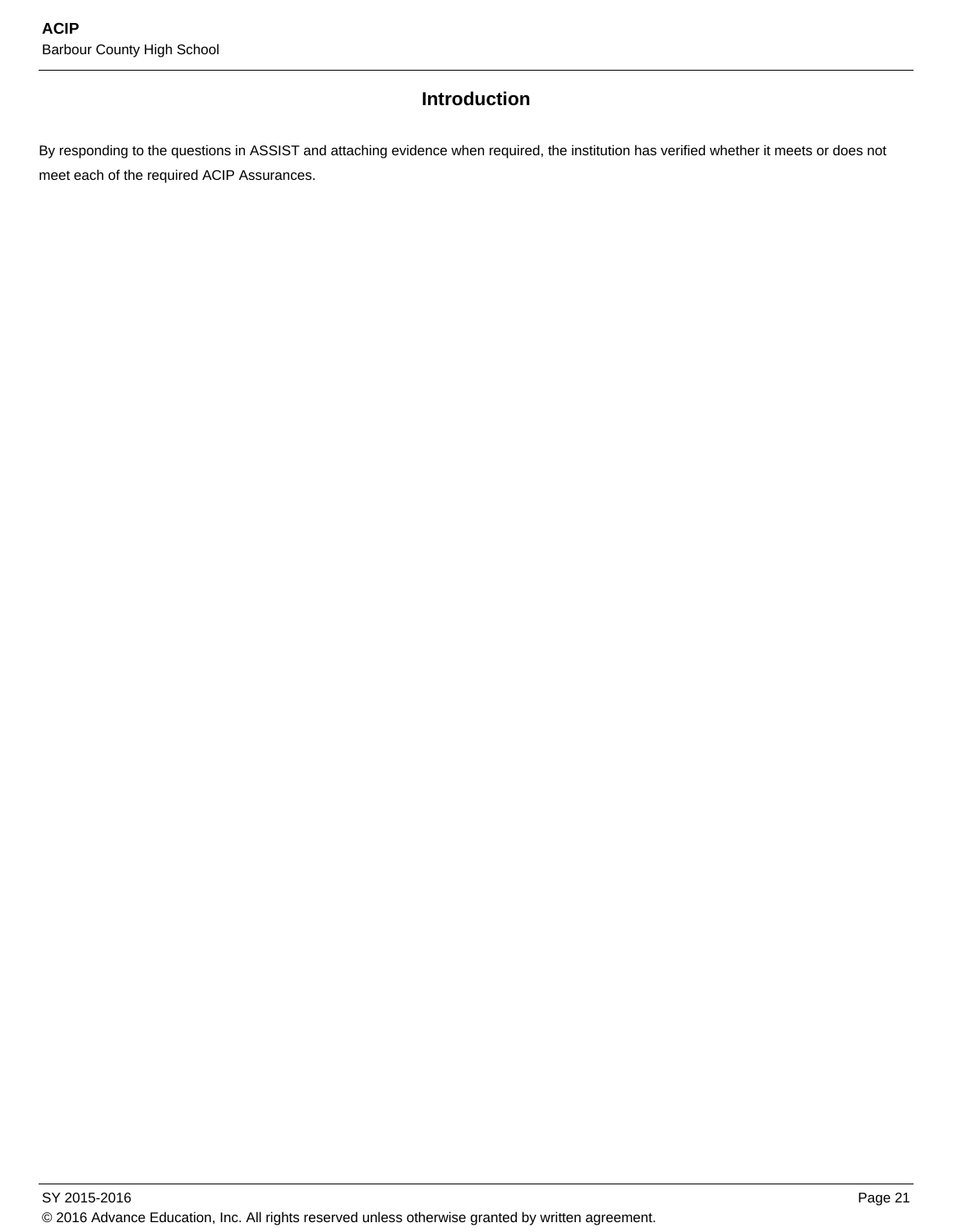## Introduction

By responding to the questions in ASSIST and attaching evidence when required, the institution has verified whether it meets or does not meet each of the required ACIP Assurances.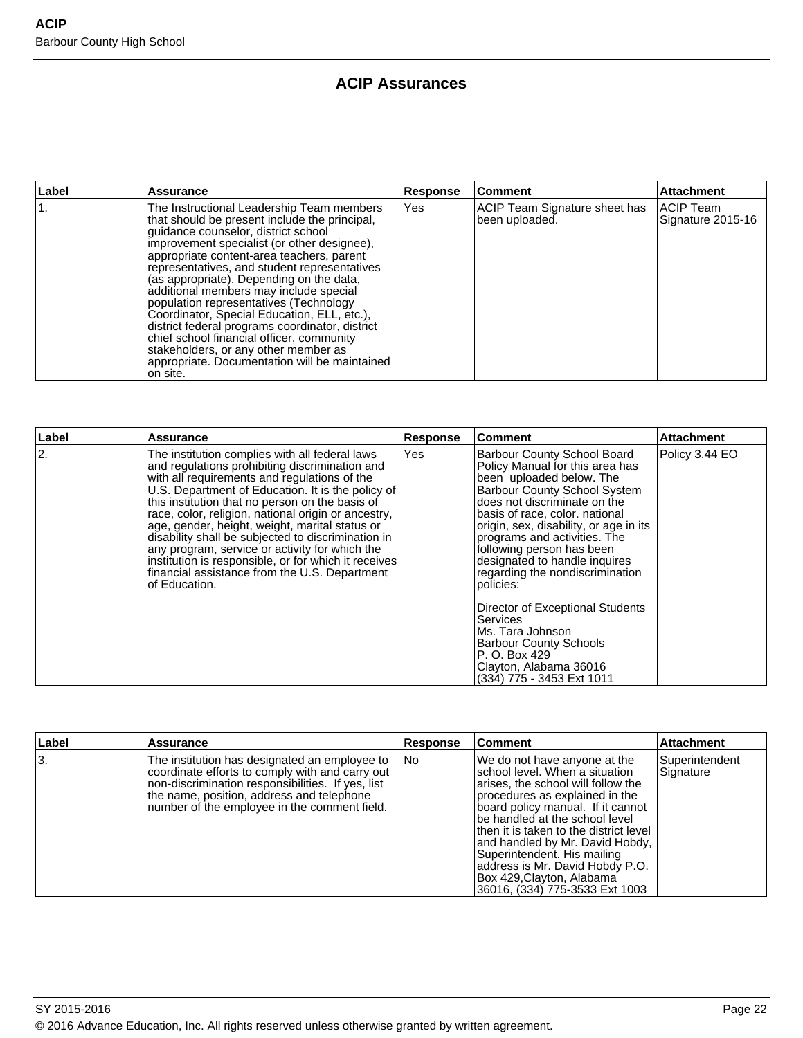## ACIP Assurances

| Label | Assurance | Response | Comment | Attachment |
|---|---|---|---|---|
| 1. | The Instructional Leadership Team members that should be present include the principal, guidance counselor, district school improvement specialist (or other designee), appropriate content-area teachers, parent representatives, and student representatives (as appropriate). Depending on the data, additional members may include special population representatives (Technology Coordinator, Special Education, ELL, etc.), district federal programs coordinator, district chief school financial officer, community stakeholders, or any other member as appropriate. Documentation will be maintained on site. | Yes | ACIP Team Signature sheet has been uploaded. | ACIP Team Signature 2015-16 |

| Label | Assurance | Response | Comment | Attachment |
|---|---|---|---|---|
| 2. | The institution complies with all federal laws and regulations prohibiting discrimination and with all requirements and regulations of the U.S. Department of Education. It is the policy of this institution that no person on the basis of race, color, religion, national origin or ancestry, age, gender, height, weight, marital status or disability shall be subjected to discrimination in any program, service or activity for which the institution is responsible, or for which it receives financial assistance from the U.S. Department of Education. | Yes | Barbour County School Board Policy Manual for this area has been uploaded below. The Barbour County School System does not discriminate on the basis of race, color. national origin, sex, disability, or age in its programs and activities. The following person has been designated to handle inquires regarding the nondiscrimination policies:<br><br>Director of Exceptional Students Services<br>Ms. Tara Johnson<br>Barbour County Schools<br>P. O. Box 429<br>Clayton, Alabama 36016<br>(334) 775 - 3453 Ext 1011 | Policy 3.44 EO |

| Label | Assurance | Response | Comment | Attachment |
|---|---|---|---|---|
| 3. | The institution has designated an employee to coordinate efforts to comply with and carry out non-discrimination responsibilities. If yes, list the name, position, address and telephone number of the employee in the comment field. | No | We do not have anyone at the school level. When a situation arises, the school will follow the procedures as explained in the board policy manual. If it cannot be handled at the school level then it is taken to the district level and handled by Mr. David Hobdy, Superintendent. His mailing address is Mr. David Hobdy P.O. Box 429,Clayton, Alabama 36016, (334) 775-3533 Ext 1003 | Superintendent Signature |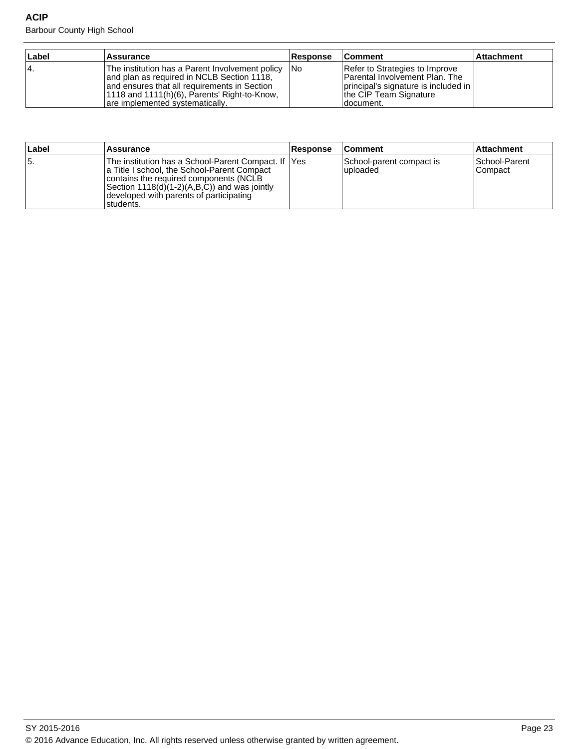| Label | Assurance | Response | Comment | Attachment |
|---|---|---|---|---|
| 4. | The institution has a Parent Involvement policy and plan as required in NCLB Section 1118, and ensures that all requirements in Section 1118 and 1111(h)(6), Parents' Right-to-Know, are implemented systematically. | No | Refer to Strategies to Improve Parental Involvement Plan. The principal's signature is included in the CIP Team Signature document. | |

| Label | Assurance | Response | Comment | Attachment |
|---|---|---|---|---|
| 5. | The institution has a School-Parent Compact. If a Title I school, the School-Parent Compact contains the required components (NCLB Section 1118(d)(1-2)(A,B,C)) and was jointly developed with parents of participating students. | Yes | School-parent compact is uploaded | School-Parent Compact |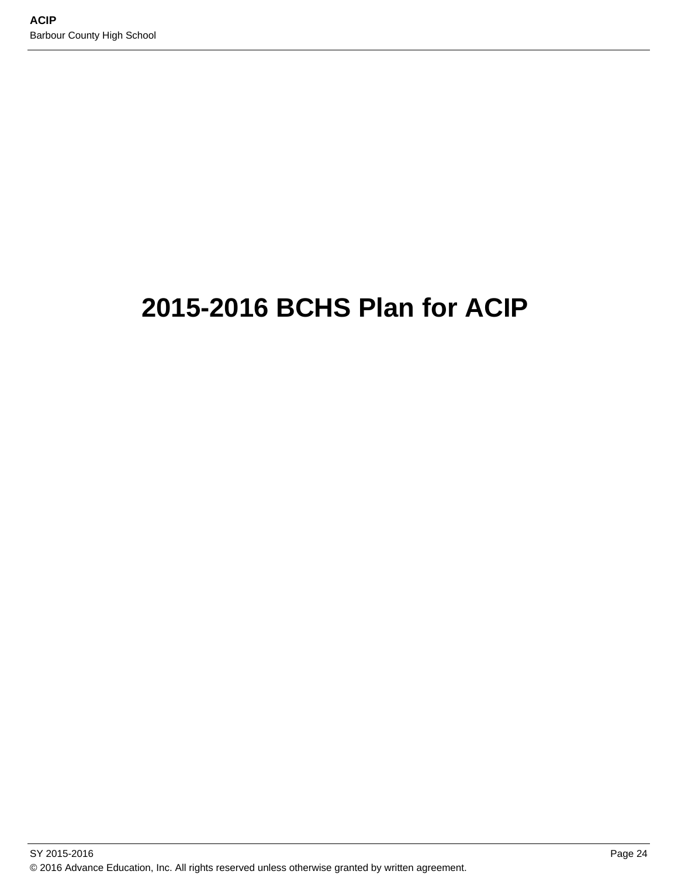# 2015-2016 BCHS Plan for ACIP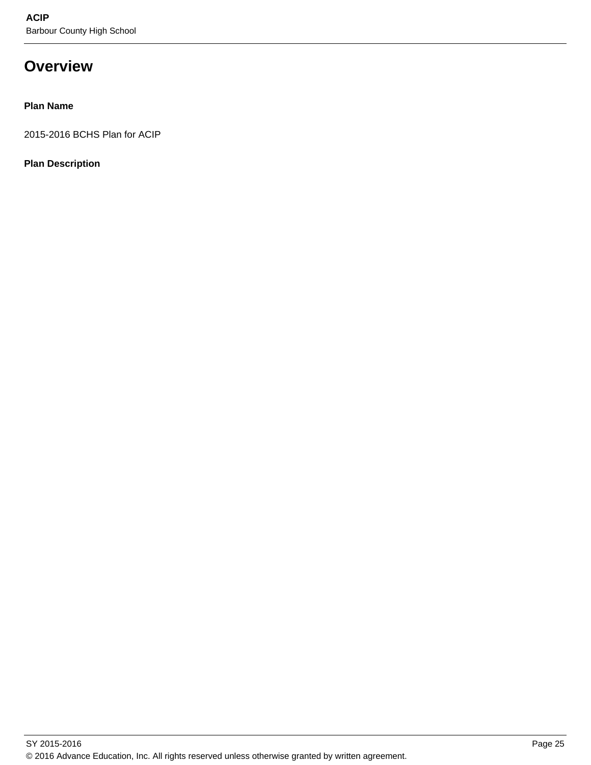# Overview

**Plan Name**

2015-2016 BCHS Plan for ACIP

**Plan Description**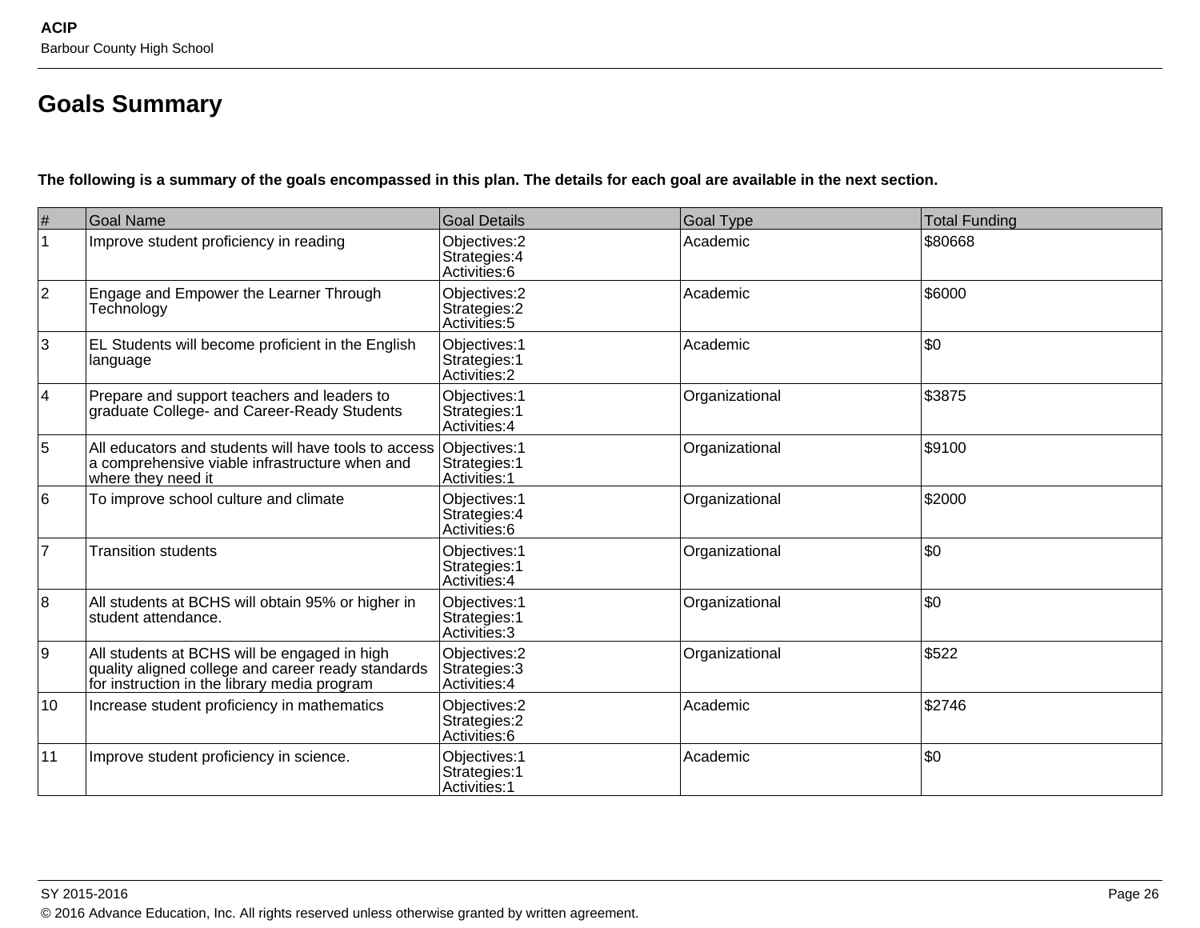## Goals Summary

**The following is a summary of the goals encompassed in this plan. The details for each goal are available in the next section.**

| # | Goal Name | Goal Details | Goal Type | Total Funding |
|---|---|---|---|---|
| 1 | Improve student proficiency in reading | Objectives:2<br>Strategies:4<br>Activities:6 | Academic | $80668 |
| 2 | Engage and Empower the Learner Through Technology | Objectives:2<br>Strategies:2<br>Activities:5 | Academic | $6000 |
| 3 | EL Students will become proficient in the English language | Objectives:1<br>Strategies:1<br>Activities:2 | Academic | $0 |
| 4 | Prepare and support teachers and leaders to graduate College- and Career-Ready Students | Objectives:1<br>Strategies:1<br>Activities:4 | Organizational | $3875 |
| 5 | All educators and students will have tools to access a comprehensive viable infrastructure when and where they need it | Objectives:1<br>Strategies:1<br>Activities:1 | Organizational | $9100 |
| 6 | To improve school culture and climate | Objectives:1<br>Strategies:4<br>Activities:6 | Organizational | $2000 |
| 7 | Transition students | Objectives:1<br>Strategies:1<br>Activities:4 | Organizational | $0 |
| 8 | All students at BCHS will obtain 95% or higher in student attendance. | Objectives:1<br>Strategies:1<br>Activities:3 | Organizational | $0 |
| 9 | All students at BCHS will be engaged in high quality aligned college and career ready standards for instruction in the library media program | Objectives:2<br>Strategies:3<br>Activities:4 | Organizational | $522 |
| 10 | Increase student proficiency in mathematics | Objectives:2<br>Strategies:2<br>Activities:6 | Academic | $2746 |
| 11 | Improve student proficiency in science. | Objectives:1<br>Strategies:1<br>Activities:1 | Academic | $0 |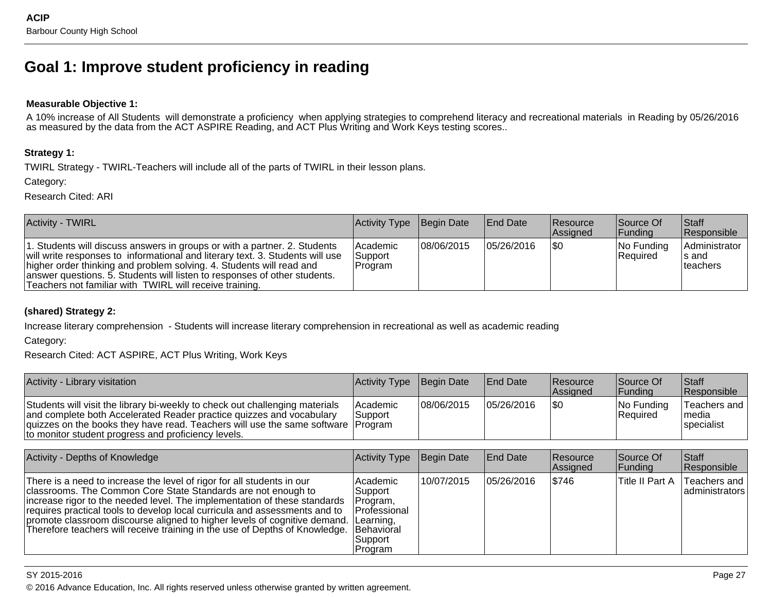## Goal 1: Improve student proficiency in reading

**Measurable Objective 1:**

A 10% increase of All Students will demonstrate a proficiency when applying strategies to comprehend literacy and recreational materials in Reading by 05/26/2016 as measured by the data from the ACT ASPIRE Reading, and ACT Plus Writing and Work Keys testing scores..

**Strategy 1:**

TWIRL Strategy - TWIRL-Teachers will include all of the parts of TWIRL in their lesson plans.

Category:

Research Cited: ARI

| Activity - TWIRL | Activity Type | Begin Date | End Date | Resource Assigned | Source Of Funding | Staff Responsible |
|---|---|---|---|---|---|---|
| 1. Students will discuss answers in groups or with a partner. 2. Students will write responses to informational and literary text. 3. Students will use higher order thinking and problem solving. 4. Students will read and answer questions. 5. Students will listen to responses of other students. Teachers not familiar with TWIRL will receive training. | Academic Support Program | 08/06/2015 | 05/26/2016 | $0 | No Funding Required | Administrators and teachers |

**(shared) Strategy 2:**

Increase literary comprehension - Students will increase literary comprehension in recreational as well as academic reading

Category:

Research Cited: ACT ASPIRE, ACT Plus Writing, Work Keys

| Activity - Library visitation | Activity Type | Begin Date | End Date | Resource Assigned | Source Of Funding | Staff Responsible |
|---|---|---|---|---|---|---|
| Students will visit the library bi-weekly to check out challenging materials and complete both Accelerated Reader practice quizzes and vocabulary quizzes on the books they have read. Teachers will use the same software to monitor student progress and proficiency levels. | Academic Support Program | 08/06/2015 | 05/26/2016 | $0 | No Funding Required | Teachers and media specialist |

| Activity - Depths of Knowledge | Activity Type | Begin Date | End Date | Resource Assigned | Source Of Funding | Staff Responsible |
|---|---|---|---|---|---|---|
| There is a need to increase the level of rigor for all students in our classrooms. The Common Core State Standards are not enough to increase rigor to the needed level. The implementation of these standards requires practical tools to develop local curricula and assessments and to promote classroom discourse aligned to higher levels of cognitive demand. Therefore teachers will receive training in the use of Depths of Knowledge. | Academic Support Program, Professional Learning, Behavioral Support Program | 10/07/2015 | 05/26/2016 | $746 | Title II Part A | Teachers and administrators |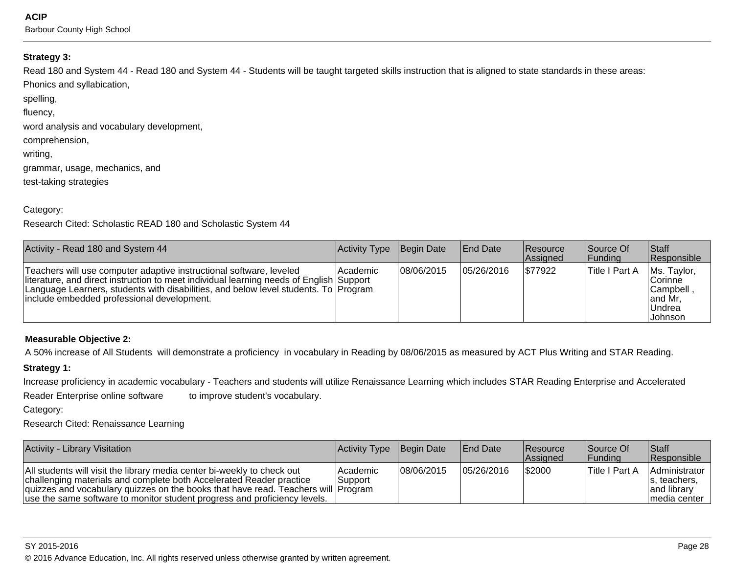**Strategy 3:**

Read 180 and System 44 - Read 180 and System 44 - Students will be taught targeted skills instruction that is aligned to state standards in these areas:

Phonics and syllabication,

spelling,

fluency,

word analysis and vocabulary development,

comprehension,

writing,

grammar, usage, mechanics, and

test-taking strategies

Category:

Research Cited: Scholastic READ 180 and Scholastic System 44

| Activity - Read 180 and System 44 | Activity Type | Begin Date | End Date | Resource Assigned | Source Of Funding | Staff Responsible |
|---|---|---|---|---|---|---|
| Teachers will use computer adaptive instructional software, leveled literature, and direct instruction to meet individual learning needs of English Language Learners, students with disabilities, and below level students. To include embedded professional development. | Academic Support Program | 08/06/2015 | 05/26/2016 | $77922 | Title I Part A | Ms. Taylor, Corinne Campbell , and Mr, Undrea Johnson |

**Measurable Objective 2:**

A 50% increase of All Students will demonstrate a proficiency in vocabulary in Reading by 08/06/2015 as measured by ACT Plus Writing and STAR Reading.

**Strategy 1:**

Increase proficiency in academic vocabulary - Teachers and students will utilize Renaissance Learning which includes STAR Reading Enterprise and Accelerated Reader Enterprise online software to improve student's vocabulary.

Category:

Research Cited: Renaissance Learning

| Activity - Library Visitation | Activity Type | Begin Date | End Date | Resource Assigned | Source Of Funding | Staff Responsible |
|---|---|---|---|---|---|---|
| All students will visit the library media center bi-weekly to check out challenging materials and complete both Accelerated Reader practice quizzes and vocabulary quizzes on the books that have read. Teachers will use the same software to monitor student progress and proficiency levels. | Academic Support Program | 08/06/2015 | 05/26/2016 | $2000 | Title I Part A | Administrators, teachers, and library media center |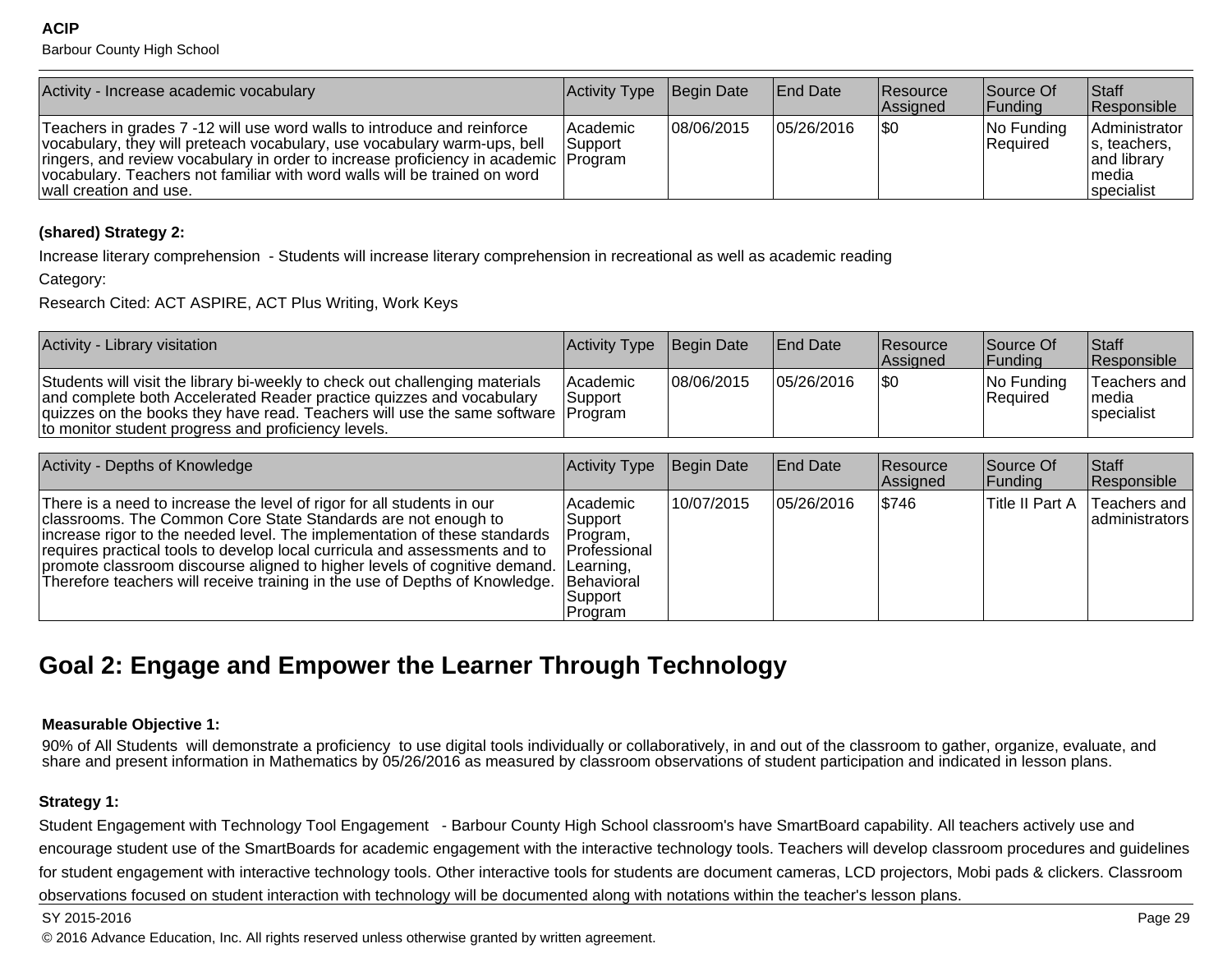| Activity - Increase academic vocabulary | Activity Type | Begin Date | End Date | Resource Assigned | Source Of Funding | Staff Responsible |
|---|---|---|---|---|---|---|
| Teachers in grades 7 -12 will use word walls to introduce and reinforce vocabulary, they will preteach vocabulary, use vocabulary warm-ups, bell ringers, and review vocabulary in order to increase proficiency in academic vocabulary. Teachers not familiar with word walls will be trained on word wall creation and use. | Academic Support Program | 08/06/2015 | 05/26/2016 | $0 | No Funding Required | Administrators, teachers, and library media specialist |

**(shared) Strategy 2:**

Increase literary comprehension - Students will increase literary comprehension in recreational as well as academic reading

Category:

Research Cited: ACT ASPIRE, ACT Plus Writing, Work Keys

| Activity - Library visitation | Activity Type | Begin Date | End Date | Resource Assigned | Source Of Funding | Staff Responsible |
|---|---|---|---|---|---|---|
| Students will visit the library bi-weekly to check out challenging materials and complete both Accelerated Reader practice quizzes and vocabulary quizzes on the books they have read. Teachers will use the same software to monitor student progress and proficiency levels. | Academic Support Program | 08/06/2015 | 05/26/2016 | $0 | No Funding Required | Teachers and media specialist |

| Activity - Depths of Knowledge | Activity Type | Begin Date | End Date | Resource Assigned | Source Of Funding | Staff Responsible |
|---|---|---|---|---|---|---|
| There is a need to increase the level of rigor for all students in our classrooms. The Common Core State Standards are not enough to increase rigor to the needed level. The implementation of these standards requires practical tools to develop local curricula and assessments and to promote classroom discourse aligned to higher levels of cognitive demand. Therefore teachers will receive training in the use of Depths of Knowledge. | Academic Support Program, Professional Learning, Behavioral Support Program | 10/07/2015 | 05/26/2016 | $746 | Title II Part A | Teachers and administrators |

## Goal 2: Engage and Empower the Learner Through Technology

**Measurable Objective 1:**

90% of All Students will demonstrate a proficiency to use digital tools individually or collaboratively, in and out of the classroom to gather, organize, evaluate, and share and present information in Mathematics by 05/26/2016 as measured by classroom observations of student participation and indicated in lesson plans.

**Strategy 1:**

Student Engagement with Technology Tool Engagement - Barbour County High School classroom's have SmartBoard capability. All teachers actively use and encourage student use of the SmartBoards for academic engagement with the interactive technology tools. Teachers will develop classroom procedures and guidelines for student engagement with interactive technology tools. Other interactive tools for students are document cameras, LCD projectors, Mobi pads & clickers. Classroom observations focused on student interaction with technology will be documented along with notations within the teacher's lesson plans.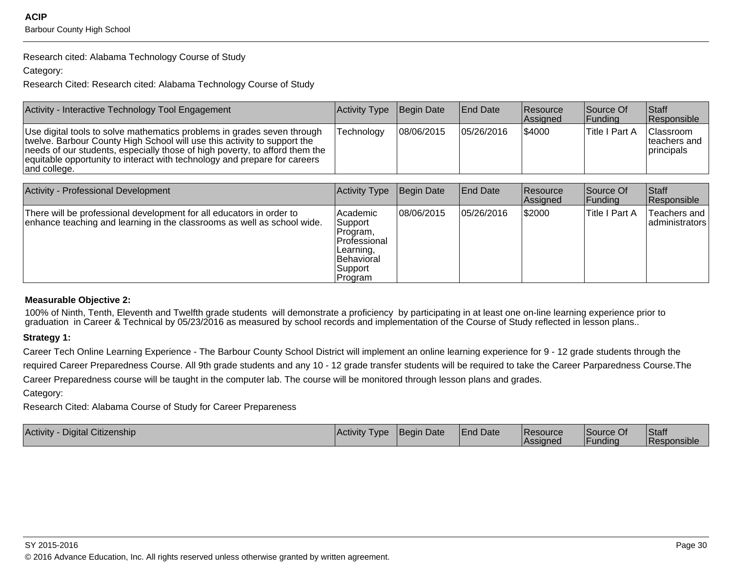Research cited: Alabama Technology Course of Study

Category:

Research Cited: Research cited: Alabama Technology Course of Study

| Activity - Interactive Technology Tool Engagement | Activity Type | Begin Date | End Date | Resource Assigned | Source Of Funding | Staff Responsible |
|---|---|---|---|---|---|---|
| Use digital tools to solve mathematics problems in grades seven through twelve. Barbour County High School will use this activity to support the needs of our students, especially those of high poverty, to afford them the equitable opportunity to interact with technology and prepare for careers and college. | Technology | 08/06/2015 | 05/26/2016 | $4000 | Title I Part A | Classroom teachers and principals |

| Activity - Professional Development | Activity Type | Begin Date | End Date | Resource Assigned | Source Of Funding | Staff Responsible |
|---|---|---|---|---|---|---|
| There will be professional development for all educators in order to enhance teaching and learning in the classrooms as well as school wide. | Academic Support Program, Professional Learning, Behavioral Support Program | 08/06/2015 | 05/26/2016 | $2000 | Title I Part A | Teachers and administrators |

**Measurable Objective 2:**

100% of Ninth, Tenth, Eleventh and Twelfth grade students will demonstrate a proficiency by participating in at least one on-line learning experience prior to graduation in Career & Technical by 05/23/2016 as measured by school records and implementation of the Course of Study reflected in lesson plans..

**Strategy 1:**

Career Tech Online Learning Experience - The Barbour County School District will implement an online learning experience for 9 - 12 grade students through the required Career Preparedness Course. All 9th grade students and any 10 - 12 grade transfer students will be required to take the Career Parparedness Course.The Career Preparedness course will be taught in the computer lab. The course will be monitored through lesson plans and grades.

Category:

Research Cited: Alabama Course of Study for Career Prepareness

| Activity - Digital Citizenship | Activity Type | Begin Date | End Date | Resource Assigned | Source Of Funding | Staff Responsible |
|---|---|---|---|---|---|---|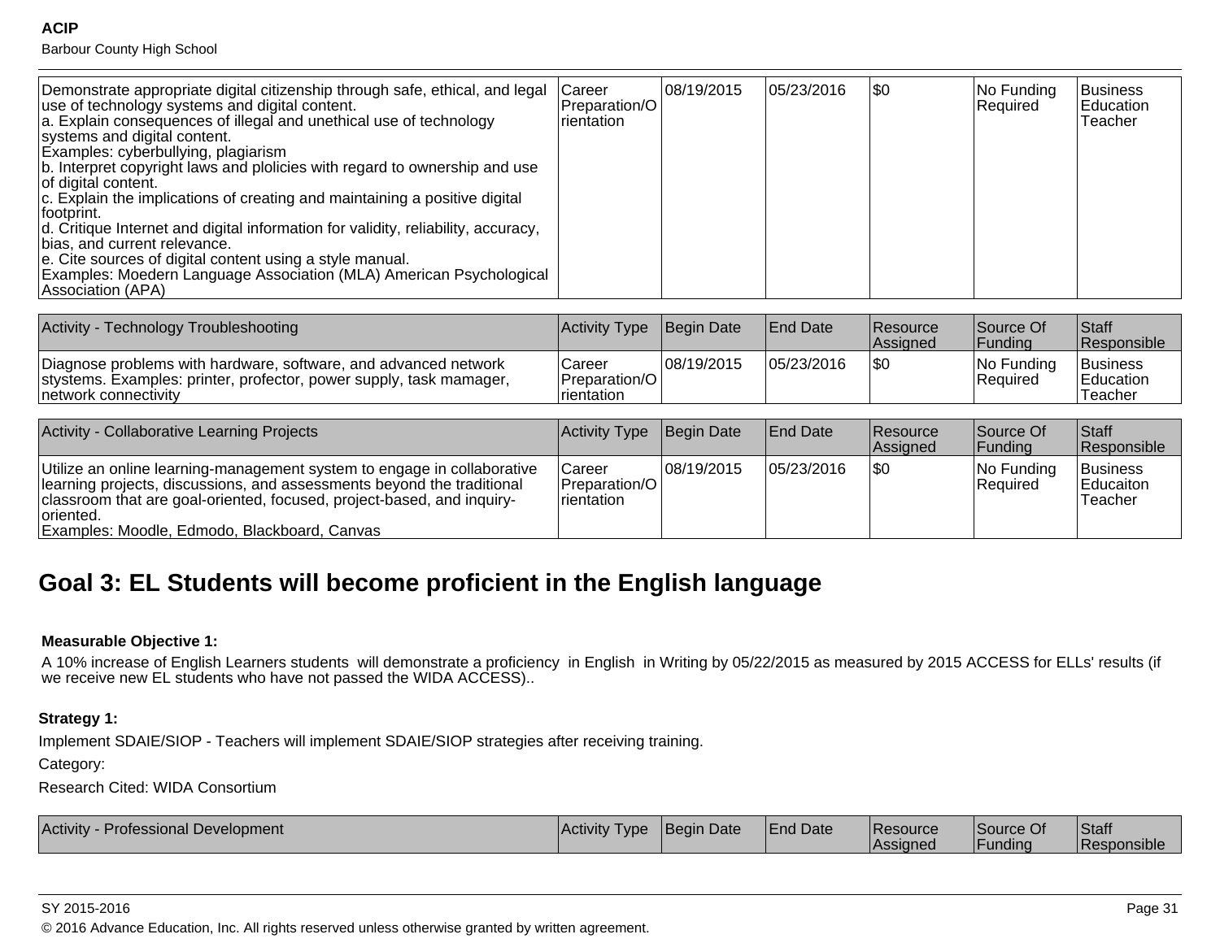| | | | | | | |
|---|---|---|---|---|---|---|
| Demonstrate appropriate digital citizenship through safe, ethical, and legal use of technology systems and digital content.<br>a. Explain consequences of illegal and unethical use of technology systems and digital content.<br>Examples: cyberbullying, plagiarism<br>b. Interpret copyright laws and plolicies with regard to ownership and use of digital content.<br>c. Explain the implications of creating and maintaining a positive digital footprint.<br>d. Critique Internet and digital information for validity, reliability, accuracy, bias, and current relevance.<br>e. Cite sources of digital content using a style manual.<br>Examples: Moedern Language Association (MLA) American Psychological Association (APA) | Career Preparation/Orientation | 08/19/2015 | 05/23/2016 | $0 | No Funding Required | Business Education Teacher |

| Activity - Technology Troubleshooting | Activity Type | Begin Date | End Date | Resource Assigned | Source Of Funding | Staff Responsible |
|---|---|---|---|---|---|---|
| Diagnose problems with hardware, software, and advanced network stystems. Examples: printer, profector, power supply, task mamager, network connectivity | Career Preparation/Orientation | 08/19/2015 | 05/23/2016 | $0 | No Funding Required | Business Education Teacher |

| Activity - Collaborative Learning Projects | Activity Type | Begin Date | End Date | Resource Assigned | Source Of Funding | Staff Responsible |
|---|---|---|---|---|---|---|
| Utilize an online learning-management system to engage in collaborative learning projects, discussions, and assessments beyond the traditional classroom that are goal-oriented, focused, project-based, and inquiry-oriented.<br>Examples: Moodle, Edmodo, Blackboard, Canvas | Career Preparation/Orientation | 08/19/2015 | 05/23/2016 | $0 | No Funding Required | Business Educaiton Teacher |

## Goal 3: EL Students will become proficient in the English language

**Measurable Objective 1:**

A 10% increase of English Learners students will demonstrate a proficiency in English in Writing by 05/22/2015 as measured by 2015 ACCESS for ELLs' results (if we receive new EL students who have not passed the WIDA ACCESS)..

**Strategy 1:**

Implement SDAIE/SIOP - Teachers will implement SDAIE/SIOP strategies after receiving training.

Category:

Research Cited: WIDA Consortium

| Activity - Professional Development | Activity Type | Begin Date | End Date | Resource Assigned | Source Of Funding | Staff Responsible |
|---|---|---|---|---|---|---|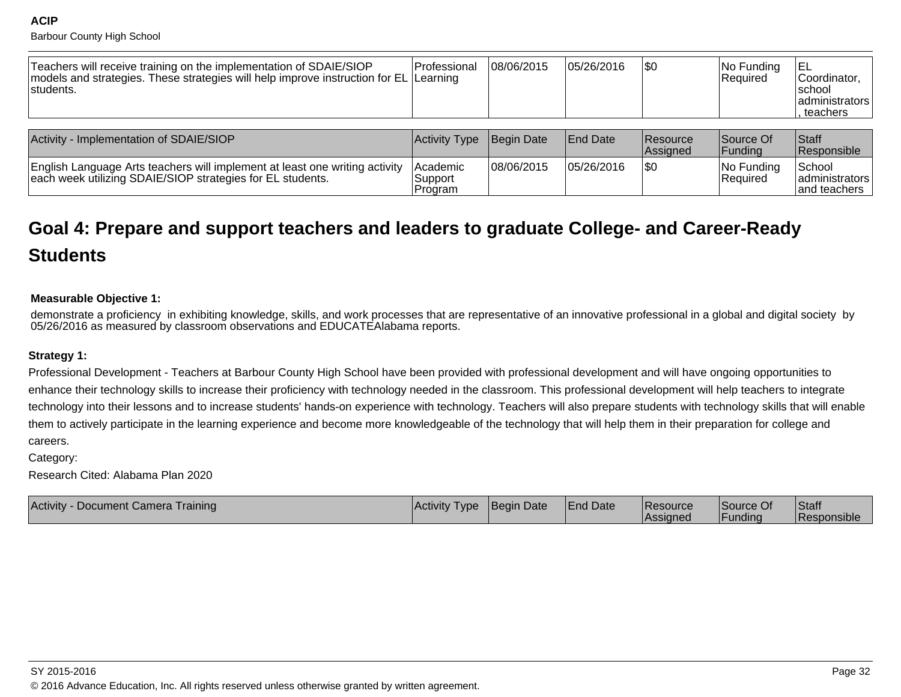| | | | | | | |
|---|---|---|---|---|---|---|
| Teachers will receive training on the implementation of SDAIE/SIOP models and strategies. These strategies will help improve instruction for EL students. | Professional Learning | 08/06/2015 | 05/26/2016 | $0 | No Funding Required | EL Coordinator, school administrators, teachers |

| Activity - Implementation of SDAIE/SIOP | Activity Type | Begin Date | End Date | Resource Assigned | Source Of Funding | Staff Responsible |
|---|---|---|---|---|---|---|
| English Language Arts teachers will implement at least one writing activity each week utilizing SDAIE/SIOP strategies for EL students. | Academic Support Program | 08/06/2015 | 05/26/2016 | $0 | No Funding Required | School administrators and teachers |

## Goal 4: Prepare and support teachers and leaders to graduate College- and Career-Ready Students

**Measurable Objective 1:**

demonstrate a proficiency in exhibiting knowledge, skills, and work processes that are representative of an innovative professional in a global and digital society by 05/26/2016 as measured by classroom observations and EDUCATEAlabama reports.

**Strategy 1:**

Professional Development - Teachers at Barbour County High School have been provided with professional development and will have ongoing opportunities to enhance their technology skills to increase their proficiency with technology needed in the classroom. This professional development will help teachers to integrate technology into their lessons and to increase students' hands-on experience with technology. Teachers will also prepare students with technology skills that will enable them to actively participate in the learning experience and become more knowledgeable of the technology that will help them in their preparation for college and careers.

Category:

Research Cited: Alabama Plan 2020

| Activity - Document Camera Training | Activity Type | Begin Date | End Date | Resource Assigned | Source Of Funding | Staff Responsible |
|---|---|---|---|---|---|---|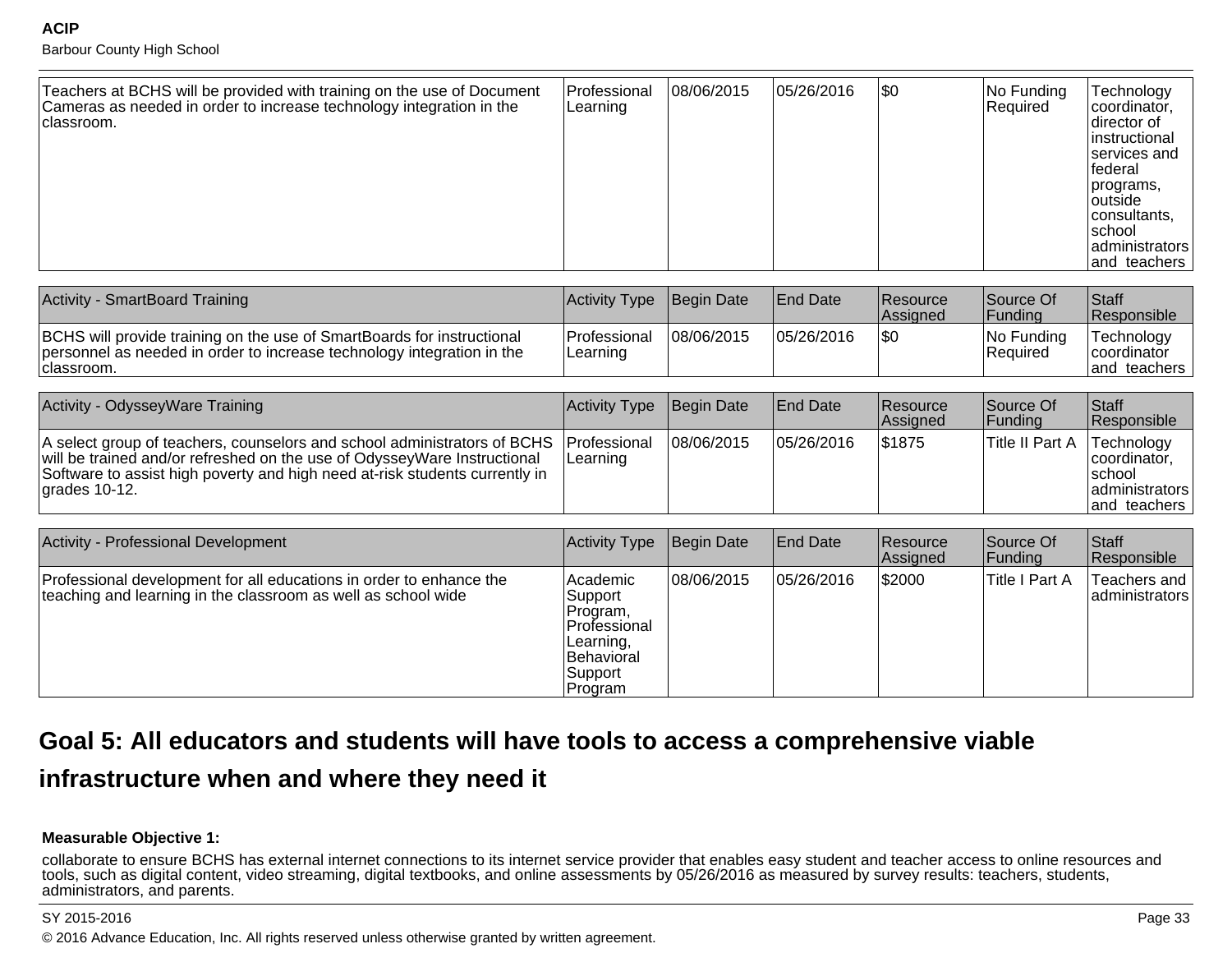| | | | | | | |
|---|---|---|---|---|---|---|
| Teachers at BCHS will be provided with training on the use of Document Cameras as needed in order to increase technology integration in the classroom. | Professional Learning | 08/06/2015 | 05/26/2016 | $0 | No Funding Required | Technology coordinator, director of instructional services and federal programs, outside consultants, school administrators and teachers |

| Activity - SmartBoard Training | Activity Type | Begin Date | End Date | Resource Assigned | Source Of Funding | Staff Responsible |
|---|---|---|---|---|---|---|
| BCHS will provide training on the use of SmartBoards for instructional personnel as needed in order to increase technology integration in the classroom. | Professional Learning | 08/06/2015 | 05/26/2016 | $0 | No Funding Required | Technology coordinator and teachers |

| Activity - OdysseyWare Training | Activity Type | Begin Date | End Date | Resource Assigned | Source Of Funding | Staff Responsible |
|---|---|---|---|---|---|---|
| A select group of teachers, counselors and school administrators of BCHS will be trained and/or refreshed on the use of OdysseyWare Instructional Software to assist high poverty and high need at-risk students currently in grades 10-12. | Professional Learning | 08/06/2015 | 05/26/2016 | $1875 | Title II Part A | Technology coordinator, school administrators and teachers |

| Activity - Professional Development | Activity Type | Begin Date | End Date | Resource Assigned | Source Of Funding | Staff Responsible |
|---|---|---|---|---|---|---|
| Professional development for all educations in order to enhance the teaching and learning in the classroom as well as school wide | Academic Support Program, Professional Learning, Behavioral Support Program | 08/06/2015 | 05/26/2016 | $2000 | Title I Part A | Teachers and administrators |

## Goal 5: All educators and students will have tools to access a comprehensive viable infrastructure when and where they need it

**Measurable Objective 1:**

collaborate to ensure BCHS has external internet connections to its internet service provider that enables easy student and teacher access to online resources and tools, such as digital content, video streaming, digital textbooks, and online assessments by 05/26/2016 as measured by survey results: teachers, students, administrators, and parents.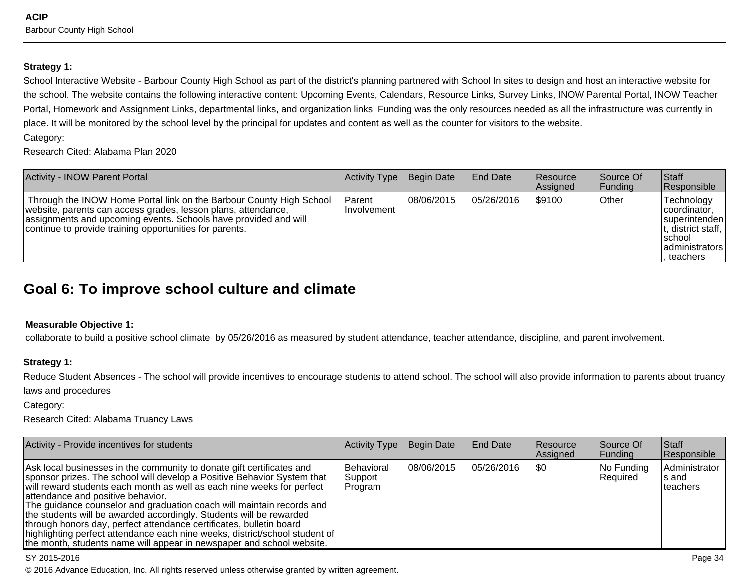**Strategy 1:**

School Interactive Website - Barbour County High School as part of the district's planning partnered with School In sites to design and host an interactive website for the school. The website contains the following interactive content: Upcoming Events, Calendars, Resource Links, Survey Links, INOW Parental Portal, INOW Teacher Portal, Homework and Assignment Links, departmental links, and organization links. Funding was the only resources needed as all the infrastructure was currently in place. It will be monitored by the school level by the principal for updates and content as well as the counter for visitors to the website.

Category:

Research Cited: Alabama Plan 2020

| Activity - INOW Parent Portal | Activity Type | Begin Date | End Date | Resource Assigned | Source Of Funding | Staff Responsible |
|---|---|---|---|---|---|---|
| Through the INOW Home Portal link on the Barbour County High School website, parents can access grades, lesson plans, attendance, assignments and upcoming events. Schools have provided and will continue to provide training opportunities for parents. | Parent Involvement | 08/06/2015 | 05/26/2016 | $9100 | Other | Technology coordinator, superintendent, district staff, school administrators, teachers |

## Goal 6: To improve school culture and climate

**Measurable Objective 1:**

collaborate to build a positive school climate by 05/26/2016 as measured by student attendance, teacher attendance, discipline, and parent involvement.

**Strategy 1:**

Reduce Student Absences - The school will provide incentives to encourage students to attend school. The school will also provide information to parents about truancy laws and procedures

Category:

Research Cited: Alabama Truancy Laws

| Activity - Provide incentives for students | Activity Type | Begin Date | End Date | Resource Assigned | Source Of Funding | Staff Responsible |
|---|---|---|---|---|---|---|
| Ask local businesses in the community to donate gift certificates and sponsor prizes. The school will develop a Positive Behavior System that will reward students each month as well as each nine weeks for perfect attendance and positive behavior.<br>The guidance counselor and graduation coach will maintain records and the students will be awarded accordingly. Students will be rewarded through honors day, perfect attendance certificates, bulletin board highlighting perfect attendance each nine weeks, district/school student of the month, students name will appear in newspaper and school website. | Behavioral Support Program | 08/06/2015 | 05/26/2016 | $0 | No Funding Required | Administrators and teachers |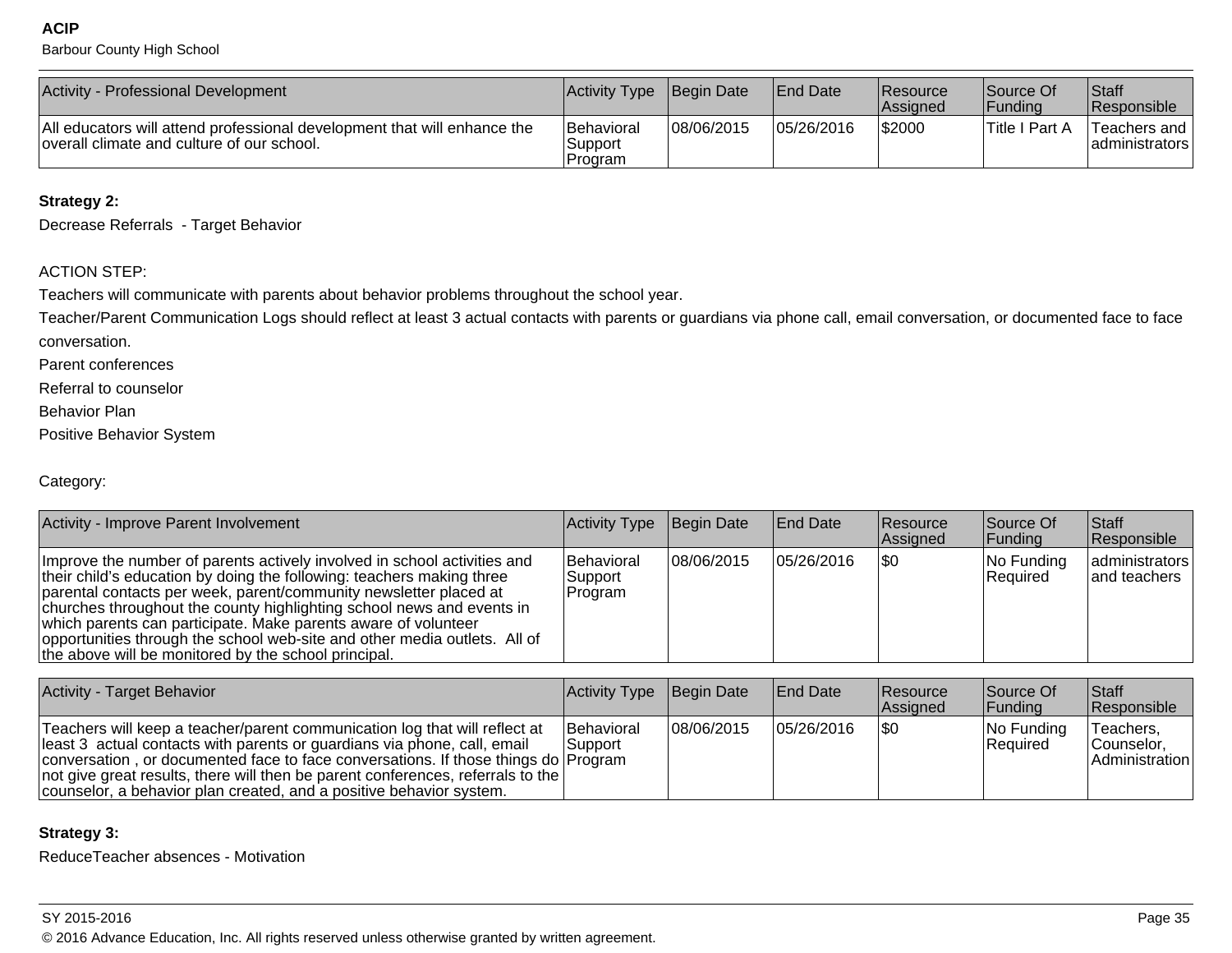| Activity - Professional Development | Activity Type | Begin Date | End Date | Resource Assigned | Source Of Funding | Staff Responsible |
|---|---|---|---|---|---|---|
| All educators will attend professional development that will enhance the overall climate and culture of our school. | Behavioral Support Program | 08/06/2015 | 05/26/2016 | $2000 | Title I Part A | Teachers and administrators |

**Strategy 2:**

Decrease Referrals  - Target Behavior

ACTION STEP:

Teachers will communicate with parents about behavior problems throughout the school year.

Teacher/Parent Communication Logs should reflect at least 3 actual contacts with parents or guardians via phone call, email conversation, or documented face to face conversation.

Parent conferences

Referral to counselor

Behavior Plan

Positive Behavior System

Category:

| Activity - Improve Parent Involvement | Activity Type | Begin Date | End Date | Resource Assigned | Source Of Funding | Staff Responsible |
|---|---|---|---|---|---|---|
| Improve the number of parents actively involved in school activities and their child's education by doing the following: teachers making three parental contacts per week, parent/community newsletter placed at churches throughout the county highlighting school news and events in which parents can participate. Make parents aware of volunteer opportunities through the school web-site and other media outlets.  All of the above will be monitored by the school principal. | Behavioral Support Program | 08/06/2015 | 05/26/2016 | $0 | No Funding Required | administrators and teachers |

| Activity - Target Behavior | Activity Type | Begin Date | End Date | Resource Assigned | Source Of Funding | Staff Responsible |
|---|---|---|---|---|---|---|
| Teachers will keep a teacher/parent communication log that will reflect at least 3  actual contacts with parents or guardians via phone, call, email conversation , or documented face to face conversations. If those things do not give great results, there will then be parent conferences, referrals to the counselor, a behavior plan created, and a positive behavior system. | Behavioral Support Program | 08/06/2015 | 05/26/2016 | $0 | No Funding Required | Teachers, Counselor, Administration |

**Strategy 3:**

ReduceTeacher absences - Motivation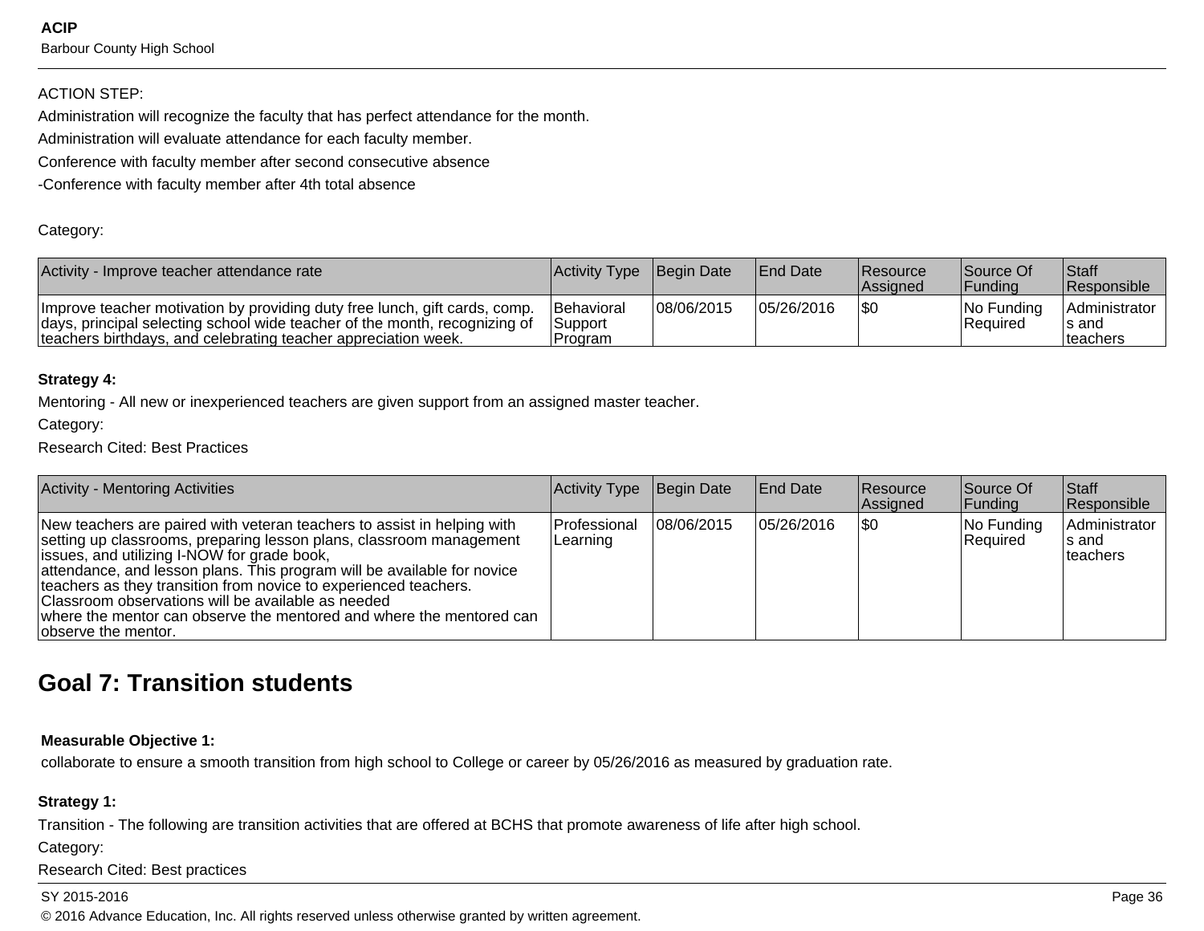ACTION STEP:

Administration will recognize the faculty that has perfect attendance for the month.

Administration will evaluate attendance for each faculty member.

Conference with faculty member after second consecutive absence

-Conference with faculty member after 4th total absence

Category:

| Activity - Improve teacher attendance rate | Activity Type | Begin Date | End Date | Resource Assigned | Source Of Funding | Staff Responsible |
|---|---|---|---|---|---|---|
| Improve teacher motivation by providing duty free lunch, gift cards, comp. days, principal selecting school wide teacher of the month, recognizing of teachers birthdays, and celebrating teacher appreciation week. | Behavioral Support Program | 08/06/2015 | 05/26/2016 | $0 | No Funding Required | Administrators and teachers |

**Strategy 4:**

Mentoring - All new or inexperienced teachers are given support from an assigned master teacher.

Category:

Research Cited: Best Practices

| Activity - Mentoring Activities | Activity Type | Begin Date | End Date | Resource Assigned | Source Of Funding | Staff Responsible |
|---|---|---|---|---|---|---|
| New teachers are paired with veteran teachers to assist in helping with setting up classrooms, preparing lesson plans, classroom management issues, and utilizing I-NOW for grade book, attendance, and lesson plans. This program will be available for novice teachers as they transition from novice to experienced teachers. Classroom observations will be available as needed where the mentor can observe the mentored and where the mentored can observe the mentor. | Professional Learning | 08/06/2015 | 05/26/2016 | $0 | No Funding Required | Administrators and teachers |

## Goal 7: Transition students

**Measurable Objective 1:**

collaborate to ensure a smooth transition from high school to College or career by 05/26/2016 as measured by graduation rate.

**Strategy 1:**

Transition - The following are transition activities that are offered at BCHS that promote awareness of life after high school.

Category:

Research Cited: Best practices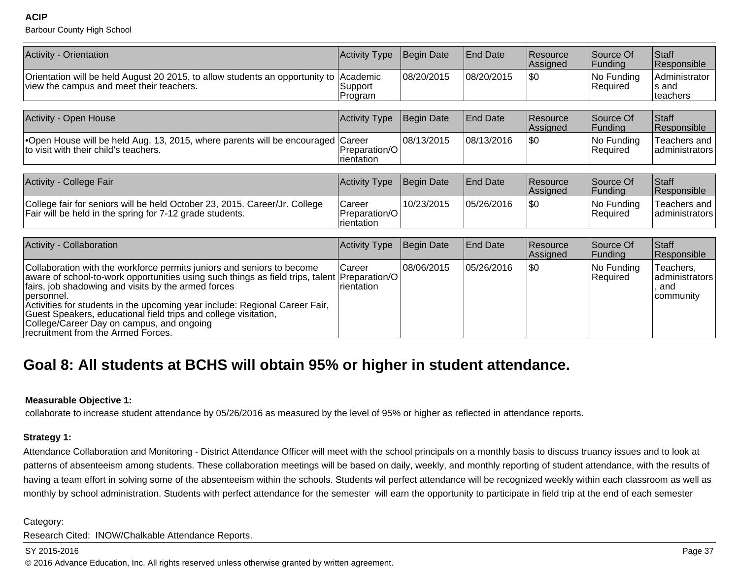| Activity - Orientation | Activity Type | Begin Date | End Date | Resource Assigned | Source Of Funding | Staff Responsible |
|---|---|---|---|---|---|---|
| Orientation will be held August 20 2015, to allow students an opportunity to view the campus and meet their teachers. | Academic Support Program | 08/20/2015 | 08/20/2015 | $0 | No Funding Required | Administrators and teachers |

| Activity - Open House | Activity Type | Begin Date | End Date | Resource Assigned | Source Of Funding | Staff Responsible |
|---|---|---|---|---|---|---|
| •Open House will be held Aug. 13, 2015, where parents will be encouraged to visit with their child's teachers. | Career Preparation/Orientation | 08/13/2015 | 08/13/2016 | $0 | No Funding Required | Teachers and administrators |

| Activity - College Fair | Activity Type | Begin Date | End Date | Resource Assigned | Source Of Funding | Staff Responsible |
|---|---|---|---|---|---|---|
| College fair for seniors will be held October 23, 2015. Career/Jr. College Fair will be held in the spring for 7-12 grade students. | Career Preparation/Orientation | 10/23/2015 | 05/26/2016 | $0 | No Funding Required | Teachers and administrators |

| Activity - Collaboration | Activity Type | Begin Date | End Date | Resource Assigned | Source Of Funding | Staff Responsible |
|---|---|---|---|---|---|---|
| Collaboration with the workforce permits juniors and seniors to become aware of school-to-work opportunities using such things as field trips, talent fairs, job shadowing and visits by the armed forces personnel. Activities for students in the upcoming year include: Regional Career Fair, Guest Speakers, educational field trips and college visitation, College/Career Day on campus, and ongoing recruitment from the Armed Forces. | Career Preparation/Orientation | 08/06/2015 | 05/26/2016 | $0 | No Funding Required | Teachers, administrators, and community |

## Goal 8: All students at BCHS will obtain 95% or higher in student attendance.

**Measurable Objective 1:**

collaborate to increase student attendance by 05/26/2016 as measured by the level of 95% or higher as reflected in attendance reports.

**Strategy 1:**

Attendance Collaboration and Monitoring - District Attendance Officer will meet with the school principals on a monthly basis to discuss truancy issues and to look at patterns of absenteeism among students. These collaboration meetings will be based on daily, weekly, and monthly reporting of student attendance, with the results of having a team effort in solving some of the absenteeism within the schools. Students wil perfect attendance will be recognized weekly within each classroom as well as monthly by school administration. Students with perfect attendance for the semester will earn the opportunity to participate in field trip at the end of each semester

Category:

Research Cited: INOW/Chalkable Attendance Reports.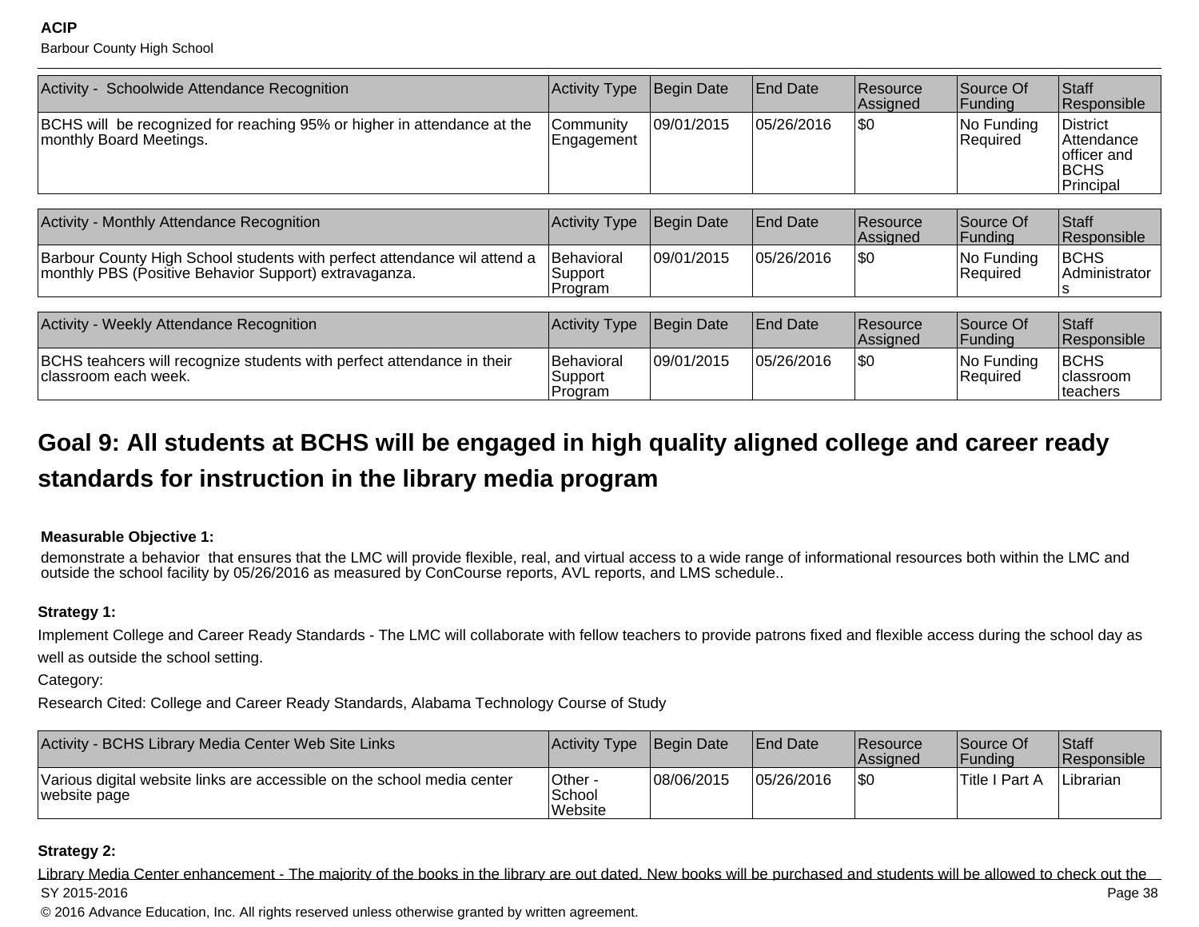| Activity - Schoolwide Attendance Recognition | Activity Type | Begin Date | End Date | Resource Assigned | Source Of Funding | Staff Responsible |
|---|---|---|---|---|---|---|
| BCHS will be recognized for reaching 95% or higher in attendance at the monthly Board Meetings. | Community Engagement | 09/01/2015 | 05/26/2016 | $0 | No Funding Required | District Attendance officer and BCHS Principal |

| Activity - Monthly Attendance Recognition | Activity Type | Begin Date | End Date | Resource Assigned | Source Of Funding | Staff Responsible |
|---|---|---|---|---|---|---|
| Barbour County High School students with perfect attendance wil attend a monthly PBS (Positive Behavior Support) extravaganza. | Behavioral Support Program | 09/01/2015 | 05/26/2016 | $0 | No Funding Required | BCHS Administrators |

| Activity - Weekly Attendance Recognition | Activity Type | Begin Date | End Date | Resource Assigned | Source Of Funding | Staff Responsible |
|---|---|---|---|---|---|---|
| BCHS teahcers will recognize students with perfect attendance in their classroom each week. | Behavioral Support Program | 09/01/2015 | 05/26/2016 | $0 | No Funding Required | BCHS classroom teachers |

## Goal 9: All students at BCHS will be engaged in high quality aligned college and career ready standards for instruction in the library media program

**Measurable Objective 1:**

demonstrate a behavior that ensures that the LMC will provide flexible, real, and virtual access to a wide range of informational resources both within the LMC and outside the school facility by 05/26/2016 as measured by ConCourse reports, AVL reports, and LMS schedule..

**Strategy 1:**

Implement College and Career Ready Standards - The LMC will collaborate with fellow teachers to provide patrons fixed and flexible access during the school day as well as outside the school setting.

Category:

Research Cited: College and Career Ready Standards, Alabama Technology Course of Study

| Activity - BCHS Library Media Center Web Site Links | Activity Type | Begin Date | End Date | Resource Assigned | Source Of Funding | Staff Responsible |
|---|---|---|---|---|---|---|
| Various digital website links are accessible on the school media center website page | Other - School Website | 08/06/2015 | 05/26/2016 | $0 | Title I Part A | Librarian |

**Strategy 2:**

Library Media Center enhancement - The majority of the books in the library are out dated. New books will be purchased and students will be allowed to check out the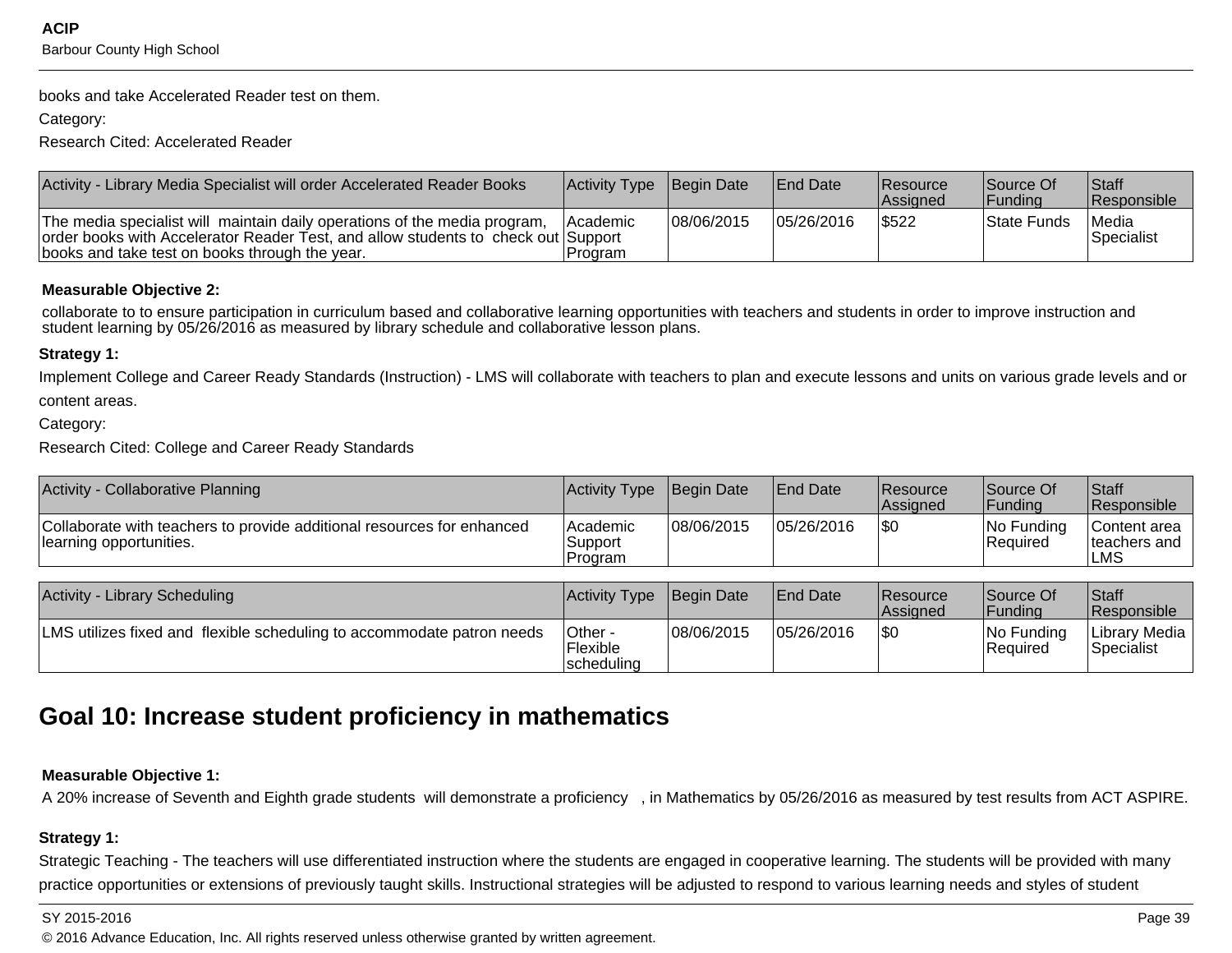books and take Accelerated Reader test on them.

Category:

Research Cited: Accelerated Reader

| Activity - Library Media Specialist will order Accelerated Reader Books | Activity Type | Begin Date | End Date | Resource Assigned | Source Of Funding | Staff Responsible |
|---|---|---|---|---|---|---|
| The media specialist will maintain daily operations of the media program, order books with Accelerator Reader Test, and allow students to check out books and take test on books through the year. | Academic Support Program | 08/06/2015 | 05/26/2016 | $522 | State Funds | Media Specialist |

**Measurable Objective 2:**

collaborate to to ensure participation in curriculum based and collaborative learning opportunities with teachers and students in order to improve instruction and student learning by 05/26/2016 as measured by library schedule and collaborative lesson plans.

**Strategy 1:**

Implement College and Career Ready Standards (Instruction) - LMS will collaborate with teachers to plan and execute lessons and units on various grade levels and or content areas.

Category:

Research Cited: College and Career Ready Standards

| Activity - Collaborative Planning | Activity Type | Begin Date | End Date | Resource Assigned | Source Of Funding | Staff Responsible |
|---|---|---|---|---|---|---|
| Collaborate with teachers to provide additional resources for enhanced learning opportunities. | Academic Support Program | 08/06/2015 | 05/26/2016 | $0 | No Funding Required | Content area teachers and LMS |

| Activity - Library Scheduling | Activity Type | Begin Date | End Date | Resource Assigned | Source Of Funding | Staff Responsible |
|---|---|---|---|---|---|---|
| LMS utilizes fixed and flexible scheduling to accommodate patron needs | Other - Flexible scheduling | 08/06/2015 | 05/26/2016 | $0 | No Funding Required | Library Media Specialist |

## Goal 10: Increase student proficiency in mathematics

**Measurable Objective 1:**

A 20% increase of Seventh and Eighth grade students will demonstrate a proficiency , in Mathematics by 05/26/2016 as measured by test results from ACT ASPIRE.

**Strategy 1:**

Strategic Teaching - The teachers will use differentiated instruction where the students are engaged in cooperative learning. The students will be provided with many practice opportunities or extensions of previously taught skills. Instructional strategies will be adjusted to respond to various learning needs and styles of student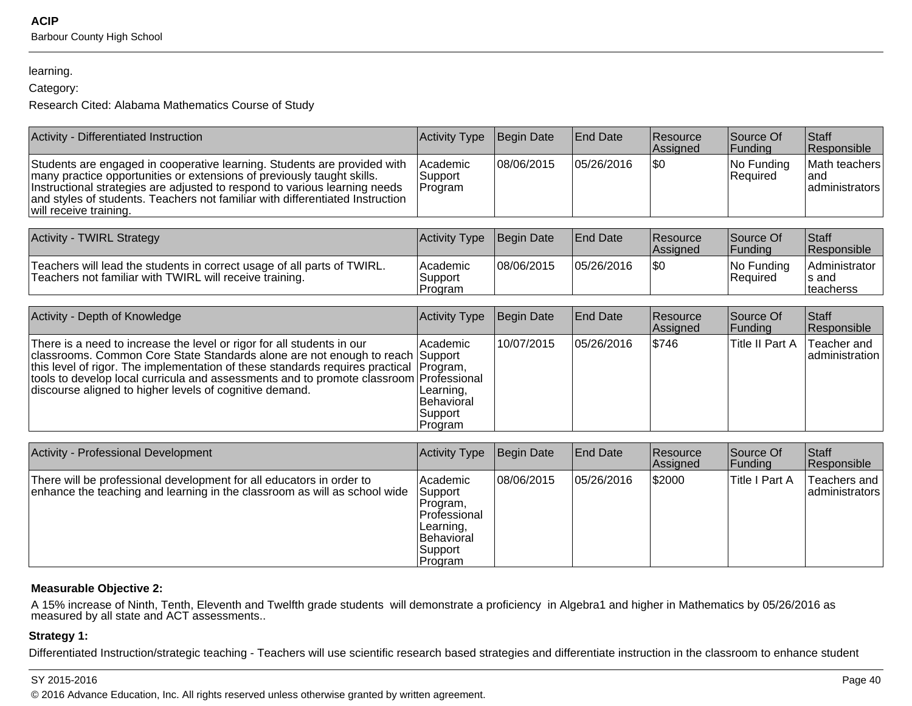learning.

Category:

Research Cited: Alabama Mathematics Course of Study

| Activity - Differentiated Instruction | Activity Type | Begin Date | End Date | Resource Assigned | Source Of Funding | Staff Responsible |
|---|---|---|---|---|---|---|
| Students are engaged in cooperative learning. Students are provided with many practice opportunities or extensions of previously taught skills. Instructional strategies are adjusted to respond to various learning needs and styles of students. Teachers not familiar with differentiated Instruction will receive training. | Academic Support Program | 08/06/2015 | 05/26/2016 | $0 | No Funding Required | Math teachers and administrators |

| Activity - TWIRL Strategy | Activity Type | Begin Date | End Date | Resource Assigned | Source Of Funding | Staff Responsible |
|---|---|---|---|---|---|---|
| Teachers will lead the students in correct usage of all parts of TWIRL. Teachers not familiar with TWIRL will receive training. | Academic Support Program | 08/06/2015 | 05/26/2016 | $0 | No Funding Required | Administrators and teacherss |

| Activity - Depth of Knowledge | Activity Type | Begin Date | End Date | Resource Assigned | Source Of Funding | Staff Responsible |
|---|---|---|---|---|---|---|
| There is a need to increase the level or rigor for all students in our classrooms. Common Core State Standards alone are not enough to reach this level of rigor. The implementation of these standards requires practical tools to develop local curricula and assessments and to promote classroom discourse aligned to higher levels of cognitive demand. | Academic Support Program, Professional Learning, Behavioral Support Program | 10/07/2015 | 05/26/2016 | $746 | Title II Part A | Teacher and administration |

| Activity - Professional Development | Activity Type | Begin Date | End Date | Resource Assigned | Source Of Funding | Staff Responsible |
|---|---|---|---|---|---|---|
| There will be professional development for all educators in order to enhance the teaching and learning in the classroom as will as school wide | Academic Support Program, Professional Learning, Behavioral Support Program | 08/06/2015 | 05/26/2016 | $2000 | Title I Part A | Teachers and administrators |

**Measurable Objective 2:**

A 15% increase of Ninth, Tenth, Eleventh and Twelfth grade students will demonstrate a proficiency in Algebra1 and higher in Mathematics by 05/26/2016 as measured by all state and ACT assessments..

**Strategy 1:**

Differentiated Instruction/strategic teaching - Teachers will use scientific research based strategies and differentiate instruction in the classroom to enhance student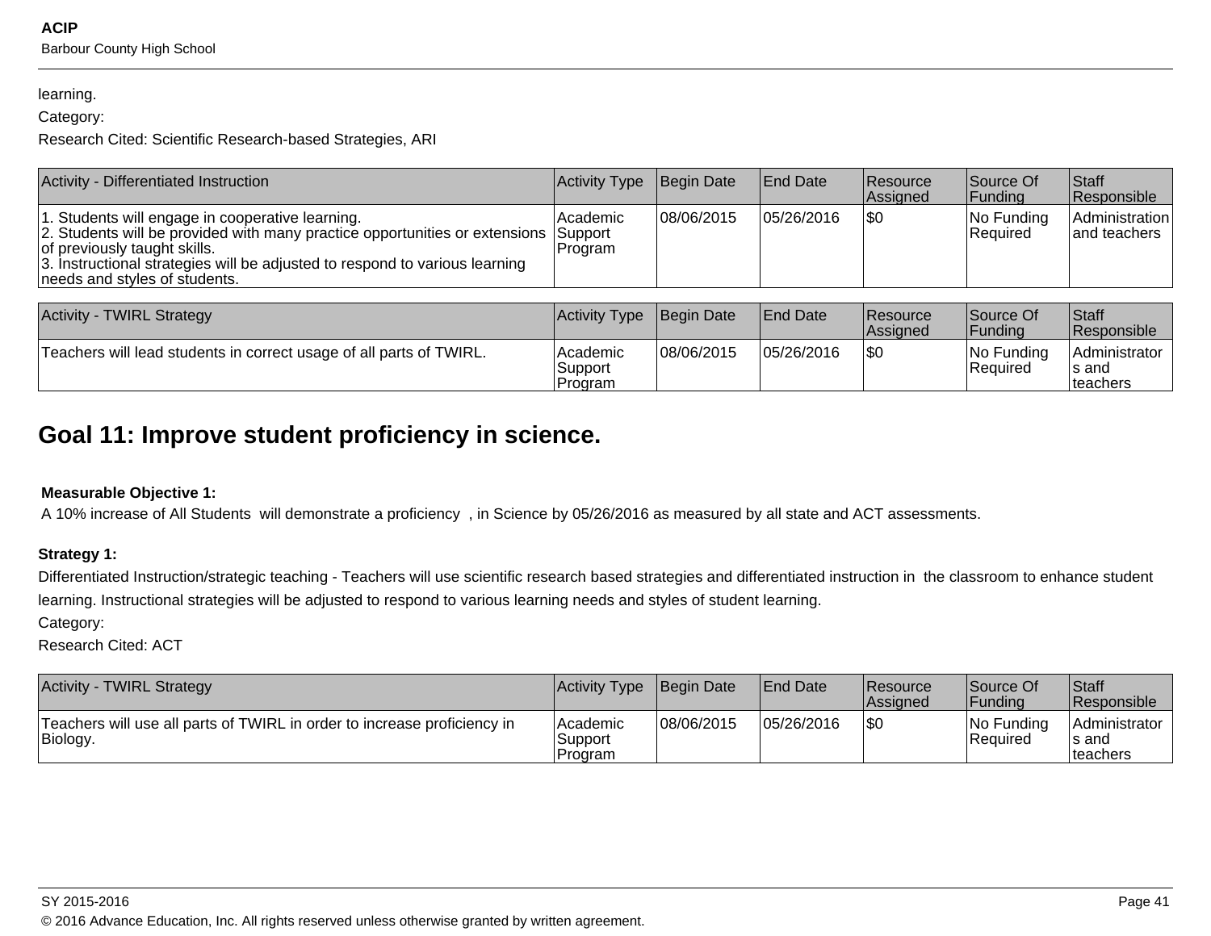learning.

Category:

Research Cited: Scientific Research-based Strategies, ARI

| Activity - Differentiated Instruction | Activity Type | Begin Date | End Date | Resource Assigned | Source Of Funding | Staff Responsible |
|---|---|---|---|---|---|---|
| 1. Students will engage in cooperative learning.<br>2. Students will be provided with many practice opportunities or extensions of previously taught skills.<br>3. Instructional strategies will be adjusted to respond to various learning needs and styles of students. | Academic Support Program | 08/06/2015 | 05/26/2016 | $0 | No Funding Required | Administration and teachers |

| Activity - TWIRL Strategy | Activity Type | Begin Date | End Date | Resource Assigned | Source Of Funding | Staff Responsible |
|---|---|---|---|---|---|---|
| Teachers will lead students in correct usage of all parts of TWIRL. | Academic Support Program | 08/06/2015 | 05/26/2016 | $0 | No Funding Required | Administrators and teachers |

## Goal 11: Improve student proficiency in science.

**Measurable Objective 1:**

A 10% increase of All Students will demonstrate a proficiency , in Science by 05/26/2016 as measured by all state and ACT assessments.

**Strategy 1:**

Differentiated Instruction/strategic teaching - Teachers will use scientific research based strategies and differentiated instruction in the classroom to enhance student learning. Instructional strategies will be adjusted to respond to various learning needs and styles of student learning.

Category:

Research Cited: ACT

| Activity - TWIRL Strategy | Activity Type | Begin Date | End Date | Resource Assigned | Source Of Funding | Staff Responsible |
|---|---|---|---|---|---|---|
| Teachers will use all parts of TWIRL in order to increase proficiency in Biology. | Academic Support Program | 08/06/2015 | 05/26/2016 | $0 | No Funding Required | Administrators and teachers |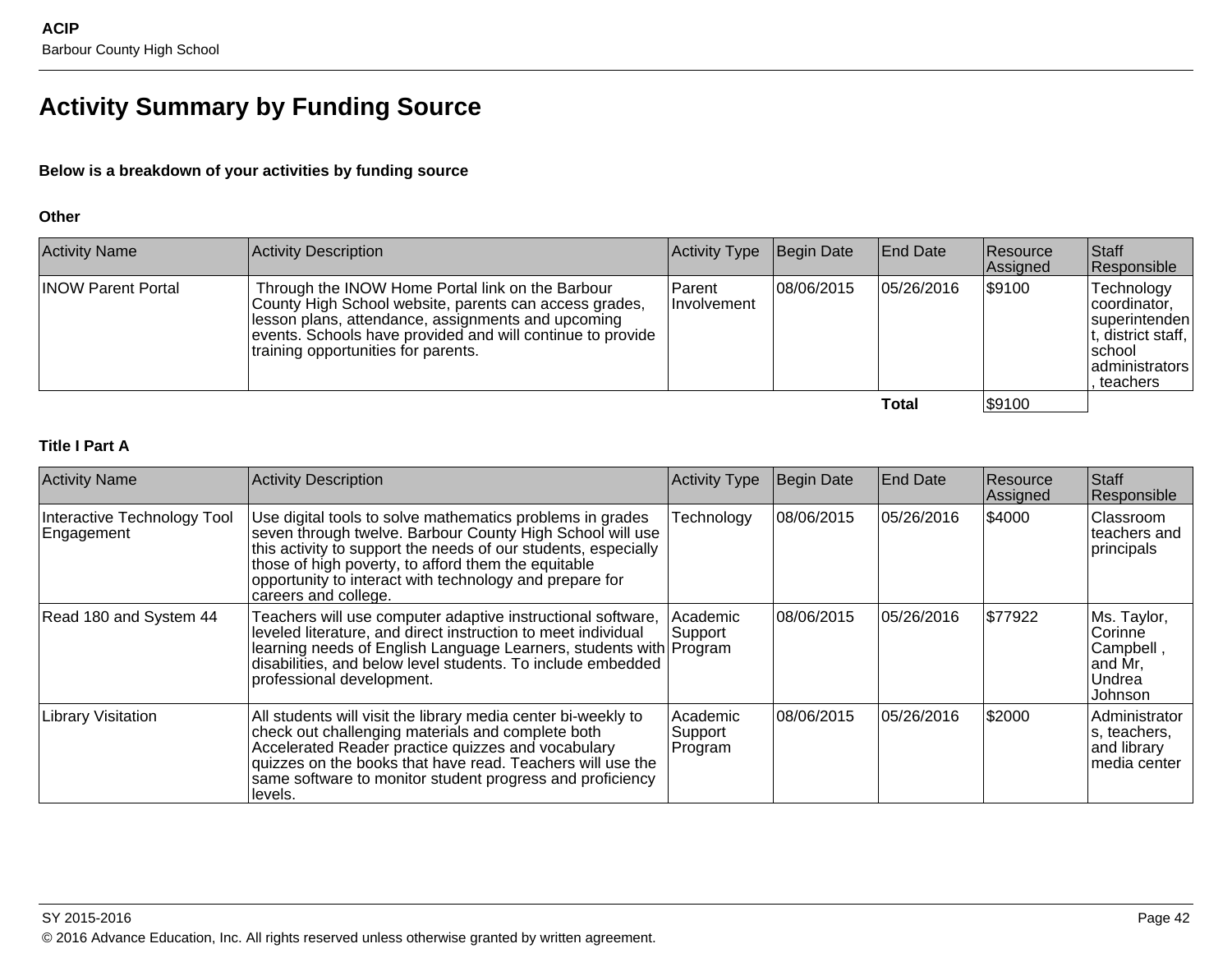# Activity Summary by Funding Source

**Below is a breakdown of your activities by funding source**

**Other**

| Activity Name | Activity Description | Activity Type | Begin Date | End Date | Resource Assigned | Staff Responsible |
|---|---|---|---|---|---|---|
| INOW Parent Portal | Through the INOW Home Portal link on the Barbour County High School website, parents can access grades, lesson plans, attendance, assignments and upcoming events. Schools have provided and will continue to provide training opportunities for parents. | Parent Involvement | 08/06/2015 | 05/26/2016 | $9100 | Technology coordinator, superintendent, district staff, school administrators, teachers |
| | | | | **Total** | $9100 | |

**Title I Part A**

| Activity Name | Activity Description | Activity Type | Begin Date | End Date | Resource Assigned | Staff Responsible |
|---|---|---|---|---|---|---|
| Interactive Technology Tool Engagement | Use digital tools to solve mathematics problems in grades seven through twelve. Barbour County High School will use this activity to support the needs of our students, especially those of high poverty, to afford them the equitable opportunity to interact with technology and prepare for careers and college. | Technology | 08/06/2015 | 05/26/2016 | $4000 | Classroom teachers and principals |
| Read 180 and System 44 | Teachers will use computer adaptive instructional software, leveled literature, and direct instruction to meet individual learning needs of English Language Learners, students with disabilities, and below level students. To include embedded professional development. | Academic Support Program | 08/06/2015 | 05/26/2016 | $77922 | Ms. Taylor, Corinne Campbell , and Mr, Undrea Johnson |
| Library Visitation | All students will visit the library media center bi-weekly to check out challenging materials and complete both Accelerated Reader practice quizzes and vocabulary quizzes on the books that have read. Teachers will use the same software to monitor student progress and proficiency levels. | Academic Support Program | 08/06/2015 | 05/26/2016 | $2000 | Administrators, teachers, and library media center |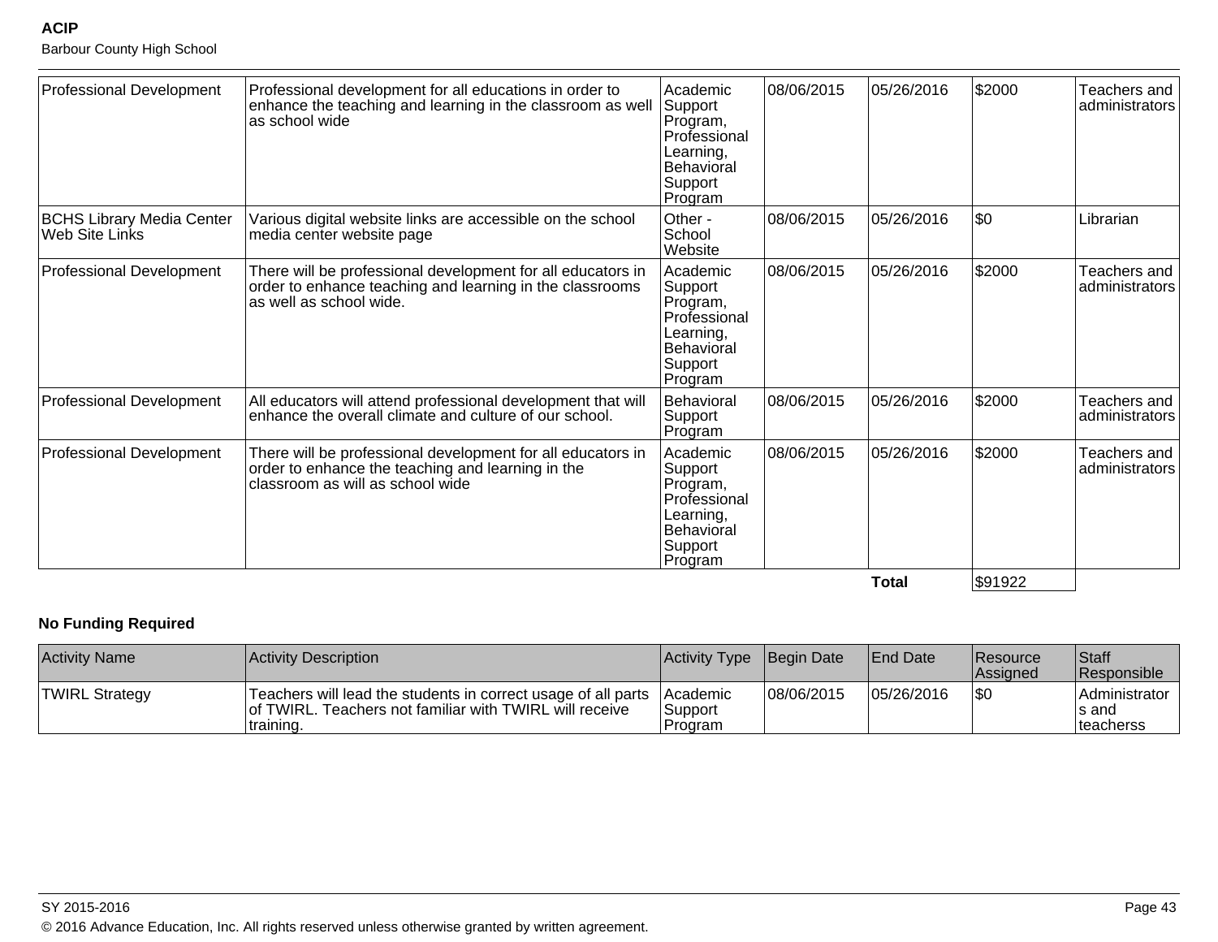| Professional Development | Professional development for all educations in order to enhance the teaching and learning in the classroom as well as school wide | Academic Support Program, Professional Learning, Behavioral Support Program | 08/06/2015 | 05/26/2016 | $2000 | Teachers and administrators |
|---|---|---|---|---|---|---|
| BCHS Library Media Center Web Site Links | Various digital website links are accessible on the school media center website page | Other - School Website | 08/06/2015 | 05/26/2016 | $0 | Librarian |
| Professional Development | There will be professional development for all educators in order to enhance teaching and learning in the classrooms as well as school wide. | Academic Support Program, Professional Learning, Behavioral Support Program | 08/06/2015 | 05/26/2016 | $2000 | Teachers and administrators |
| Professional Development | All educators will attend professional development that will enhance the overall climate and culture of our school. | Behavioral Support Program | 08/06/2015 | 05/26/2016 | $2000 | Teachers and administrators |
| Professional Development | There will be professional development for all educators in order to enhance the teaching and learning in the classroom as will as school wide | Academic Support Program, Professional Learning, Behavioral Support Program | 08/06/2015 | 05/26/2016 | $2000 | Teachers and administrators |
| | | | | **Total** | $91922 | |

**No Funding Required**

| Activity Name | Activity Description | Activity Type | Begin Date | End Date | Resource Assigned | Staff Responsible |
|---|---|---|---|---|---|---|
| TWIRL Strategy | Teachers will lead the students in correct usage of all parts of TWIRL. Teachers not familiar with TWIRL will receive training. | Academic Support Program | 08/06/2015 | 05/26/2016 | $0 | Administrators and teacherss |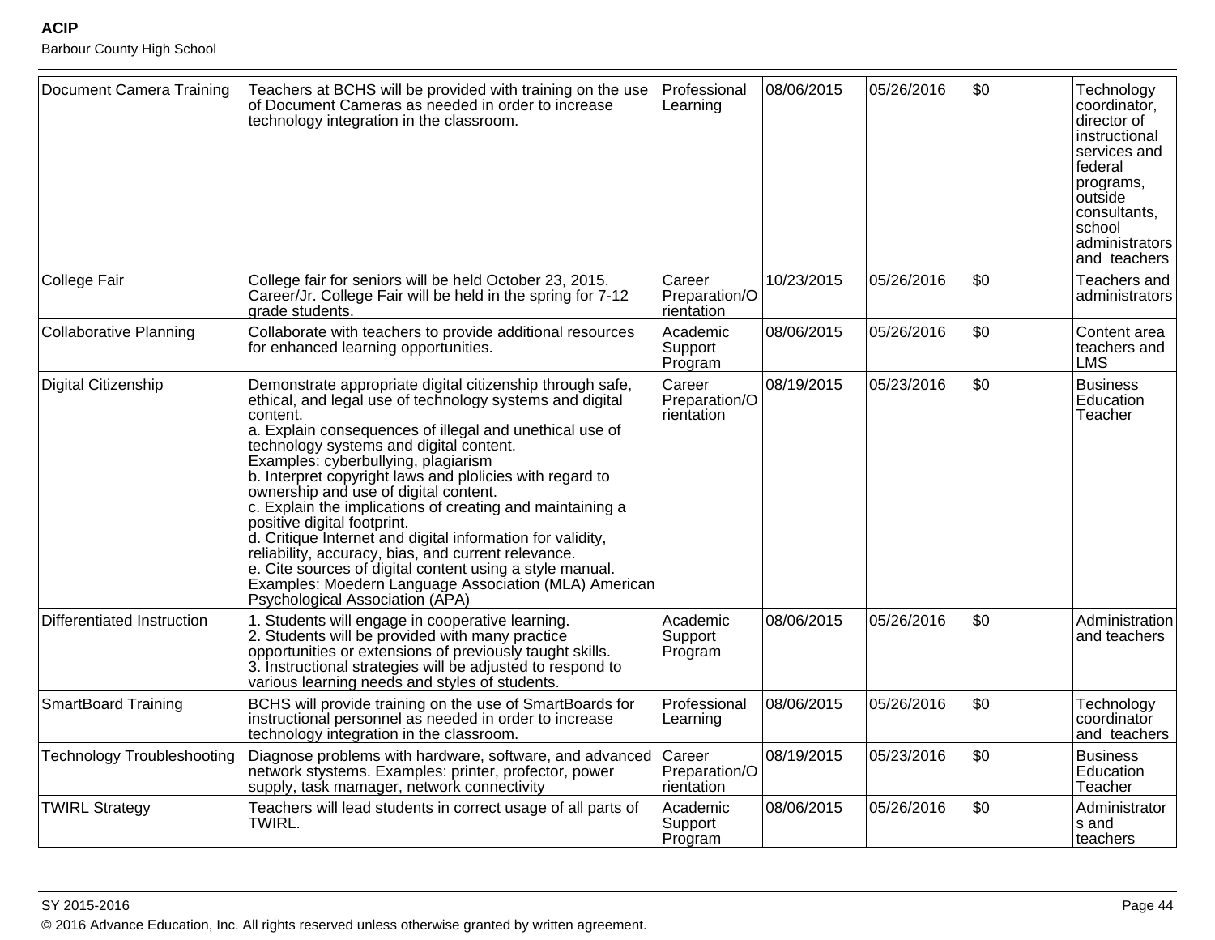| Document Camera Training | Teachers at BCHS will be provided with training on the use of Document Cameras as needed in order to increase technology integration in the classroom. | Professional Learning | 08/06/2015 | 05/26/2016 | $0 | Technology coordinator, director of instructional services and federal programs, outside consultants, school administrators and teachers |
|---|---|---|---|---|---|---|
| College Fair | College fair for seniors will be held October 23, 2015. Career/Jr. College Fair will be held in the spring for 7-12 grade students. | Career Preparation/Orientation | 10/23/2015 | 05/26/2016 | $0 | Teachers and administrators |
| Collaborative Planning | Collaborate with teachers to provide additional resources for enhanced learning opportunities. | Academic Support Program | 08/06/2015 | 05/26/2016 | $0 | Content area teachers and LMS |
| Digital Citizenship | Demonstrate appropriate digital citizenship through safe, ethical, and legal use of technology systems and digital content.<br>a. Explain consequences of illegal and unethical use of technology systems and digital content.<br>Examples: cyberbullying, plagiarism<br>b. Interpret copyright laws and plolicies with regard to ownership and use of digital content.<br>c. Explain the implications of creating and maintaining a positive digital footprint.<br>d. Critique Internet and digital information for validity, reliability, accuracy, bias, and current relevance.<br>e. Cite sources of digital content using a style manual.<br>Examples: Moedern Language Association (MLA) American Psychological Association (APA) | Career Preparation/Orientation | 08/19/2015 | 05/23/2016 | $0 | Business Education Teacher |
| Differentiated Instruction | 1. Students will engage in cooperative learning.<br>2. Students will be provided with many practice opportunities or extensions of previously taught skills.<br>3. Instructional strategies will be adjusted to respond to various learning needs and styles of students. | Academic Support Program | 08/06/2015 | 05/26/2016 | $0 | Administration and teachers |
| SmartBoard Training | BCHS will provide training on the use of SmartBoards for instructional personnel as needed in order to increase technology integration in the classroom. | Professional Learning | 08/06/2015 | 05/26/2016 | $0 | Technology coordinator and teachers |
| Technology Troubleshooting | Diagnose problems with hardware, software, and advanced network stystems. Examples: printer, profector, power supply, task mamager, network connectivity | Career Preparation/Orientation | 08/19/2015 | 05/23/2016 | $0 | Business Education Teacher |
| TWIRL Strategy | Teachers will lead students in correct usage of all parts of TWIRL. | Academic Support Program | 08/06/2015 | 05/26/2016 | $0 | Administrators and teachers |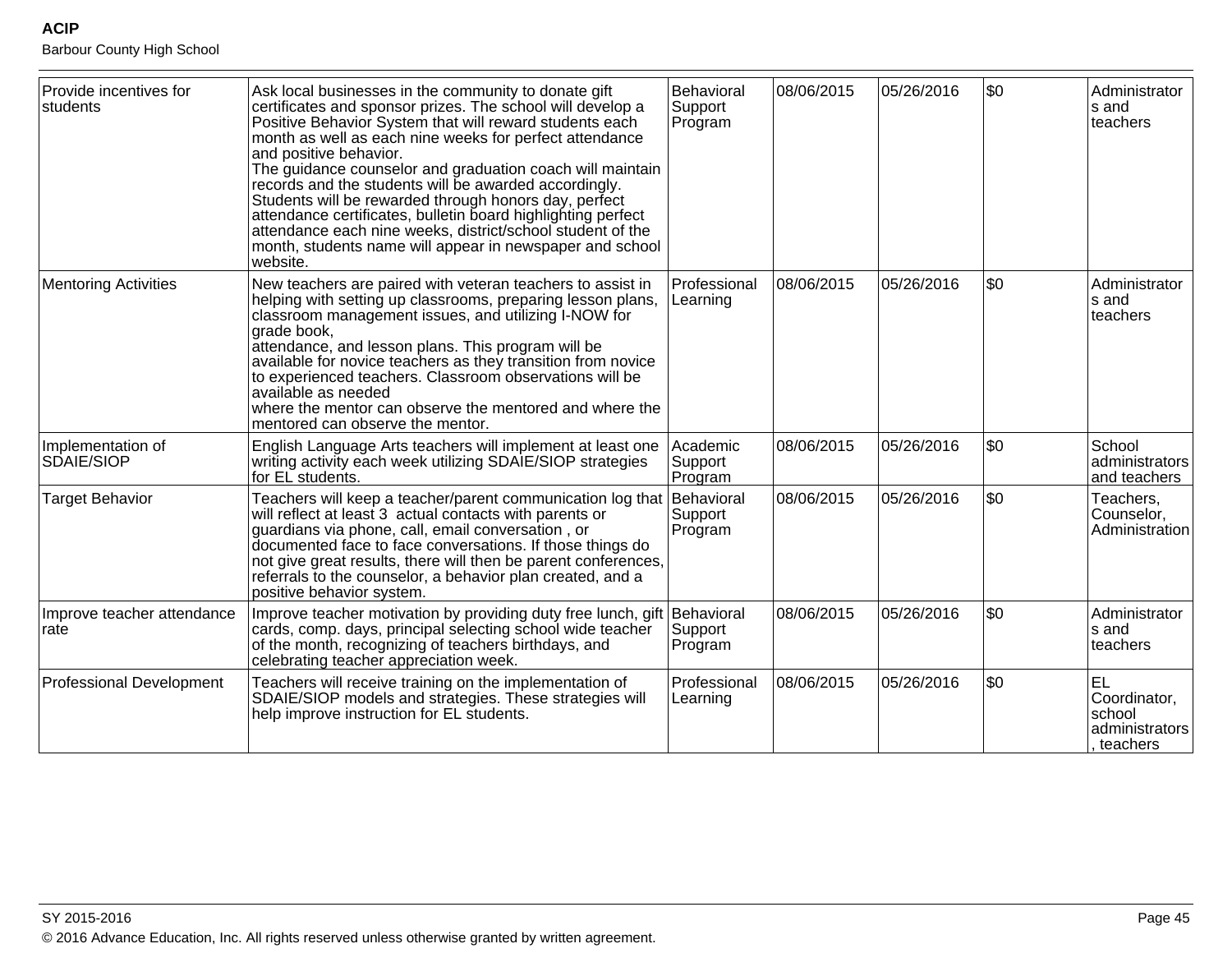| Provide incentives for students | Ask local businesses in the community to donate gift certificates and sponsor prizes. The school will develop a Positive Behavior System that will reward students each month as well as each nine weeks for perfect attendance and positive behavior.<br>The guidance counselor and graduation coach will maintain records and the students will be awarded accordingly. Students will be rewarded through honors day, perfect attendance certificates, bulletin board highlighting perfect attendance each nine weeks, district/school student of the month, students name will appear in newspaper and school website. | Behavioral Support Program | 08/06/2015 | 05/26/2016 | $0 | Administrators and teachers |
|---|---|---|---|---|---|---|
| Mentoring Activities | New teachers are paired with veteran teachers to assist in helping with setting up classrooms, preparing lesson plans, classroom management issues, and utilizing I-NOW for grade book,<br>attendance, and lesson plans. This program will be available for novice teachers as they transition from novice to experienced teachers. Classroom observations will be available as needed<br>where the mentor can observe the mentored and where the mentored can observe the mentor. | Professional Learning | 08/06/2015 | 05/26/2016 | $0 | Administrators and teachers |
| Implementation of SDAIE/SIOP | English Language Arts teachers will implement at least one writing activity each week utilizing SDAIE/SIOP strategies for EL students. | Academic Support Program | 08/06/2015 | 05/26/2016 | $0 | School administrators and teachers |
| Target Behavior | Teachers will keep a teacher/parent communication log that will reflect at least 3 actual contacts with parents or guardians via phone, call, email conversation , or documented face to face conversations. If those things do not give great results, there will then be parent conferences, referrals to the counselor, a behavior plan created, and a positive behavior system. | Behavioral Support Program | 08/06/2015 | 05/26/2016 | $0 | Teachers, Counselor, Administration |
| Improve teacher attendance rate | Improve teacher motivation by providing duty free lunch, gift cards, comp. days, principal selecting school wide teacher of the month, recognizing of teachers birthdays, and celebrating teacher appreciation week. | Behavioral Support Program | 08/06/2015 | 05/26/2016 | $0 | Administrators and teachers |
| Professional Development | Teachers will receive training on the implementation of SDAIE/SIOP models and strategies. These strategies will help improve instruction for EL students. | Professional Learning | 08/06/2015 | 05/26/2016 | $0 | EL Coordinator, school administrators, teachers |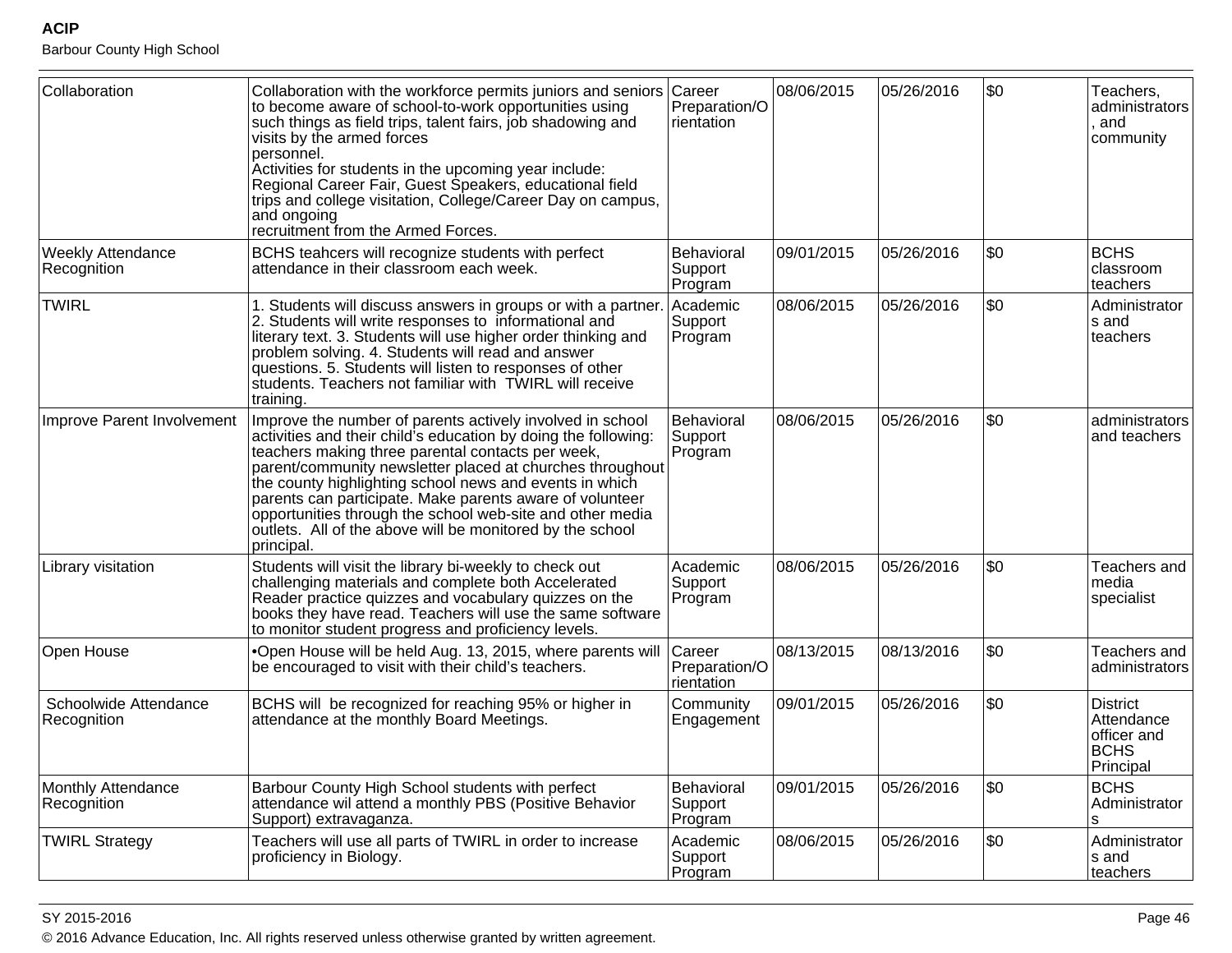| Collaboration | Collaboration with the workforce permits juniors and seniors to become aware of school-to-work opportunities using such things as field trips, talent fairs, job shadowing and visits by the armed forces personnel. Activities for students in the upcoming year include: Regional Career Fair, Guest Speakers, educational field trips and college visitation, College/Career Day on campus, and ongoing recruitment from the Armed Forces. | Career Preparation/Orientation | 08/06/2015 | 05/26/2016 | $0 | Teachers, administrators, and community |
|---|---|---|---|---|---|---|
| Weekly Attendance Recognition | BCHS teahcers will recognize students with perfect attendance in their classroom each week. | Behavioral Support Program | 09/01/2015 | 05/26/2016 | $0 | BCHS classroom teachers |
| TWIRL | 1. Students will discuss answers in groups or with a partner. 2. Students will write responses to informational and literary text. 3. Students will use higher order thinking and problem solving. 4. Students will read and answer questions. 5. Students will listen to responses of other students. Teachers not familiar with TWIRL will receive training. | Academic Support Program | 08/06/2015 | 05/26/2016 | $0 | Administrators and teachers |
| Improve Parent Involvement | Improve the number of parents actively involved in school activities and their child's education by doing the following: teachers making three parental contacts per week, parent/community newsletter placed at churches throughout the county highlighting school news and events in which parents can participate. Make parents aware of volunteer opportunities through the school web-site and other media outlets. All of the above will be monitored by the school principal. | Behavioral Support Program | 08/06/2015 | 05/26/2016 | $0 | administrators and teachers |
| Library visitation | Students will visit the library bi-weekly to check out challenging materials and complete both Accelerated Reader practice quizzes and vocabulary quizzes on the books they have read. Teachers will use the same software to monitor student progress and proficiency levels. | Academic Support Program | 08/06/2015 | 05/26/2016 | $0 | Teachers and media specialist |
| Open House | •Open House will be held Aug. 13, 2015, where parents will be encouraged to visit with their child's teachers. | Career Preparation/Orientation | 08/13/2015 | 08/13/2016 | $0 | Teachers and administrators |
| Schoolwide Attendance Recognition | BCHS will be recognized for reaching 95% or higher in attendance at the monthly Board Meetings. | Community Engagement | 09/01/2015 | 05/26/2016 | $0 | District Attendance officer and BCHS Principal |
| Monthly Attendance Recognition | Barbour County High School students with perfect attendance wil attend a monthly PBS (Positive Behavior Support) extravaganza. | Behavioral Support Program | 09/01/2015 | 05/26/2016 | $0 | BCHS Administrators |
| TWIRL Strategy | Teachers will use all parts of TWIRL in order to increase proficiency in Biology. | Academic Support Program | 08/06/2015 | 05/26/2016 | $0 | Administrators and teachers |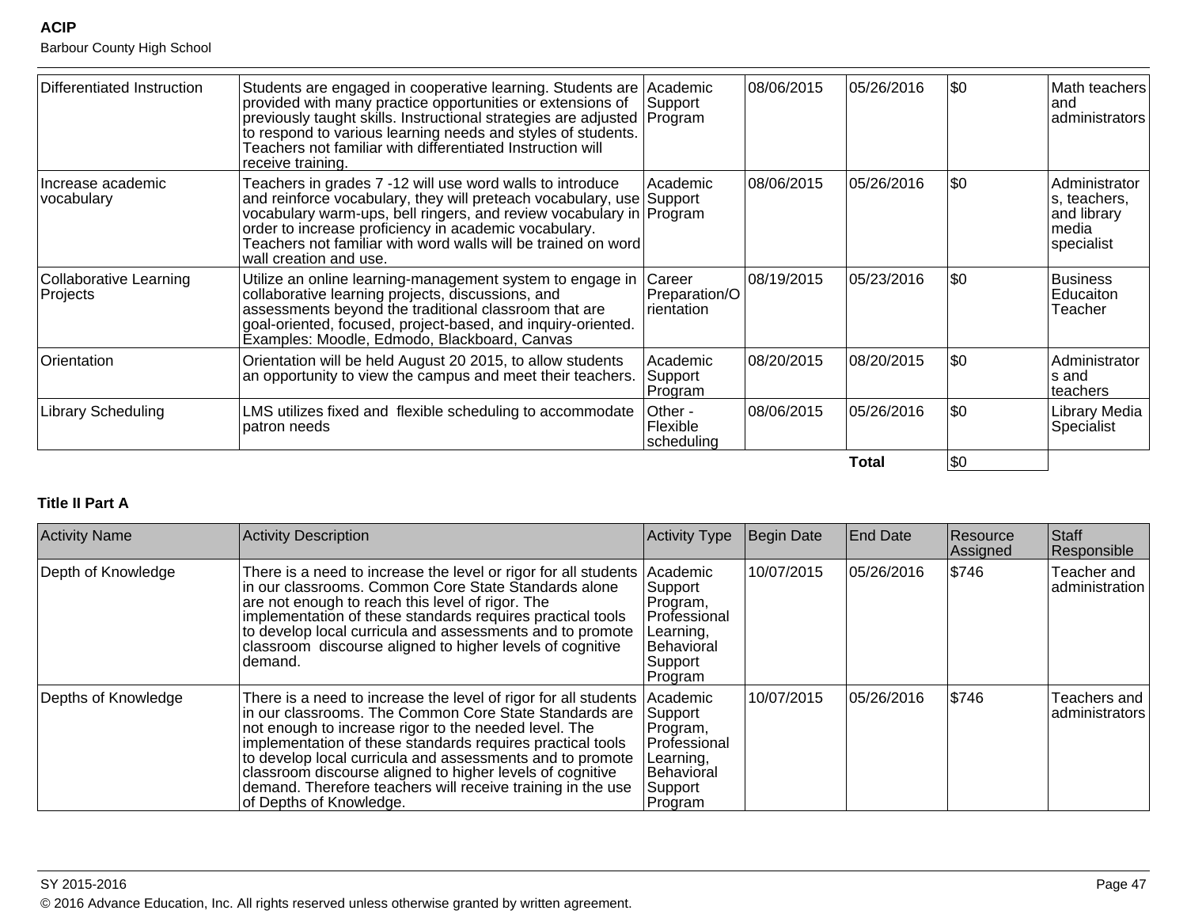| Differentiated Instruction | Students are engaged in cooperative learning. Students are provided with many practice opportunities or extensions of previously taught skills. Instructional strategies are adjusted to respond to various learning needs and styles of students. Teachers not familiar with differentiated Instruction will receive training. | Academic Support Program | 08/06/2015 | 05/26/2016 | $0 | Math teachers and administrators |
|---|---|---|---|---|---|---|
| Increase academic vocabulary | Teachers in grades 7 -12 will use word walls to introduce and reinforce vocabulary, they will preteach vocabulary, use vocabulary warm-ups, bell ringers, and review vocabulary in order to increase proficiency in academic vocabulary. Teachers not familiar with word walls will be trained on word wall creation and use. | Academic Support Program | 08/06/2015 | 05/26/2016 | $0 | Administrators, teachers, and library media specialist |
| Collaborative Learning Projects | Utilize an online learning-management system to engage in collaborative learning projects, discussions, and assessments beyond the traditional classroom that are goal-oriented, focused, project-based, and inquiry-oriented. Examples: Moodle, Edmodo, Blackboard, Canvas | Career Preparation/Orientation | 08/19/2015 | 05/23/2016 | $0 | Business Educaiton Teacher |
| Orientation | Orientation will be held August 20 2015, to allow students an opportunity to view the campus and meet their teachers. | Academic Support Program | 08/20/2015 | 08/20/2015 | $0 | Administrators and teachers |
| Library Scheduling | LMS utilizes fixed and flexible scheduling to accommodate patron needs | Other - Flexible scheduling | 08/06/2015 | 05/26/2016 | $0 | Library Media Specialist |
| | | | | **Total** | $0 | |

**Title II Part A**

| Activity Name | Activity Description | Activity Type | Begin Date | End Date | Resource Assigned | Staff Responsible |
|---|---|---|---|---|---|---|
| Depth of Knowledge | There is a need to increase the level or rigor for all students in our classrooms. Common Core State Standards alone are not enough to reach this level of rigor. The implementation of these standards requires practical tools to develop local curricula and assessments and to promote classroom discourse aligned to higher levels of cognitive demand. | Academic Support Program, Professional Learning, Behavioral Support Program | 10/07/2015 | 05/26/2016 | $746 | Teacher and administration |
| Depths of Knowledge | There is a need to increase the level of rigor for all students in our classrooms. The Common Core State Standards are not enough to increase rigor to the needed level. The implementation of these standards requires practical tools to develop local curricula and assessments and to promote classroom discourse aligned to higher levels of cognitive demand. Therefore teachers will receive training in the use of Depths of Knowledge. | Academic Support Program, Professional Learning, Behavioral Support Program | 10/07/2015 | 05/26/2016 | $746 | Teachers and administrators |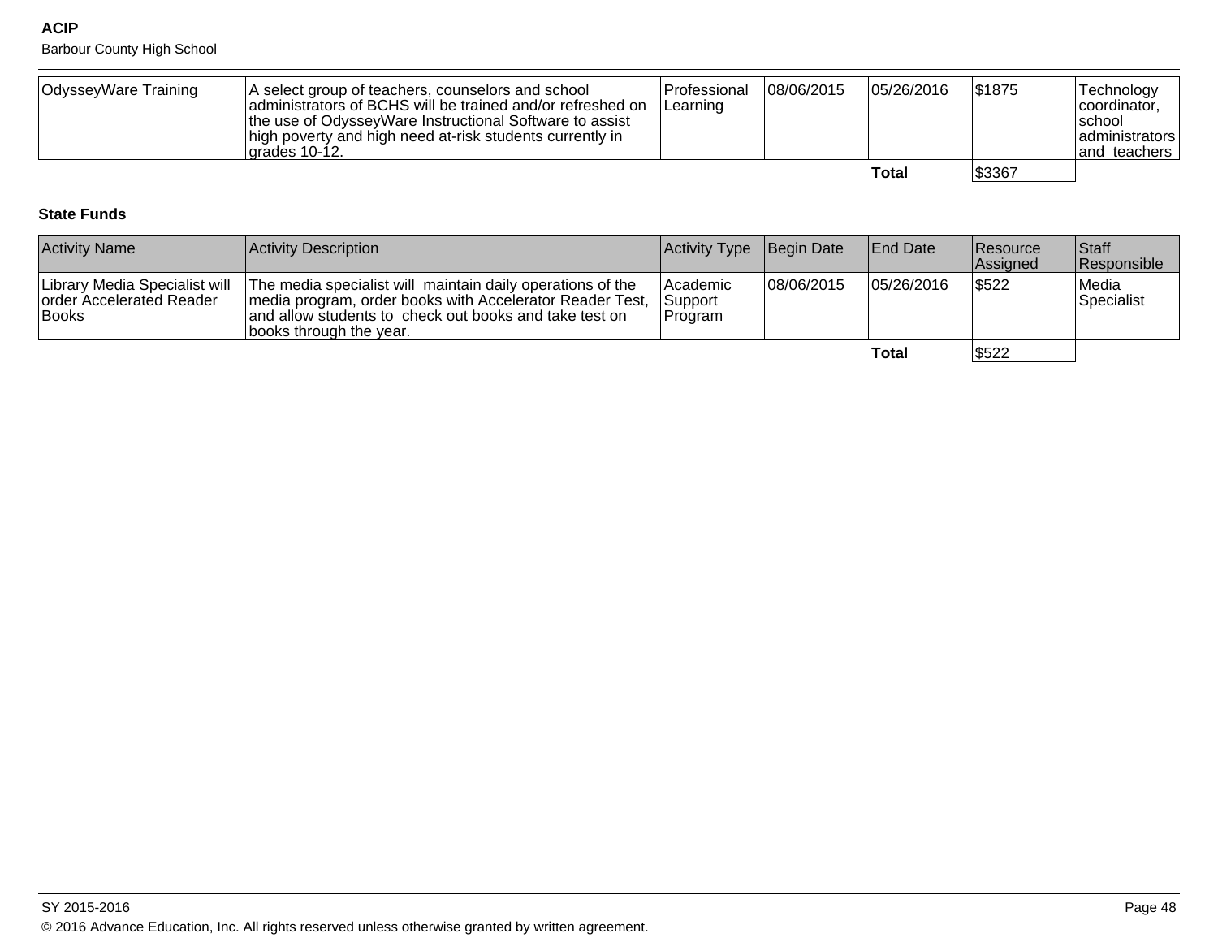| | | | | | | |
|---|---|---|---|---|---|---|
| OdysseyWare Training | A select group of teachers, counselors and school administrators of BCHS will be trained and/or refreshed on the use of OdysseyWare Instructional Software to assist high poverty and high need at-risk students currently in grades 10-12. | Professional Learning | 08/06/2015 | 05/26/2016 | $1875 | Technology coordinator, school administrators and teachers |
| | | | | **Total** | $3367 | |

**State Funds**

| Activity Name | Activity Description | Activity Type | Begin Date | End Date | Resource Assigned | Staff Responsible |
|---|---|---|---|---|---|---|
| Library Media Specialist will order Accelerated Reader Books | The media specialist will maintain daily operations of the media program, order books with Accelerator Reader Test, and allow students to check out books and take test on books through the year. | Academic Support Program | 08/06/2015 | 05/26/2016 | $522 | Media Specialist |
| | | | | **Total** | $522 | |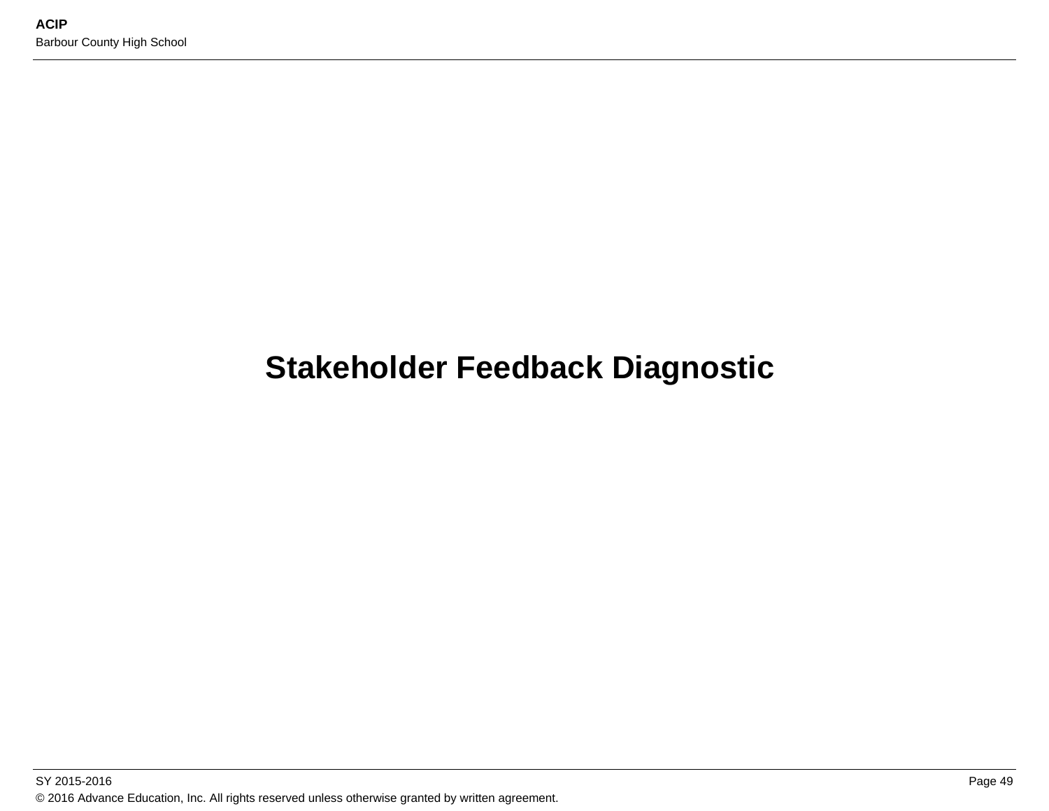# Stakeholder Feedback Diagnostic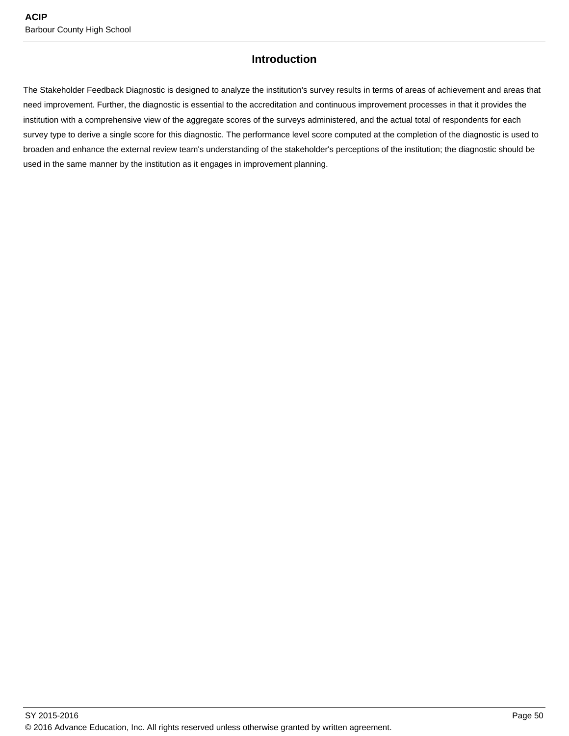## Introduction

The Stakeholder Feedback Diagnostic is designed to analyze the institution's survey results in terms of areas of achievement and areas that need improvement. Further, the diagnostic is essential to the accreditation and continuous improvement processes in that it provides the institution with a comprehensive view of the aggregate scores of the surveys administered, and the actual total of respondents for each survey type to derive a single score for this diagnostic. The performance level score computed at the completion of the diagnostic is used to broaden and enhance the external review team's understanding of the stakeholder's perceptions of the institution; the diagnostic should be used in the same manner by the institution as it engages in improvement planning.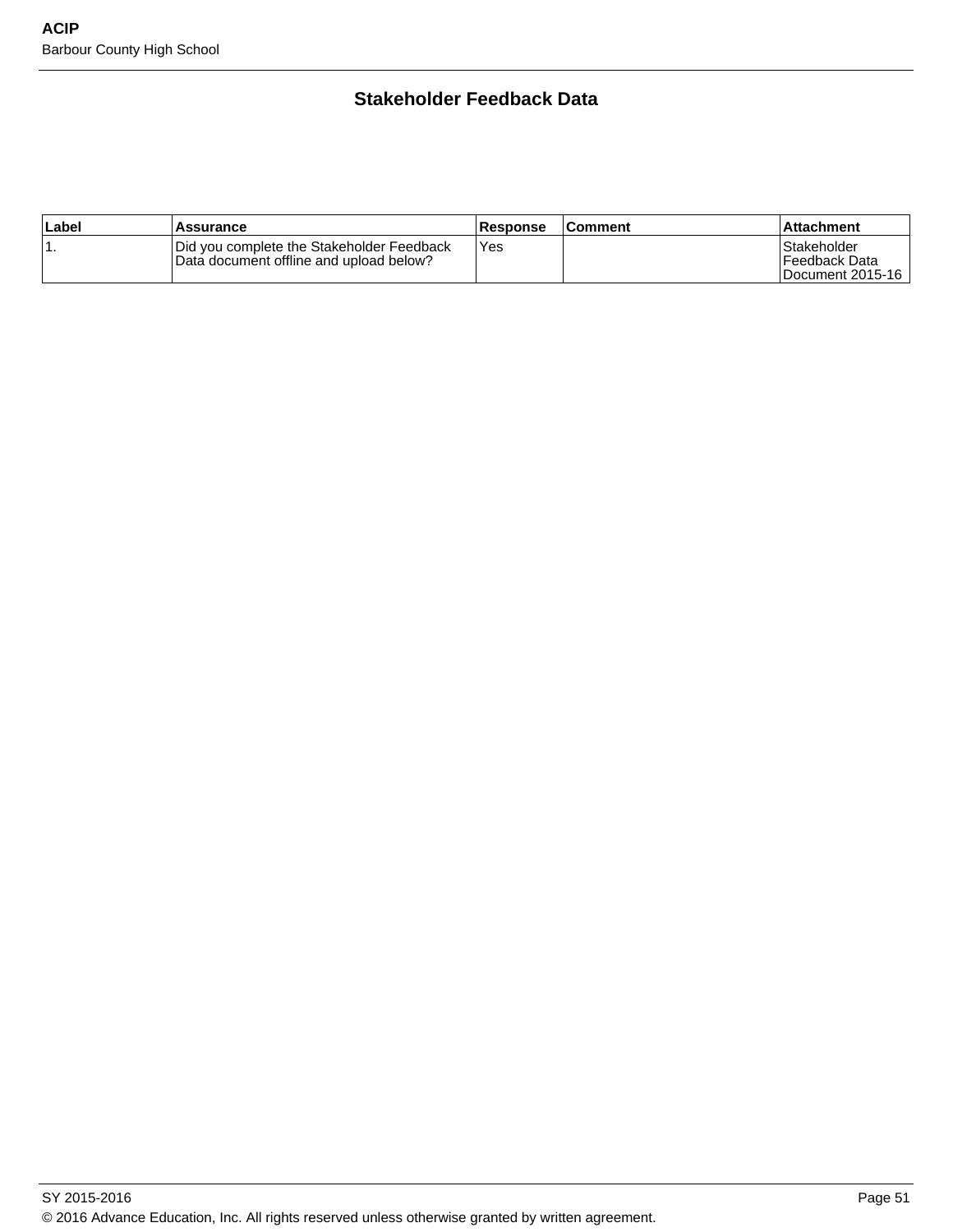## Stakeholder Feedback Data

| Label | Assurance | Response | Comment | Attachment |
| --- | --- | --- | --- | --- |
| 1. | Did you complete the Stakeholder Feedback Data document offline and upload below? | Yes | | Stakeholder Feedback Data Document 2015-16 |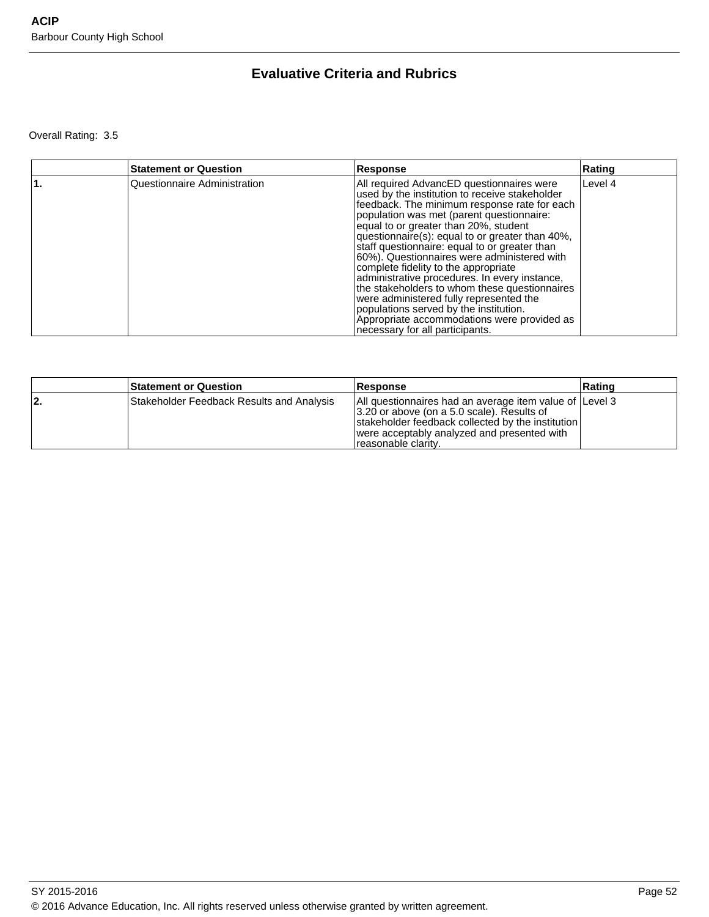## Evaluative Criteria and Rubrics

Overall Rating: 3.5

| | Statement or Question | Response | Rating |
|---|---|---|---|
| 1. | Questionnaire Administration | All required AdvancED questionnaires were used by the institution to receive stakeholder feedback. The minimum response rate for each population was met (parent questionnaire: equal to or greater than 20%, student questionnaire(s): equal to or greater than 40%, staff questionnaire: equal to or greater than 60%). Questionnaires were administered with complete fidelity to the appropriate administrative procedures. In every instance, the stakeholders to whom these questionnaires were administered fully represented the populations served by the institution. Appropriate accommodations were provided as necessary for all participants. | Level 4 |

| | Statement or Question | Response | Rating |
|---|---|---|---|
| 2. | Stakeholder Feedback Results and Analysis | All questionnaires had an average item value of 3.20 or above (on a 5.0 scale). Results of stakeholder feedback collected by the institution were acceptably analyzed and presented with reasonable clarity. | Level 3 |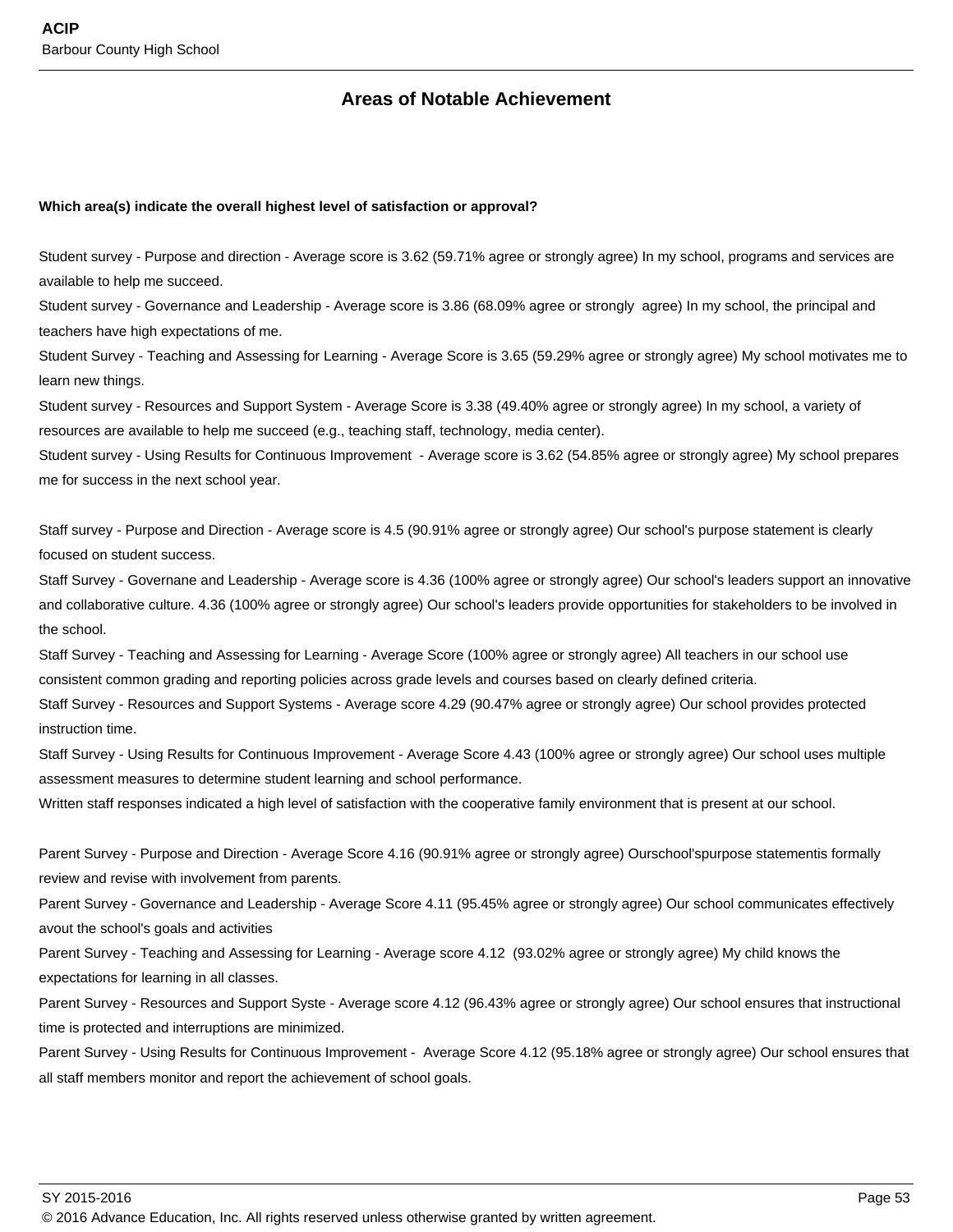## Areas of Notable Achievement

**Which area(s) indicate the overall highest level of satisfaction or approval?**

Student survey - Purpose and direction - Average score is 3.62 (59.71% agree or strongly agree) In my school, programs and services are available to help me succeed.
Student survey - Governance and Leadership - Average score is 3.86 (68.09% agree or strongly agree) In my school, the principal and teachers have high expectations of me.
Student Survey - Teaching and Assessing for Learning - Average Score is 3.65 (59.29% agree or strongly agree) My school motivates me to learn new things.
Student survey - Resources and Support System - Average Score is 3.38 (49.40% agree or strongly agree) In my school, a variety of resources are available to help me succeed (e.g., teaching staff, technology, media center).
Student survey - Using Results for Continuous Improvement - Average score is 3.62 (54.85% agree or strongly agree) My school prepares me for success in the next school year.

Staff survey - Purpose and Direction - Average score is 4.5 (90.91% agree or strongly agree) Our school's purpose statement is clearly focused on student success.
Staff Survey - Governane and Leadership - Average score is 4.36 (100% agree or strongly agree) Our school's leaders support an innovative and collaborative culture. 4.36 (100% agree or strongly agree) Our school's leaders provide opportunities for stakeholders to be involved in the school.
Staff Survey - Teaching and Assessing for Learning - Average Score (100% agree or strongly agree) All teachers in our school use consistent common grading and reporting policies across grade levels and courses based on clearly defined criteria.
Staff Survey - Resources and Support Systems - Average score 4.29 (90.47% agree or strongly agree) Our school provides protected instruction time.
Staff Survey - Using Results for Continuous Improvement - Average Score 4.43 (100% agree or strongly agree) Our school uses multiple assessment measures to determine student learning and school performance.
Written staff responses indicated a high level of satisfaction with the cooperative family environment that is present at our school.

Parent Survey - Purpose and Direction - Average Score 4.16 (90.91% agree or strongly agree) Ourschool'spurpose statementis formally review and revise with involvement from parents.
Parent Survey - Governance and Leadership - Average Score 4.11 (95.45% agree or strongly agree) Our school communicates effectively avout the school's goals and activities
Parent Survey - Teaching and Assessing for Learning - Average score 4.12 (93.02% agree or strongly agree) My child knows the expectations for learning in all classes.
Parent Survey - Resources and Support Syste - Average score 4.12 (96.43% agree or strongly agree) Our school ensures that instructional time is protected and interruptions are minimized.
Parent Survey - Using Results for Continuous Improvement - Average Score 4.12 (95.18% agree or strongly agree) Our school ensures that all staff members monitor and report the achievement of school goals.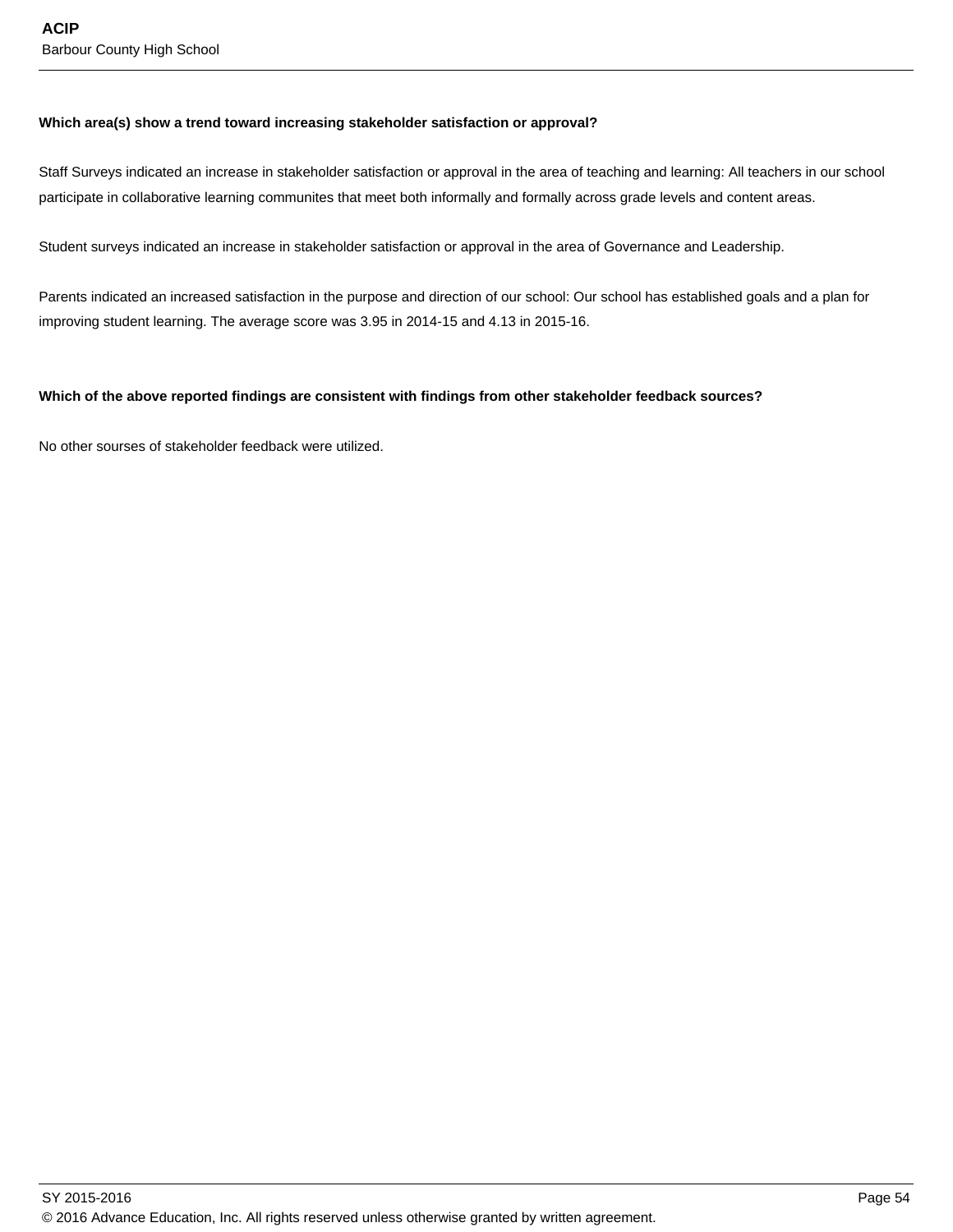**Which area(s) show a trend toward increasing stakeholder satisfaction or approval?**

Staff Surveys indicated an increase in stakeholder satisfaction or approval in the area of teaching and learning: All teachers in our school participate in collaborative learning communites that meet both informally and formally across grade levels and content areas.

Student surveys indicated an increase in stakeholder satisfaction or approval in the area of Governance and Leadership.

Parents indicated an increased satisfaction in the purpose and direction of our school: Our school has established goals and a plan for improving student learning. The average score was 3.95 in 2014-15 and 4.13 in 2015-16.

**Which of the above reported findings are consistent with findings from other stakeholder feedback sources?**

No other sourses of stakeholder feedback were utilized.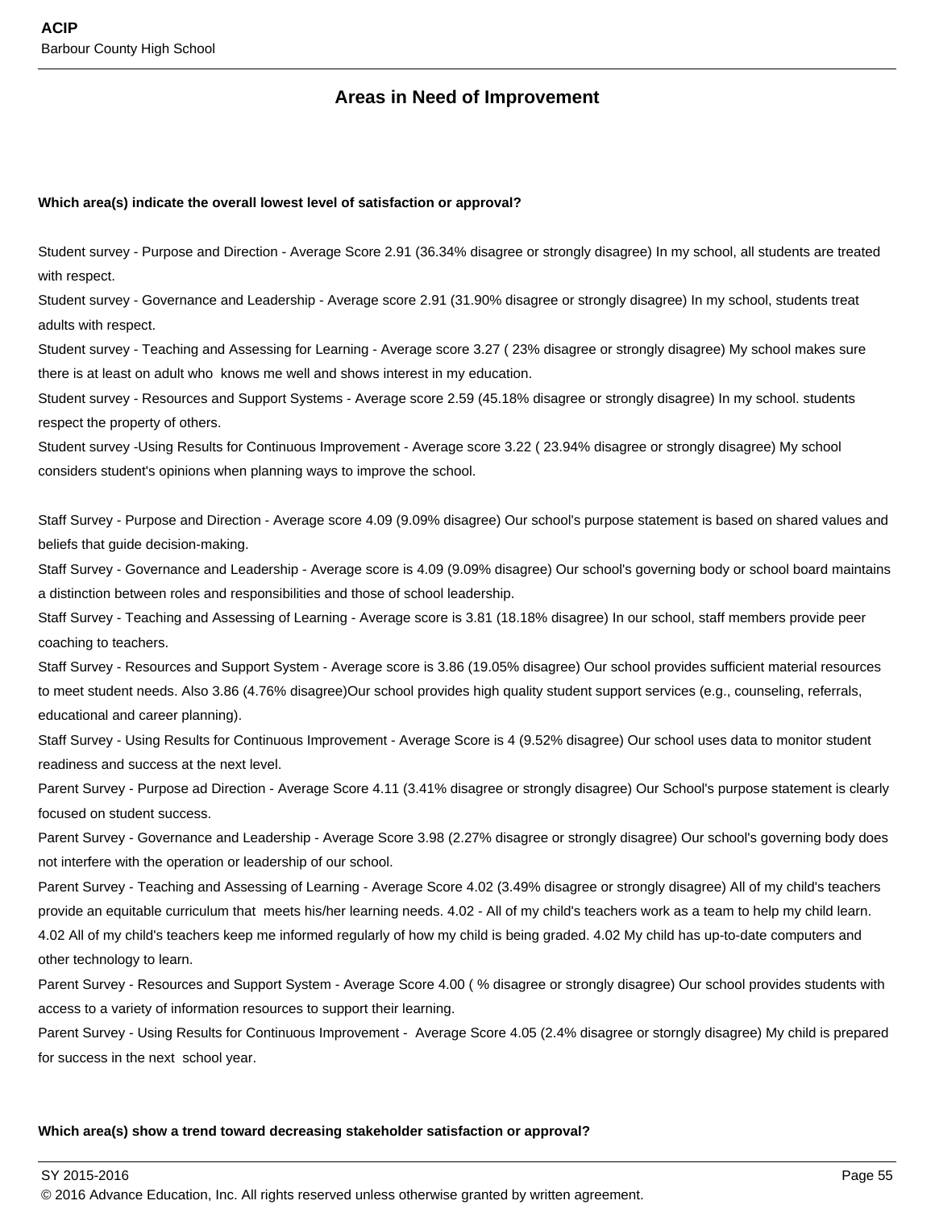## Areas in Need of Improvement

**Which area(s) indicate the overall lowest level of satisfaction or approval?**

Student survey - Purpose and Direction - Average Score 2.91 (36.34% disagree or strongly disagree) In my school, all students are treated with respect.
Student survey - Governance and Leadership - Average score 2.91 (31.90% disagree or strongly disagree) In my school, students treat adults with respect.
Student survey - Teaching and Assessing for Learning - Average score 3.27 ( 23% disagree or strongly disagree) My school makes sure there is at least on adult who knows me well and shows interest in my education.
Student survey - Resources and Support Systems - Average score 2.59 (45.18% disagree or strongly disagree) In my school. students respect the property of others.
Student survey -Using Results for Continuous Improvement - Average score 3.22 ( 23.94% disagree or strongly disagree) My school considers student's opinions when planning ways to improve the school.

Staff Survey - Purpose and Direction - Average score 4.09 (9.09% disagree) Our school's purpose statement is based on shared values and beliefs that guide decision-making.
Staff Survey - Governance and Leadership - Average score is 4.09 (9.09% disagree) Our school's governing body or school board maintains a distinction between roles and responsibilities and those of school leadership.
Staff Survey - Teaching and Assessing of Learning - Average score is 3.81 (18.18% disagree) In our school, staff members provide peer coaching to teachers.
Staff Survey - Resources and Support System - Average score is 3.86 (19.05% disagree) Our school provides sufficient material resources to meet student needs. Also 3.86 (4.76% disagree)Our school provides high quality student support services (e.g., counseling, referrals, educational and career planning).
Staff Survey - Using Results for Continuous Improvement - Average Score is 4 (9.52% disagree) Our school uses data to monitor student readiness and success at the next level.
Parent Survey - Purpose ad Direction - Average Score 4.11 (3.41% disagree or strongly disagree) Our School's purpose statement is clearly focused on student success.
Parent Survey - Governance and Leadership - Average Score 3.98 (2.27% disagree or strongly disagree) Our school's governing body does not interfere with the operation or leadership of our school.
Parent Survey - Teaching and Assessing of Learning - Average Score 4.02 (3.49% disagree or strongly disagree) All of my child's teachers provide an equitable curriculum that meets his/her learning needs. 4.02 - All of my child's teachers work as a team to help my child learn. 4.02 All of my child's teachers keep me informed regularly of how my child is being graded. 4.02 My child has up-to-date computers and other technology to learn.
Parent Survey - Resources and Support System - Average Score 4.00 ( % disagree or strongly disagree) Our school provides students with access to a variety of information resources to support their learning.
Parent Survey - Using Results for Continuous Improvement - Average Score 4.05 (2.4% disagree or storngly disagree) My child is prepared for success in the next school year.

**Which area(s) show a trend toward decreasing stakeholder satisfaction or approval?**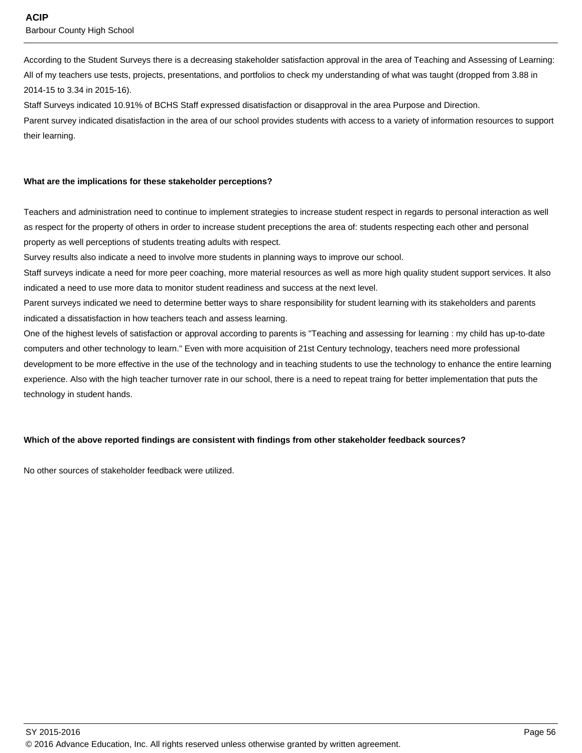According to the Student Surveys there is a decreasing stakeholder satisfaction approval in the area of Teaching and Assessing of Learning: All of my teachers use tests, projects, presentations, and portfolios to check my understanding of what was taught (dropped from 3.88 in 2014-15 to 3.34 in 2015-16).

Staff Surveys indicated 10.91% of BCHS Staff expressed disatisfaction or disapproval in the area Purpose and Direction.

Parent survey indicated disatisfaction in the area of our school provides students with access to a variety of information resources to support their learning.

**What are the implications for these stakeholder perceptions?**

Teachers and administration need to continue to implement strategies to increase student respect in regards to personal interaction as well as respect for the property of others in order to increase student preceptions the area of: students respecting each other and personal property as well perceptions of students treating adults with respect.

Survey results also indicate a need to involve more students in planning ways to improve our school.

Staff surveys indicate a need for more peer coaching, more material resources as well as more high quality student support services. It also indicated a need to use more data to monitor student readiness and success at the next level.

Parent surveys indicated we need to determine better ways to share responsibility for student learning with its stakeholders and parents indicated a dissatisfaction in how teachers teach and assess learning.

One of the highest levels of satisfaction or approval according to parents is "Teaching and assessing for learning : my child has up-to-date computers and other technology to learn." Even with more acquisition of 21st Century technology, teachers need more professional development to be more effective in the use of the technology and in teaching students to use the technology to enhance the entire learning experience. Also with the high teacher turnover rate in our school, there is a need to repeat traing for better implementation that puts the technology in student hands.

**Which of the above reported findings are consistent with findings from other stakeholder feedback sources?**

No other sources of stakeholder feedback were utilized.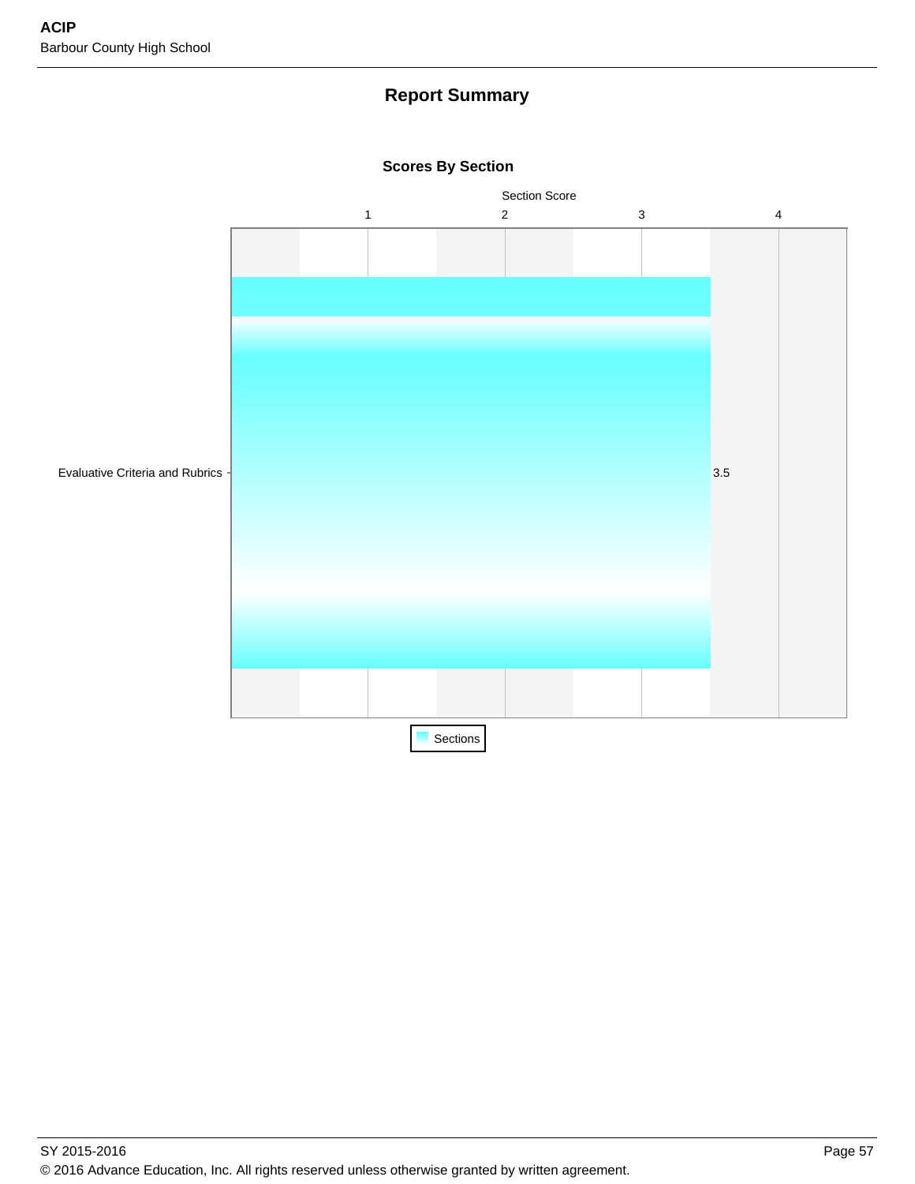## Report Summary

### Scores By Section

| Section | Section Score |
|---|---|
| Evaluative Criteria and Rubrics | 3.5 |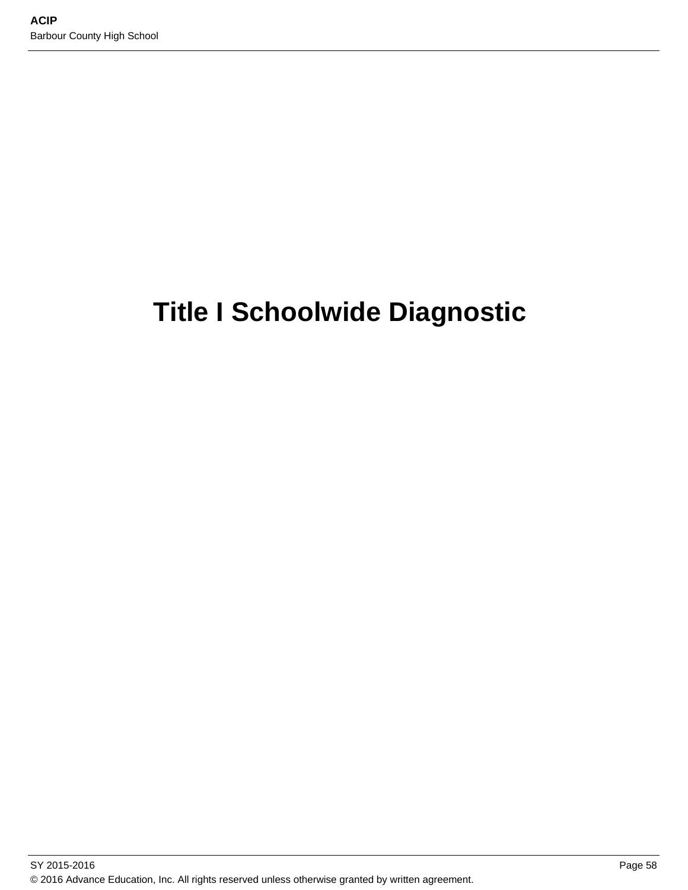# Title I Schoolwide Diagnostic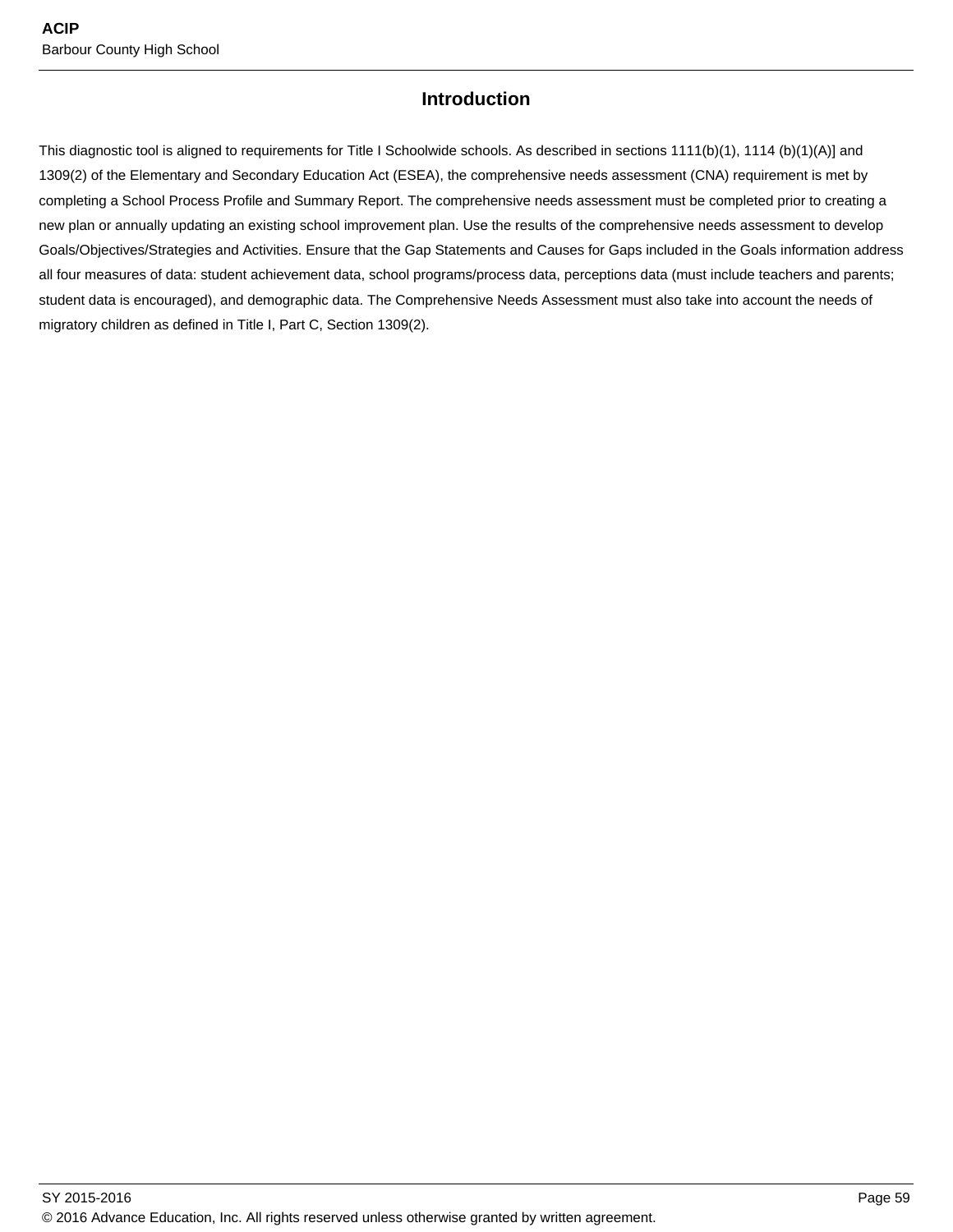## Introduction

This diagnostic tool is aligned to requirements for Title I Schoolwide schools. As described in sections 1111(b)(1), 1114 (b)(1)(A)] and 1309(2) of the Elementary and Secondary Education Act (ESEA), the comprehensive needs assessment (CNA) requirement is met by completing a School Process Profile and Summary Report. The comprehensive needs assessment must be completed prior to creating a new plan or annually updating an existing school improvement plan. Use the results of the comprehensive needs assessment to develop Goals/Objectives/Strategies and Activities. Ensure that the Gap Statements and Causes for Gaps included in the Goals information address all four measures of data: student achievement data, school programs/process data, perceptions data (must include teachers and parents; student data is encouraged), and demographic data. The Comprehensive Needs Assessment must also take into account the needs of migratory children as defined in Title I, Part C, Section 1309(2).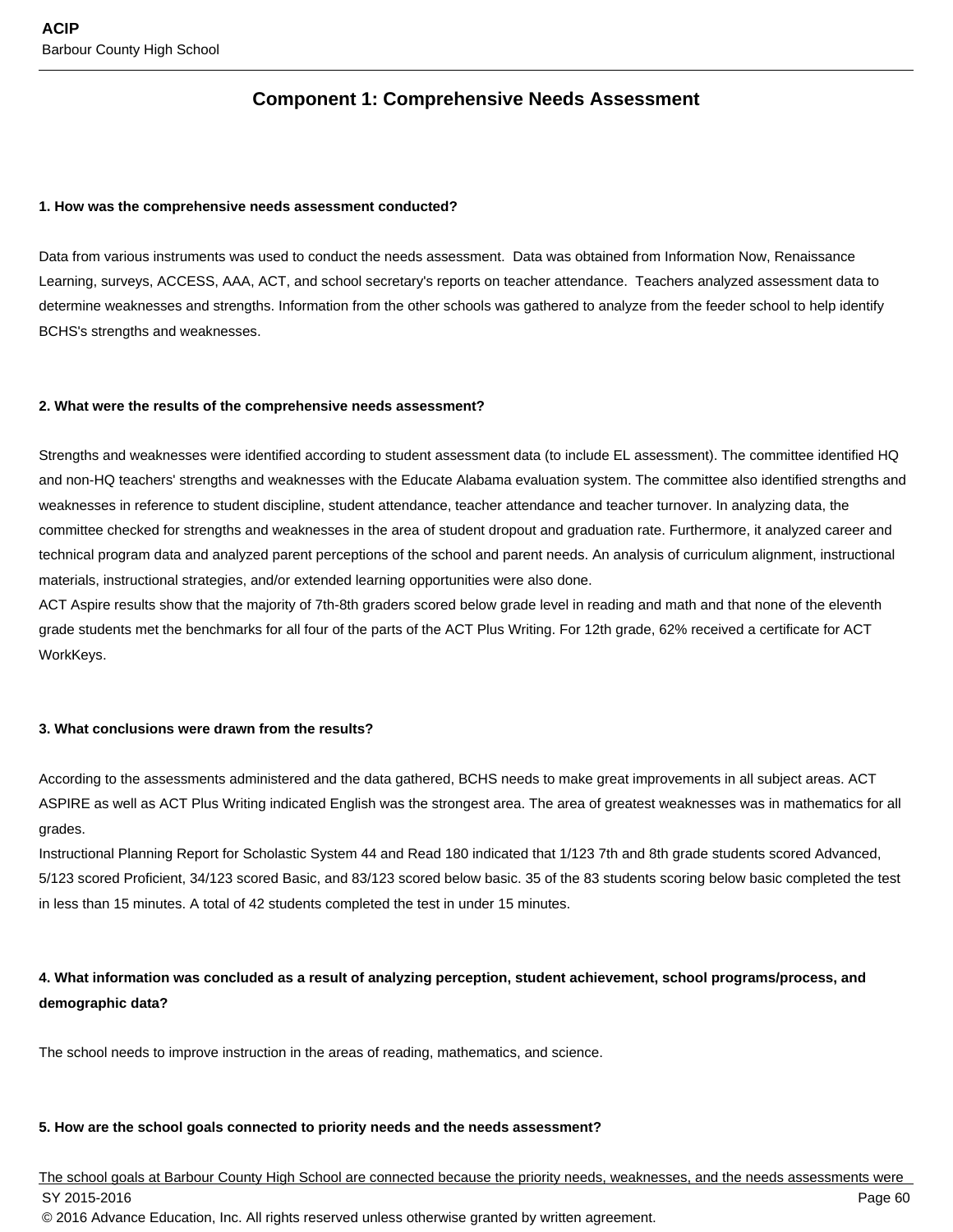## Component 1: Comprehensive Needs Assessment

**1. How was the comprehensive needs assessment conducted?**

Data from various instruments was used to conduct the needs assessment. Data was obtained from Information Now, Renaissance Learning, surveys, ACCESS, AAA, ACT, and school secretary's reports on teacher attendance. Teachers analyzed assessment data to determine weaknesses and strengths. Information from the other schools was gathered to analyze from the feeder school to help identify BCHS's strengths and weaknesses.

**2. What were the results of the comprehensive needs assessment?**

Strengths and weaknesses were identified according to student assessment data (to include EL assessment). The committee identified HQ and non-HQ teachers' strengths and weaknesses with the Educate Alabama evaluation system. The committee also identified strengths and weaknesses in reference to student discipline, student attendance, teacher attendance and teacher turnover. In analyzing data, the committee checked for strengths and weaknesses in the area of student dropout and graduation rate. Furthermore, it analyzed career and technical program data and analyzed parent perceptions of the school and parent needs. An analysis of curriculum alignment, instructional materials, instructional strategies, and/or extended learning opportunities were also done.
ACT Aspire results show that the majority of 7th-8th graders scored below grade level in reading and math and that none of the eleventh grade students met the benchmarks for all four of the parts of the ACT Plus Writing. For 12th grade, 62% received a certificate for ACT WorkKeys.

**3. What conclusions were drawn from the results?**

According to the assessments administered and the data gathered, BCHS needs to make great improvements in all subject areas. ACT ASPIRE as well as ACT Plus Writing indicated English was the strongest area. The area of greatest weaknesses was in mathematics for all grades.
Instructional Planning Report for Scholastic System 44 and Read 180 indicated that 1/123 7th and 8th grade students scored Advanced, 5/123 scored Proficient, 34/123 scored Basic, and 83/123 scored below basic. 35 of the 83 students scoring below basic completed the test in less than 15 minutes. A total of 42 students completed the test in under 15 minutes.

**4. What information was concluded as a result of analyzing perception, student achievement, school programs/process, and demographic data?**

The school needs to improve instruction in the areas of reading, mathematics, and science.

**5. How are the school goals connected to priority needs and the needs assessment?**

The school goals at Barbour County High School are connected because the priority needs, weaknesses, and the needs assessments were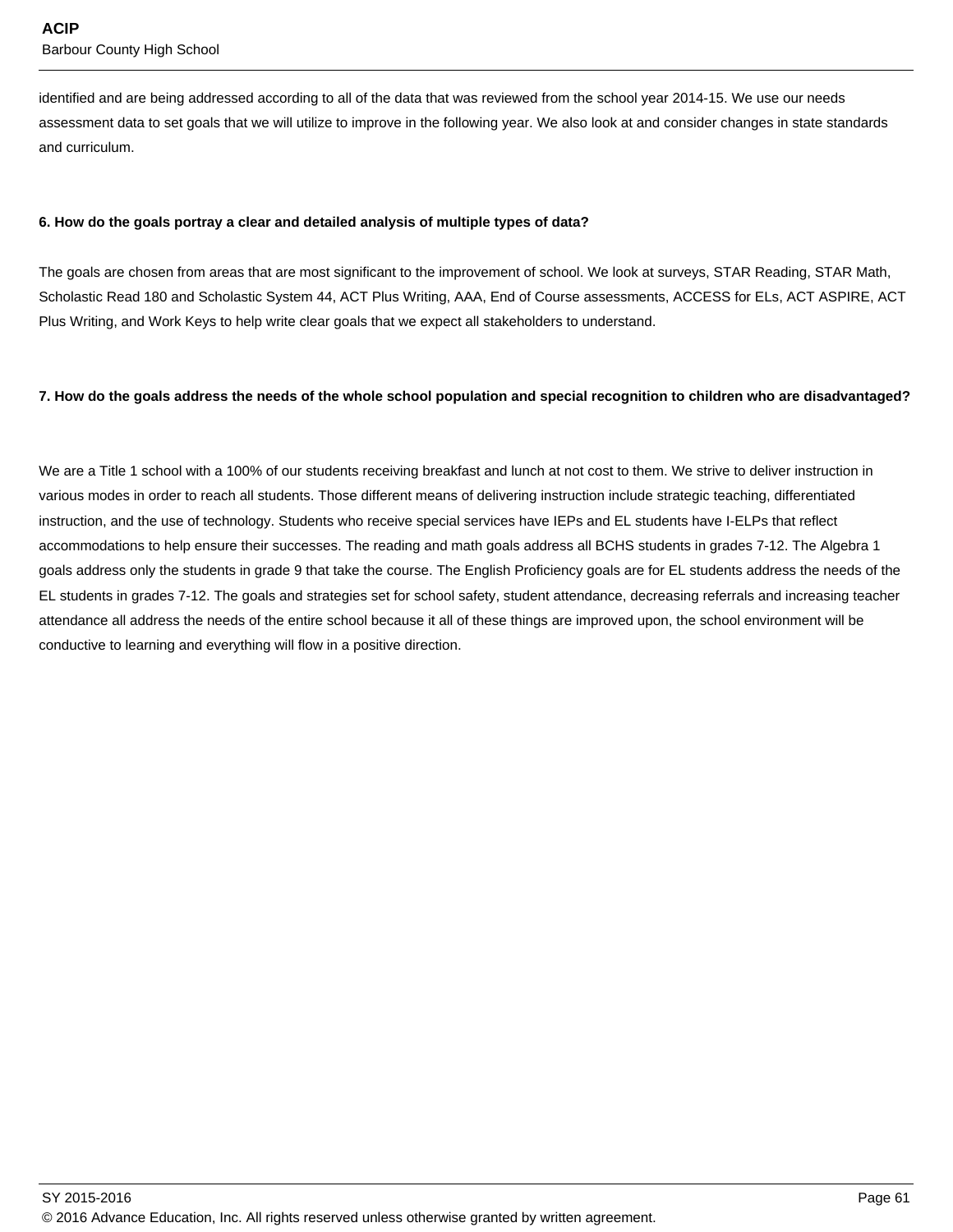identified and are being addressed according to all of the data that was reviewed from the school year 2014-15. We use our needs assessment data to set goals that we will utilize to improve in the following year. We also look at and consider changes in state standards and curriculum.

**6. How do the goals portray a clear and detailed analysis of multiple types of data?**

The goals are chosen from areas that are most significant to the improvement of school. We look at surveys, STAR Reading, STAR Math, Scholastic Read 180 and Scholastic System 44, ACT Plus Writing, AAA, End of Course assessments, ACCESS for ELs, ACT ASPIRE, ACT Plus Writing, and Work Keys to help write clear goals that we expect all stakeholders to understand.

**7. How do the goals address the needs of the whole school population and special recognition to children who are disadvantaged?**

We are a Title 1 school with a 100% of our students receiving breakfast and lunch at not cost to them. We strive to deliver instruction in various modes in order to reach all students. Those different means of delivering instruction include strategic teaching, differentiated instruction, and the use of technology. Students who receive special services have IEPs and EL students have I-ELPs that reflect accommodations to help ensure their successes. The reading and math goals address all BCHS students in grades 7-12. The Algebra 1 goals address only the students in grade 9 that take the course. The English Proficiency goals are for EL students address the needs of the EL students in grades 7-12. The goals and strategies set for school safety, student attendance, decreasing referrals and increasing teacher attendance all address the needs of the entire school because it all of these things are improved upon, the school environment will be conductive to learning and everything will flow in a positive direction.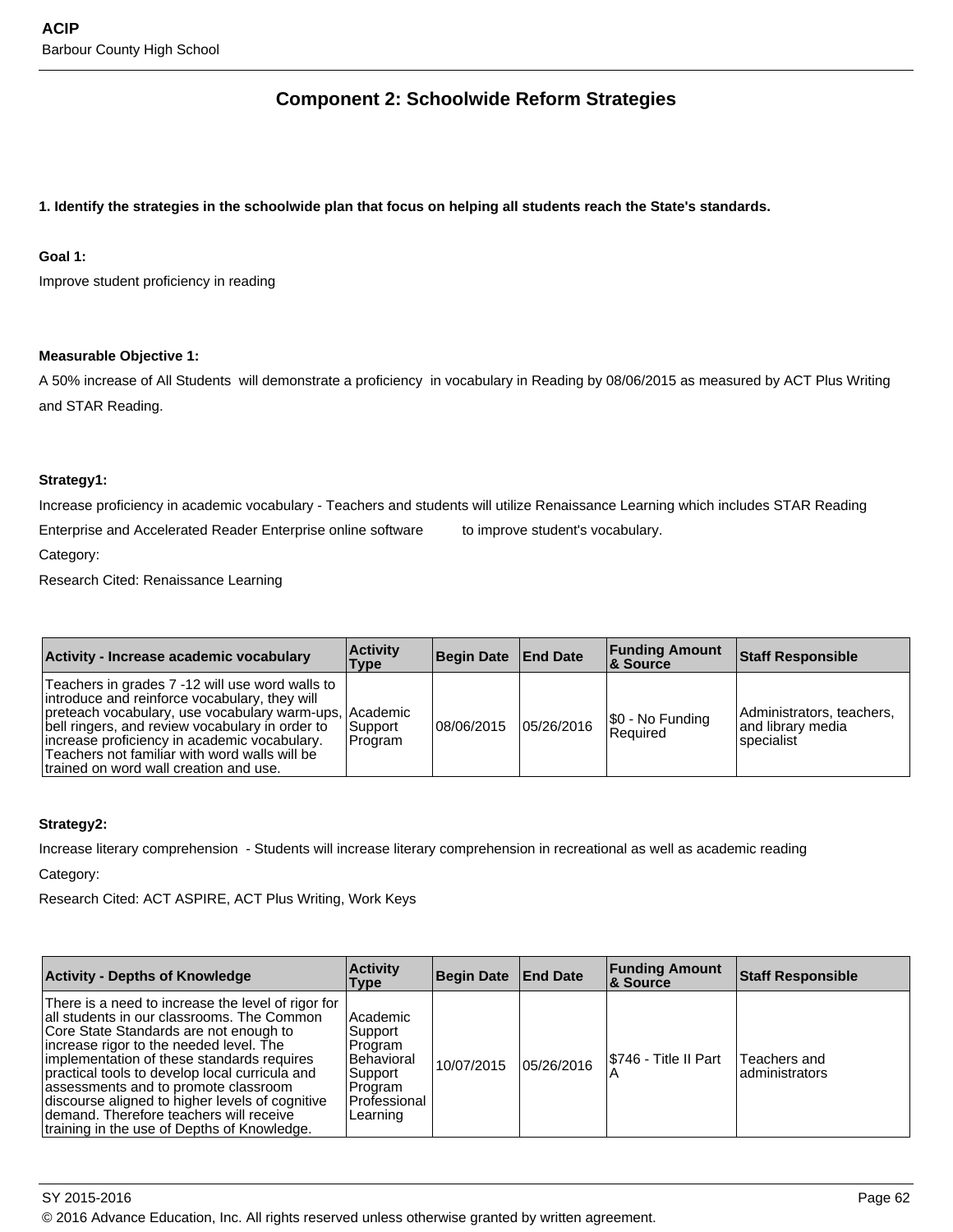## Component 2: Schoolwide Reform Strategies

**1. Identify the strategies in the schoolwide plan that focus on helping all students reach the State's standards.**

**Goal 1:**

Improve student proficiency in reading

**Measurable Objective 1:**

A 50% increase of All Students will demonstrate a proficiency in vocabulary in Reading by 08/06/2015 as measured by ACT Plus Writing and STAR Reading.

**Strategy1:**

Increase proficiency in academic vocabulary - Teachers and students will utilize Renaissance Learning which includes STAR Reading Enterprise and Accelerated Reader Enterprise online software to improve student's vocabulary.

Category:

Research Cited: Renaissance Learning

| Activity - Increase academic vocabulary | Activity Type | Begin Date | End Date | Funding Amount & Source | Staff Responsible |
|---|---|---|---|---|---|
| Teachers in grades 7 -12 will use word walls to introduce and reinforce vocabulary, they will preteach vocabulary, use vocabulary warm-ups, bell ringers, and review vocabulary in order to increase proficiency in academic vocabulary. Teachers not familiar with word walls will be trained on word wall creation and use. | Academic Support Program | 08/06/2015 | 05/26/2016 | $0 - No Funding Required | Administrators, teachers, and library media specialist |

**Strategy2:**

Increase literary comprehension - Students will increase literary comprehension in recreational as well as academic reading

Category:

Research Cited: ACT ASPIRE, ACT Plus Writing, Work Keys

| Activity - Depths of Knowledge | Activity Type | Begin Date | End Date | Funding Amount & Source | Staff Responsible |
|---|---|---|---|---|---|
| There is a need to increase the level of rigor for all students in our classrooms. The Common Core State Standards are not enough to increase rigor to the needed level. The implementation of these standards requires practical tools to develop local curricula and assessments and to promote classroom discourse aligned to higher levels of cognitive demand. Therefore teachers will receive training in the use of Depths of Knowledge. | Academic Support Program Behavioral Support Program Professional Learning | 10/07/2015 | 05/26/2016 | $746 - Title II Part A | Teachers and administrators |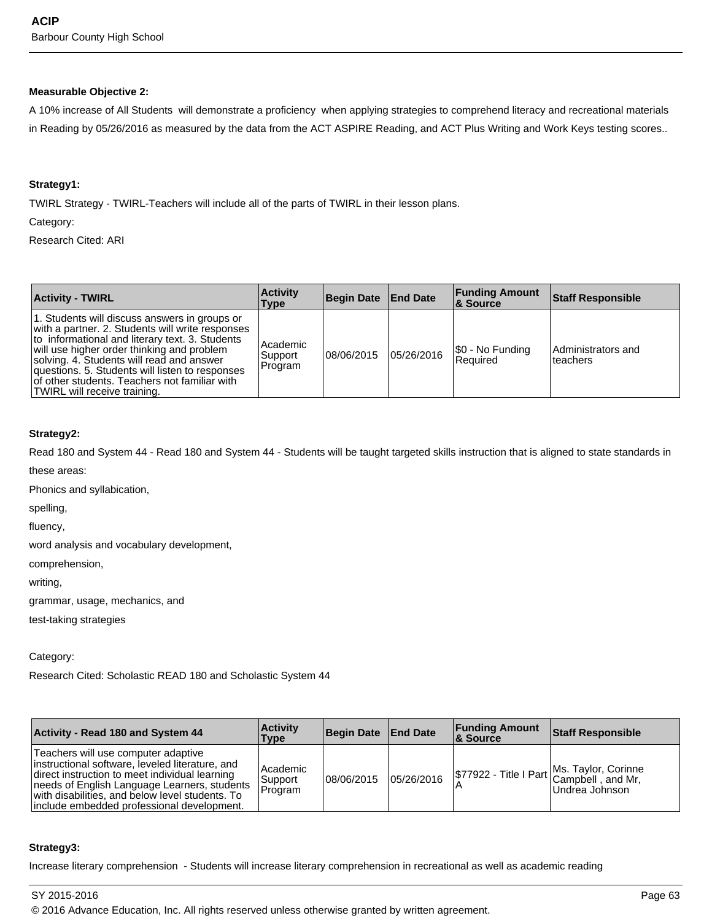**Measurable Objective 2:**

A 10% increase of All Students will demonstrate a proficiency when applying strategies to comprehend literacy and recreational materials in Reading by 05/26/2016 as measured by the data from the ACT ASPIRE Reading, and ACT Plus Writing and Work Keys testing scores..

**Strategy1:**

TWIRL Strategy - TWIRL-Teachers will include all of the parts of TWIRL in their lesson plans.

Category:

Research Cited: ARI

| Activity - TWIRL | Activity Type | Begin Date | End Date | Funding Amount & Source | Staff Responsible |
|---|---|---|---|---|---|
| 1. Students will discuss answers in groups or with a partner. 2. Students will write responses to informational and literary text. 3. Students will use higher order thinking and problem solving. 4. Students will read and answer questions. 5. Students will listen to responses of other students. Teachers not familiar with TWIRL will receive training. | Academic Support Program | 08/06/2015 | 05/26/2016 | $0 - No Funding Required | Administrators and teachers |

**Strategy2:**

Read 180 and System 44 - Read 180 and System 44 - Students will be taught targeted skills instruction that is aligned to state standards in these areas:

Phonics and syllabication,

spelling,

fluency,

word analysis and vocabulary development,

comprehension,

writing,

grammar, usage, mechanics, and

test-taking strategies

Category:

Research Cited: Scholastic READ 180 and Scholastic System 44

| Activity - Read 180 and System 44 | Activity Type | Begin Date | End Date | Funding Amount & Source | Staff Responsible |
|---|---|---|---|---|---|
| Teachers will use computer adaptive instructional software, leveled literature, and direct instruction to meet individual learning needs of English Language Learners, students with disabilities, and below level students. To include embedded professional development. | Academic Support Program | 08/06/2015 | 05/26/2016 | $77922 - Title I Part A | Ms. Taylor, Corinne Campbell , and Mr, Undrea Johnson |

**Strategy3:**

Increase literary comprehension - Students will increase literary comprehension in recreational as well as academic reading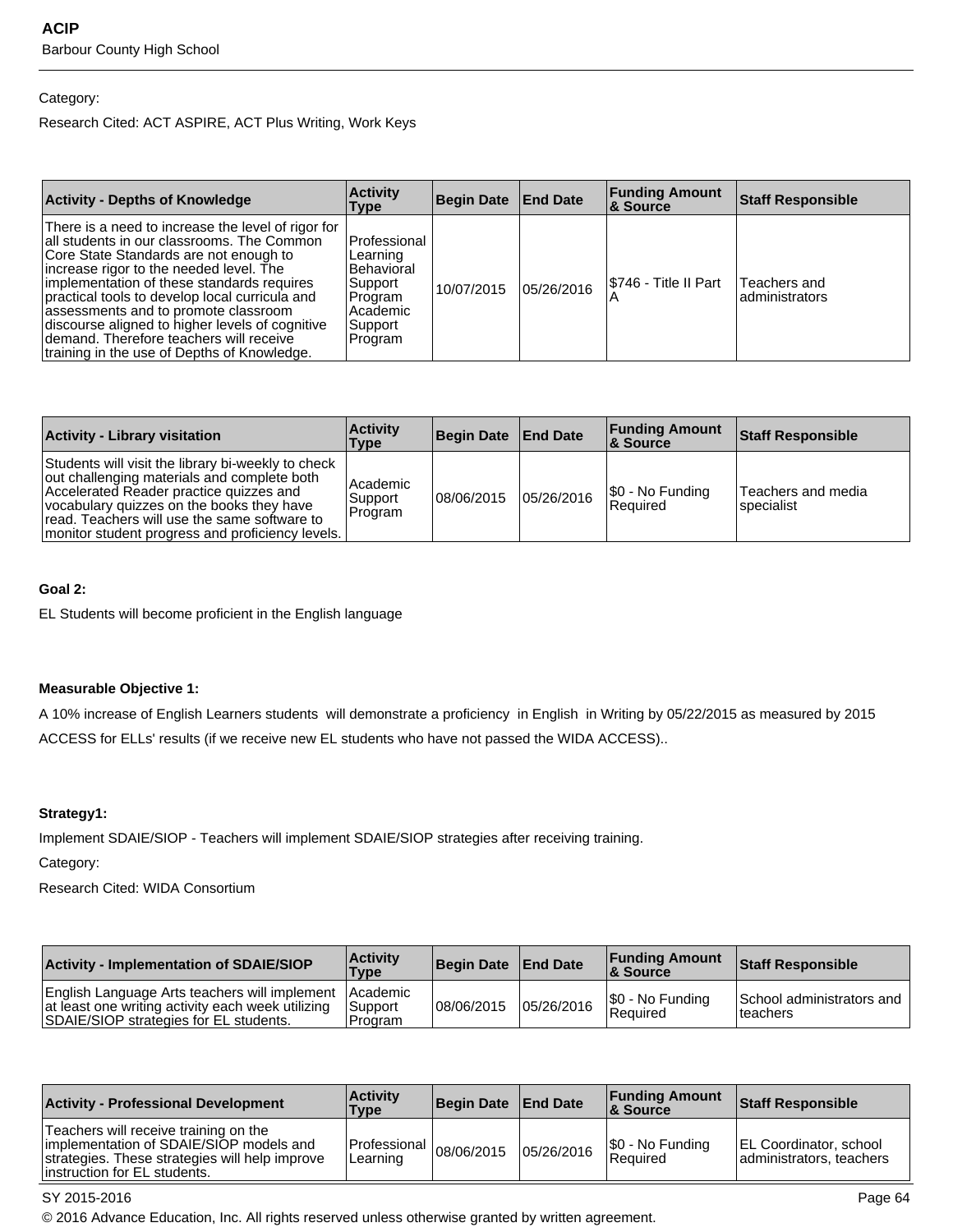Category:

Research Cited: ACT ASPIRE, ACT Plus Writing, Work Keys

| Activity - Depths of Knowledge | Activity Type | Begin Date | End Date | Funding Amount & Source | Staff Responsible |
| --- | --- | --- | --- | --- | --- |
| There is a need to increase the level of rigor for all students in our classrooms. The Common Core State Standards are not enough to increase rigor to the needed level. The implementation of these standards requires practical tools to develop local curricula and assessments and to promote classroom discourse aligned to higher levels of cognitive demand. Therefore teachers will receive training in the use of Depths of Knowledge. | Professional Learning Behavioral Support Program Academic Support Program | 10/07/2015 | 05/26/2016 | $746 - Title II Part A | Teachers and administrators |

| Activity - Library visitation | Activity Type | Begin Date | End Date | Funding Amount & Source | Staff Responsible |
| --- | --- | --- | --- | --- | --- |
| Students will visit the library bi-weekly to check out challenging materials and complete both Accelerated Reader practice quizzes and vocabulary quizzes on the books they have read. Teachers will use the same software to monitor student progress and proficiency levels. | Academic Support Program | 08/06/2015 | 05/26/2016 | $0 - No Funding Required | Teachers and media specialist |

**Goal 2:**

EL Students will become proficient in the English language

**Measurable Objective 1:**

A 10% increase of English Learners students will demonstrate a proficiency in English in Writing by 05/22/2015 as measured by 2015 ACCESS for ELLs' results (if we receive new EL students who have not passed the WIDA ACCESS)..

**Strategy1:**

Implement SDAIE/SIOP - Teachers will implement SDAIE/SIOP strategies after receiving training.

Category:

Research Cited: WIDA Consortium

| Activity - Implementation of SDAIE/SIOP | Activity Type | Begin Date | End Date | Funding Amount & Source | Staff Responsible |
| --- | --- | --- | --- | --- | --- |
| English Language Arts teachers will implement at least one writing activity each week utilizing SDAIE/SIOP strategies for EL students. | Academic Support Program | 08/06/2015 | 05/26/2016 | $0 - No Funding Required | School administrators and teachers |

| Activity - Professional Development | Activity Type | Begin Date | End Date | Funding Amount & Source | Staff Responsible |
| --- | --- | --- | --- | --- | --- |
| Teachers will receive training on the implementation of SDAIE/SIOP models and strategies. These strategies will help improve instruction for EL students. | Professional Learning | 08/06/2015 | 05/26/2016 | $0 - No Funding Required | EL Coordinator, school administrators, teachers |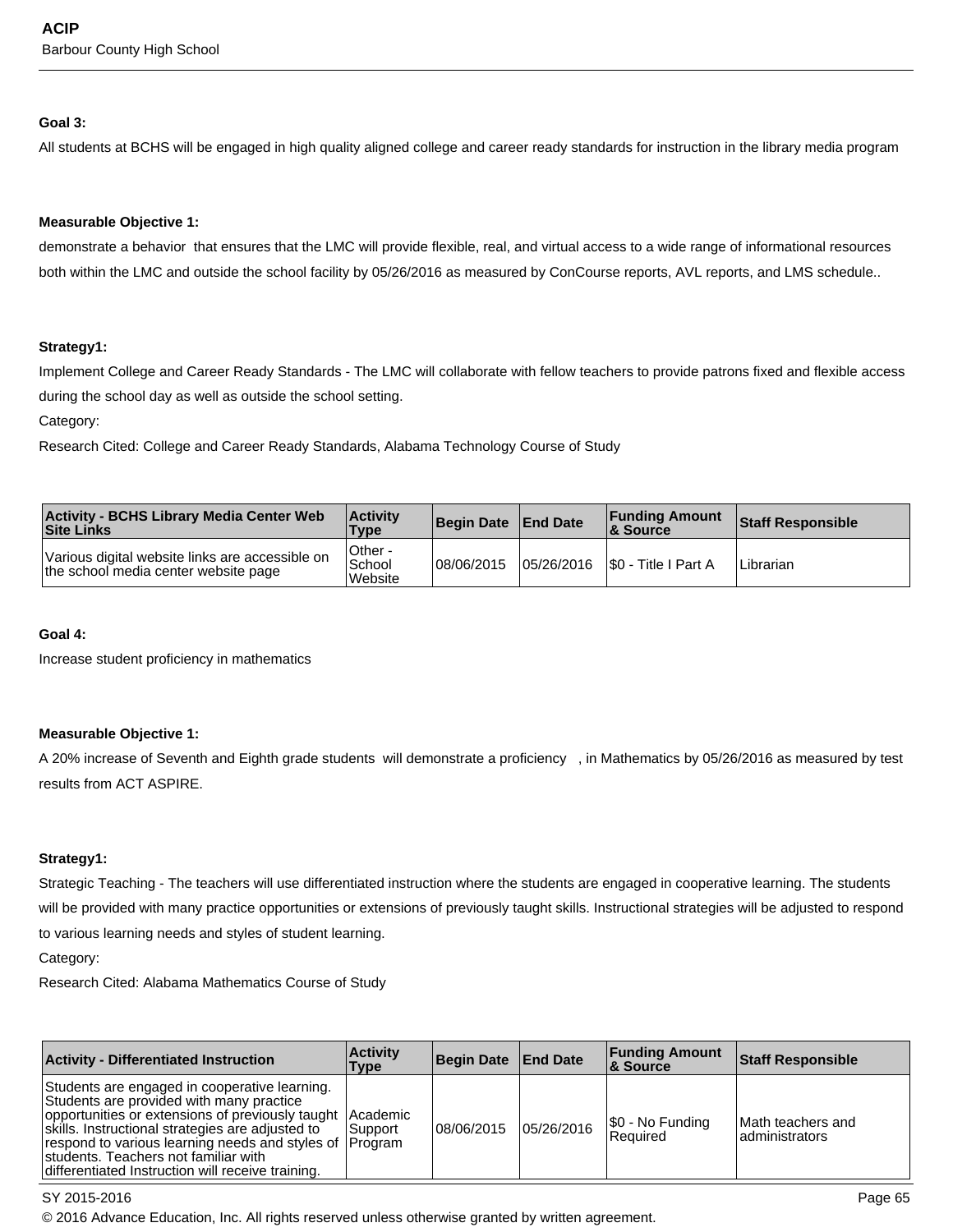**Goal 3:**

All students at BCHS will be engaged in high quality aligned college and career ready standards for instruction in the library media program

**Measurable Objective 1:**

demonstrate a behavior that ensures that the LMC will provide flexible, real, and virtual access to a wide range of informational resources both within the LMC and outside the school facility by 05/26/2016 as measured by ConCourse reports, AVL reports, and LMS schedule..

**Strategy1:**

Implement College and Career Ready Standards - The LMC will collaborate with fellow teachers to provide patrons fixed and flexible access during the school day as well as outside the school setting.

Category:

Research Cited: College and Career Ready Standards, Alabama Technology Course of Study

| Activity - BCHS Library Media Center Web Site Links | Activity Type | Begin Date | End Date | Funding Amount & Source | Staff Responsible |
|---|---|---|---|---|---|
| Various digital website links are accessible on the school media center website page | Other - School Website | 08/06/2015 | 05/26/2016 | $0 - Title I Part A | Librarian |

**Goal 4:**

Increase student proficiency in mathematics

**Measurable Objective 1:**

A 20% increase of Seventh and Eighth grade students will demonstrate a proficiency , in Mathematics by 05/26/2016 as measured by test results from ACT ASPIRE.

**Strategy1:**

Strategic Teaching - The teachers will use differentiated instruction where the students are engaged in cooperative learning. The students will be provided with many practice opportunities or extensions of previously taught skills. Instructional strategies will be adjusted to respond to various learning needs and styles of student learning.

Category:

Research Cited: Alabama Mathematics Course of Study

| Activity - Differentiated Instruction | Activity Type | Begin Date | End Date | Funding Amount & Source | Staff Responsible |
|---|---|---|---|---|---|
| Students are engaged in cooperative learning. Students are provided with many practice opportunities or extensions of previously taught skills. Instructional strategies are adjusted to respond to various learning needs and styles of students. Teachers not familiar with differentiated Instruction will receive training. | Academic Support Program | 08/06/2015 | 05/26/2016 | $0 - No Funding Required | Math teachers and administrators |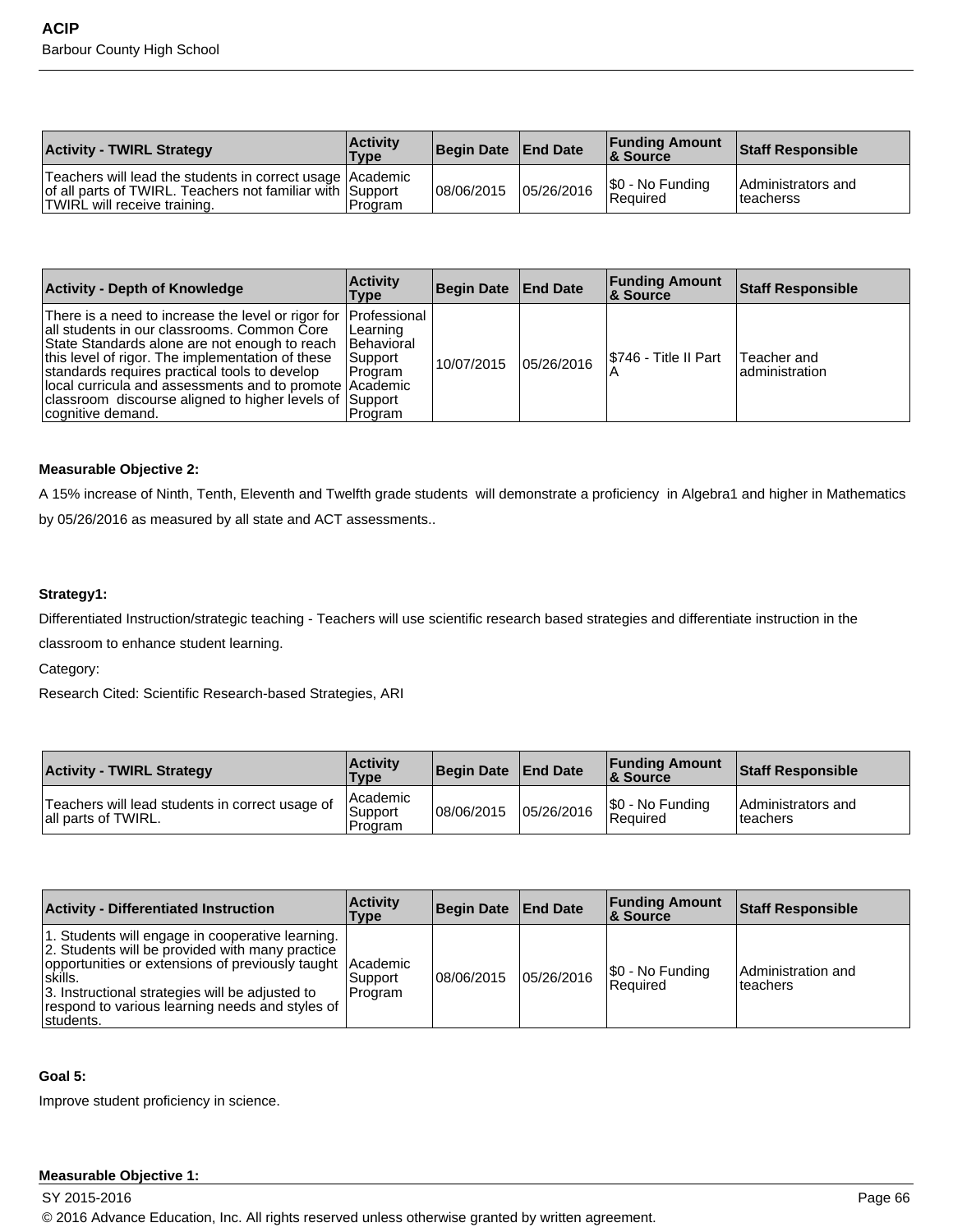| Activity - TWIRL Strategy | Activity Type | Begin Date | End Date | Funding Amount & Source | Staff Responsible |
|---|---|---|---|---|---|
| Teachers will lead the students in correct usage of all parts of TWIRL. Teachers not familiar with TWIRL will receive training. | Academic Support Program | 08/06/2015 | 05/26/2016 | $0 - No Funding Required | Administrators and teacherss |

| Activity - Depth of Knowledge | Activity Type | Begin Date | End Date | Funding Amount & Source | Staff Responsible |
|---|---|---|---|---|---|
| There is a need to increase the level or rigor for all students in our classrooms. Common Core State Standards alone are not enough to reach this level of rigor. The implementation of these standards requires practical tools to develop local curricula and assessments and to promote classroom discourse aligned to higher levels of cognitive demand. | Professional Learning Behavioral Support Program Academic Support Program | 10/07/2015 | 05/26/2016 | $746 - Title II Part A | Teacher and administration |

**Measurable Objective 2:**

A 15% increase of Ninth, Tenth, Eleventh and Twelfth grade students will demonstrate a proficiency in Algebra1 and higher in Mathematics by 05/26/2016 as measured by all state and ACT assessments..

**Strategy1:**

Differentiated Instruction/strategic teaching - Teachers will use scientific research based strategies and differentiate instruction in the classroom to enhance student learning.

Category:

Research Cited: Scientific Research-based Strategies, ARI

| Activity - TWIRL Strategy | Activity Type | Begin Date | End Date | Funding Amount & Source | Staff Responsible |
|---|---|---|---|---|---|
| Teachers will lead students in correct usage of all parts of TWIRL. | Academic Support Program | 08/06/2015 | 05/26/2016 | $0 - No Funding Required | Administrators and teachers |

| Activity - Differentiated Instruction | Activity Type | Begin Date | End Date | Funding Amount & Source | Staff Responsible |
|---|---|---|---|---|---|
| 1. Students will engage in cooperative learning.<br>2. Students will be provided with many practice opportunities or extensions of previously taught skills.<br>3. Instructional strategies will be adjusted to respond to various learning needs and styles of students. | Academic Support Program | 08/06/2015 | 05/26/2016 | $0 - No Funding Required | Administration and teachers |

**Goal 5:**

Improve student proficiency in science.

**Measurable Objective 1:**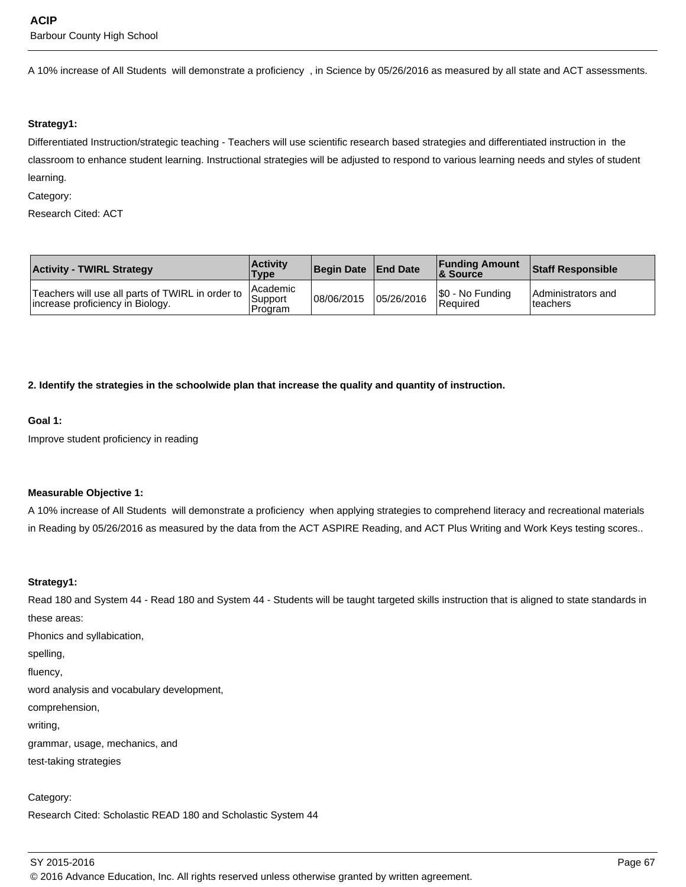A 10% increase of All Students will demonstrate a proficiency , in Science by 05/26/2016 as measured by all state and ACT assessments.

**Strategy1:**

Differentiated Instruction/strategic teaching - Teachers will use scientific research based strategies and differentiated instruction in the classroom to enhance student learning. Instructional strategies will be adjusted to respond to various learning needs and styles of student learning.

Category:

Research Cited: ACT

| Activity - TWIRL Strategy | Activity Type | Begin Date | End Date | Funding Amount & Source | Staff Responsible |
|---|---|---|---|---|---|
| Teachers will use all parts of TWIRL in order to increase proficiency in Biology. | Academic Support Program | 08/06/2015 | 05/26/2016 | $0 - No Funding Required | Administrators and teachers |

**2. Identify the strategies in the schoolwide plan that increase the quality and quantity of instruction.**

**Goal 1:**

Improve student proficiency in reading

**Measurable Objective 1:**

A 10% increase of All Students will demonstrate a proficiency when applying strategies to comprehend literacy and recreational materials in Reading by 05/26/2016 as measured by the data from the ACT ASPIRE Reading, and ACT Plus Writing and Work Keys testing scores..

**Strategy1:**

Read 180 and System 44 - Read 180 and System 44 - Students will be taught targeted skills instruction that is aligned to state standards in these areas:

Phonics and syllabication,

spelling,

fluency,

word analysis and vocabulary development,

comprehension,

writing,

grammar, usage, mechanics, and

test-taking strategies

Category:

Research Cited: Scholastic READ 180 and Scholastic System 44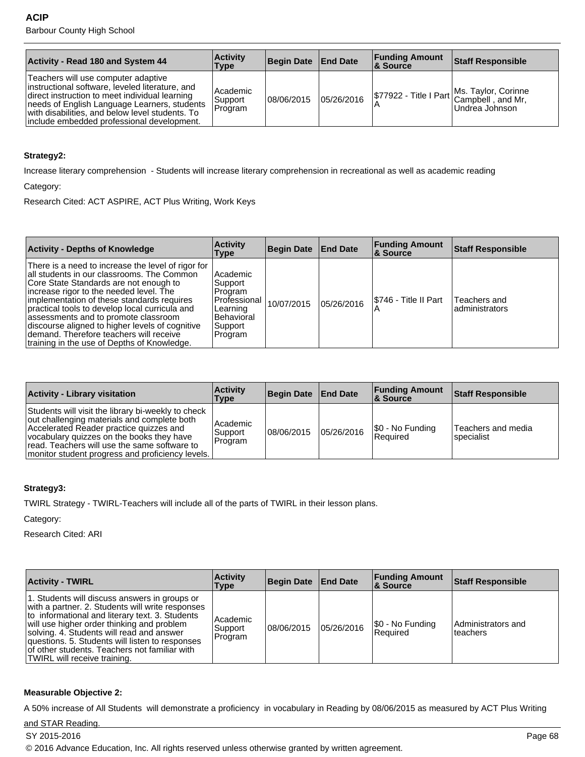| Activity - Read 180 and System 44 | Activity Type | Begin Date | End Date | Funding Amount & Source | Staff Responsible |
|---|---|---|---|---|---|
| Teachers will use computer adaptive instructional software, leveled literature, and direct instruction to meet individual learning needs of English Language Learners, students with disabilities, and below level students. To include embedded professional development. | Academic Support Program | 08/06/2015 | 05/26/2016 | $77922 - Title I Part A | Ms. Taylor, Corinne Campbell , and Mr, Undrea Johnson |

**Strategy2:**

Increase literary comprehension - Students will increase literary comprehension in recreational as well as academic reading

Category:

Research Cited: ACT ASPIRE, ACT Plus Writing, Work Keys

| Activity - Depths of Knowledge | Activity Type | Begin Date | End Date | Funding Amount & Source | Staff Responsible |
|---|---|---|---|---|---|
| There is a need to increase the level of rigor for all students in our classrooms. The Common Core State Standards are not enough to increase rigor to the needed level. The implementation of these standards requires practical tools to develop local curricula and assessments and to promote classroom discourse aligned to higher levels of cognitive demand. Therefore teachers will receive training in the use of Depths of Knowledge. | Academic Support Program Professional Learning Behavioral Support Program | 10/07/2015 | 05/26/2016 | $746 - Title II Part A | Teachers and administrators |

| Activity - Library visitation | Activity Type | Begin Date | End Date | Funding Amount & Source | Staff Responsible |
|---|---|---|---|---|---|
| Students will visit the library bi-weekly to check out challenging materials and complete both Accelerated Reader practice quizzes and vocabulary quizzes on the books they have read. Teachers will use the same software to monitor student progress and proficiency levels. | Academic Support Program | 08/06/2015 | 05/26/2016 | $0 - No Funding Required | Teachers and media specialist |

**Strategy3:**

TWIRL Strategy - TWIRL-Teachers will include all of the parts of TWIRL in their lesson plans.

Category:

Research Cited: ARI

| Activity - TWIRL | Activity Type | Begin Date | End Date | Funding Amount & Source | Staff Responsible |
|---|---|---|---|---|---|
| 1. Students will discuss answers in groups or with a partner. 2. Students will write responses to informational and literary text. 3. Students will use higher order thinking and problem solving. 4. Students will read and answer questions. 5. Students will listen to responses of other students. Teachers not familiar with TWIRL will receive training. | Academic Support Program | 08/06/2015 | 05/26/2016 | $0 - No Funding Required | Administrators and teachers |

**Measurable Objective 2:**

A 50% increase of All Students will demonstrate a proficiency in vocabulary in Reading by 08/06/2015 as measured by ACT Plus Writing and STAR Reading.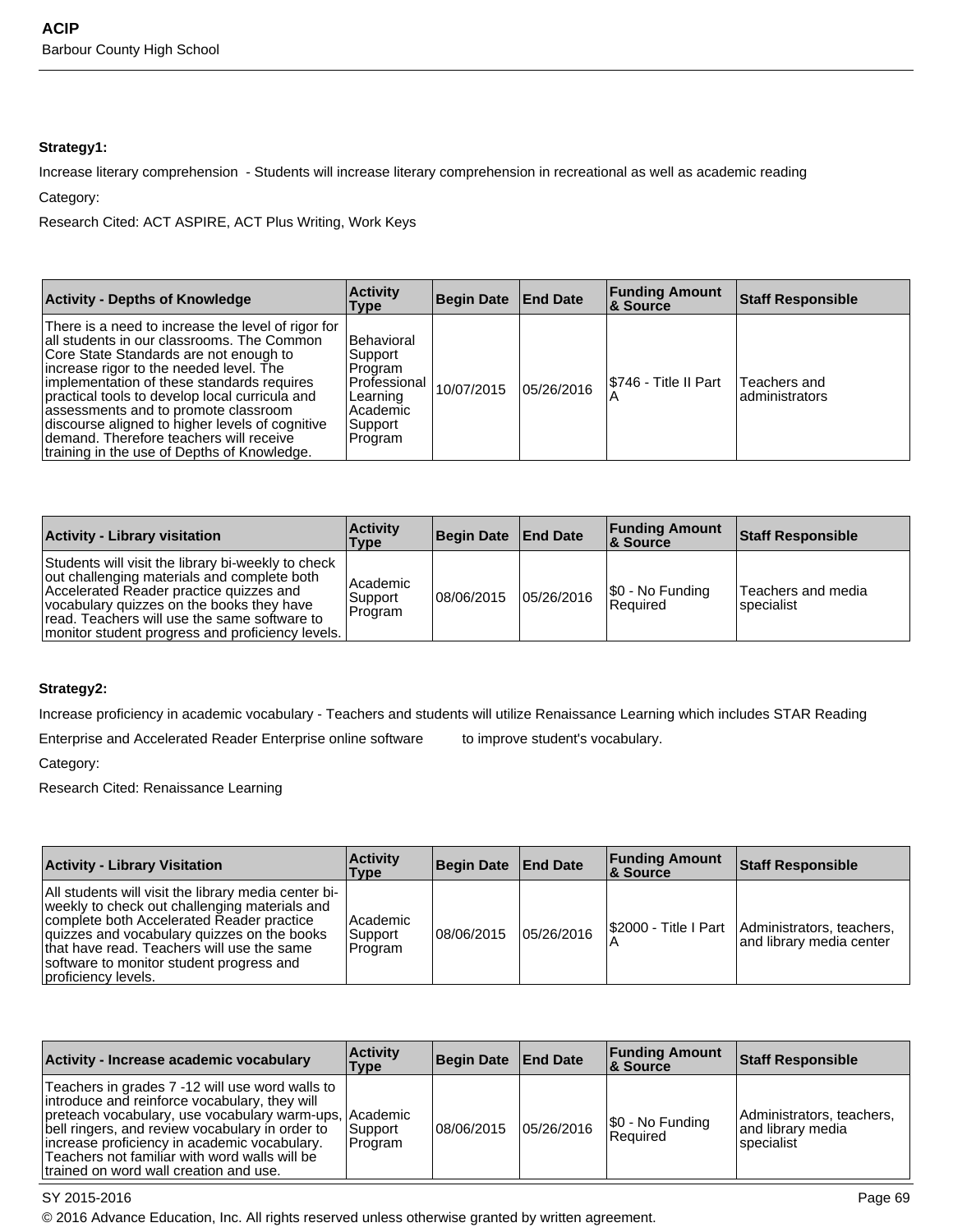**Strategy1:**

Increase literary comprehension - Students will increase literary comprehension in recreational as well as academic reading

Category:

Research Cited: ACT ASPIRE, ACT Plus Writing, Work Keys

| Activity - Depths of Knowledge | Activity Type | Begin Date | End Date | Funding Amount & Source | Staff Responsible |
|---|---|---|---|---|---|
| There is a need to increase the level of rigor for all students in our classrooms. The Common Core State Standards are not enough to increase rigor to the needed level. The implementation of these standards requires practical tools to develop local curricula and assessments and to promote classroom discourse aligned to higher levels of cognitive demand. Therefore teachers will receive training in the use of Depths of Knowledge. | Behavioral Support Program Professional Learning Academic Support Program | 10/07/2015 | 05/26/2016 | $746 - Title II Part A | Teachers and administrators |

| Activity - Library visitation | Activity Type | Begin Date | End Date | Funding Amount & Source | Staff Responsible |
|---|---|---|---|---|---|
| Students will visit the library bi-weekly to check out challenging materials and complete both Accelerated Reader practice quizzes and vocabulary quizzes on the books they have read. Teachers will use the same software to monitor student progress and proficiency levels. | Academic Support Program | 08/06/2015 | 05/26/2016 | $0 - No Funding Required | Teachers and media specialist |

**Strategy2:**

Increase proficiency in academic vocabulary - Teachers and students will utilize Renaissance Learning which includes STAR Reading Enterprise and Accelerated Reader Enterprise online software to improve student's vocabulary.

Category:

Research Cited: Renaissance Learning

| Activity - Library Visitation | Activity Type | Begin Date | End Date | Funding Amount & Source | Staff Responsible |
|---|---|---|---|---|---|
| All students will visit the library media center bi-weekly to check out challenging materials and complete both Accelerated Reader practice quizzes and vocabulary quizzes on the books that have read. Teachers will use the same software to monitor student progress and proficiency levels. | Academic Support Program | 08/06/2015 | 05/26/2016 | $2000 - Title I Part A | Administrators, teachers, and library media center |

| Activity - Increase academic vocabulary | Activity Type | Begin Date | End Date | Funding Amount & Source | Staff Responsible |
|---|---|---|---|---|---|
| Teachers in grades 7 -12 will use word walls to introduce and reinforce vocabulary, they will preteach vocabulary, use vocabulary warm-ups, bell ringers, and review vocabulary in order to increase proficiency in academic vocabulary. Teachers not familiar with word walls will be trained on word wall creation and use. | Academic Support Program | 08/06/2015 | 05/26/2016 | $0 - No Funding Required | Administrators, teachers, and library media specialist |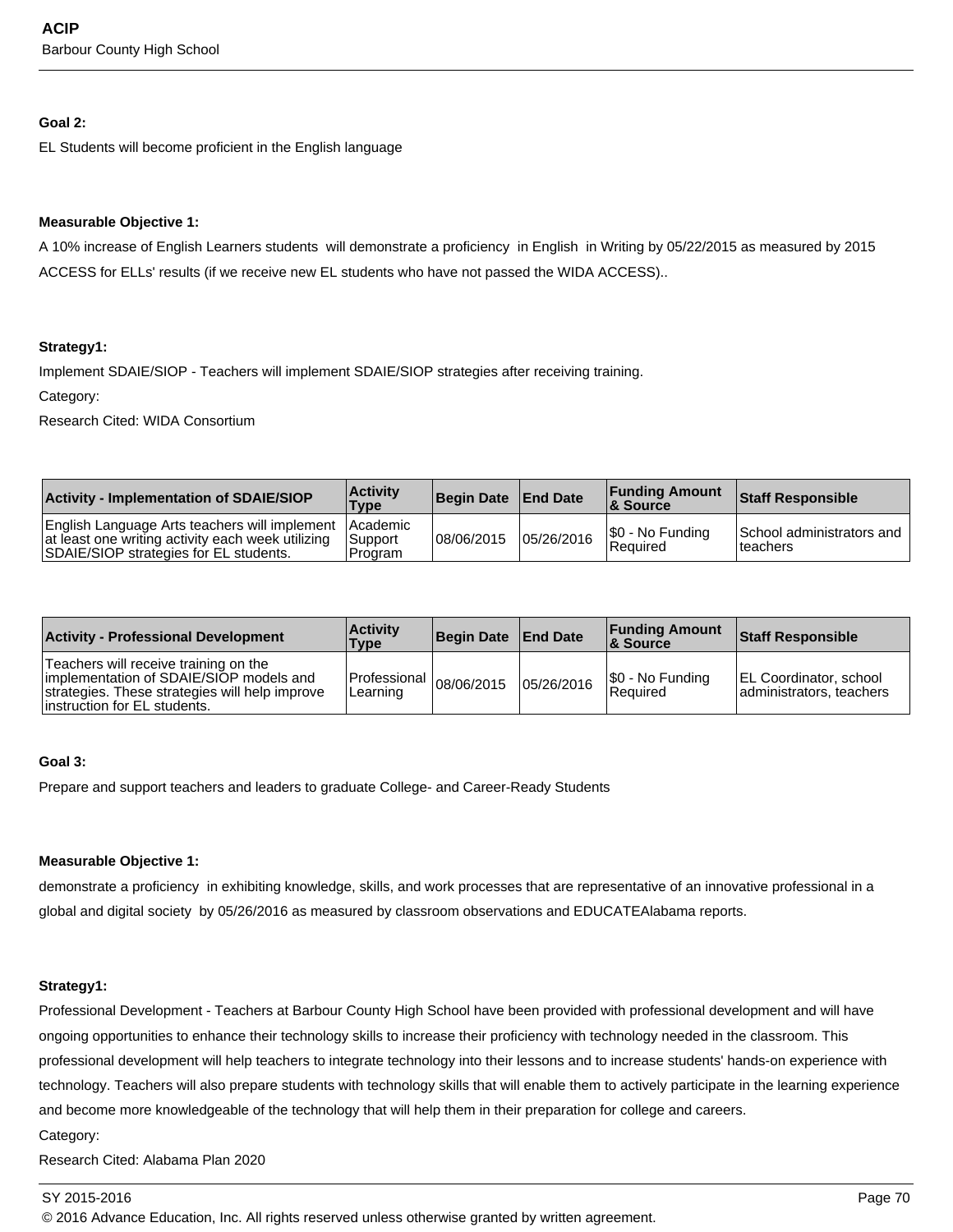**Goal 2:**

EL Students will become proficient in the English language

**Measurable Objective 1:**

A 10% increase of English Learners students will demonstrate a proficiency in English in Writing by 05/22/2015 as measured by 2015 ACCESS for ELLs' results (if we receive new EL students who have not passed the WIDA ACCESS)..

**Strategy1:**

Implement SDAIE/SIOP - Teachers will implement SDAIE/SIOP strategies after receiving training.

Category:

Research Cited: WIDA Consortium

| Activity - Implementation of SDAIE/SIOP | Activity Type | Begin Date | End Date | Funding Amount & Source | Staff Responsible |
|---|---|---|---|---|---|
| English Language Arts teachers will implement at least one writing activity each week utilizing SDAIE/SIOP strategies for EL students. | Academic Support Program | 08/06/2015 | 05/26/2016 | $0 - No Funding Required | School administrators and teachers |

| Activity - Professional Development | Activity Type | Begin Date | End Date | Funding Amount & Source | Staff Responsible |
|---|---|---|---|---|---|
| Teachers will receive training on the implementation of SDAIE/SIOP models and strategies. These strategies will help improve instruction for EL students. | Professional Learning | 08/06/2015 | 05/26/2016 | $0 - No Funding Required | EL Coordinator, school administrators, teachers |

**Goal 3:**

Prepare and support teachers and leaders to graduate College- and Career-Ready Students

**Measurable Objective 1:**

demonstrate a proficiency in exhibiting knowledge, skills, and work processes that are representative of an innovative professional in a global and digital society by 05/26/2016 as measured by classroom observations and EDUCATEAlabama reports.

**Strategy1:**

Professional Development - Teachers at Barbour County High School have been provided with professional development and will have ongoing opportunities to enhance their technology skills to increase their proficiency with technology needed in the classroom. This professional development will help teachers to integrate technology into their lessons and to increase students' hands-on experience with technology. Teachers will also prepare students with technology skills that will enable them to actively participate in the learning experience and become more knowledgeable of the technology that will help them in their preparation for college and careers.

Category:

Research Cited: Alabama Plan 2020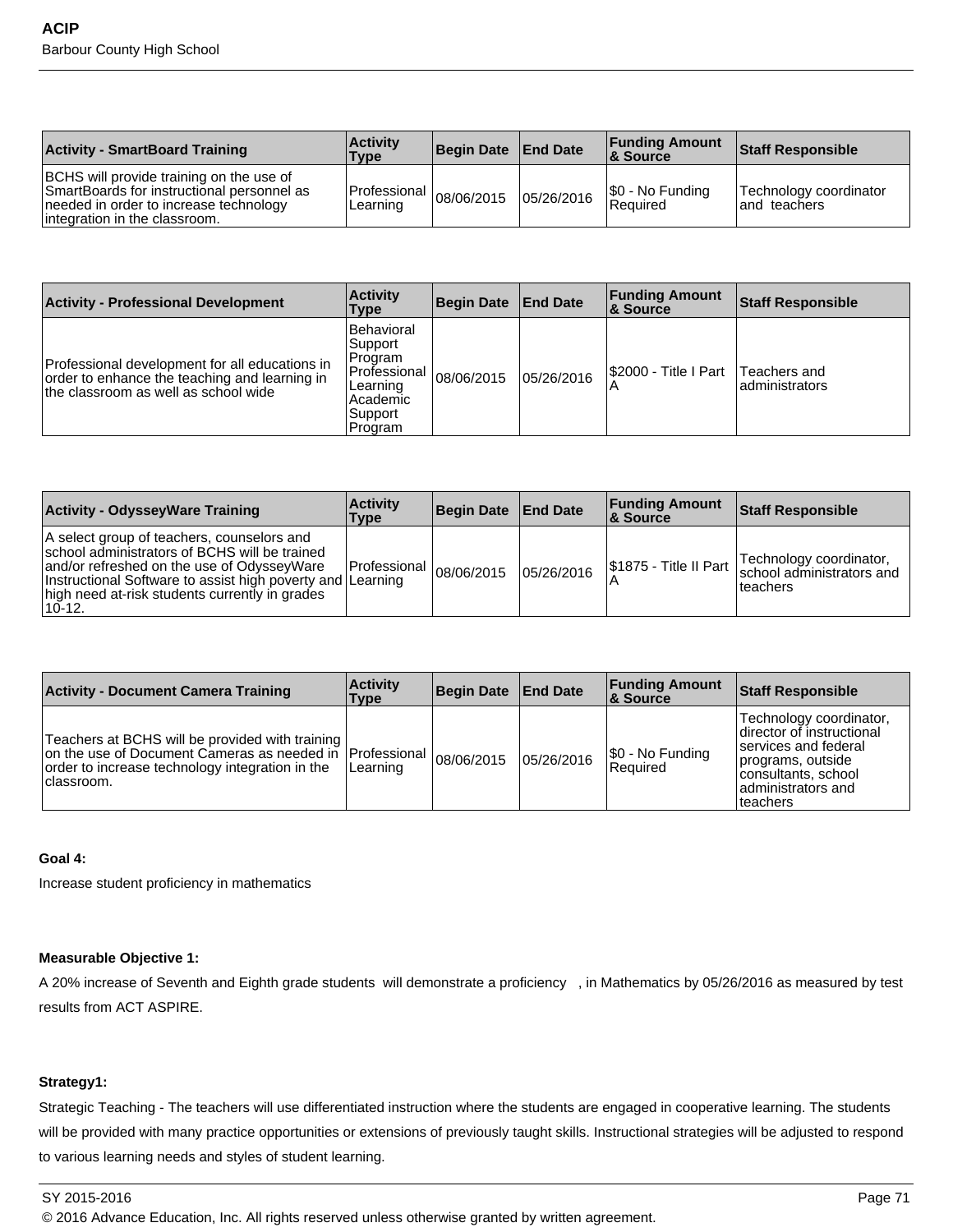| Activity - SmartBoard Training | Activity Type | Begin Date | End Date | Funding Amount & Source | Staff Responsible |
|---|---|---|---|---|---|
| BCHS will provide training on the use of SmartBoards for instructional personnel as needed in order to increase technology integration in the classroom. | Professional Learning | 08/06/2015 | 05/26/2016 | $0 - No Funding Required | Technology coordinator and teachers |

| Activity - Professional Development | Activity Type | Begin Date | End Date | Funding Amount & Source | Staff Responsible |
|---|---|---|---|---|---|
| Professional development for all educations in order to enhance the teaching and learning in the classroom as well as school wide | Behavioral Support Program Professional Learning Academic Support Program | 08/06/2015 | 05/26/2016 | $2000 - Title I Part A | Teachers and administrators |

| Activity - OdysseyWare Training | Activity Type | Begin Date | End Date | Funding Amount & Source | Staff Responsible |
|---|---|---|---|---|---|
| A select group of teachers, counselors and school administrators of BCHS will be trained and/or refreshed on the use of OdysseyWare Instructional Software to assist high poverty and high need at-risk students currently in grades 10-12. | Professional Learning | 08/06/2015 | 05/26/2016 | $1875 - Title II Part A | Technology coordinator, school administrators and teachers |

| Activity - Document Camera Training | Activity Type | Begin Date | End Date | Funding Amount & Source | Staff Responsible |
|---|---|---|---|---|---|
| Teachers at BCHS will be provided with training on the use of Document Cameras as needed in order to increase technology integration in the classroom. | Professional Learning | 08/06/2015 | 05/26/2016 | $0 - No Funding Required | Technology coordinator, director of instructional services and federal programs, outside consultants, school administrators and teachers |

**Goal 4:**

Increase student proficiency in mathematics

**Measurable Objective 1:**

A 20% increase of Seventh and Eighth grade students will demonstrate a proficiency , in Mathematics by 05/26/2016 as measured by test results from ACT ASPIRE.

**Strategy1:**

Strategic Teaching - The teachers will use differentiated instruction where the students are engaged in cooperative learning. The students will be provided with many practice opportunities or extensions of previously taught skills. Instructional strategies will be adjusted to respond to various learning needs and styles of student learning.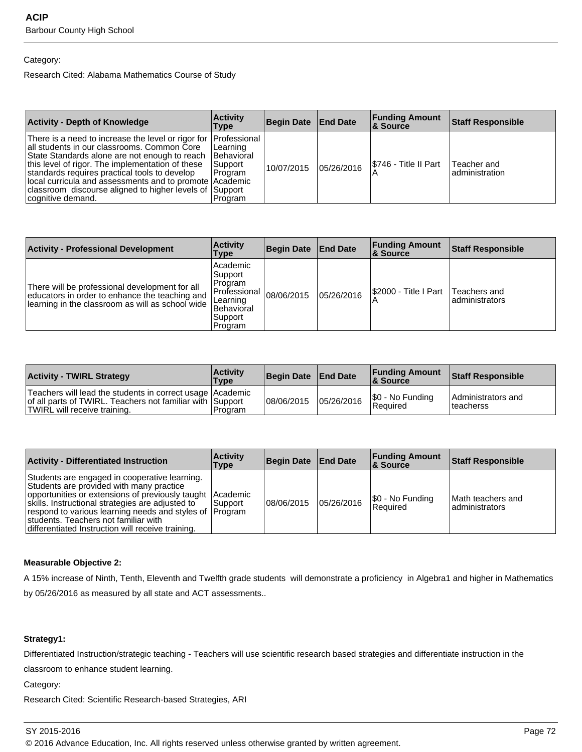Category:

Research Cited: Alabama Mathematics Course of Study

| Activity - Depth of Knowledge | Activity Type | Begin Date | End Date | Funding Amount & Source | Staff Responsible |
|---|---|---|---|---|---|
| There is a need to increase the level or rigor for all students in our classrooms. Common Core State Standards alone are not enough to reach this level of rigor. The implementation of these standards requires practical tools to develop local curricula and assessments and to promote classroom discourse aligned to higher levels of cognitive demand. | Professional Learning Behavioral Support Program Academic Support Program | 10/07/2015 | 05/26/2016 | $746 - Title II Part A | Teacher and administration |

| Activity - Professional Development | Activity Type | Begin Date | End Date | Funding Amount & Source | Staff Responsible |
|---|---|---|---|---|---|
| There will be professional development for all educators in order to enhance the teaching and learning in the classroom as will as school wide | Academic Support Program Professional Learning Behavioral Support Program | 08/06/2015 | 05/26/2016 | $2000 - Title I Part A | Teachers and administrators |

| Activity - TWIRL Strategy | Activity Type | Begin Date | End Date | Funding Amount & Source | Staff Responsible |
|---|---|---|---|---|---|
| Teachers will lead the students in correct usage of all parts of TWIRL. Teachers not familiar with TWIRL will receive training. | Academic Support Program | 08/06/2015 | 05/26/2016 | $0 - No Funding Required | Administrators and teacherss |

| Activity - Differentiated Instruction | Activity Type | Begin Date | End Date | Funding Amount & Source | Staff Responsible |
|---|---|---|---|---|---|
| Students are engaged in cooperative learning. Students are provided with many practice opportunities or extensions of previously taught skills. Instructional strategies are adjusted to respond to various learning needs and styles of students. Teachers not familiar with differentiated Instruction will receive training. | Academic Support Program | 08/06/2015 | 05/26/2016 | $0 - No Funding Required | Math teachers and administrators |

**Measurable Objective 2:**

A 15% increase of Ninth, Tenth, Eleventh and Twelfth grade students will demonstrate a proficiency in Algebra1 and higher in Mathematics by 05/26/2016 as measured by all state and ACT assessments..

**Strategy1:**

Differentiated Instruction/strategic teaching - Teachers will use scientific research based strategies and differentiate instruction in the classroom to enhance student learning.

Category:

Research Cited: Scientific Research-based Strategies, ARI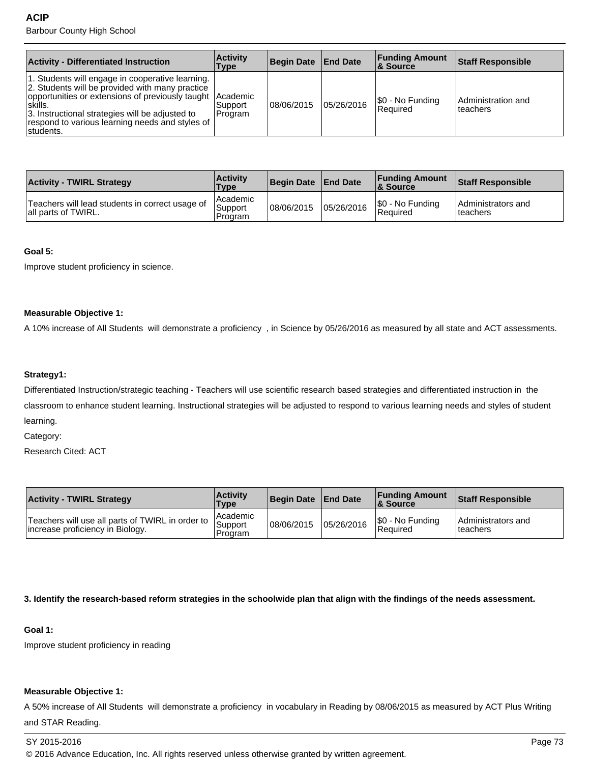| Activity - Differentiated Instruction | Activity Type | Begin Date | End Date | Funding Amount & Source | Staff Responsible |
| --- | --- | --- | --- | --- | --- |
| 1. Students will engage in cooperative learning. 2. Students will be provided with many practice opportunities or extensions of previously taught skills. 3. Instructional strategies will be adjusted to respond to various learning needs and styles of students. | Academic Support Program | 08/06/2015 | 05/26/2016 | $0 - No Funding Required | Administration and teachers |

| Activity - TWIRL Strategy | Activity Type | Begin Date | End Date | Funding Amount & Source | Staff Responsible |
| --- | --- | --- | --- | --- | --- |
| Teachers will lead students in correct usage of all parts of TWIRL. | Academic Support Program | 08/06/2015 | 05/26/2016 | $0 - No Funding Required | Administrators and teachers |

**Goal 5:**

Improve student proficiency in science.

**Measurable Objective 1:**

A 10% increase of All Students will demonstrate a proficiency , in Science by 05/26/2016 as measured by all state and ACT assessments.

**Strategy1:**

Differentiated Instruction/strategic teaching - Teachers will use scientific research based strategies and differentiated instruction in the classroom to enhance student learning. Instructional strategies will be adjusted to respond to various learning needs and styles of student learning.

Category:

Research Cited: ACT

| Activity - TWIRL Strategy | Activity Type | Begin Date | End Date | Funding Amount & Source | Staff Responsible |
| --- | --- | --- | --- | --- | --- |
| Teachers will use all parts of TWIRL in order to increase proficiency in Biology. | Academic Support Program | 08/06/2015 | 05/26/2016 | $0 - No Funding Required | Administrators and teachers |

**3. Identify the research-based reform strategies in the schoolwide plan that align with the findings of the needs assessment.**

**Goal 1:**

Improve student proficiency in reading

**Measurable Objective 1:**

A 50% increase of All Students will demonstrate a proficiency in vocabulary in Reading by 08/06/2015 as measured by ACT Plus Writing and STAR Reading.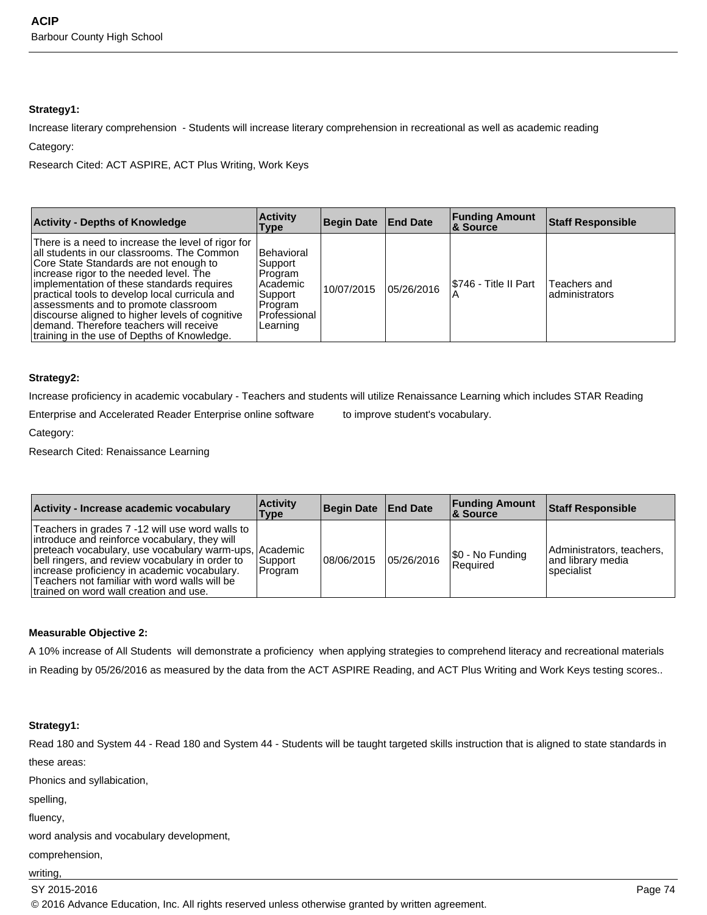**Strategy1:**

Increase literary comprehension - Students will increase literary comprehension in recreational as well as academic reading

Category:

Research Cited: ACT ASPIRE, ACT Plus Writing, Work Keys

| Activity - Depths of Knowledge | Activity Type | Begin Date | End Date | Funding Amount & Source | Staff Responsible |
|---|---|---|---|---|---|
| There is a need to increase the level of rigor for all students in our classrooms. The Common Core State Standards are not enough to increase rigor to the needed level. The implementation of these standards requires practical tools to develop local curricula and assessments and to promote classroom discourse aligned to higher levels of cognitive demand. Therefore teachers will receive training in the use of Depths of Knowledge. | Behavioral Support Program Academic Support Program Professional Learning | 10/07/2015 | 05/26/2016 | $746 - Title II Part A | Teachers and administrators |

**Strategy2:**

Increase proficiency in academic vocabulary - Teachers and students will utilize Renaissance Learning which includes STAR Reading Enterprise and Accelerated Reader Enterprise online software to improve student's vocabulary.

Category:

Research Cited: Renaissance Learning

| Activity - Increase academic vocabulary | Activity Type | Begin Date | End Date | Funding Amount & Source | Staff Responsible |
|---|---|---|---|---|---|
| Teachers in grades 7 -12 will use word walls to introduce and reinforce vocabulary, they will preteach vocabulary, use vocabulary warm-ups, bell ringers, and review vocabulary in order to increase proficiency in academic vocabulary. Teachers not familiar with word walls will be trained on word wall creation and use. | Academic Support Program | 08/06/2015 | 05/26/2016 | $0 - No Funding Required | Administrators, teachers, and library media specialist |

**Measurable Objective 2:**

A 10% increase of All Students will demonstrate a proficiency when applying strategies to comprehend literacy and recreational materials in Reading by 05/26/2016 as measured by the data from the ACT ASPIRE Reading, and ACT Plus Writing and Work Keys testing scores..

**Strategy1:**

Read 180 and System 44 - Read 180 and System 44 - Students will be taught targeted skills instruction that is aligned to state standards in these areas:

Phonics and syllabication,

spelling,

fluency,

word analysis and vocabulary development,

comprehension,

writing,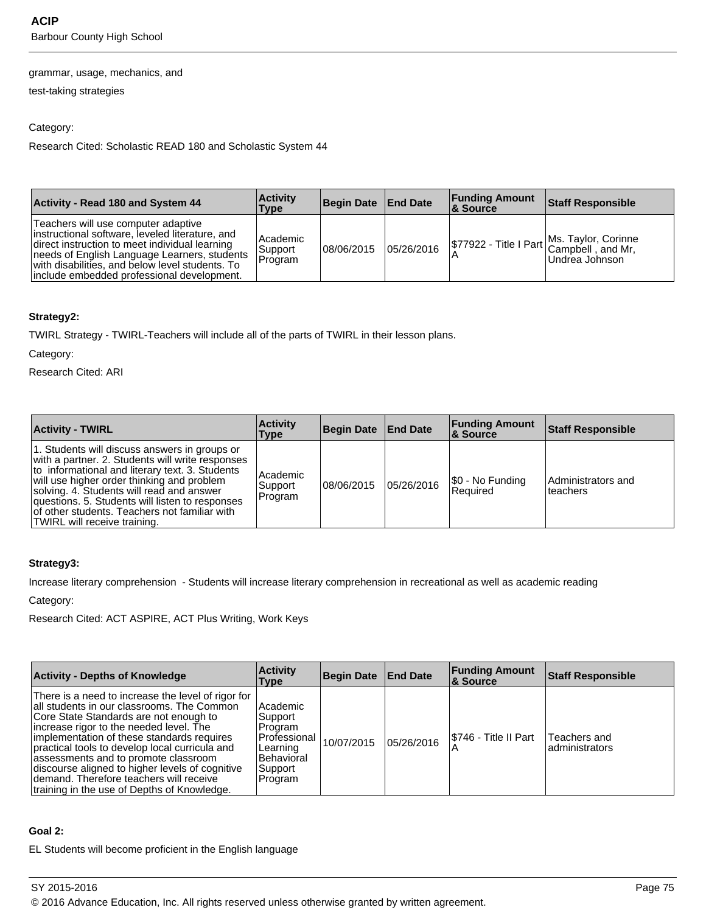grammar, usage, mechanics, and

test-taking strategies

Category:

Research Cited: Scholastic READ 180 and Scholastic System 44

| Activity - Read 180 and System 44 | Activity Type | Begin Date | End Date | Funding Amount & Source | Staff Responsible |
|---|---|---|---|---|---|
| Teachers will use computer adaptive instructional software, leveled literature, and direct instruction to meet individual learning needs of English Language Learners, students with disabilities, and below level students. To include embedded professional development. | Academic Support Program | 08/06/2015 | 05/26/2016 | $77922 - Title I Part A | Ms. Taylor, Corinne Campbell , and Mr, Undrea Johnson |

**Strategy2:**

TWIRL Strategy - TWIRL-Teachers will include all of the parts of TWIRL in their lesson plans.

Category:

Research Cited: ARI

| Activity - TWIRL | Activity Type | Begin Date | End Date | Funding Amount & Source | Staff Responsible |
|---|---|---|---|---|---|
| 1. Students will discuss answers in groups or with a partner. 2. Students will write responses to informational and literary text. 3. Students will use higher order thinking and problem solving. 4. Students will read and answer questions. 5. Students will listen to responses of other students. Teachers not familiar with TWIRL will receive training. | Academic Support Program | 08/06/2015 | 05/26/2016 | $0 - No Funding Required | Administrators and teachers |

**Strategy3:**

Increase literary comprehension - Students will increase literary comprehension in recreational as well as academic reading

Category:

Research Cited: ACT ASPIRE, ACT Plus Writing, Work Keys

| Activity - Depths of Knowledge | Activity Type | Begin Date | End Date | Funding Amount & Source | Staff Responsible |
|---|---|---|---|---|---|
| There is a need to increase the level of rigor for all students in our classrooms. The Common Core State Standards are not enough to increase rigor to the needed level. The implementation of these standards requires practical tools to develop local curricula and assessments and to promote classroom discourse aligned to higher levels of cognitive demand. Therefore teachers will receive training in the use of Depths of Knowledge. | Academic Support Program Professional Learning Behavioral Support Program | 10/07/2015 | 05/26/2016 | $746 - Title II Part A | Teachers and administrators |

**Goal 2:**

EL Students will become proficient in the English language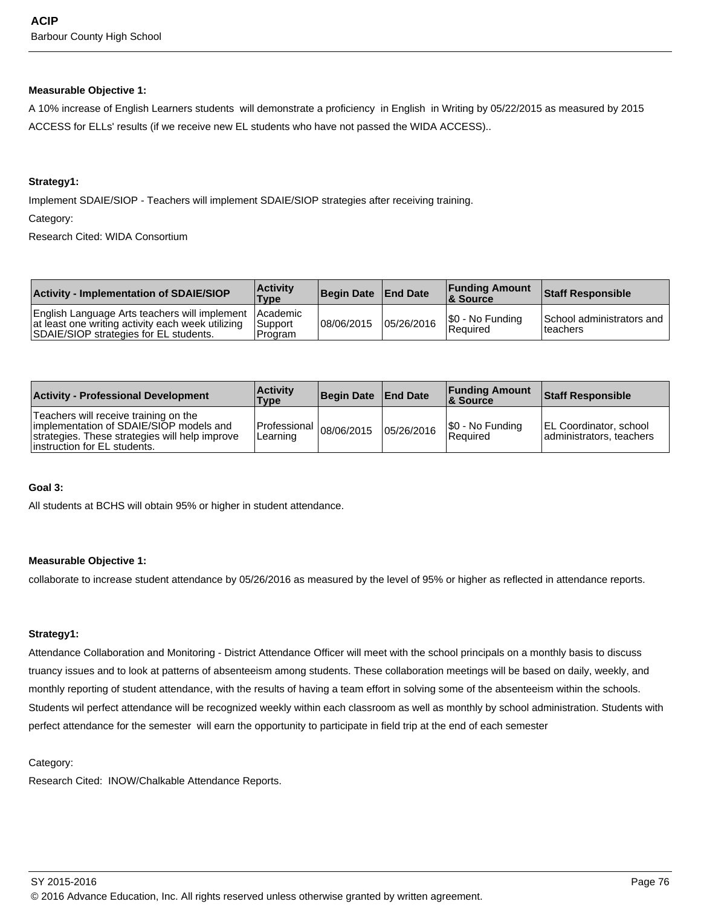**Measurable Objective 1:**

A 10% increase of English Learners students will demonstrate a proficiency in English in Writing by 05/22/2015 as measured by 2015 ACCESS for ELLs' results (if we receive new EL students who have not passed the WIDA ACCESS)..

**Strategy1:**

Implement SDAIE/SIOP - Teachers will implement SDAIE/SIOP strategies after receiving training.

Category:

Research Cited: WIDA Consortium

| Activity - Implementation of SDAIE/SIOP | Activity Type | Begin Date | End Date | Funding Amount & Source | Staff Responsible |
|---|---|---|---|---|---|
| English Language Arts teachers will implement at least one writing activity each week utilizing SDAIE/SIOP strategies for EL students. | Academic Support Program | 08/06/2015 | 05/26/2016 | $0 - No Funding Required | School administrators and teachers |

| Activity - Professional Development | Activity Type | Begin Date | End Date | Funding Amount & Source | Staff Responsible |
|---|---|---|---|---|---|
| Teachers will receive training on the implementation of SDAIE/SIOP models and strategies. These strategies will help improve instruction for EL students. | Professional Learning | 08/06/2015 | 05/26/2016 | $0 - No Funding Required | EL Coordinator, school administrators, teachers |

**Goal 3:**

All students at BCHS will obtain 95% or higher in student attendance.

**Measurable Objective 1:**

collaborate to increase student attendance by 05/26/2016 as measured by the level of 95% or higher as reflected in attendance reports.

**Strategy1:**

Attendance Collaboration and Monitoring - District Attendance Officer will meet with the school principals on a monthly basis to discuss truancy issues and to look at patterns of absenteeism among students. These collaboration meetings will be based on daily, weekly, and monthly reporting of student attendance, with the results of having a team effort in solving some of the absenteeism within the schools. Students wil perfect attendance will be recognized weekly within each classroom as well as monthly by school administration. Students with perfect attendance for the semester will earn the opportunity to participate in field trip at the end of each semester

Category:

Research Cited: INOW/Chalkable Attendance Reports.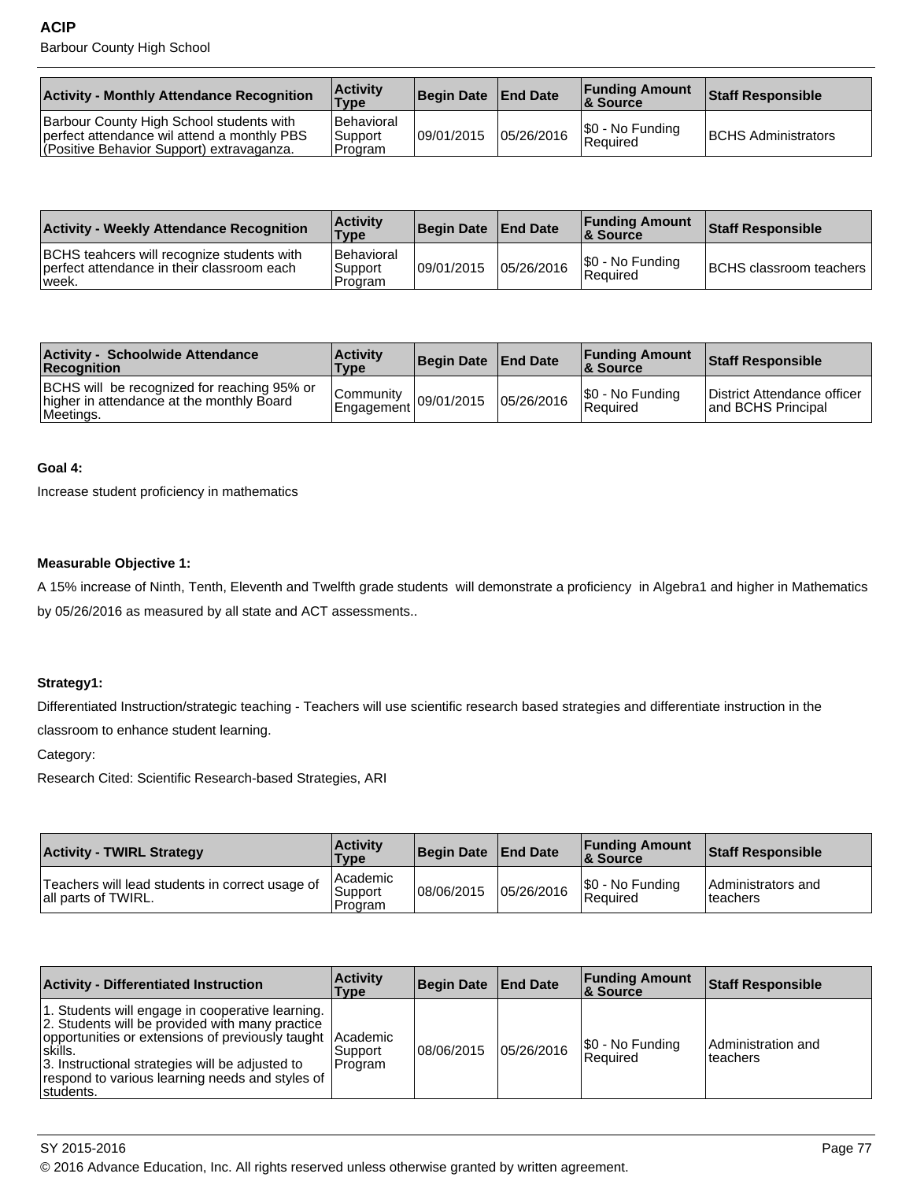| Activity - Monthly Attendance Recognition | Activity Type | Begin Date | End Date | Funding Amount & Source | Staff Responsible |
|---|---|---|---|---|---|
| Barbour County High School students with perfect attendance wil attend a monthly PBS (Positive Behavior Support) extravaganza. | Behavioral Support Program | 09/01/2015 | 05/26/2016 | $0 - No Funding Required | BCHS Administrators |

| Activity - Weekly Attendance Recognition | Activity Type | Begin Date | End Date | Funding Amount & Source | Staff Responsible |
|---|---|---|---|---|---|
| BCHS teahcers will recognize students with perfect attendance in their classroom each week. | Behavioral Support Program | 09/01/2015 | 05/26/2016 | $0 - No Funding Required | BCHS classroom teachers |

| Activity - Schoolwide Attendance Recognition | Activity Type | Begin Date | End Date | Funding Amount & Source | Staff Responsible |
|---|---|---|---|---|---|
| BCHS will be recognized for reaching 95% or higher in attendance at the monthly Board Meetings. | Community Engagement | 09/01/2015 | 05/26/2016 | $0 - No Funding Required | District Attendance officer and BCHS Principal |

**Goal 4:**

Increase student proficiency in mathematics

**Measurable Objective 1:**

A 15% increase of Ninth, Tenth, Eleventh and Twelfth grade students will demonstrate a proficiency in Algebra1 and higher in Mathematics by 05/26/2016 as measured by all state and ACT assessments..

**Strategy1:**

Differentiated Instruction/strategic teaching - Teachers will use scientific research based strategies and differentiate instruction in the classroom to enhance student learning.

Category:

Research Cited: Scientific Research-based Strategies, ARI

| Activity - TWIRL Strategy | Activity Type | Begin Date | End Date | Funding Amount & Source | Staff Responsible |
|---|---|---|---|---|---|
| Teachers will lead students in correct usage of all parts of TWIRL. | Academic Support Program | 08/06/2015 | 05/26/2016 | $0 - No Funding Required | Administrators and teachers |

| Activity - Differentiated Instruction | Activity Type | Begin Date | End Date | Funding Amount & Source | Staff Responsible |
|---|---|---|---|---|---|
| 1. Students will engage in cooperative learning.<br>2. Students will be provided with many practice opportunities or extensions of previously taught skills.<br>3. Instructional strategies will be adjusted to respond to various learning needs and styles of students. | Academic Support Program | 08/06/2015 | 05/26/2016 | $0 - No Funding Required | Administration and teachers |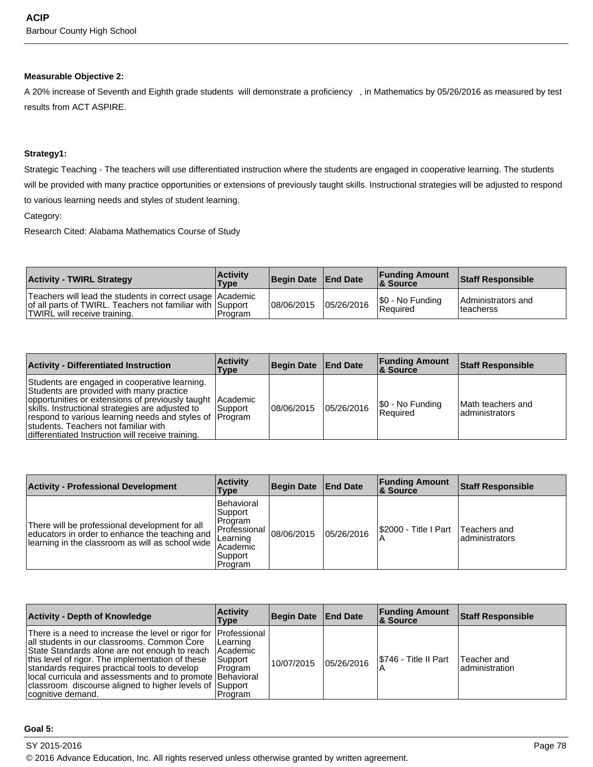**Measurable Objective 2:**

A 20% increase of Seventh and Eighth grade students will demonstrate a proficiency , in Mathematics by 05/26/2016 as measured by test results from ACT ASPIRE.

**Strategy1:**

Strategic Teaching - The teachers will use differentiated instruction where the students are engaged in cooperative learning. The students will be provided with many practice opportunities or extensions of previously taught skills. Instructional strategies will be adjusted to respond to various learning needs and styles of student learning.

Category:

Research Cited: Alabama Mathematics Course of Study

| Activity - TWIRL Strategy | Activity Type | Begin Date | End Date | Funding Amount & Source | Staff Responsible |
|---|---|---|---|---|---|
| Teachers will lead the students in correct usage of all parts of TWIRL. Teachers not familiar with TWIRL will receive training. | Academic Support Program | 08/06/2015 | 05/26/2016 | $0 - No Funding Required | Administrators and teacherss |

| Activity - Differentiated Instruction | Activity Type | Begin Date | End Date | Funding Amount & Source | Staff Responsible |
|---|---|---|---|---|---|
| Students are engaged in cooperative learning. Students are provided with many practice opportunities or extensions of previously taught skills. Instructional strategies are adjusted to respond to various learning needs and styles of students. Teachers not familiar with differentiated Instruction will receive training. | Academic Support Program | 08/06/2015 | 05/26/2016 | $0 - No Funding Required | Math teachers and administrators |

| Activity - Professional Development | Activity Type | Begin Date | End Date | Funding Amount & Source | Staff Responsible |
|---|---|---|---|---|---|
| There will be professional development for all educators in order to enhance the teaching and learning in the classroom as will as school wide | Behavioral Support Program Professional Learning Academic Support Program | 08/06/2015 | 05/26/2016 | $2000 - Title I Part A | Teachers and administrators |

| Activity - Depth of Knowledge | Activity Type | Begin Date | End Date | Funding Amount & Source | Staff Responsible |
|---|---|---|---|---|---|
| There is a need to increase the level or rigor for all students in our classrooms. Common Core State Standards alone are not enough to reach this level of rigor. The implementation of these standards requires practical tools to develop local curricula and assessments and to promote classroom discourse aligned to higher levels of cognitive demand. | Professional Learning Academic Support Program Behavioral Support Program | 10/07/2015 | 05/26/2016 | $746 - Title II Part A | Teacher and administration |

**Goal 5:**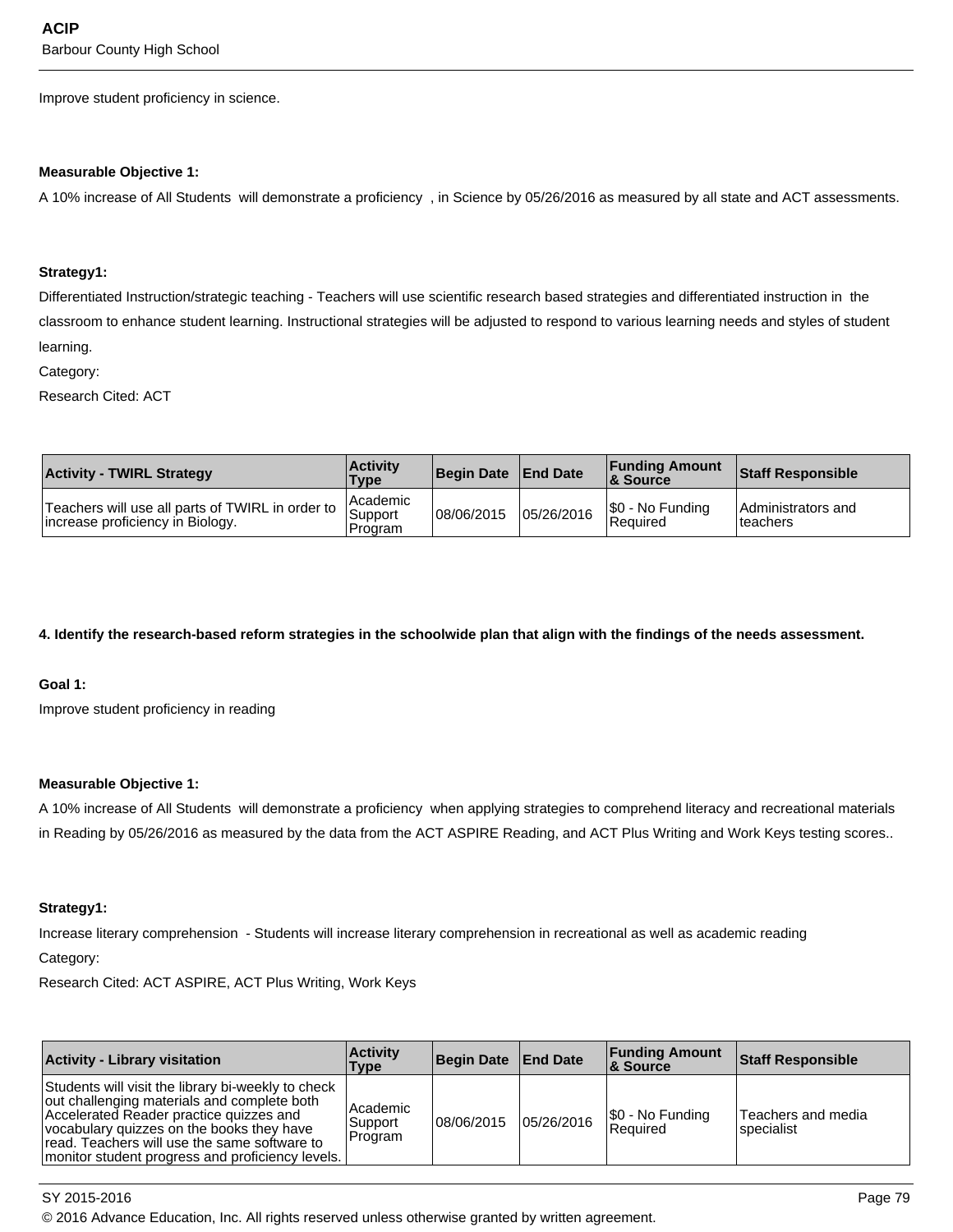Improve student proficiency in science.

**Measurable Objective 1:**

A 10% increase of All Students will demonstrate a proficiency , in Science by 05/26/2016 as measured by all state and ACT assessments.

**Strategy1:**

Differentiated Instruction/strategic teaching - Teachers will use scientific research based strategies and differentiated instruction in the classroom to enhance student learning. Instructional strategies will be adjusted to respond to various learning needs and styles of student learning.

Category:

Research Cited: ACT

| Activity - TWIRL Strategy | Activity Type | Begin Date | End Date | Funding Amount & Source | Staff Responsible |
|---|---|---|---|---|---|
| Teachers will use all parts of TWIRL in order to increase proficiency in Biology. | Academic Support Program | 08/06/2015 | 05/26/2016 | $0 - No Funding Required | Administrators and teachers |

**4. Identify the research-based reform strategies in the schoolwide plan that align with the findings of the needs assessment.**

**Goal 1:**

Improve student proficiency in reading

**Measurable Objective 1:**

A 10% increase of All Students will demonstrate a proficiency when applying strategies to comprehend literacy and recreational materials in Reading by 05/26/2016 as measured by the data from the ACT ASPIRE Reading, and ACT Plus Writing and Work Keys testing scores..

**Strategy1:**

Increase literary comprehension - Students will increase literary comprehension in recreational as well as academic reading

Category:

Research Cited: ACT ASPIRE, ACT Plus Writing, Work Keys

| Activity - Library visitation | Activity Type | Begin Date | End Date | Funding Amount & Source | Staff Responsible |
|---|---|---|---|---|---|
| Students will visit the library bi-weekly to check out challenging materials and complete both Accelerated Reader practice quizzes and vocabulary quizzes on the books they have read. Teachers will use the same software to monitor student progress and proficiency levels. | Academic Support Program | 08/06/2015 | 05/26/2016 | $0 - No Funding Required | Teachers and media specialist |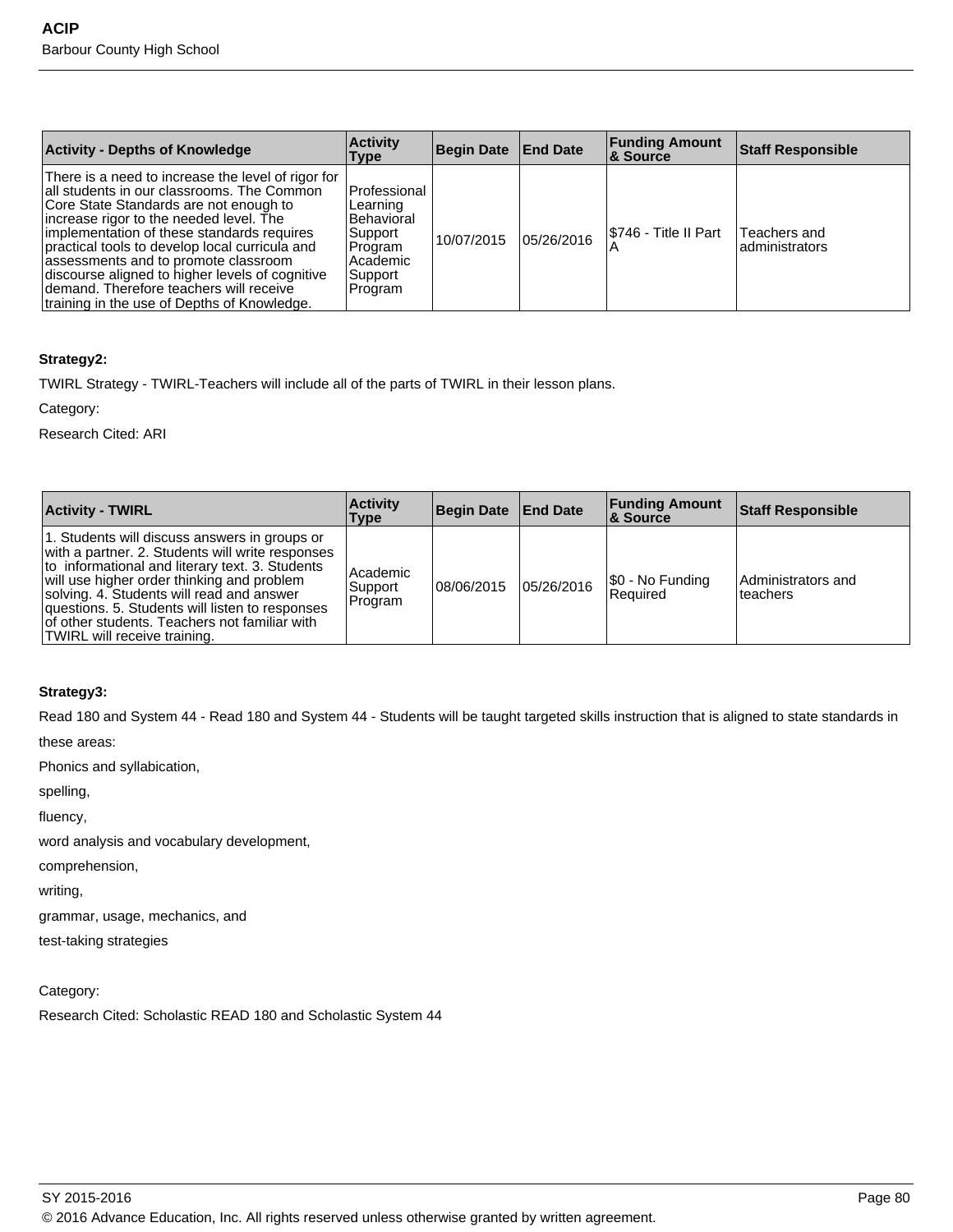| Activity - Depths of Knowledge | Activity Type | Begin Date | End Date | Funding Amount & Source | Staff Responsible |
|---|---|---|---|---|---|
| There is a need to increase the level of rigor for all students in our classrooms. The Common Core State Standards are not enough to increase rigor to the needed level. The implementation of these standards requires practical tools to develop local curricula and assessments and to promote classroom discourse aligned to higher levels of cognitive demand. Therefore teachers will receive training in the use of Depths of Knowledge. | Professional Learning Behavioral Support Program Academic Support Program | 10/07/2015 | 05/26/2016 | $746 - Title II Part A | Teachers and administrators |

**Strategy2:**

TWIRL Strategy - TWIRL-Teachers will include all of the parts of TWIRL in their lesson plans.

Category:

Research Cited: ARI

| Activity - TWIRL | Activity Type | Begin Date | End Date | Funding Amount & Source | Staff Responsible |
|---|---|---|---|---|---|
| 1. Students will discuss answers in groups or with a partner. 2. Students will write responses to informational and literary text. 3. Students will use higher order thinking and problem solving. 4. Students will read and answer questions. 5. Students will listen to responses of other students. Teachers not familiar with TWIRL will receive training. | Academic Support Program | 08/06/2015 | 05/26/2016 | $0 - No Funding Required | Administrators and teachers |

**Strategy3:**

Read 180 and System 44 - Read 180 and System 44 - Students will be taught targeted skills instruction that is aligned to state standards in these areas:

Phonics and syllabication,

spelling,

fluency,

word analysis and vocabulary development,

comprehension,

writing,

grammar, usage, mechanics, and

test-taking strategies

Category:

Research Cited: Scholastic READ 180 and Scholastic System 44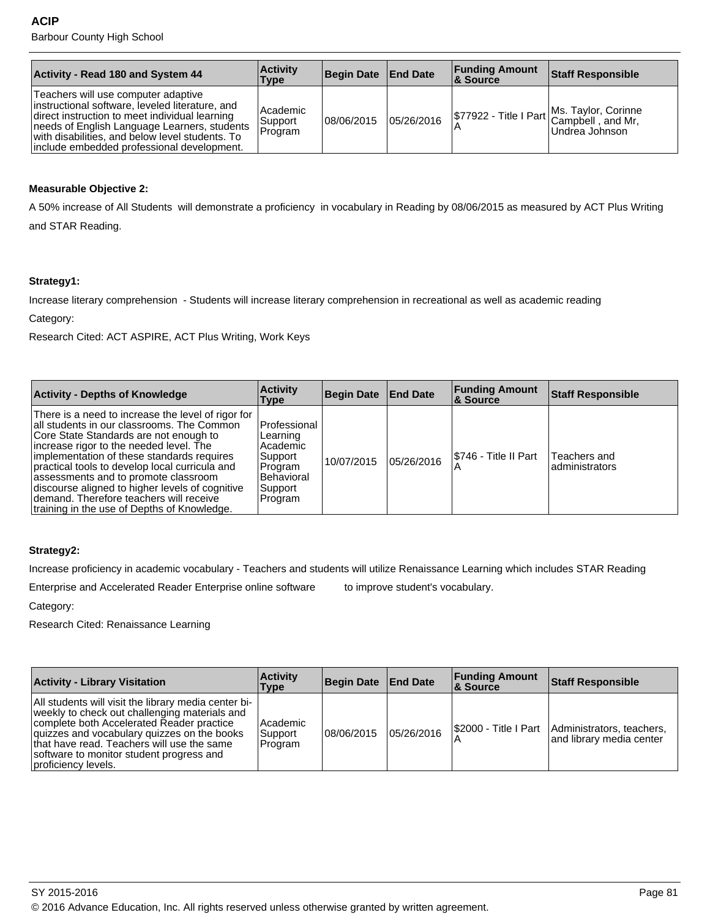| Activity - Read 180 and System 44 | Activity Type | Begin Date | End Date | Funding Amount & Source | Staff Responsible |
|---|---|---|---|---|---|
| Teachers will use computer adaptive instructional software, leveled literature, and direct instruction to meet individual learning needs of English Language Learners, students with disabilities, and below level students. To include embedded professional development. | Academic Support Program | 08/06/2015 | 05/26/2016 | $77922 - Title I Part A | Ms. Taylor, Corinne Campbell , and Mr, Undrea Johnson |

**Measurable Objective 2:**

A 50% increase of All Students will demonstrate a proficiency in vocabulary in Reading by 08/06/2015 as measured by ACT Plus Writing and STAR Reading.

**Strategy1:**

Increase literary comprehension - Students will increase literary comprehension in recreational as well as academic reading

Category:

Research Cited: ACT ASPIRE, ACT Plus Writing, Work Keys

| Activity - Depths of Knowledge | Activity Type | Begin Date | End Date | Funding Amount & Source | Staff Responsible |
|---|---|---|---|---|---|
| There is a need to increase the level of rigor for all students in our classrooms. The Common Core State Standards are not enough to increase rigor to the needed level. The implementation of these standards requires practical tools to develop local curricula and assessments and to promote classroom discourse aligned to higher levels of cognitive demand. Therefore teachers will receive training in the use of Depths of Knowledge. | Professional Learning Academic Support Program Behavioral Support Program | 10/07/2015 | 05/26/2016 | $746 - Title II Part A | Teachers and administrators |

**Strategy2:**

Increase proficiency in academic vocabulary - Teachers and students will utilize Renaissance Learning which includes STAR Reading Enterprise and Accelerated Reader Enterprise online software to improve student's vocabulary.

Category:

Research Cited: Renaissance Learning

| Activity - Library Visitation | Activity Type | Begin Date | End Date | Funding Amount & Source | Staff Responsible |
|---|---|---|---|---|---|
| All students will visit the library media center bi-weekly to check out challenging materials and complete both Accelerated Reader practice quizzes and vocabulary quizzes on the books that have read. Teachers will use the same software to monitor student progress and proficiency levels. | Academic Support Program | 08/06/2015 | 05/26/2016 | $2000 - Title I Part A | Administrators, teachers, and library media center |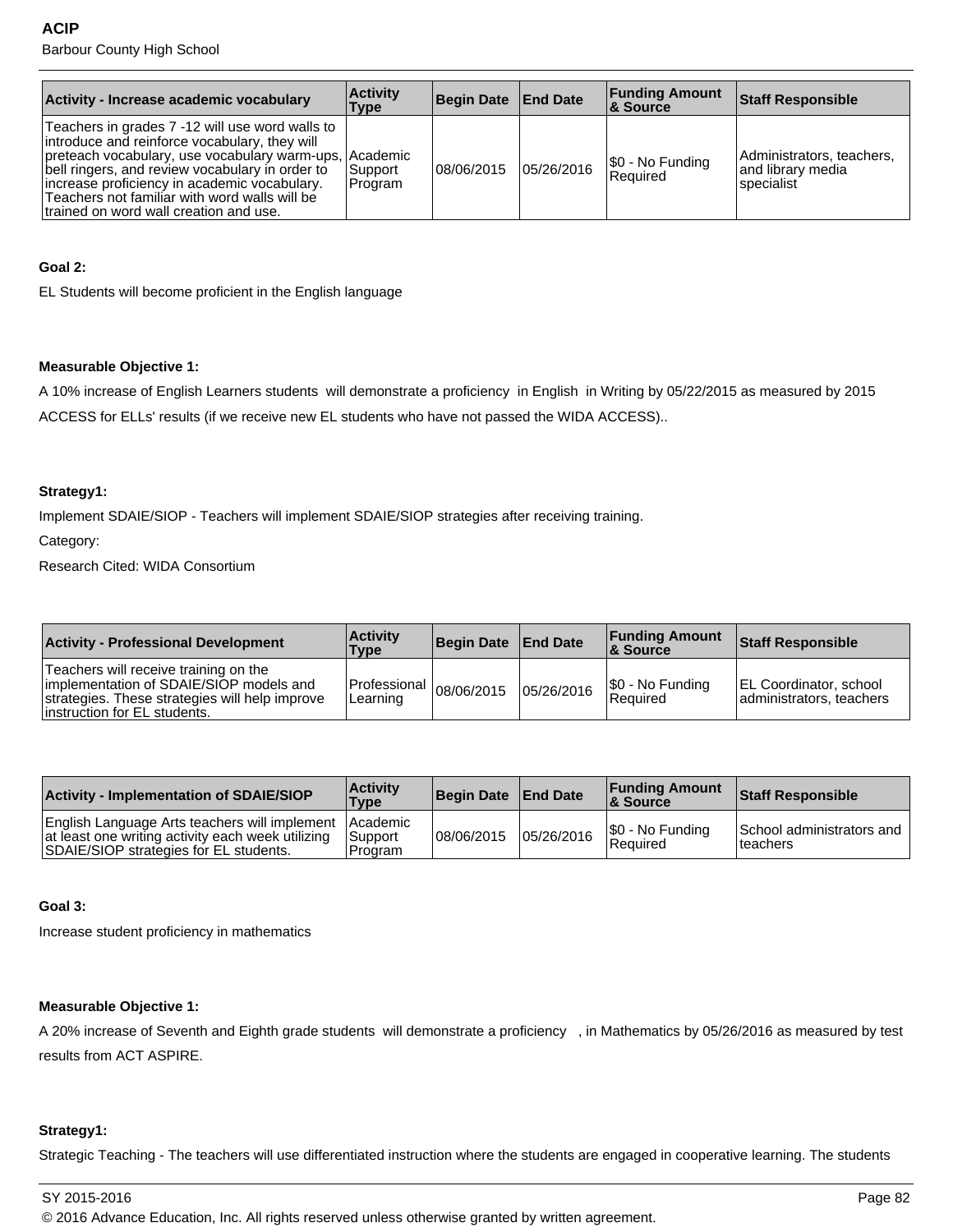| Activity - Increase academic vocabulary | Activity Type | Begin Date | End Date | Funding Amount & Source | Staff Responsible |
|---|---|---|---|---|---|
| Teachers in grades 7 -12 will use word walls to introduce and reinforce vocabulary, they will preteach vocabulary, use vocabulary warm-ups, bell ringers, and review vocabulary in order to increase proficiency in academic vocabulary. Teachers not familiar with word walls will be trained on word wall creation and use. | Academic Support Program | 08/06/2015 | 05/26/2016 | $0 - No Funding Required | Administrators, teachers, and library media specialist |

**Goal 2:**

EL Students will become proficient in the English language

**Measurable Objective 1:**

A 10% increase of English Learners students will demonstrate a proficiency in English in Writing by 05/22/2015 as measured by 2015 ACCESS for ELLs' results (if we receive new EL students who have not passed the WIDA ACCESS)..

**Strategy1:**

Implement SDAIE/SIOP - Teachers will implement SDAIE/SIOP strategies after receiving training.

Category:

Research Cited: WIDA Consortium

| Activity - Professional Development | Activity Type | Begin Date | End Date | Funding Amount & Source | Staff Responsible |
|---|---|---|---|---|---|
| Teachers will receive training on the implementation of SDAIE/SIOP models and strategies. These strategies will help improve instruction for EL students. | Professional Learning | 08/06/2015 | 05/26/2016 | $0 - No Funding Required | EL Coordinator, school administrators, teachers |

| Activity - Implementation of SDAIE/SIOP | Activity Type | Begin Date | End Date | Funding Amount & Source | Staff Responsible |
|---|---|---|---|---|---|
| English Language Arts teachers will implement at least one writing activity each week utilizing SDAIE/SIOP strategies for EL students. | Academic Support Program | 08/06/2015 | 05/26/2016 | $0 - No Funding Required | School administrators and teachers |

**Goal 3:**

Increase student proficiency in mathematics

**Measurable Objective 1:**

A 20% increase of Seventh and Eighth grade students will demonstrate a proficiency , in Mathematics by 05/26/2016 as measured by test results from ACT ASPIRE.

**Strategy1:**

Strategic Teaching - The teachers will use differentiated instruction where the students are engaged in cooperative learning. The students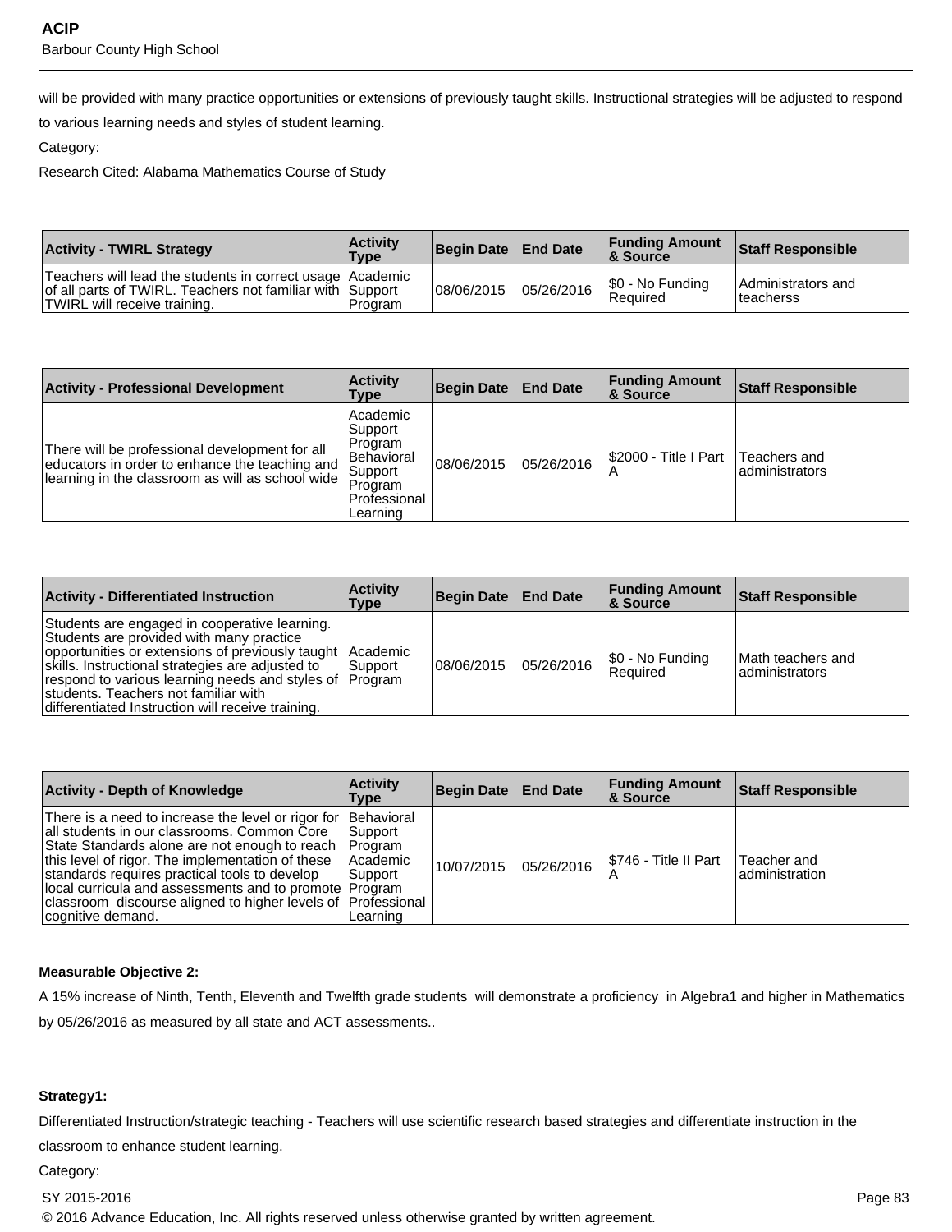will be provided with many practice opportunities or extensions of previously taught skills. Instructional strategies will be adjusted to respond to various learning needs and styles of student learning.

Category:

Research Cited: Alabama Mathematics Course of Study

| Activity - TWIRL Strategy | Activity Type | Begin Date | End Date | Funding Amount & Source | Staff Responsible |
|---|---|---|---|---|---|
| Teachers will lead the students in correct usage of all parts of TWIRL. Teachers not familiar with TWIRL will receive training. | Academic Support Program | 08/06/2015 | 05/26/2016 | $0 - No Funding Required | Administrators and teacherss |

| Activity - Professional Development | Activity Type | Begin Date | End Date | Funding Amount & Source | Staff Responsible |
|---|---|---|---|---|---|
| There will be professional development for all educators in order to enhance the teaching and learning in the classroom as will as school wide | Academic Support Program Behavioral Support Program Professional Learning | 08/06/2015 | 05/26/2016 | $2000 - Title I Part A | Teachers and administrators |

| Activity - Differentiated Instruction | Activity Type | Begin Date | End Date | Funding Amount & Source | Staff Responsible |
|---|---|---|---|---|---|
| Students are engaged in cooperative learning. Students are provided with many practice opportunities or extensions of previously taught skills. Instructional strategies are adjusted to respond to various learning needs and styles of students. Teachers not familiar with differentiated Instruction will receive training. | Academic Support Program | 08/06/2015 | 05/26/2016 | $0 - No Funding Required | Math teachers and administrators |

| Activity - Depth of Knowledge | Activity Type | Begin Date | End Date | Funding Amount & Source | Staff Responsible |
|---|---|---|---|---|---|
| There is a need to increase the level or rigor for all students in our classrooms. Common Core State Standards alone are not enough to reach this level of rigor. The implementation of these standards requires practical tools to develop local curricula and assessments and to promote classroom discourse aligned to higher levels of cognitive demand. | Behavioral Support Program Academic Support Program Professional Learning | 10/07/2015 | 05/26/2016 | $746 - Title II Part A | Teacher and administration |

**Measurable Objective 2:**

A 15% increase of Ninth, Tenth, Eleventh and Twelfth grade students will demonstrate a proficiency in Algebra1 and higher in Mathematics by 05/26/2016 as measured by all state and ACT assessments..

**Strategy1:**

Differentiated Instruction/strategic teaching - Teachers will use scientific research based strategies and differentiate instruction in the classroom to enhance student learning.

Category: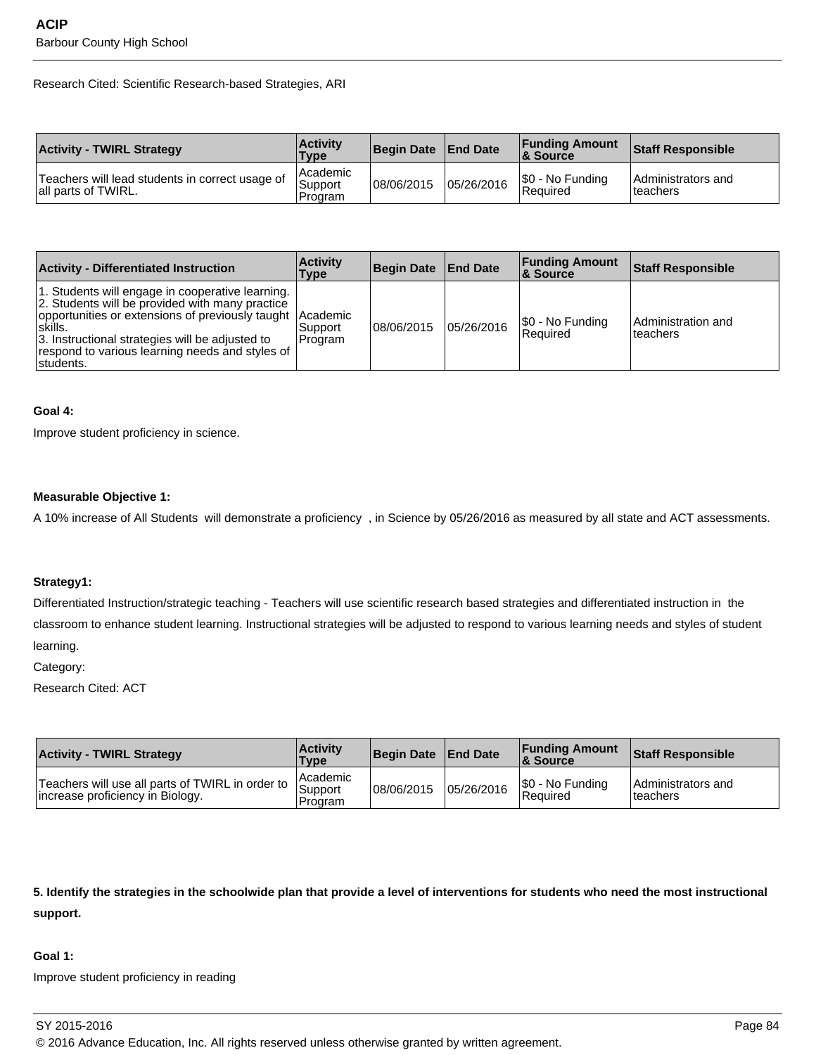Research Cited: Scientific Research-based Strategies, ARI

| Activity - TWIRL Strategy | Activity Type | Begin Date | End Date | Funding Amount & Source | Staff Responsible |
|---|---|---|---|---|---|
| Teachers will lead students in correct usage of all parts of TWIRL. | Academic Support Program | 08/06/2015 | 05/26/2016 | $0 - No Funding Required | Administrators and teachers |

| Activity - Differentiated Instruction | Activity Type | Begin Date | End Date | Funding Amount & Source | Staff Responsible |
|---|---|---|---|---|---|
| 1. Students will engage in cooperative learning.<br>2. Students will be provided with many practice opportunities or extensions of previously taught skills.<br>3. Instructional strategies will be adjusted to respond to various learning needs and styles of students. | Academic Support Program | 08/06/2015 | 05/26/2016 | $0 - No Funding Required | Administration and teachers |

**Goal 4:**

Improve student proficiency in science.

**Measurable Objective 1:**

A 10% increase of All Students will demonstrate a proficiency , in Science by 05/26/2016 as measured by all state and ACT assessments.

**Strategy1:**

Differentiated Instruction/strategic teaching - Teachers will use scientific research based strategies and differentiated instruction in the classroom to enhance student learning. Instructional strategies will be adjusted to respond to various learning needs and styles of student learning.

Category:

Research Cited: ACT

| Activity - TWIRL Strategy | Activity Type | Begin Date | End Date | Funding Amount & Source | Staff Responsible |
|---|---|---|---|---|---|
| Teachers will use all parts of TWIRL in order to increase proficiency in Biology. | Academic Support Program | 08/06/2015 | 05/26/2016 | $0 - No Funding Required | Administrators and teachers |

**5. Identify the strategies in the schoolwide plan that provide a level of interventions for students who need the most instructional support.**

**Goal 1:**

Improve student proficiency in reading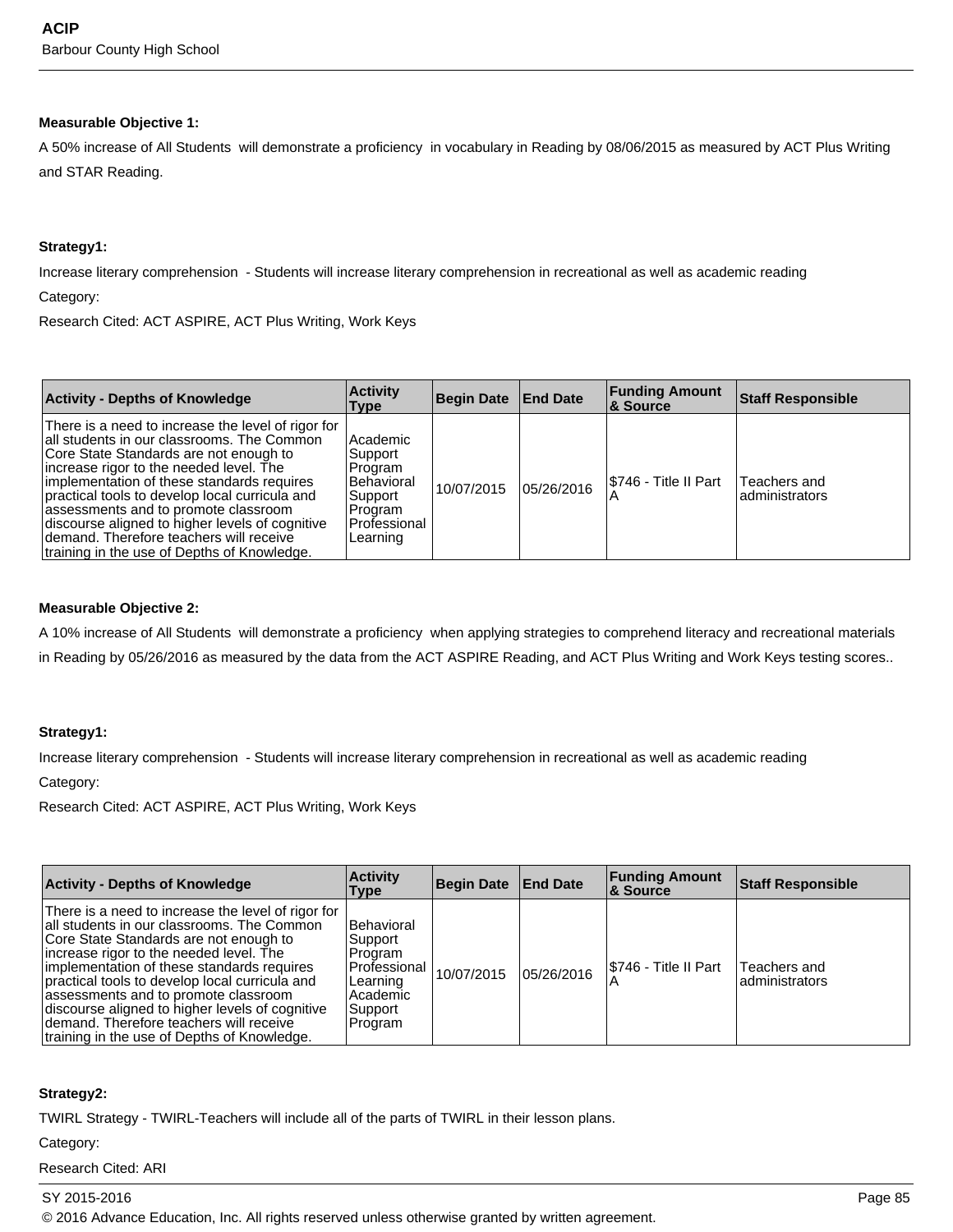**Measurable Objective 1:**

A 50% increase of All Students will demonstrate a proficiency in vocabulary in Reading by 08/06/2015 as measured by ACT Plus Writing and STAR Reading.

**Strategy1:**

Increase literary comprehension - Students will increase literary comprehension in recreational as well as academic reading

Category:

Research Cited: ACT ASPIRE, ACT Plus Writing, Work Keys

| Activity - Depths of Knowledge | Activity Type | Begin Date | End Date | Funding Amount & Source | Staff Responsible |
|---|---|---|---|---|---|
| There is a need to increase the level of rigor for all students in our classrooms. The Common Core State Standards are not enough to increase rigor to the needed level. The implementation of these standards requires practical tools to develop local curricula and assessments and to promote classroom discourse aligned to higher levels of cognitive demand. Therefore teachers will receive training in the use of Depths of Knowledge. | Academic Support Program Behavioral Support Program Professional Learning | 10/07/2015 | 05/26/2016 | $746 - Title II Part A | Teachers and administrators |

**Measurable Objective 2:**

A 10% increase of All Students will demonstrate a proficiency when applying strategies to comprehend literacy and recreational materials in Reading by 05/26/2016 as measured by the data from the ACT ASPIRE Reading, and ACT Plus Writing and Work Keys testing scores..

**Strategy1:**

Increase literary comprehension - Students will increase literary comprehension in recreational as well as academic reading

Category:

Research Cited: ACT ASPIRE, ACT Plus Writing, Work Keys

| Activity - Depths of Knowledge | Activity Type | Begin Date | End Date | Funding Amount & Source | Staff Responsible |
|---|---|---|---|---|---|
| There is a need to increase the level of rigor for all students in our classrooms. The Common Core State Standards are not enough to increase rigor to the needed level. The implementation of these standards requires practical tools to develop local curricula and assessments and to promote classroom discourse aligned to higher levels of cognitive demand. Therefore teachers will receive training in the use of Depths of Knowledge. | Behavioral Support Program Professional Learning Academic Support Program | 10/07/2015 | 05/26/2016 | $746 - Title II Part A | Teachers and administrators |

**Strategy2:**

TWIRL Strategy - TWIRL-Teachers will include all of the parts of TWIRL in their lesson plans.

Category:

Research Cited: ARI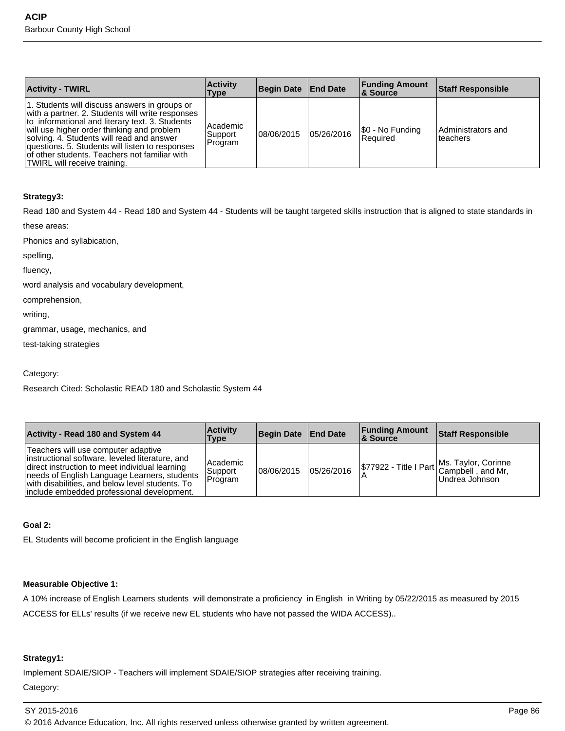| Activity - TWIRL | Activity Type | Begin Date | End Date | Funding Amount & Source | Staff Responsible |
|---|---|---|---|---|---|
| 1. Students will discuss answers in groups or with a partner. 2. Students will write responses to informational and literary text. 3. Students will use higher order thinking and problem solving. 4. Students will read and answer questions. 5. Students will listen to responses of other students. Teachers not familiar with TWIRL will receive training. | Academic Support Program | 08/06/2015 | 05/26/2016 | $0 - No Funding Required | Administrators and teachers |

**Strategy3:**

Read 180 and System 44 - Read 180 and System 44 - Students will be taught targeted skills instruction that is aligned to state standards in these areas:

Phonics and syllabication,

spelling,

fluency,

word analysis and vocabulary development,

comprehension,

writing,

grammar, usage, mechanics, and

test-taking strategies

Category:

Research Cited: Scholastic READ 180 and Scholastic System 44

| Activity - Read 180 and System 44 | Activity Type | Begin Date | End Date | Funding Amount & Source | Staff Responsible |
|---|---|---|---|---|---|
| Teachers will use computer adaptive instructional software, leveled literature, and direct instruction to meet individual learning needs of English Language Learners, students with disabilities, and below level students. To include embedded professional development. | Academic Support Program | 08/06/2015 | 05/26/2016 | $77922 - Title I Part A | Ms. Taylor, Corinne Campbell , and Mr, Undrea Johnson |

**Goal 2:**

EL Students will become proficient in the English language

**Measurable Objective 1:**

A 10% increase of English Learners students will demonstrate a proficiency in English in Writing by 05/22/2015 as measured by 2015 ACCESS for ELLs' results (if we receive new EL students who have not passed the WIDA ACCESS)..

**Strategy1:**

Implement SDAIE/SIOP - Teachers will implement SDAIE/SIOP strategies after receiving training.

Category: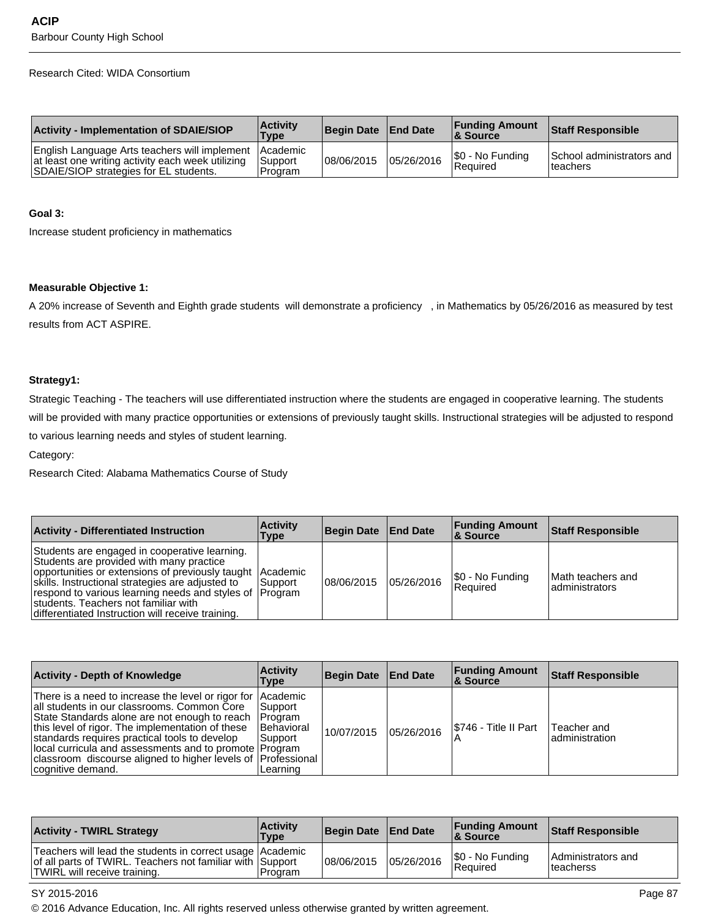Research Cited: WIDA Consortium

| Activity - Implementation of SDAIE/SIOP | Activity Type | Begin Date | End Date | Funding Amount & Source | Staff Responsible |
|---|---|---|---|---|---|
| English Language Arts teachers will implement at least one writing activity each week utilizing SDAIE/SIOP strategies for EL students. | Academic Support Program | 08/06/2015 | 05/26/2016 | $0 - No Funding Required | School administrators and teachers |

**Goal 3:**

Increase student proficiency in mathematics

**Measurable Objective 1:**

A 20% increase of Seventh and Eighth grade students will demonstrate a proficiency , in Mathematics by 05/26/2016 as measured by test results from ACT ASPIRE.

**Strategy1:**

Strategic Teaching - The teachers will use differentiated instruction where the students are engaged in cooperative learning. The students will be provided with many practice opportunities or extensions of previously taught skills. Instructional strategies will be adjusted to respond to various learning needs and styles of student learning.

Category:

Research Cited: Alabama Mathematics Course of Study

| Activity - Differentiated Instruction | Activity Type | Begin Date | End Date | Funding Amount & Source | Staff Responsible |
|---|---|---|---|---|---|
| Students are engaged in cooperative learning. Students are provided with many practice opportunities or extensions of previously taught skills. Instructional strategies are adjusted to respond to various learning needs and styles of students. Teachers not familiar with differentiated Instruction will receive training. | Academic Support Program | 08/06/2015 | 05/26/2016 | $0 - No Funding Required | Math teachers and administrators |

| Activity - Depth of Knowledge | Activity Type | Begin Date | End Date | Funding Amount & Source | Staff Responsible |
|---|---|---|---|---|---|
| There is a need to increase the level or rigor for all students in our classrooms. Common Core State Standards alone are not enough to reach this level of rigor. The implementation of these standards requires practical tools to develop local curricula and assessments and to promote classroom discourse aligned to higher levels of cognitive demand. | Academic Support Program Behavioral Support Program Professional Learning | 10/07/2015 | 05/26/2016 | $746 - Title II Part A | Teacher and administration |

| Activity - TWIRL Strategy | Activity Type | Begin Date | End Date | Funding Amount & Source | Staff Responsible |
|---|---|---|---|---|---|
| Teachers will lead the students in correct usage of all parts of TWIRL. Teachers not familiar with TWIRL will receive training. | Academic Support Program | 08/06/2015 | 05/26/2016 | $0 - No Funding Required | Administrators and teacherss |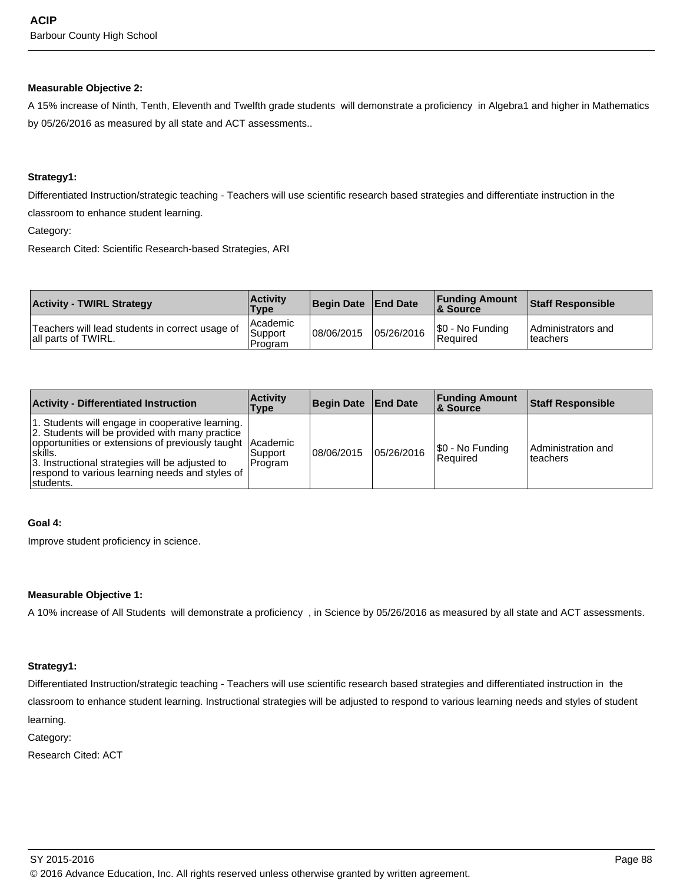**Measurable Objective 2:**

A 15% increase of Ninth, Tenth, Eleventh and Twelfth grade students will demonstrate a proficiency in Algebra1 and higher in Mathematics by 05/26/2016 as measured by all state and ACT assessments..

**Strategy1:**

Differentiated Instruction/strategic teaching - Teachers will use scientific research based strategies and differentiate instruction in the classroom to enhance student learning.

Category:

Research Cited: Scientific Research-based Strategies, ARI

| Activity - TWIRL Strategy | Activity Type | Begin Date | End Date | Funding Amount & Source | Staff Responsible |
|---|---|---|---|---|---|
| Teachers will lead students in correct usage of all parts of TWIRL. | Academic Support Program | 08/06/2015 | 05/26/2016 | $0 - No Funding Required | Administrators and teachers |

| Activity - Differentiated Instruction | Activity Type | Begin Date | End Date | Funding Amount & Source | Staff Responsible |
|---|---|---|---|---|---|
| 1. Students will engage in cooperative learning.<br>2. Students will be provided with many practice opportunities or extensions of previously taught skills.<br>3. Instructional strategies will be adjusted to respond to various learning needs and styles of students. | Academic Support Program | 08/06/2015 | 05/26/2016 | $0 - No Funding Required | Administration and teachers |

**Goal 4:**

Improve student proficiency in science.

**Measurable Objective 1:**

A 10% increase of All Students will demonstrate a proficiency , in Science by 05/26/2016 as measured by all state and ACT assessments.

**Strategy1:**

Differentiated Instruction/strategic teaching - Teachers will use scientific research based strategies and differentiated instruction in the classroom to enhance student learning. Instructional strategies will be adjusted to respond to various learning needs and styles of student learning.

Category:

Research Cited: ACT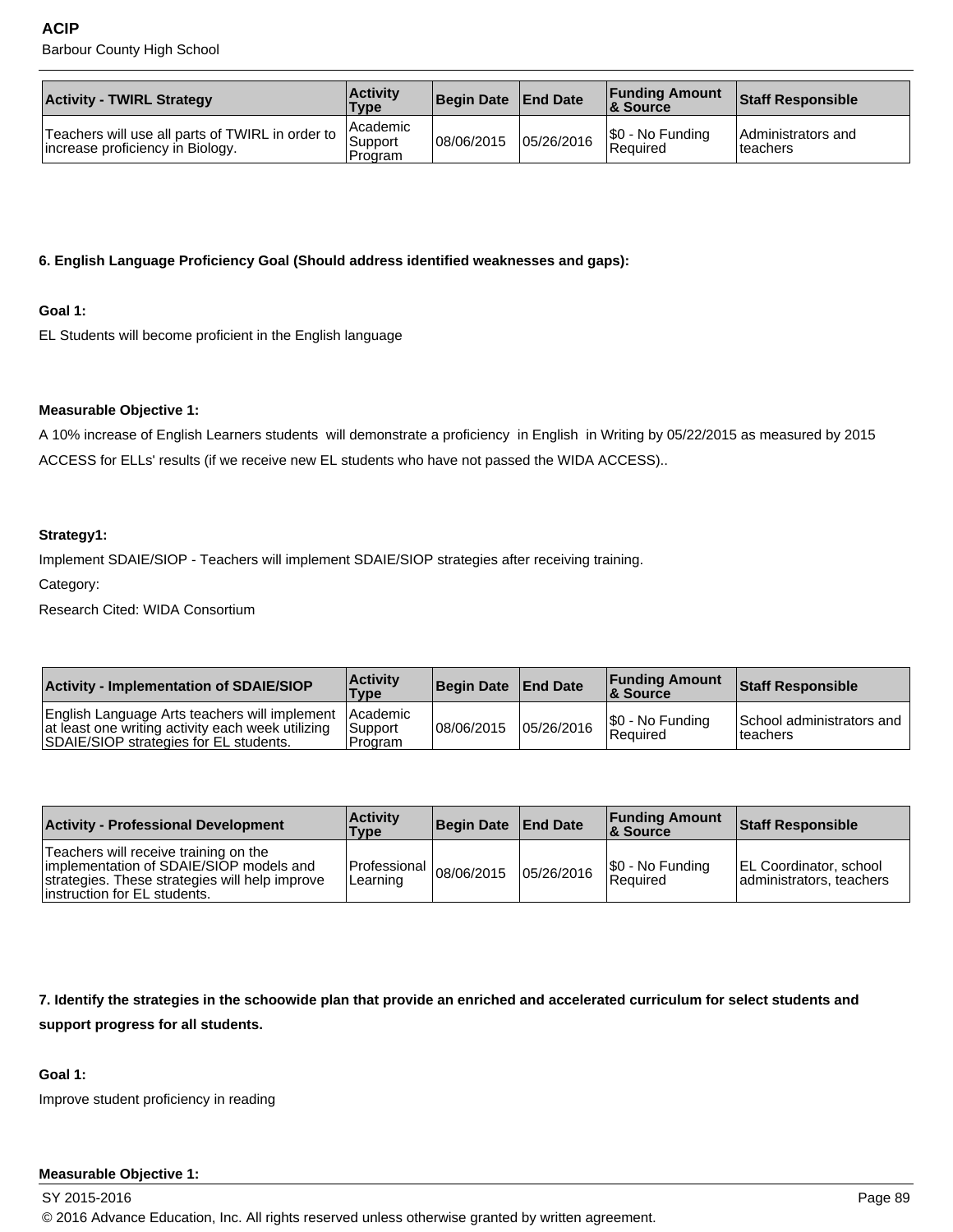| Activity - TWIRL Strategy | Activity Type | Begin Date | End Date | Funding Amount & Source | Staff Responsible |
|---|---|---|---|---|---|
| Teachers will use all parts of TWIRL in order to increase proficiency in Biology. | Academic Support Program | 08/06/2015 | 05/26/2016 | $0 - No Funding Required | Administrators and teachers |

**6. English Language Proficiency Goal (Should address identified weaknesses and gaps):**

**Goal 1:**

EL Students will become proficient in the English language

**Measurable Objective 1:**

A 10% increase of English Learners students will demonstrate a proficiency in English in Writing by 05/22/2015 as measured by 2015 ACCESS for ELLs' results (if we receive new EL students who have not passed the WIDA ACCESS)..

**Strategy1:**

Implement SDAIE/SIOP - Teachers will implement SDAIE/SIOP strategies after receiving training.

Category:

Research Cited: WIDA Consortium

| Activity - Implementation of SDAIE/SIOP | Activity Type | Begin Date | End Date | Funding Amount & Source | Staff Responsible |
|---|---|---|---|---|---|
| English Language Arts teachers will implement at least one writing activity each week utilizing SDAIE/SIOP strategies for EL students. | Academic Support Program | 08/06/2015 | 05/26/2016 | $0 - No Funding Required | School administrators and teachers |

| Activity - Professional Development | Activity Type | Begin Date | End Date | Funding Amount & Source | Staff Responsible |
|---|---|---|---|---|---|
| Teachers will receive training on the implementation of SDAIE/SIOP models and strategies. These strategies will help improve instruction for EL students. | Professional Learning | 08/06/2015 | 05/26/2016 | $0 - No Funding Required | EL Coordinator, school administrators, teachers |

**7. Identify the strategies in the schoowide plan that provide an enriched and accelerated curriculum for select students and support progress for all students.**

**Goal 1:**

Improve student proficiency in reading

**Measurable Objective 1:**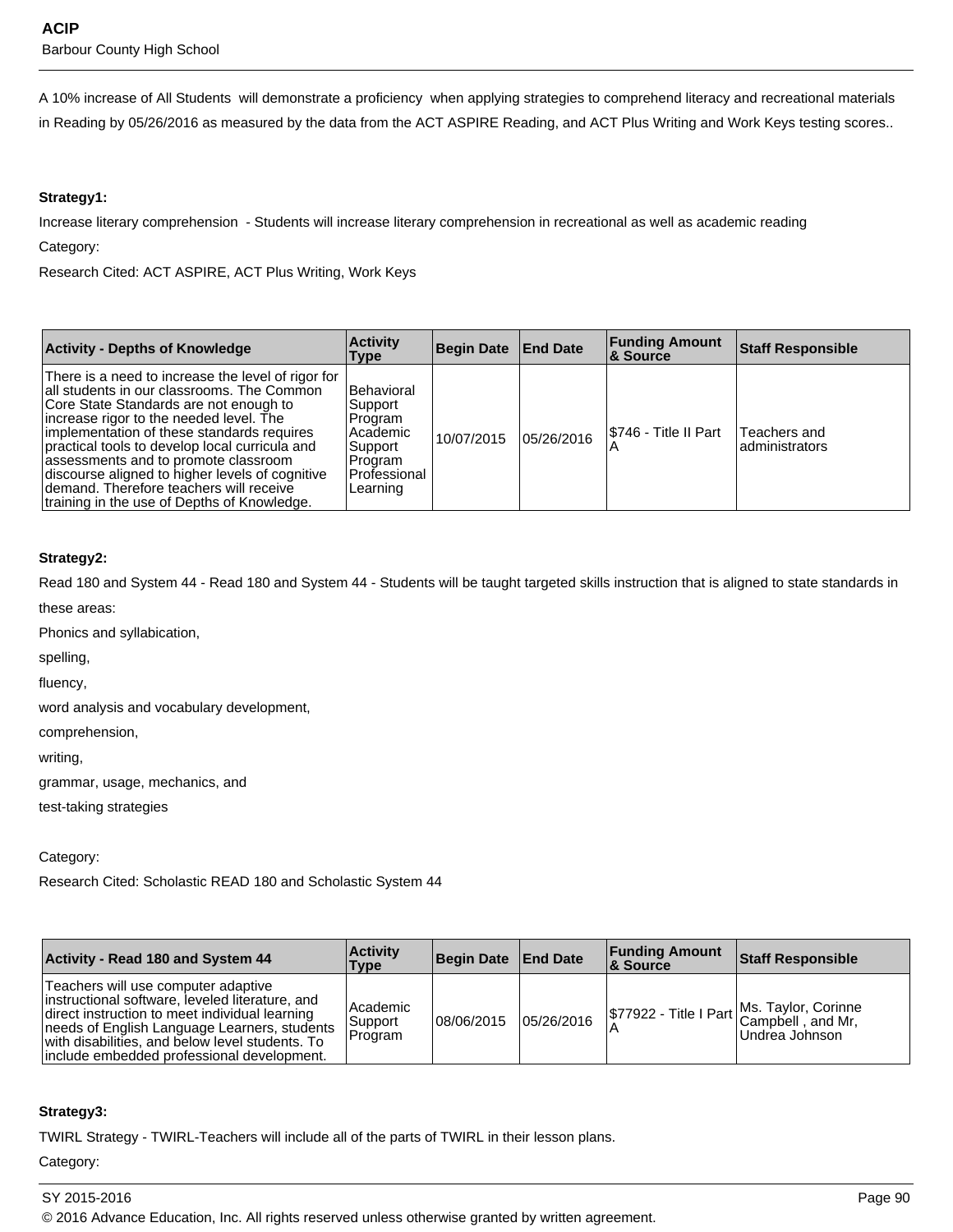A 10% increase of All Students  will demonstrate a proficiency  when applying strategies to comprehend literacy and recreational materials in Reading by 05/26/2016 as measured by the data from the ACT ASPIRE Reading, and ACT Plus Writing and Work Keys testing scores..

**Strategy1:**

Increase literary comprehension  - Students will increase literary comprehension in recreational as well as academic reading

Category:

Research Cited: ACT ASPIRE, ACT Plus Writing, Work Keys

| Activity - Depths of Knowledge | Activity Type | Begin Date | End Date | Funding Amount & Source | Staff Responsible |
|---|---|---|---|---|---|
| There is a need to increase the level of rigor for all students in our classrooms. The Common Core State Standards are not enough to increase rigor to the needed level. The implementation of these standards requires practical tools to develop local curricula and assessments and to promote classroom discourse aligned to higher levels of cognitive demand. Therefore teachers will receive training in the use of Depths of Knowledge. | Behavioral Support Program Academic Support Program Professional Learning | 10/07/2015 | 05/26/2016 | $746 - Title II Part A | Teachers and administrators |

**Strategy2:**

Read 180 and System 44 - Read 180 and System 44 - Students will be taught targeted skills instruction that is aligned to state standards in these areas:

Phonics and syllabication,

spelling,

fluency,

word analysis and vocabulary development,

comprehension,

writing,

grammar, usage, mechanics, and

test-taking strategies

Category:

Research Cited: Scholastic READ 180 and Scholastic System 44

| Activity - Read 180 and System 44 | Activity Type | Begin Date | End Date | Funding Amount & Source | Staff Responsible |
|---|---|---|---|---|---|
| Teachers will use computer adaptive instructional software, leveled literature, and direct instruction to meet individual learning needs of English Language Learners, students with disabilities, and below level students. To include embedded professional development. | Academic Support Program | 08/06/2015 | 05/26/2016 | $77922 - Title I Part A | Ms. Taylor, Corinne Campbell , and Mr, Undrea Johnson |

**Strategy3:**

TWIRL Strategy - TWIRL-Teachers will include all of the parts of TWIRL in their lesson plans.

Category: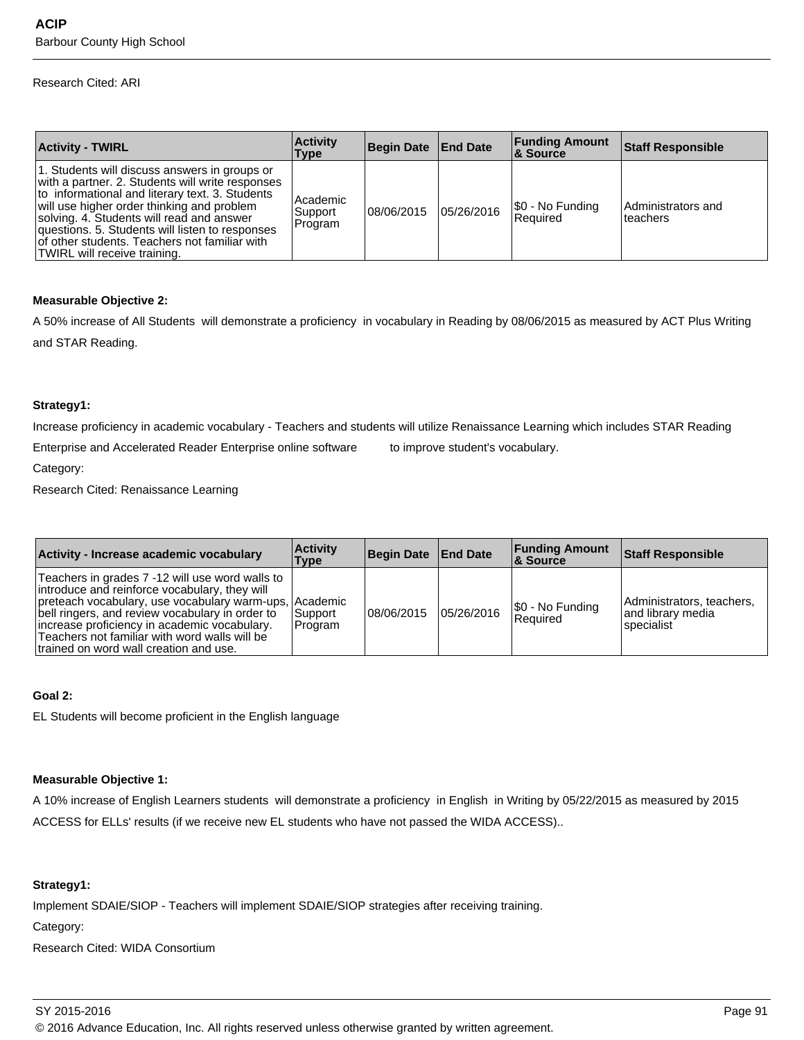Research Cited: ARI

| Activity - TWIRL | Activity Type | Begin Date | End Date | Funding Amount & Source | Staff Responsible |
|---|---|---|---|---|---|
| 1. Students will discuss answers in groups or with a partner. 2. Students will write responses to informational and literary text. 3. Students will use higher order thinking and problem solving. 4. Students will read and answer questions. 5. Students will listen to responses of other students. Teachers not familiar with TWIRL will receive training. | Academic Support Program | 08/06/2015 | 05/26/2016 | $0 - No Funding Required | Administrators and teachers |

**Measurable Objective 2:**

A 50% increase of All Students will demonstrate a proficiency in vocabulary in Reading by 08/06/2015 as measured by ACT Plus Writing and STAR Reading.

**Strategy1:**

Increase proficiency in academic vocabulary - Teachers and students will utilize Renaissance Learning which includes STAR Reading Enterprise and Accelerated Reader Enterprise online software to improve student's vocabulary.

Category:

Research Cited: Renaissance Learning

| Activity - Increase academic vocabulary | Activity Type | Begin Date | End Date | Funding Amount & Source | Staff Responsible |
|---|---|---|---|---|---|
| Teachers in grades 7 -12 will use word walls to introduce and reinforce vocabulary, they will preteach vocabulary, use vocabulary warm-ups, bell ringers, and review vocabulary in order to increase proficiency in academic vocabulary. Teachers not familiar with word walls will be trained on word wall creation and use. | Academic Support Program | 08/06/2015 | 05/26/2016 | $0 - No Funding Required | Administrators, teachers, and library media specialist |

**Goal 2:**

EL Students will become proficient in the English language

**Measurable Objective 1:**

A 10% increase of English Learners students will demonstrate a proficiency in English in Writing by 05/22/2015 as measured by 2015 ACCESS for ELLs' results (if we receive new EL students who have not passed the WIDA ACCESS)..

**Strategy1:**

Implement SDAIE/SIOP - Teachers will implement SDAIE/SIOP strategies after receiving training.

Category:

Research Cited: WIDA Consortium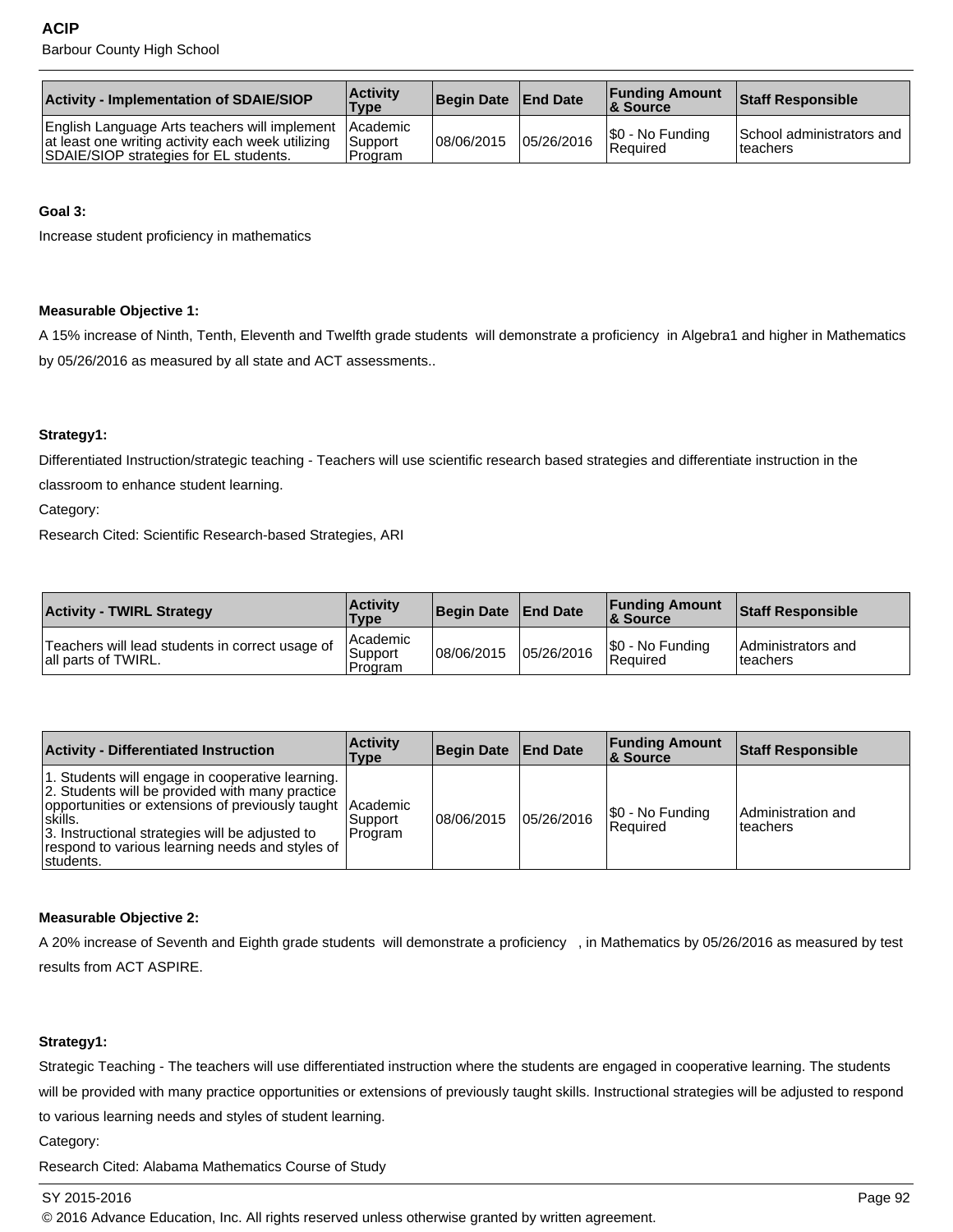| Activity - Implementation of SDAIE/SIOP | Activity Type | Begin Date | End Date | Funding Amount & Source | Staff Responsible |
|---|---|---|---|---|---|
| English Language Arts teachers will implement at least one writing activity each week utilizing SDAIE/SIOP strategies for EL students. | Academic Support Program | 08/06/2015 | 05/26/2016 | $0 - No Funding Required | School administrators and teachers |

**Goal 3:**

Increase student proficiency in mathematics

**Measurable Objective 1:**

A 15% increase of Ninth, Tenth, Eleventh and Twelfth grade students will demonstrate a proficiency in Algebra1 and higher in Mathematics by 05/26/2016 as measured by all state and ACT assessments..

**Strategy1:**

Differentiated Instruction/strategic teaching - Teachers will use scientific research based strategies and differentiate instruction in the classroom to enhance student learning.

Category:

Research Cited: Scientific Research-based Strategies, ARI

| Activity - TWIRL Strategy | Activity Type | Begin Date | End Date | Funding Amount & Source | Staff Responsible |
|---|---|---|---|---|---|
| Teachers will lead students in correct usage of all parts of TWIRL. | Academic Support Program | 08/06/2015 | 05/26/2016 | $0 - No Funding Required | Administrators and teachers |

| Activity - Differentiated Instruction | Activity Type | Begin Date | End Date | Funding Amount & Source | Staff Responsible |
|---|---|---|---|---|---|
| 1. Students will engage in cooperative learning. 2. Students will be provided with many practice opportunities or extensions of previously taught skills. 3. Instructional strategies will be adjusted to respond to various learning needs and styles of students. | Academic Support Program | 08/06/2015 | 05/26/2016 | $0 - No Funding Required | Administration and teachers |

**Measurable Objective 2:**

A 20% increase of Seventh and Eighth grade students will demonstrate a proficiency , in Mathematics by 05/26/2016 as measured by test results from ACT ASPIRE.

**Strategy1:**

Strategic Teaching - The teachers will use differentiated instruction where the students are engaged in cooperative learning. The students will be provided with many practice opportunities or extensions of previously taught skills. Instructional strategies will be adjusted to respond to various learning needs and styles of student learning.

Category:

Research Cited: Alabama Mathematics Course of Study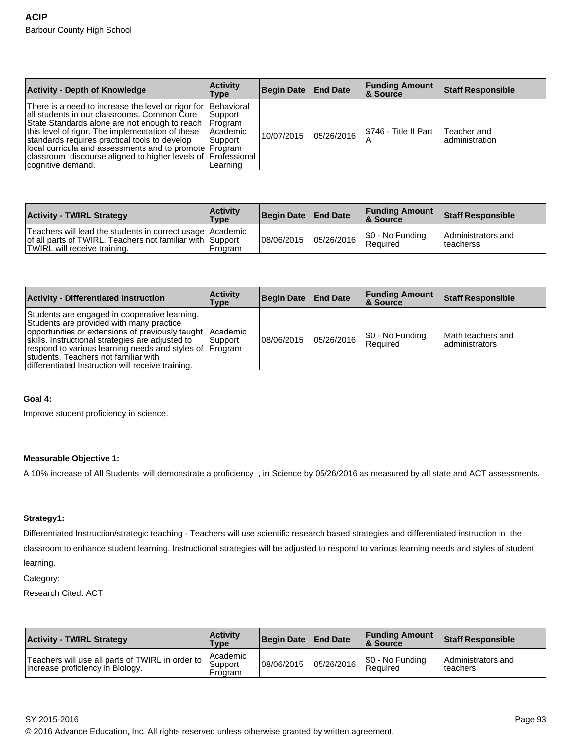| Activity - Depth of Knowledge | Activity Type | Begin Date | End Date | Funding Amount & Source | Staff Responsible |
|---|---|---|---|---|---|
| There is a need to increase the level or rigor for all students in our classrooms. Common Core State Standards alone are not enough to reach this level of rigor. The implementation of these standards requires practical tools to develop local curricula and assessments and to promote classroom discourse aligned to higher levels of cognitive demand. | Behavioral Support Program Academic Support Program Professional Learning | 10/07/2015 | 05/26/2016 | $746 - Title II Part A | Teacher and administration |

| Activity - TWIRL Strategy | Activity Type | Begin Date | End Date | Funding Amount & Source | Staff Responsible |
|---|---|---|---|---|---|
| Teachers will lead the students in correct usage of all parts of TWIRL. Teachers not familiar with TWIRL will receive training. | Academic Support Program | 08/06/2015 | 05/26/2016 | $0 - No Funding Required | Administrators and teacherss |

| Activity - Differentiated Instruction | Activity Type | Begin Date | End Date | Funding Amount & Source | Staff Responsible |
|---|---|---|---|---|---|
| Students are engaged in cooperative learning. Students are provided with many practice opportunities or extensions of previously taught skills. Instructional strategies are adjusted to respond to various learning needs and styles of students. Teachers not familiar with differentiated Instruction will receive training. | Academic Support Program | 08/06/2015 | 05/26/2016 | $0 - No Funding Required | Math teachers and administrators |

**Goal 4:**

Improve student proficiency in science.

**Measurable Objective 1:**

A 10% increase of All Students will demonstrate a proficiency , in Science by 05/26/2016 as measured by all state and ACT assessments.

**Strategy1:**

Differentiated Instruction/strategic teaching - Teachers will use scientific research based strategies and differentiated instruction in the classroom to enhance student learning. Instructional strategies will be adjusted to respond to various learning needs and styles of student learning.

Category:

Research Cited: ACT

| Activity - TWIRL Strategy | Activity Type | Begin Date | End Date | Funding Amount & Source | Staff Responsible |
|---|---|---|---|---|---|
| Teachers will use all parts of TWIRL in order to increase proficiency in Biology. | Academic Support Program | 08/06/2015 | 05/26/2016 | $0 - No Funding Required | Administrators and teachers |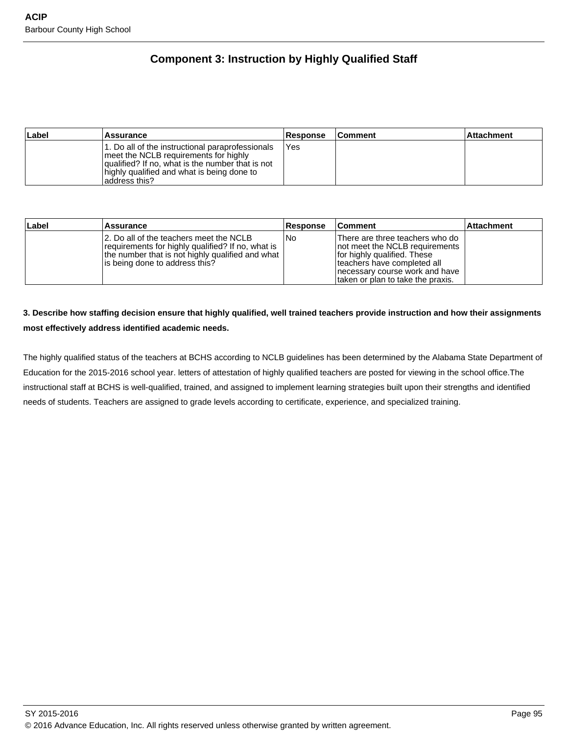## Component 3: Instruction by Highly Qualified Staff

| Label | Assurance | Response | Comment | Attachment |
|---|---|---|---|---|
| | 1. Do all of the instructional paraprofessionals meet the NCLB requirements for highly qualified? If no, what is the number that is not highly qualified and what is being done to address this? | Yes | | |

| Label | Assurance | Response | Comment | Attachment |
|---|---|---|---|---|
| | 2. Do all of the teachers meet the NCLB requirements for highly qualified? If no, what is the number that is not highly qualified and what is being done to address this? | No | There are three teachers who do not meet the NCLB requirements for highly qualified. These teachers have completed all necessary course work and have taken or plan to take the praxis. | |

**3. Describe how staffing decision ensure that highly qualified, well trained teachers provide instruction and how their assignments most effectively address identified academic needs.**

The highly qualified status of the teachers at BCHS according to NCLB guidelines has been determined by the Alabama State Department of Education for the 2015-2016 school year. letters of attestation of highly qualified teachers are posted for viewing in the school office.The instructional staff at BCHS is well-qualified, trained, and assigned to implement learning strategies built upon their strengths and identified needs of students. Teachers are assigned to grade levels according to certificate, experience, and specialized training.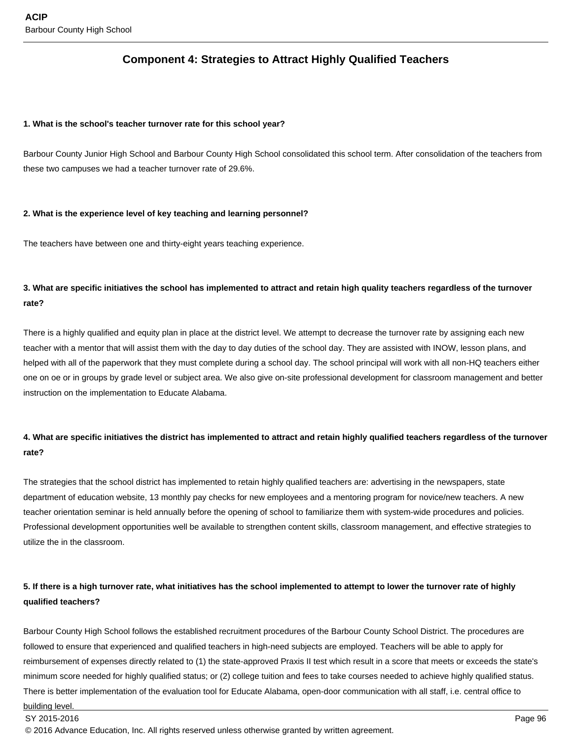## Component 4: Strategies to Attract Highly Qualified Teachers

**1. What is the school's teacher turnover rate for this school year?**

Barbour County Junior High School and Barbour County High School consolidated this school term. After consolidation of the teachers from these two campuses we had a teacher turnover rate of 29.6%.

**2. What is the experience level of key teaching and learning personnel?**

The teachers have between one and thirty-eight years teaching experience.

**3. What are specific initiatives the school has implemented to attract and retain high quality teachers regardless of the turnover rate?**

There is a highly qualified and equity plan in place at the district level. We attempt to decrease the turnover rate by assigning each new teacher with a mentor that will assist them with the day to day duties of the school day. They are assisted with INOW, lesson plans, and helped with all of the paperwork that they must complete during a school day. The school principal will work with all non-HQ teachers either one on oe or in groups by grade level or subject area. We also give on-site professional development for classroom management and better instruction on the implementation to Educate Alabama.

**4. What are specific initiatives the district has implemented to attract and retain highly qualified teachers regardless of the turnover rate?**

The strategies that the school district has implemented to retain highly qualified teachers are: advertising in the newspapers, state department of education website, 13 monthly pay checks for new employees and a mentoring program for novice/new teachers. A new teacher orientation seminar is held annually before the opening of school to familiarize them with system-wide procedures and policies. Professional development opportunities well be available to strengthen content skills, classroom management, and effective strategies to utilize the in the classroom.

**5. If there is a high turnover rate, what initiatives has the school implemented to attempt to lower the turnover rate of highly qualified teachers?**

Barbour County High School follows the established recruitment procedures of the Barbour County School District. The procedures are followed to ensure that experienced and qualified teachers in high-need subjects are employed. Teachers will be able to apply for reimbursement of expenses directly related to (1) the state-approved Praxis II test which result in a score that meets or exceeds the state's minimum score needed for highly qualified status; or (2) college tuition and fees to take courses needed to achieve highly qualified status. There is better implementation of the evaluation tool for Educate Alabama, open-door communication with all staff, i.e. central office to building level.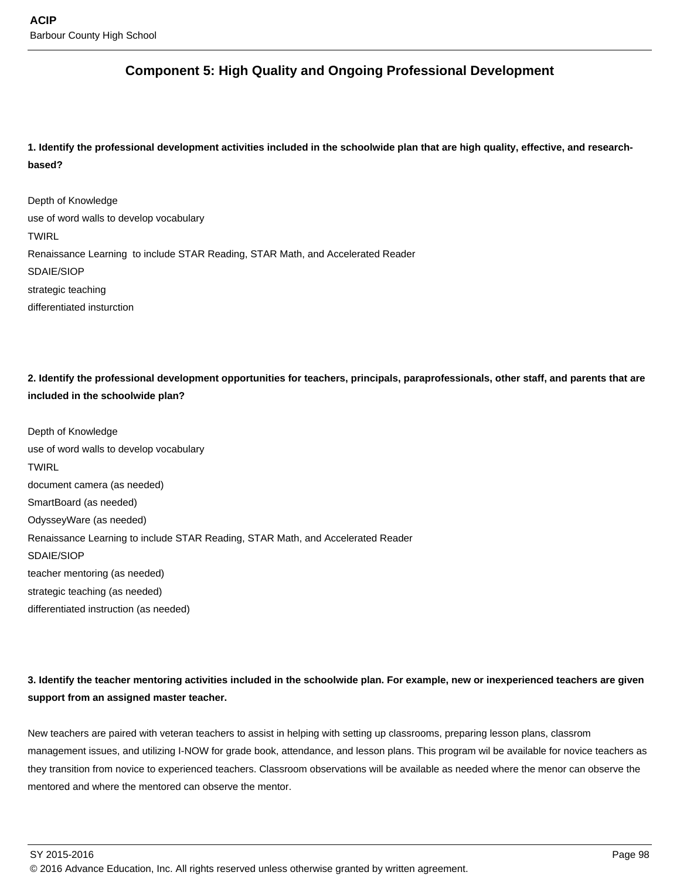## Component 5: High Quality and Ongoing Professional Development

**1. Identify the professional development activities included in the schoolwide plan that are high quality, effective, and research-based?**

Depth of Knowledge
use of word walls to develop vocabulary
TWIRL
Renaissance Learning to include STAR Reading, STAR Math, and Accelerated Reader
SDAIE/SIOP
strategic teaching
differentiated insturction

**2. Identify the professional development opportunities for teachers, principals, paraprofessionals, other staff, and parents that are included in the schoolwide plan?**

Depth of Knowledge
use of word walls to develop vocabulary
TWIRL
document camera (as needed)
SmartBoard (as needed)
OdysseyWare (as needed)
Renaissance Learning to include STAR Reading, STAR Math, and Accelerated Reader
SDAIE/SIOP
teacher mentoring (as needed)
strategic teaching (as needed)
differentiated instruction (as needed)

**3. Identify the teacher mentoring activities included in the schoolwide plan. For example, new or inexperienced teachers are given support from an assigned master teacher.**

New teachers are paired with veteran teachers to assist in helping with setting up classrooms, preparing lesson plans, classrom management issues, and utilizing I-NOW for grade book, attendance, and lesson plans. This program wil be available for novice teachers as they transition from novice to experienced teachers. Classroom observations will be available as needed where the menor can observe the mentored and where the mentored can observe the mentor.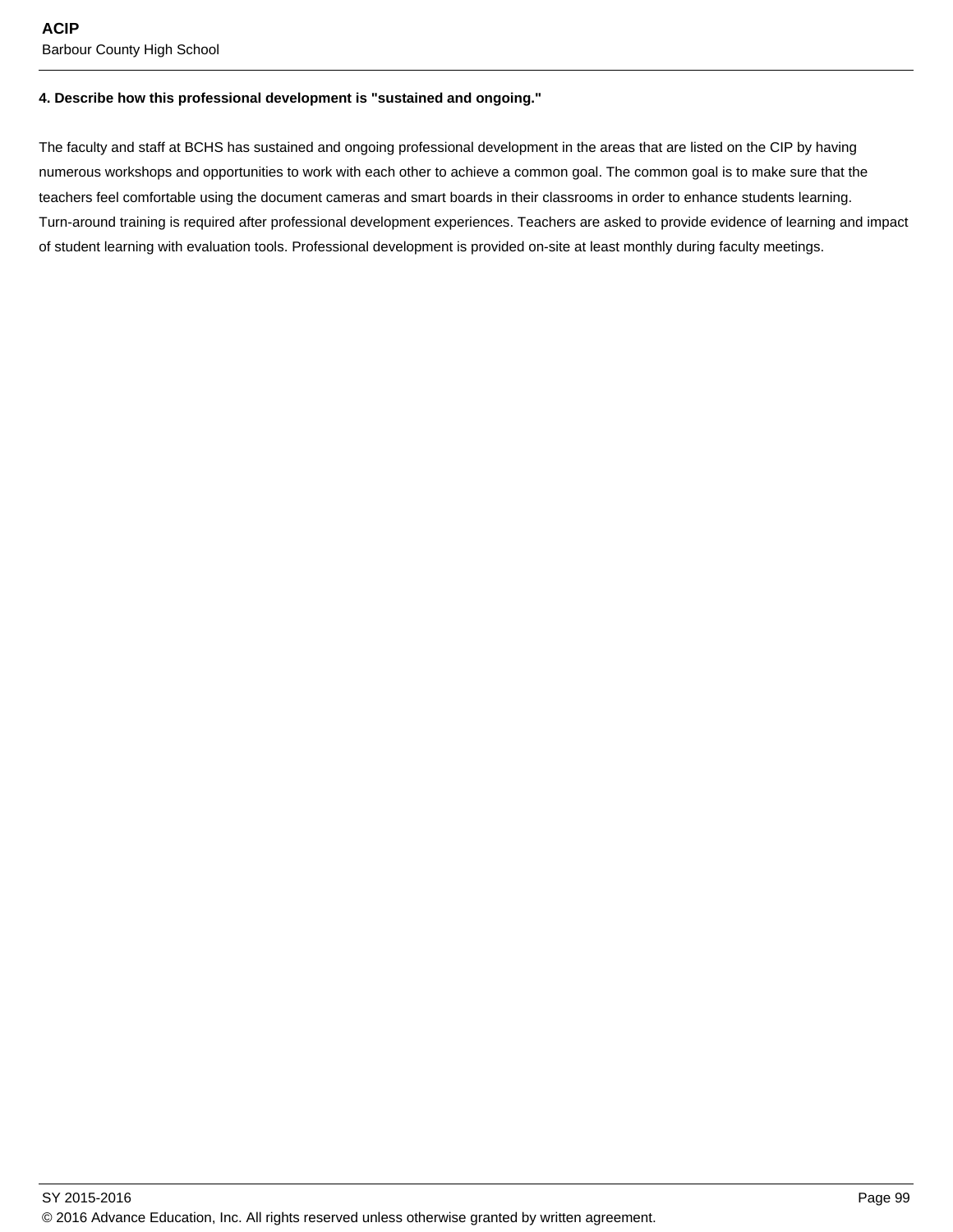**4. Describe how this professional development is "sustained and ongoing."**

The faculty and staff at BCHS has sustained and ongoing professional development in the areas that are listed on the CIP by having numerous workshops and opportunities to work with each other to achieve a common goal. The common goal is to make sure that the teachers feel comfortable using the document cameras and smart boards in their classrooms in order to enhance students learning. Turn-around training is required after professional development experiences. Teachers are asked to provide evidence of learning and impact of student learning with evaluation tools. Professional development is provided on-site at least monthly during faculty meetings.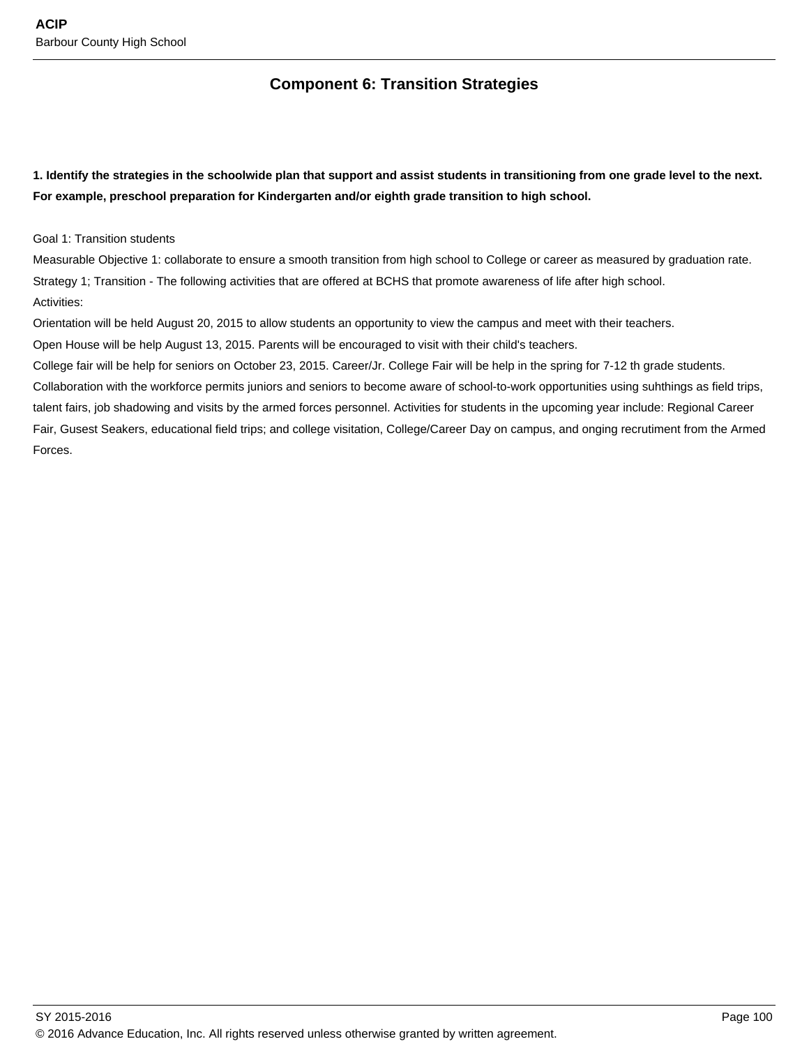## Component 6: Transition Strategies

**1. Identify the strategies in the schoolwide plan that support and assist students in transitioning from one grade level to the next. For example, preschool preparation for Kindergarten and/or eighth grade transition to high school.**

Goal 1: Transition students
Measurable Objective 1: collaborate to ensure a smooth transition from high school to College or career as measured by graduation rate.
Strategy 1; Transition - The following activities that are offered at BCHS that promote awareness of life after high school.
Activities:
Orientation will be held August 20, 2015 to allow students an opportunity to view the campus and meet with their teachers.
Open House will be help August 13, 2015. Parents will be encouraged to visit with their child's teachers.
College fair will be help for seniors on October 23, 2015. Career/Jr. College Fair will be help in the spring for 7-12 th grade students.
Collaboration with the workforce permits juniors and seniors to become aware of school-to-work opportunities using suhthings as field trips, talent fairs, job shadowing and visits by the armed forces personnel. Activities for students in the upcoming year include: Regional Career Fair, Gusest Seakers, educational field trips; and college visitation, College/Career Day on campus, and onging recrutiment from the Armed Forces.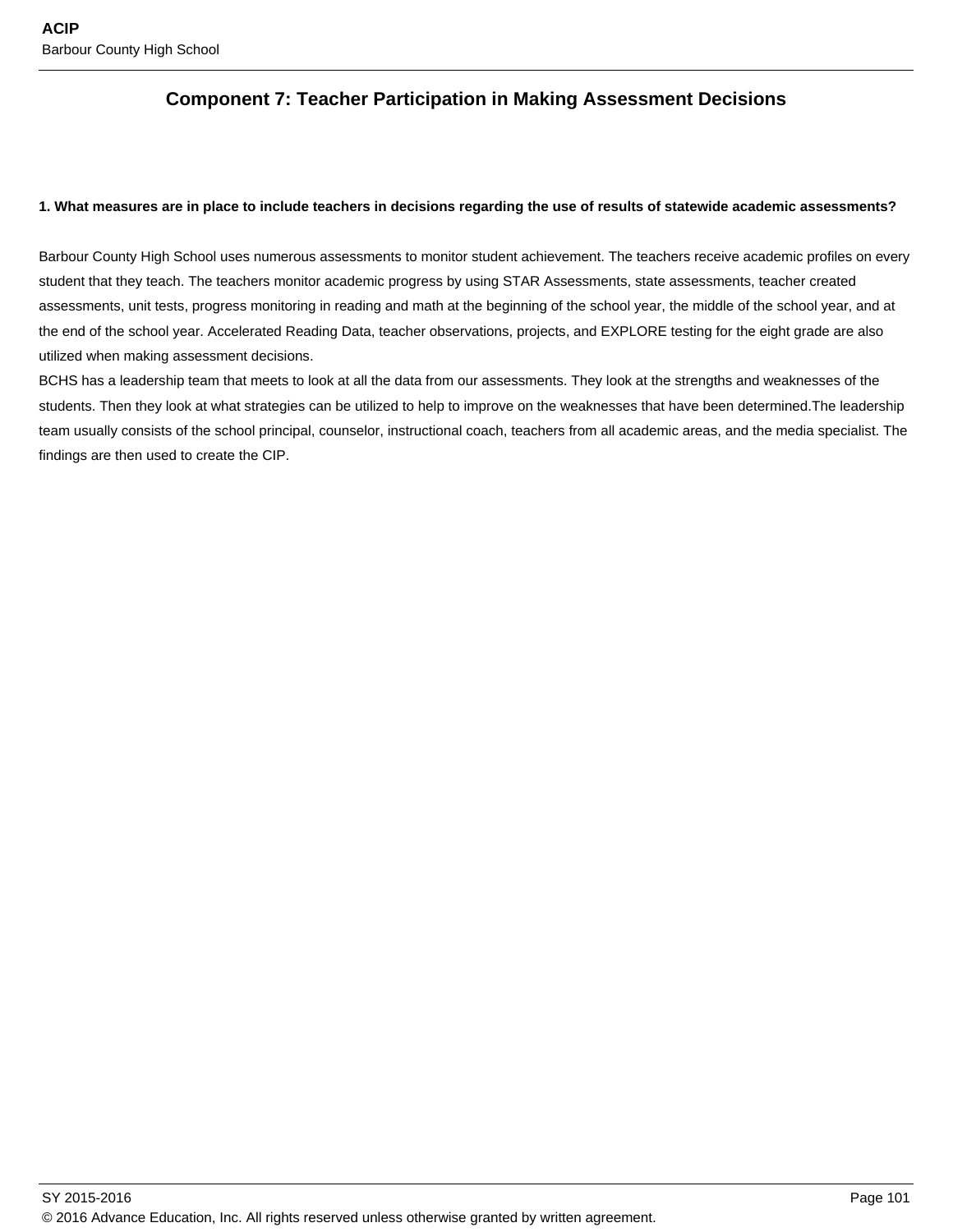## Component 7: Teacher Participation in Making Assessment Decisions

**1. What measures are in place to include teachers in decisions regarding the use of results of statewide academic assessments?**

Barbour County High School uses numerous assessments to monitor student achievement. The teachers receive academic profiles on every student that they teach. The teachers monitor academic progress by using STAR Assessments, state assessments, teacher created assessments, unit tests, progress monitoring in reading and math at the beginning of the school year, the middle of the school year, and at the end of the school year. Accelerated Reading Data, teacher observations, projects, and EXPLORE testing for the eight grade are also utilized when making assessment decisions.
BCHS has a leadership team that meets to look at all the data from our assessments. They look at the strengths and weaknesses of the students. Then they look at what strategies can be utilized to help to improve on the weaknesses that have been determined.The leadership team usually consists of the school principal, counselor, instructional coach, teachers from all academic areas, and the media specialist. The findings are then used to create the CIP.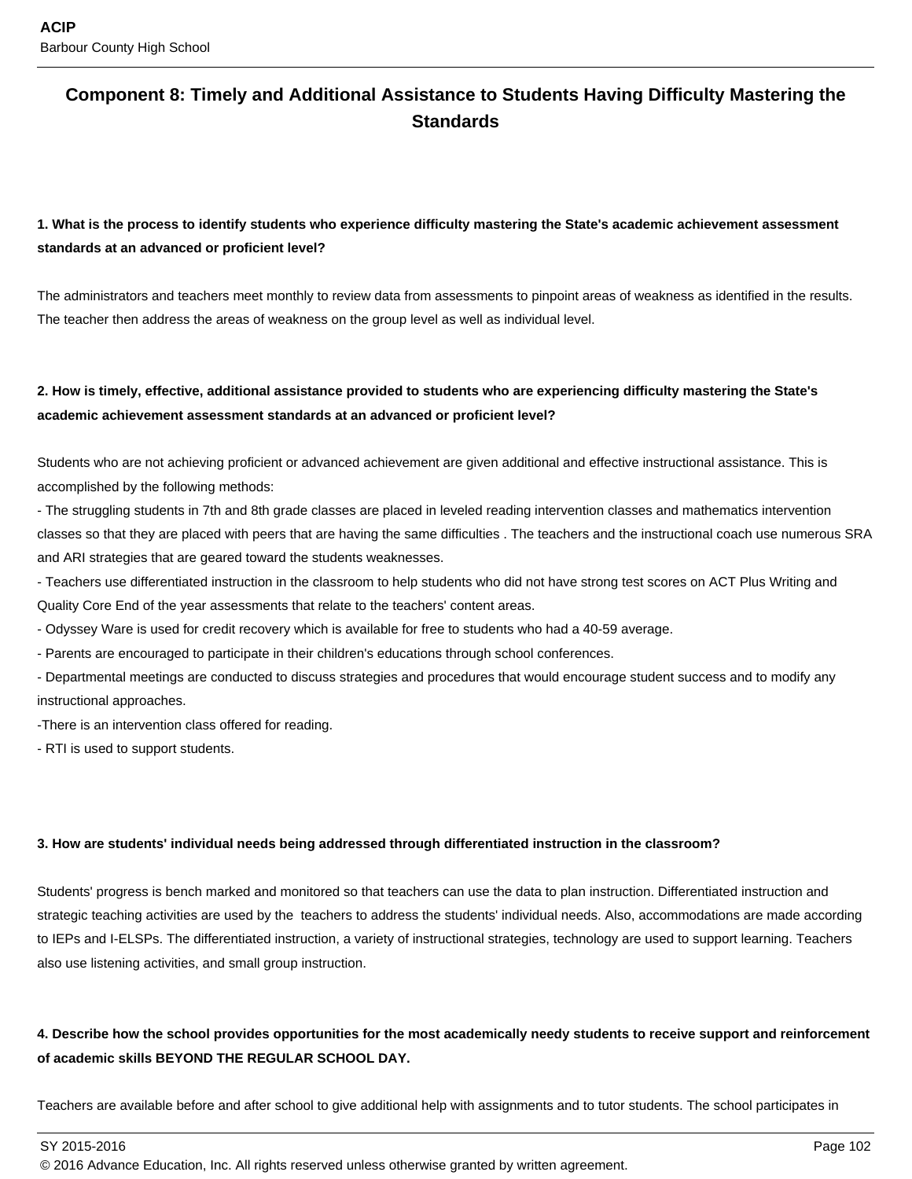## Component 8: Timely and Additional Assistance to Students Having Difficulty Mastering the Standards

**1. What is the process to identify students who experience difficulty mastering the State's academic achievement assessment standards at an advanced or proficient level?**

The administrators and teachers meet monthly to review data from assessments to pinpoint areas of weakness as identified in the results. The teacher then address the areas of weakness on the group level as well as individual level.

**2. How is timely, effective, additional assistance provided to students who are experiencing difficulty mastering the State's academic achievement assessment standards at an advanced or proficient level?**

Students who are not achieving proficient or advanced achievement are given additional and effective instructional assistance. This is accomplished by the following methods:
- The struggling students in 7th and 8th grade classes are placed in leveled reading intervention classes and mathematics intervention classes so that they are placed with peers that are having the same difficulties . The teachers and the instructional coach use numerous SRA and ARI strategies that are geared toward the students weaknesses.
- Teachers use differentiated instruction in the classroom to help students who did not have strong test scores on ACT Plus Writing and Quality Core End of the year assessments that relate to the teachers' content areas.
- Odyssey Ware is used for credit recovery which is available for free to students who had a 40-59 average.
- Parents are encouraged to participate in their children's educations through school conferences.
- Departmental meetings are conducted to discuss strategies and procedures that would encourage student success and to modify any instructional approaches.
-There is an intervention class offered for reading.
- RTI is used to support students.

**3. How are students' individual needs being addressed through differentiated instruction in the classroom?**

Students' progress is bench marked and monitored so that teachers can use the data to plan instruction. Differentiated instruction and strategic teaching activities are used by the teachers to address the students' individual needs. Also, accommodations are made according to IEPs and I-ELSPs. The differentiated instruction, a variety of instructional strategies, technology are used to support learning. Teachers also use listening activities, and small group instruction.

**4. Describe how the school provides opportunities for the most academically needy students to receive support and reinforcement of academic skills BEYOND THE REGULAR SCHOOL DAY.**

Teachers are available before and after school to give additional help with assignments and to tutor students. The school participates in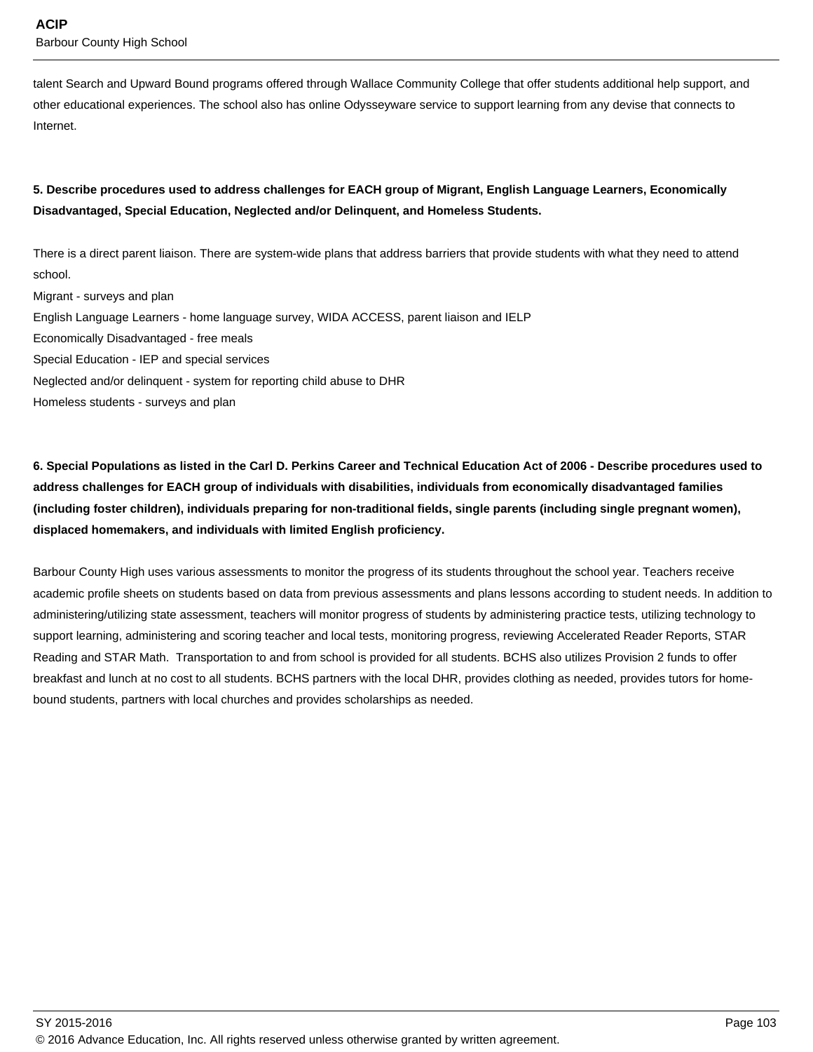talent Search and Upward Bound programs offered through Wallace Community College that offer students additional help support, and other educational experiences. The school also has online Odysseyware service to support learning from any devise that connects to Internet.

**5. Describe procedures used to address challenges for EACH group of Migrant, English Language Learners, Economically Disadvantaged, Special Education, Neglected and/or Delinquent, and Homeless Students.**

There is a direct parent liaison. There are system-wide plans that address barriers that provide students with what they need to attend school.
Migrant - surveys and plan
English Language Learners - home language survey, WIDA ACCESS, parent liaison and IELP
Economically Disadvantaged - free meals
Special Education - IEP and special services
Neglected and/or delinquent - system for reporting child abuse to DHR
Homeless students - surveys and plan

**6. Special Populations as listed in the Carl D. Perkins Career and Technical Education Act of 2006 - Describe procedures used to address challenges for EACH group of individuals with disabilities, individuals from economically disadvantaged families (including foster children), individuals preparing for non-traditional fields, single parents (including single pregnant women), displaced homemakers, and individuals with limited English proficiency.**

Barbour County High uses various assessments to monitor the progress of its students throughout the school year. Teachers receive academic profile sheets on students based on data from previous assessments and plans lessons according to student needs. In addition to administering/utilizing state assessment, teachers will monitor progress of students by administering practice tests, utilizing technology to support learning, administering and scoring teacher and local tests, monitoring progress, reviewing Accelerated Reader Reports, STAR Reading and STAR Math. Transportation to and from school is provided for all students. BCHS also utilizes Provision 2 funds to offer breakfast and lunch at no cost to all students. BCHS partners with the local DHR, provides clothing as needed, provides tutors for home-bound students, partners with local churches and provides scholarships as needed.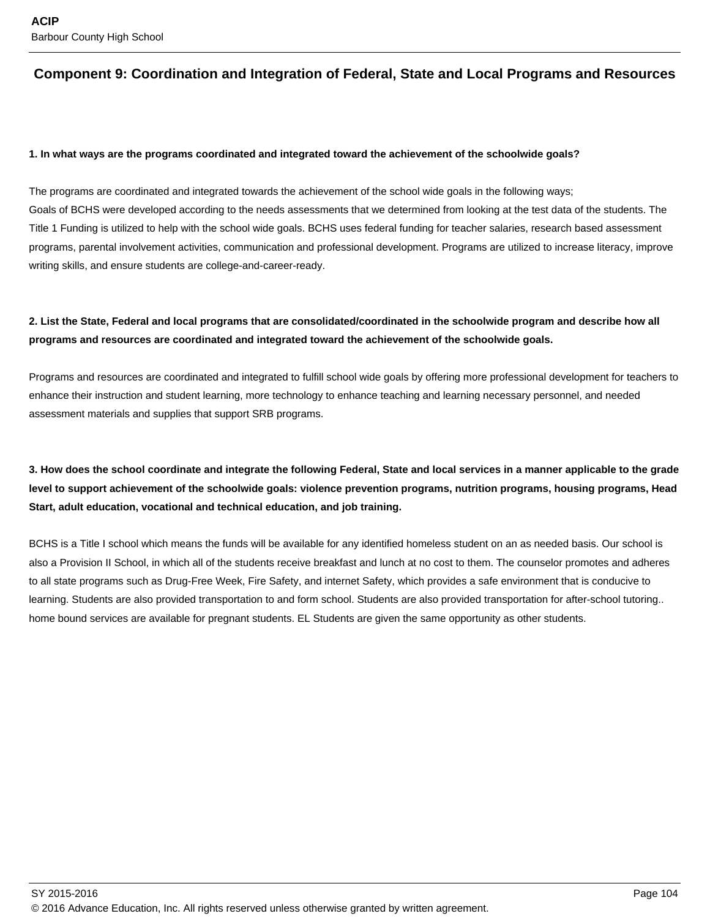## Component 9: Coordination and Integration of Federal, State and Local Programs and Resources

**1. In what ways are the programs coordinated and integrated toward the achievement of the schoolwide goals?**

The programs are coordinated and integrated towards the achievement of the school wide goals in the following ways;
Goals of BCHS were developed according to the needs assessments that we determined from looking at the test data of the students. The Title 1 Funding is utilized to help with the school wide goals. BCHS uses federal funding for teacher salaries, research based assessment programs, parental involvement activities, communication and professional development. Programs are utilized to increase literacy, improve writing skills, and ensure students are college-and-career-ready.

**2. List the State, Federal and local programs that are consolidated/coordinated in the schoolwide program and describe how all programs and resources are coordinated and integrated toward the achievement of the schoolwide goals.**

Programs and resources are coordinated and integrated to fulfill school wide goals by offering more professional development for teachers to enhance their instruction and student learning, more technology to enhance teaching and learning necessary personnel, and needed assessment materials and supplies that support SRB programs.

**3. How does the school coordinate and integrate the following Federal, State and local services in a manner applicable to the grade level to support achievement of the schoolwide goals: violence prevention programs, nutrition programs, housing programs, Head Start, adult education, vocational and technical education, and job training.**

BCHS is a Title I school which means the funds will be available for any identified homeless student on an as needed basis. Our school is also a Provision II School, in which all of the students receive breakfast and lunch at no cost to them. The counselor promotes and adheres to all state programs such as Drug-Free Week, Fire Safety, and internet Safety, which provides a safe environment that is conducive to learning. Students are also provided transportation to and form school. Students are also provided transportation for after-school tutoring.. home bound services are available for pregnant students. EL Students are given the same opportunity as other students.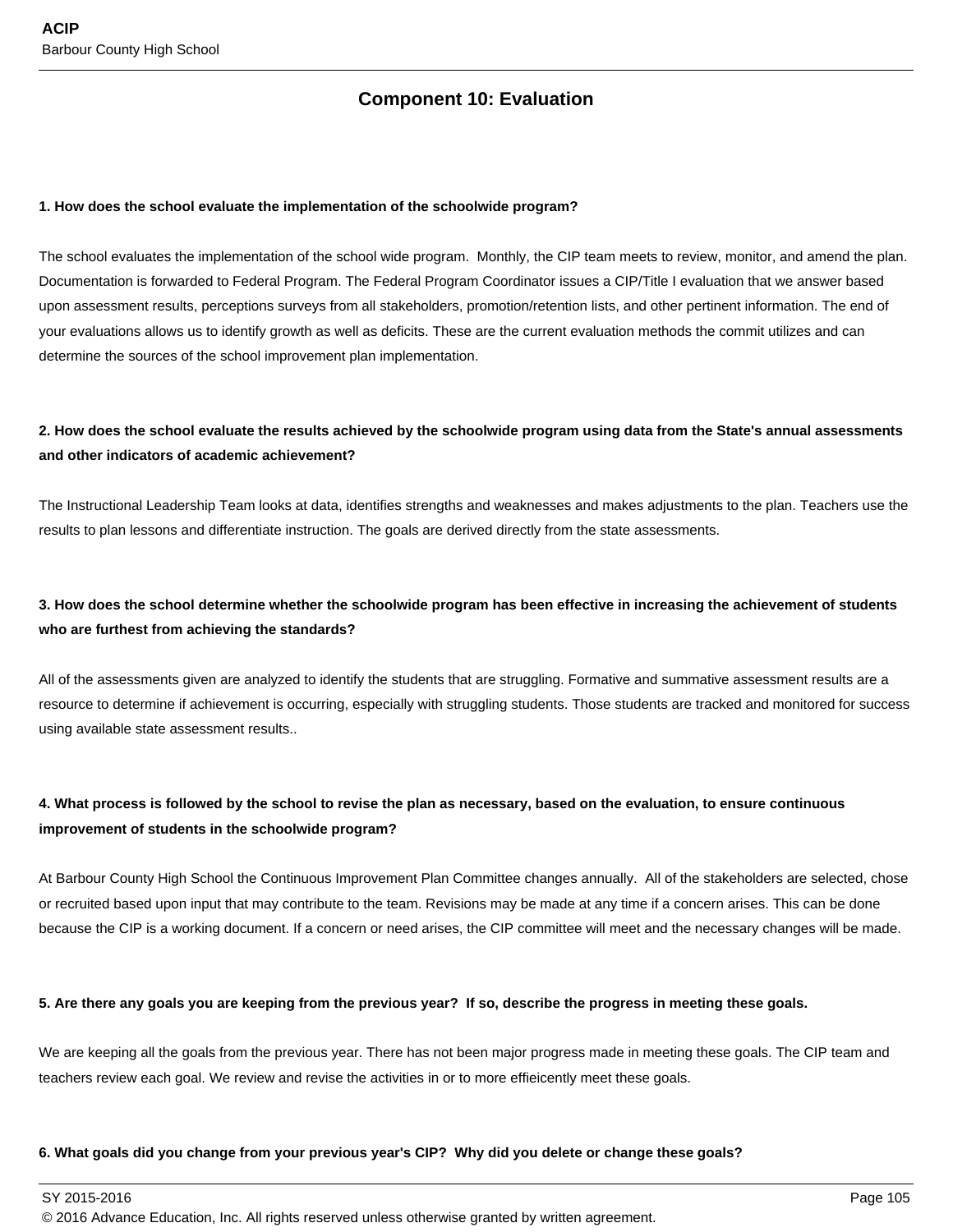## Component 10: Evaluation

**1. How does the school evaluate the implementation of the schoolwide program?**

The school evaluates the implementation of the school wide program. Monthly, the CIP team meets to review, monitor, and amend the plan. Documentation is forwarded to Federal Program. The Federal Program Coordinator issues a CIP/Title I evaluation that we answer based upon assessment results, perceptions surveys from all stakeholders, promotion/retention lists, and other pertinent information. The end of your evaluations allows us to identify growth as well as deficits. These are the current evaluation methods the commit utilizes and can determine the sources of the school improvement plan implementation.

**2. How does the school evaluate the results achieved by the schoolwide program using data from the State's annual assessments and other indicators of academic achievement?**

The Instructional Leadership Team looks at data, identifies strengths and weaknesses and makes adjustments to the plan. Teachers use the results to plan lessons and differentiate instruction. The goals are derived directly from the state assessments.

**3. How does the school determine whether the schoolwide program has been effective in increasing the achievement of students who are furthest from achieving the standards?**

All of the assessments given are analyzed to identify the students that are struggling. Formative and summative assessment results are a resource to determine if achievement is occurring, especially with struggling students. Those students are tracked and monitored for success using available state assessment results..

**4. What process is followed by the school to revise the plan as necessary, based on the evaluation, to ensure continuous improvement of students in the schoolwide program?**

At Barbour County High School the Continuous Improvement Plan Committee changes annually. All of the stakeholders are selected, chose or recruited based upon input that may contribute to the team. Revisions may be made at any time if a concern arises. This can be done because the CIP is a working document. If a concern or need arises, the CIP committee will meet and the necessary changes will be made.

**5. Are there any goals you are keeping from the previous year? If so, describe the progress in meeting these goals.**

We are keeping all the goals from the previous year. There has not been major progress made in meeting these goals. The CIP team and teachers review each goal. We review and revise the activities in or to more effieicently meet these goals.

**6. What goals did you change from your previous year's CIP? Why did you delete or change these goals?**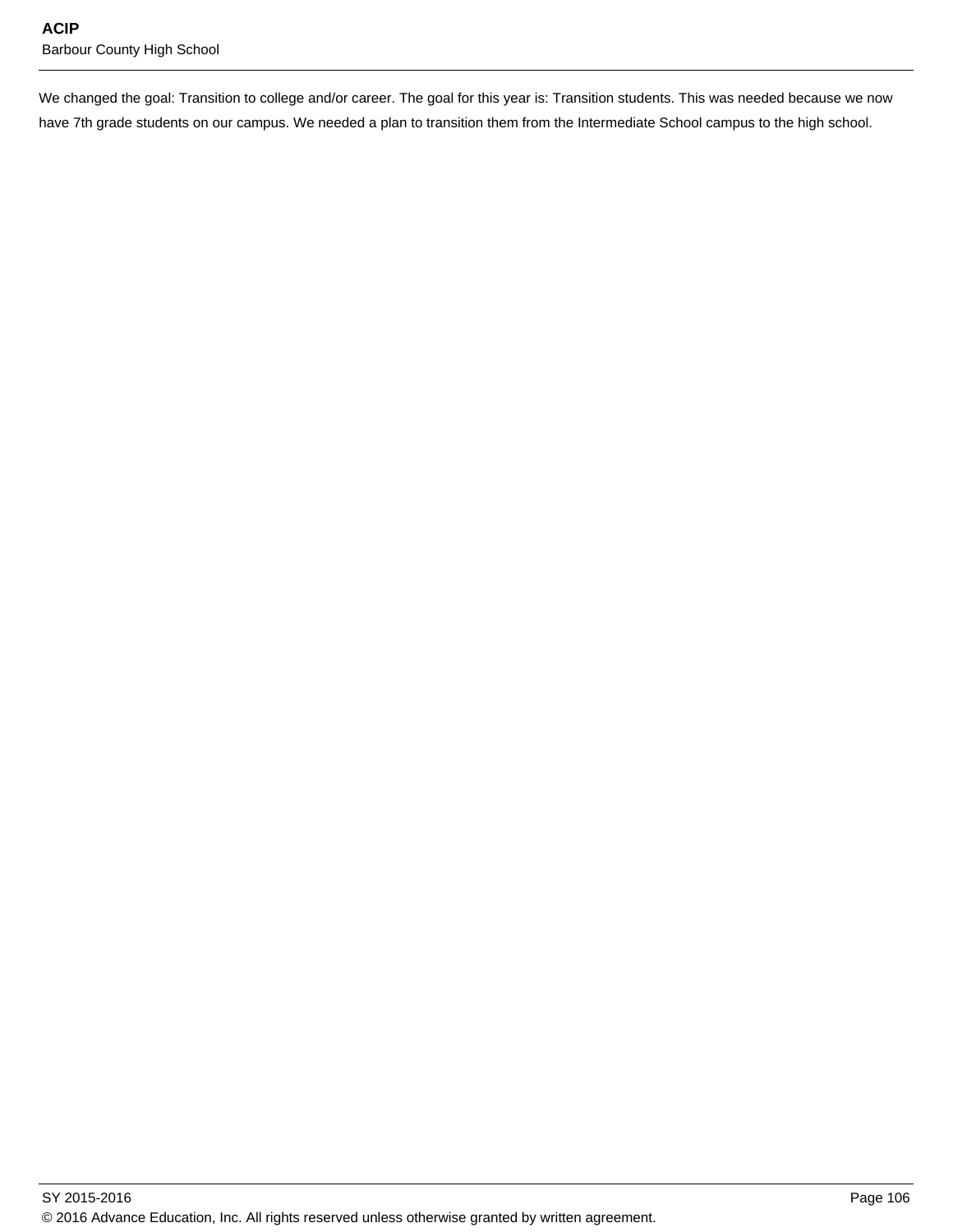We changed the goal: Transition to college and/or career. The goal for this year is: Transition students. This was needed because we now have 7th grade students on our campus. We needed a plan to transition them from the Intermediate School campus to the high school.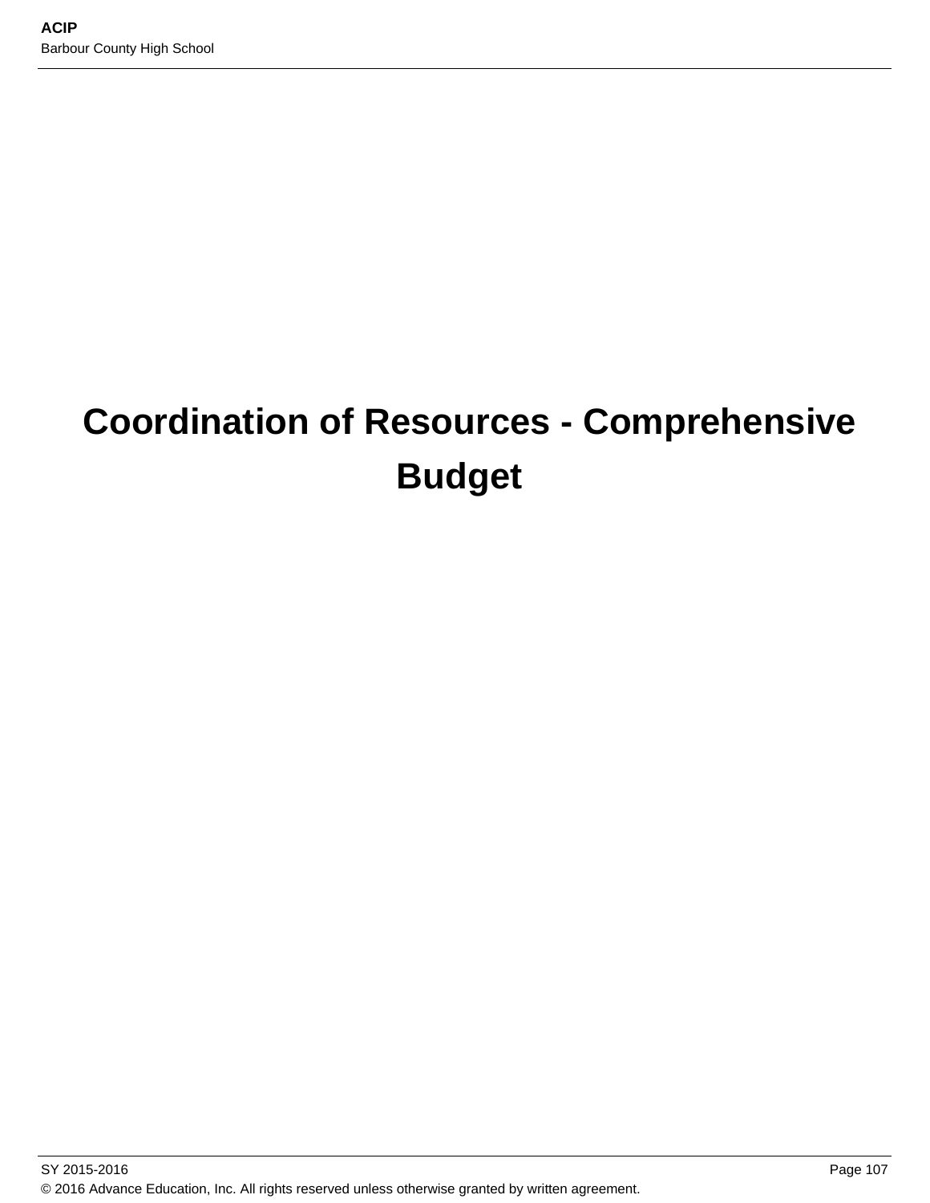# Coordination of Resources - Comprehensive Budget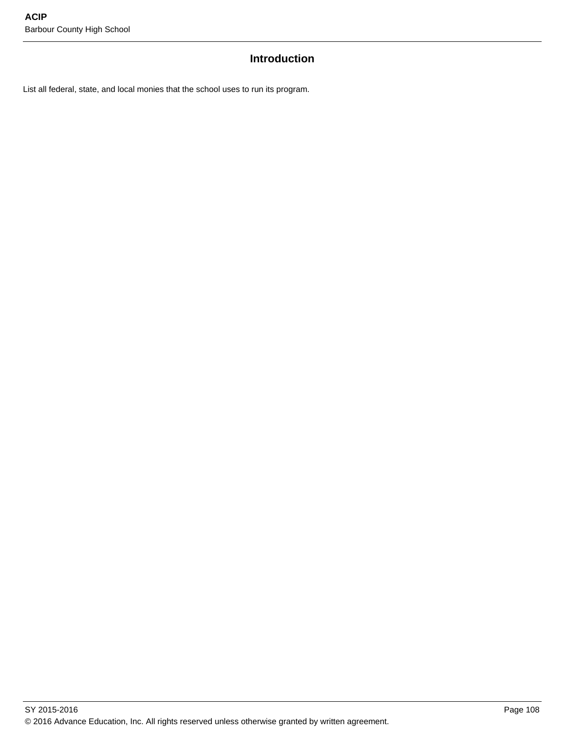## Introduction

List all federal, state, and local monies that the school uses to run its program.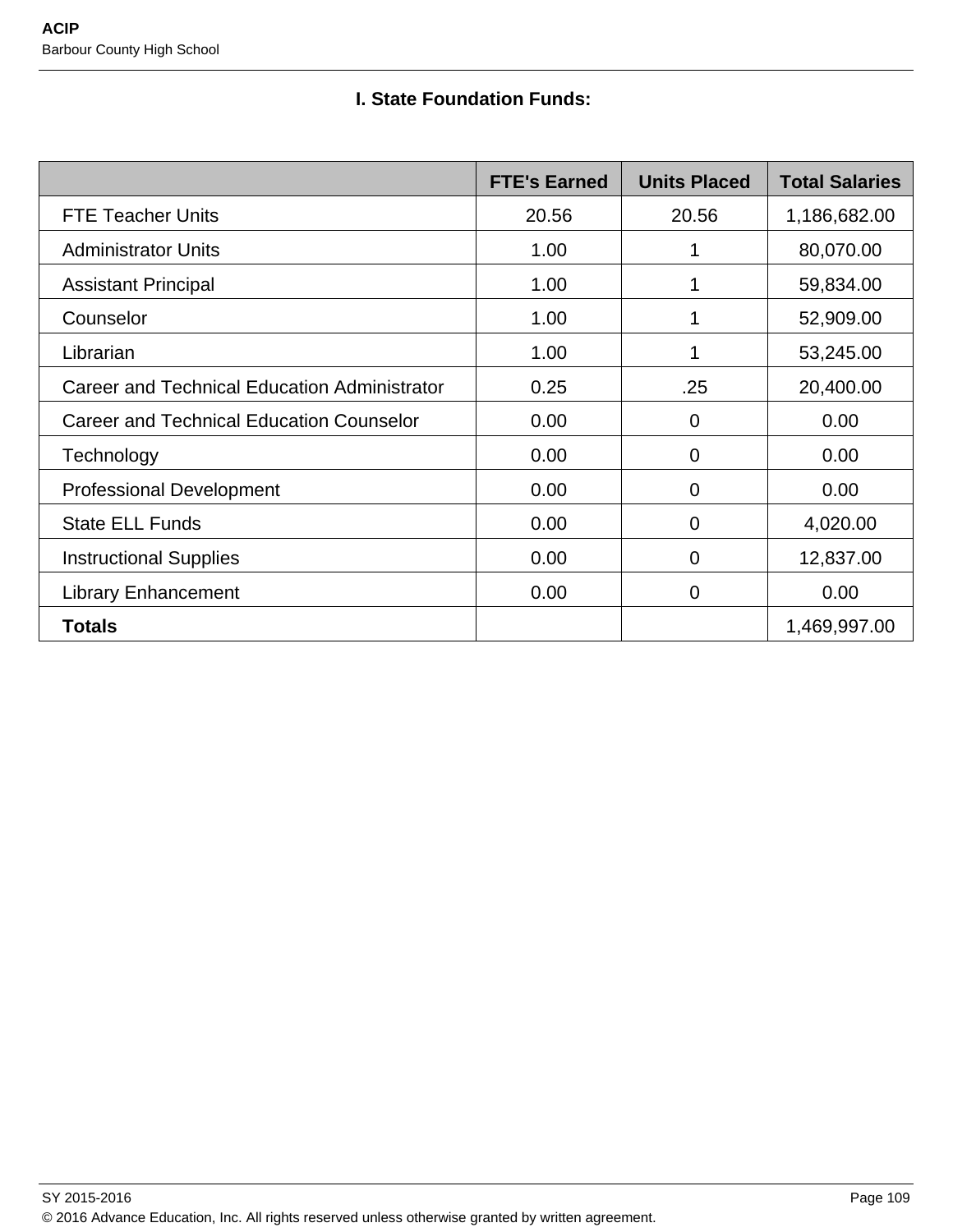## I. State Foundation Funds:

| | FTE's Earned | Units Placed | Total Salaries |
|---|---|---|---|
| FTE Teacher Units | 20.56 | 20.56 | 1,186,682.00 |
| Administrator Units | 1.00 | 1 | 80,070.00 |
| Assistant Principal | 1.00 | 1 | 59,834.00 |
| Counselor | 1.00 | 1 | 52,909.00 |
| Librarian | 1.00 | 1 | 53,245.00 |
| Career and Technical Education Administrator | 0.25 | .25 | 20,400.00 |
| Career and Technical Education Counselor | 0.00 | 0 | 0.00 |
| Technology | 0.00 | 0 | 0.00 |
| Professional Development | 0.00 | 0 | 0.00 |
| State ELL Funds | 0.00 | 0 | 4,020.00 |
| Instructional Supplies | 0.00 | 0 | 12,837.00 |
| Library Enhancement | 0.00 | 0 | 0.00 |
| **Totals** | | | 1,469,997.00 |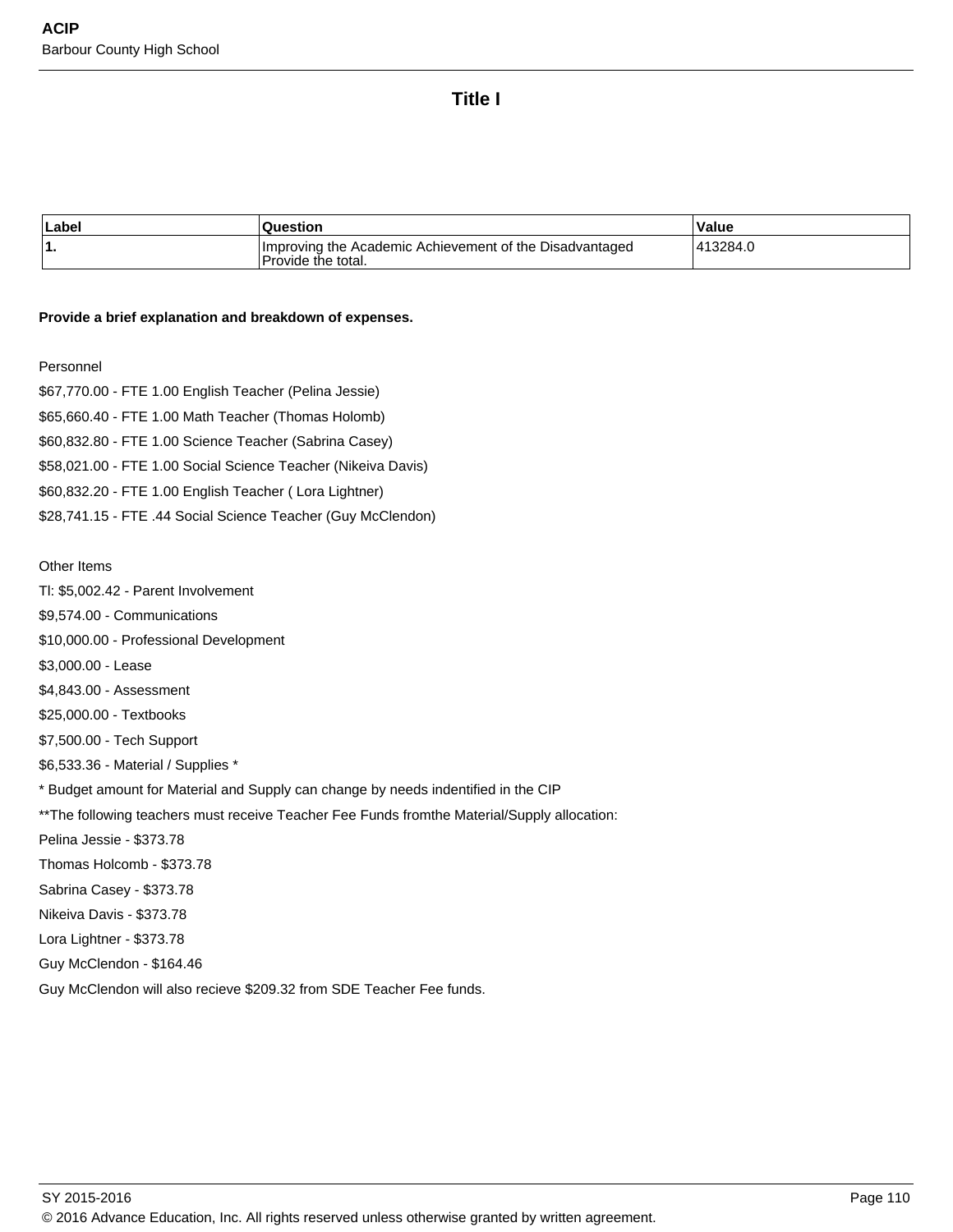## Title I

| Label | Question | Value |
|---|---|---|
| 1. | Improving the Academic Achievement of the Disadvantaged Provide the total. | 413284.0 |

**Provide a brief explanation and breakdown of expenses.**

Personnel

$67,770.00 - FTE 1.00 English Teacher (Pelina Jessie)

$65,660.40 - FTE 1.00 Math Teacher (Thomas Holomb)

$60,832.80 - FTE 1.00 Science Teacher (Sabrina Casey)

$58,021.00 - FTE 1.00 Social Science Teacher (Nikeiva Davis)

$60,832.20 - FTE 1.00 English Teacher ( Lora Lightner)

$28,741.15 - FTE .44 Social Science Teacher (Guy McClendon)

Other Items

Tl: $5,002.42 - Parent Involvement

$9,574.00 - Communications

$10,000.00 - Professional Development

$3,000.00 - Lease

$4,843.00 - Assessment

$25,000.00 - Textbooks

$7,500.00 - Tech Support

$6,533.36 - Material / Supplies *

* Budget amount for Material and Supply can change by needs indentified in the CIP

**The following teachers must receive Teacher Fee Funds fromthe Material/Supply allocation:

Pelina Jessie - $373.78

Thomas Holcomb - $373.78

Sabrina Casey - $373.78

Nikeiva Davis - $373.78

Lora Lightner - $373.78

Guy McClendon - $164.46

Guy McClendon will also recieve $209.32 from SDE Teacher Fee funds.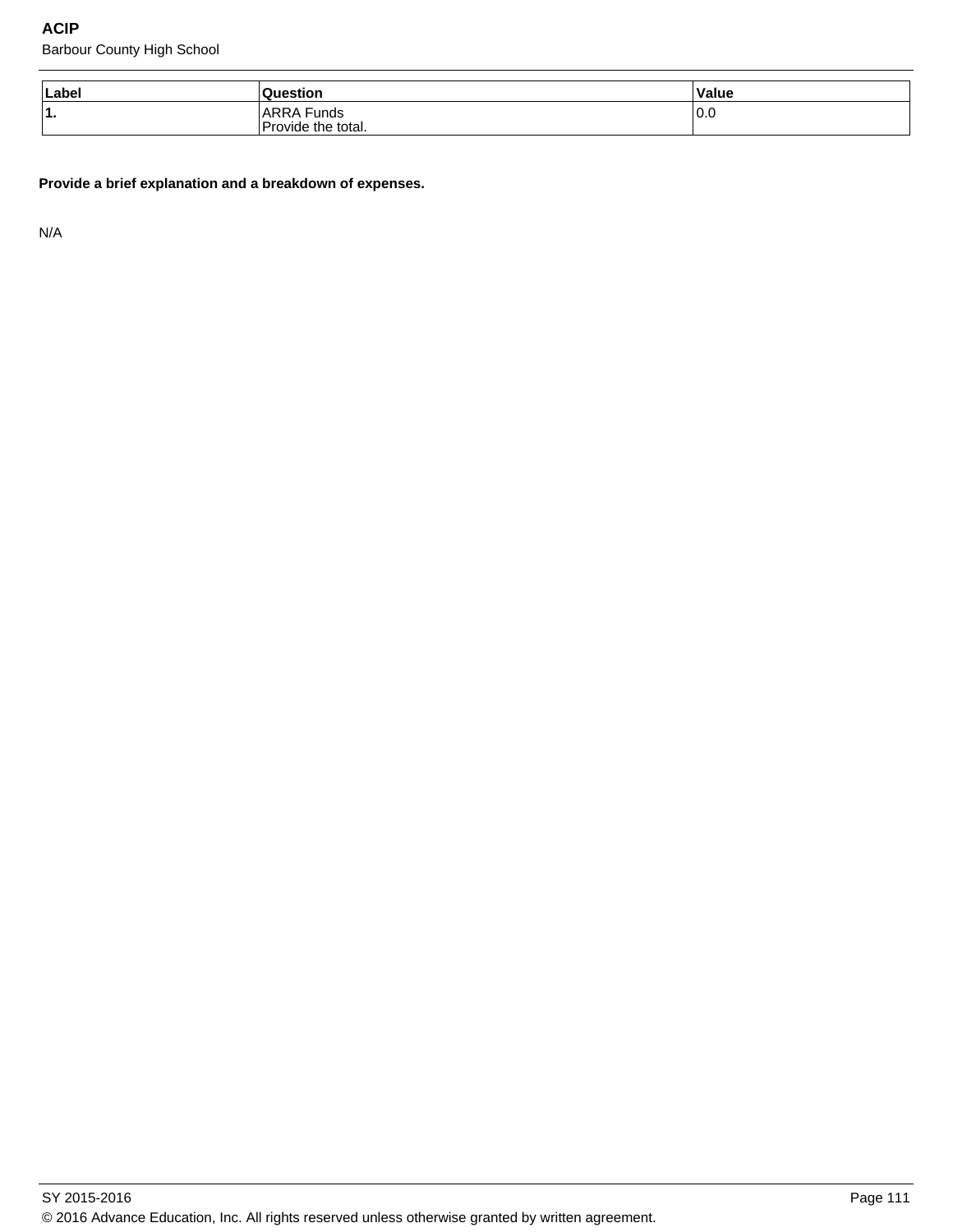| Label | Question | Value |
|---|---|---|
| 1. | ARRA Funds<br>Provide the total. | 0.0 |

**Provide a brief explanation and a breakdown of expenses.**

N/A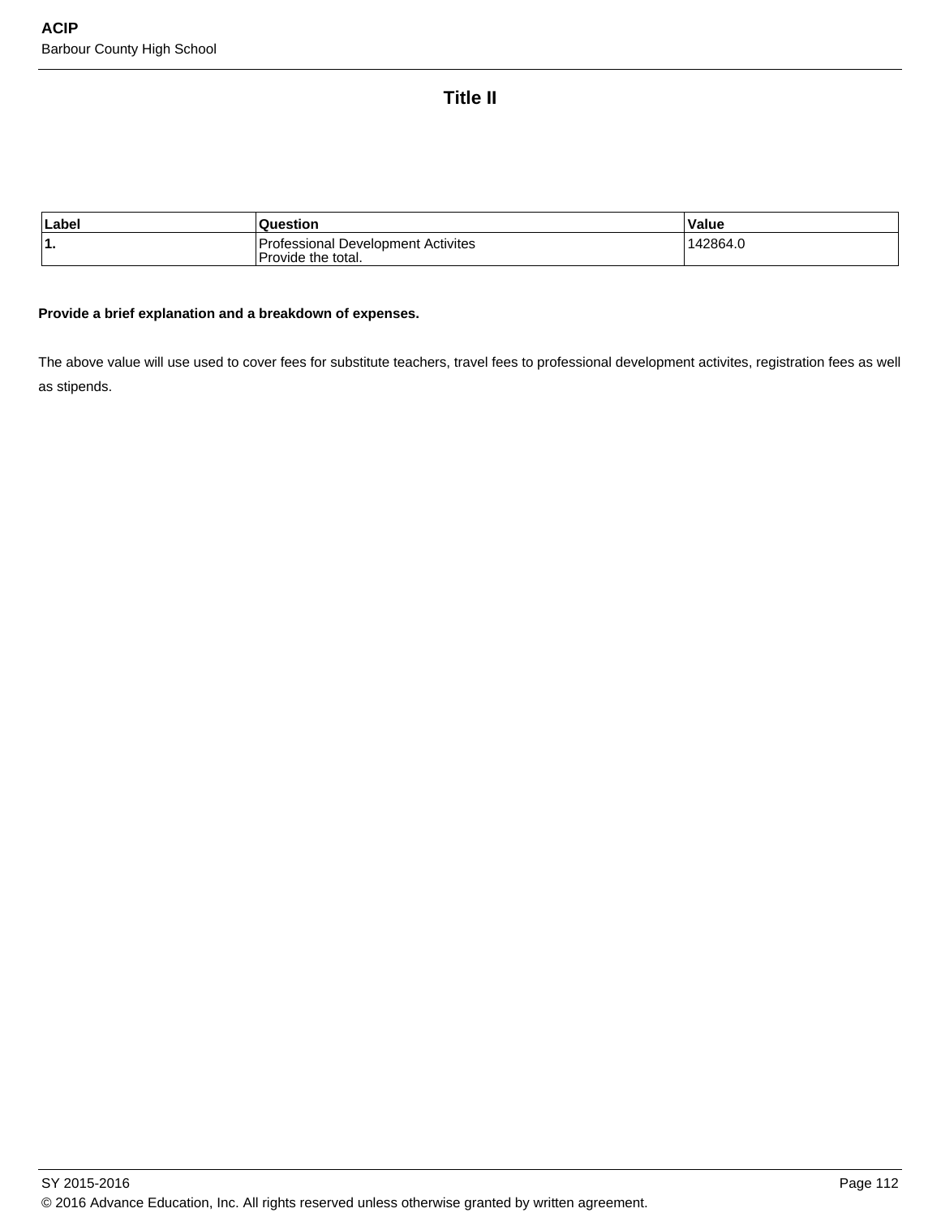## Title II

| Label | Question | Value |
|---|---|---|
| **1.** | Professional Development Activites<br>Provide the total. | 142864.0 |

**Provide a brief explanation and a breakdown of expenses.**

The above value will use used to cover fees for substitute teachers, travel fees to professional development activites, registration fees as well as stipends.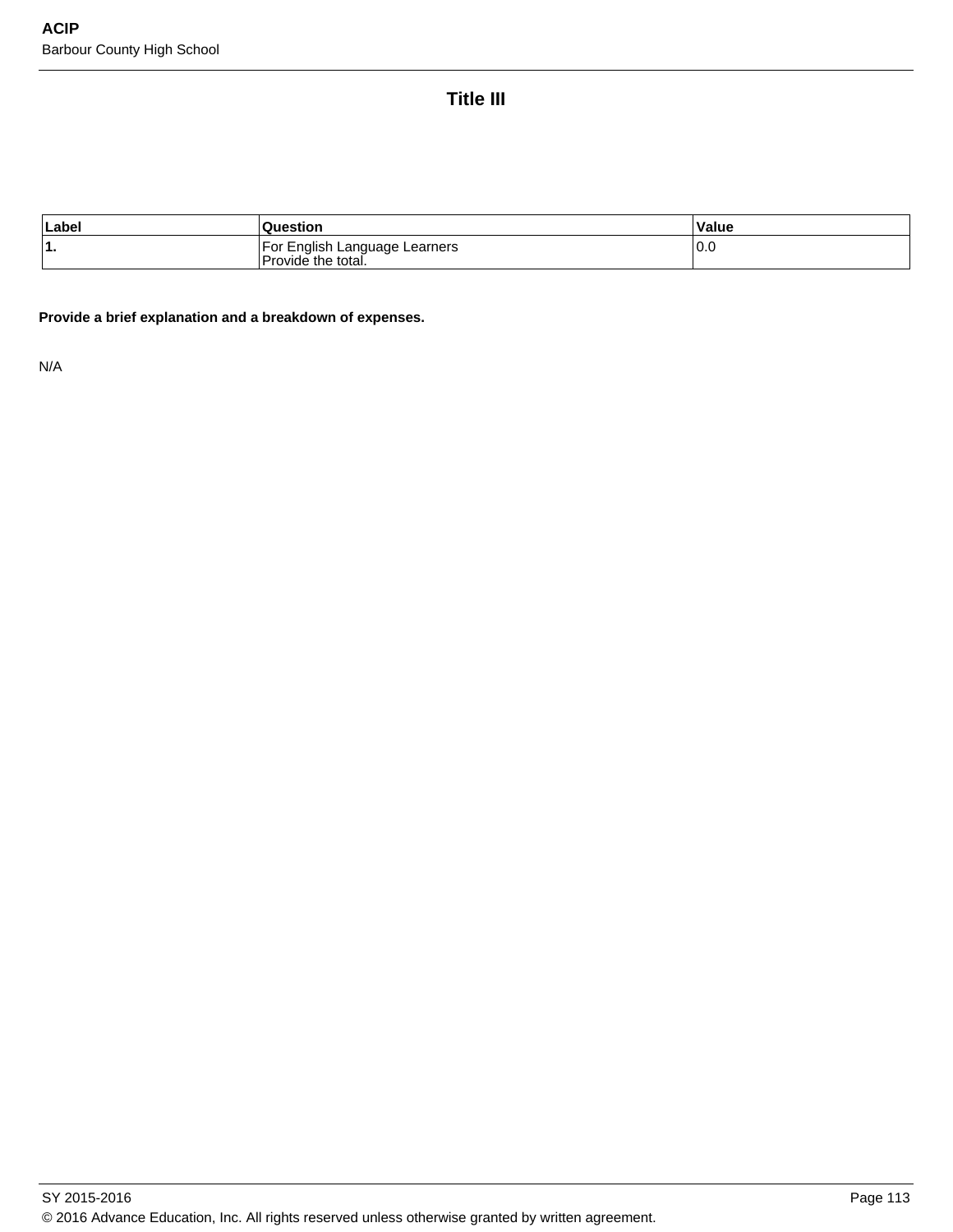# Title III

| Label | Question | Value |
|---|---|---|
| **1.** | For English Language Learners<br>Provide the total. | 0.0 |

**Provide a brief explanation and a breakdown of expenses.**

N/A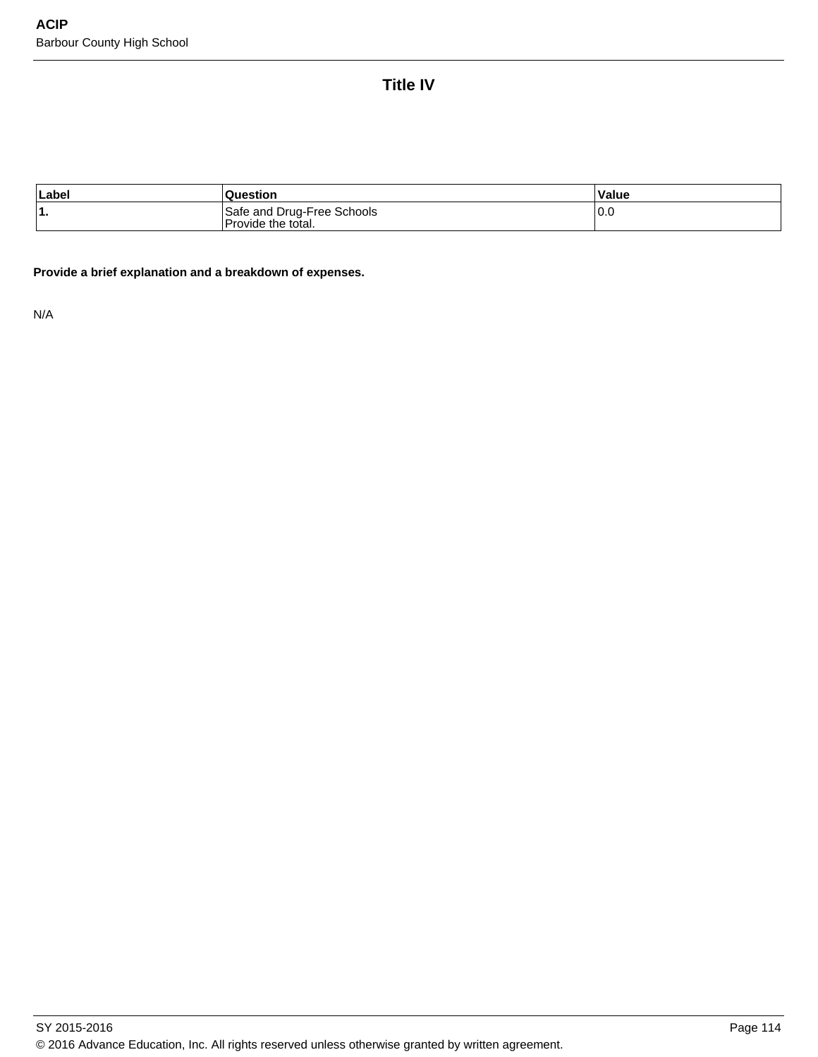## Title IV

| Label | Question | Value |
|---|---|---|
| **1.** | Safe and Drug-Free Schools<br>Provide the total. | 0.0 |

**Provide a brief explanation and a breakdown of expenses.**

N/A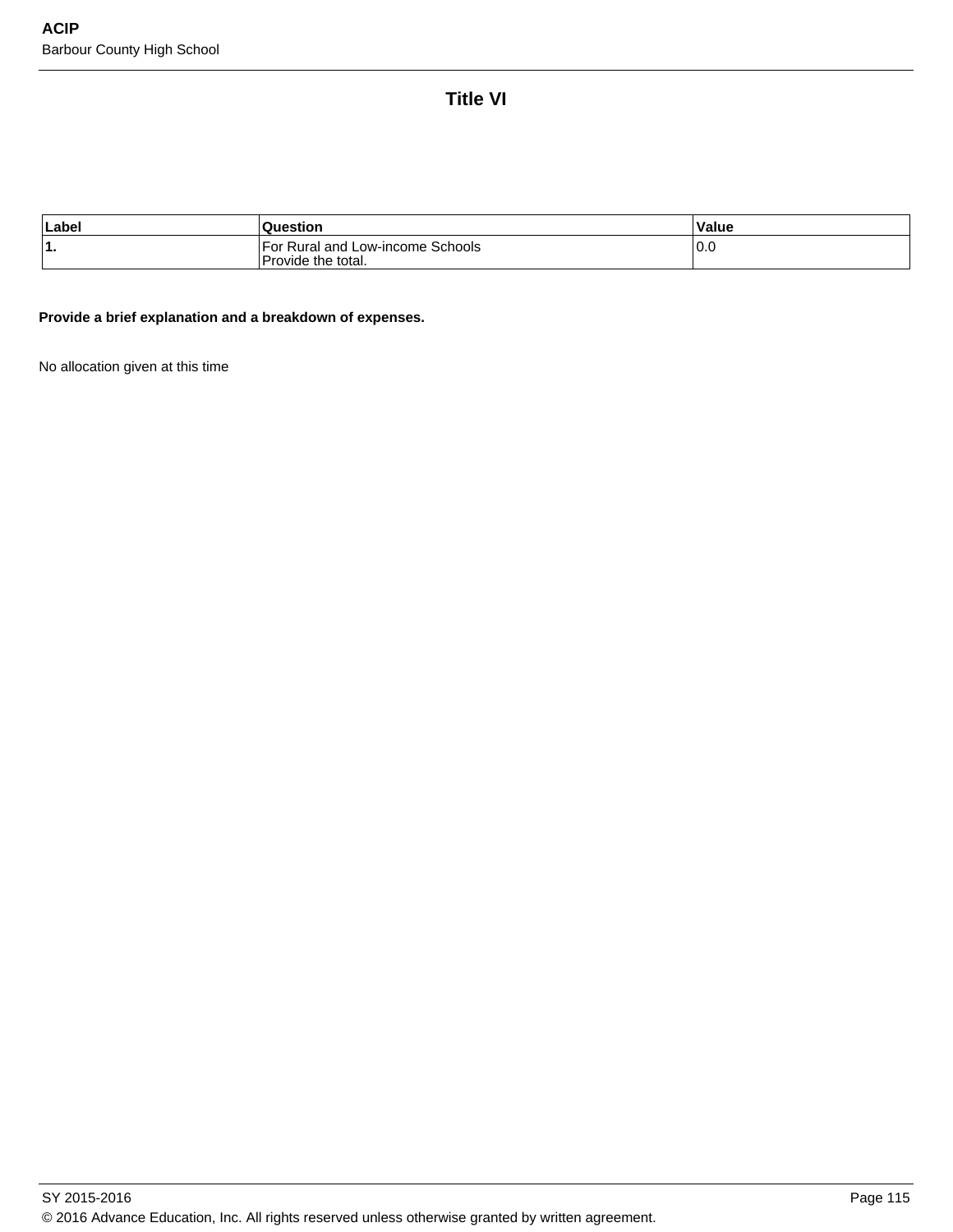## Title VI

| Label | Question | Value |
|---|---|---|
| **1.** | For Rural and Low-income Schools<br>Provide the total. | 0.0 |

**Provide a brief explanation and a breakdown of expenses.**

No allocation given at this time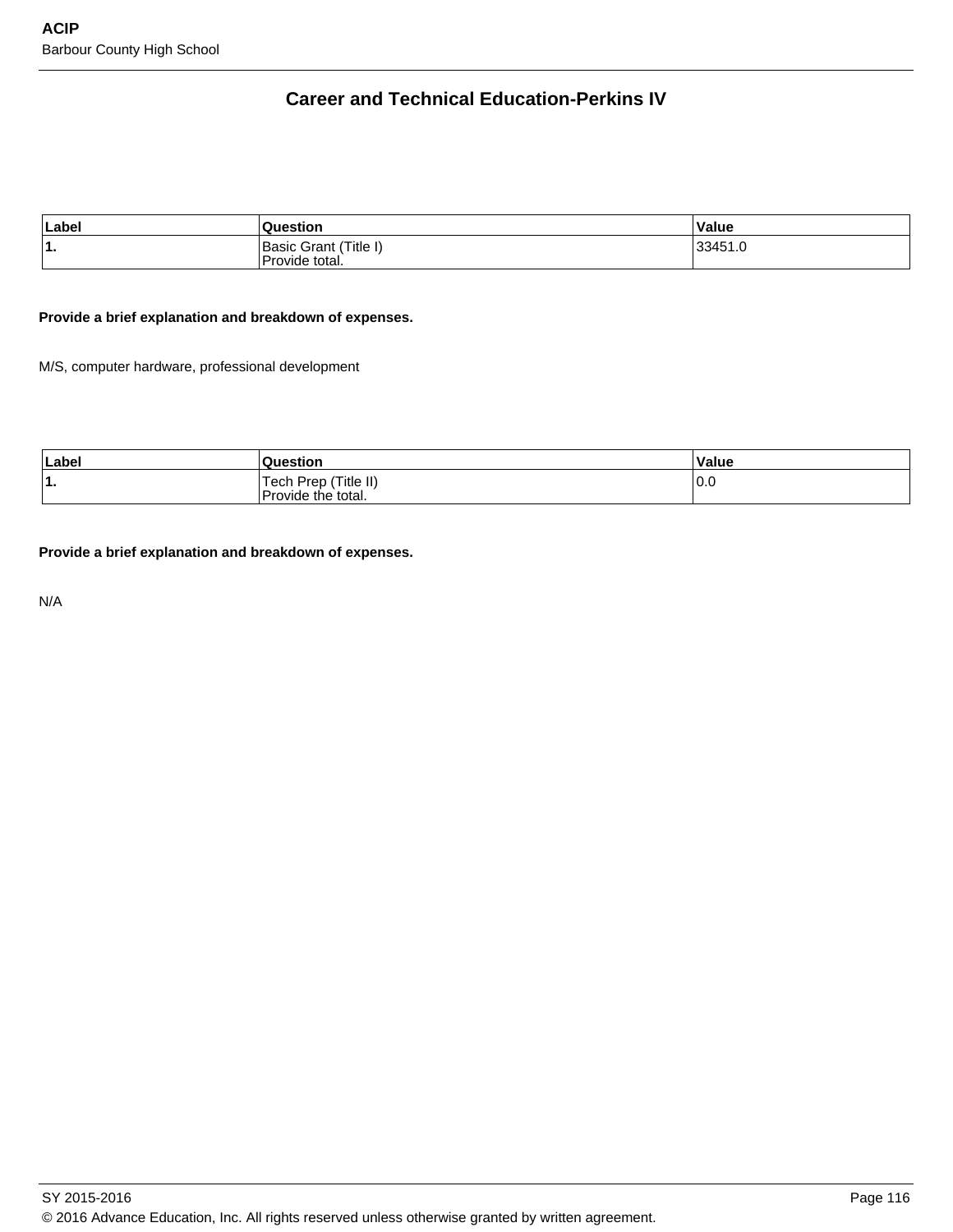## Career and Technical Education-Perkins IV

| Label | Question | Value |
|---|---|---|
| **1.** | Basic Grant (Title I)<br>Provide total. | 33451.0 |

**Provide a brief explanation and breakdown of expenses.**

M/S, computer hardware, professional development

| Label | Question | Value |
|---|---|---|
| **1.** | Tech Prep (Title II)<br>Provide the total. | 0.0 |

**Provide a brief explanation and breakdown of expenses.**

N/A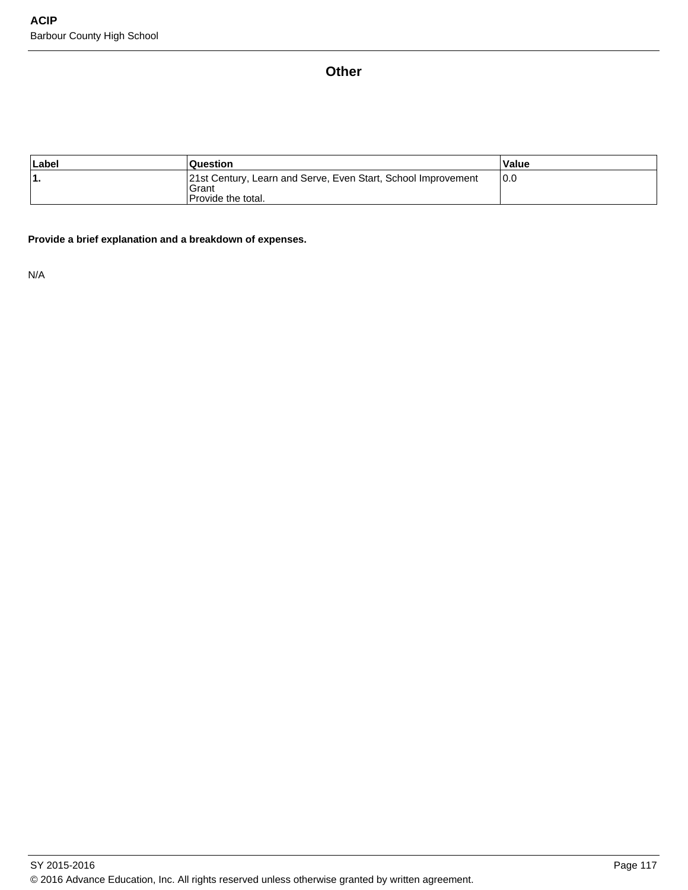## Other

| Label | Question | Value |
|---|---|---|
| **1.** | 21st Century, Learn and Serve, Even Start, School Improvement Grant<br>Provide the total. | 0.0 |

**Provide a brief explanation and a breakdown of expenses.**

N/A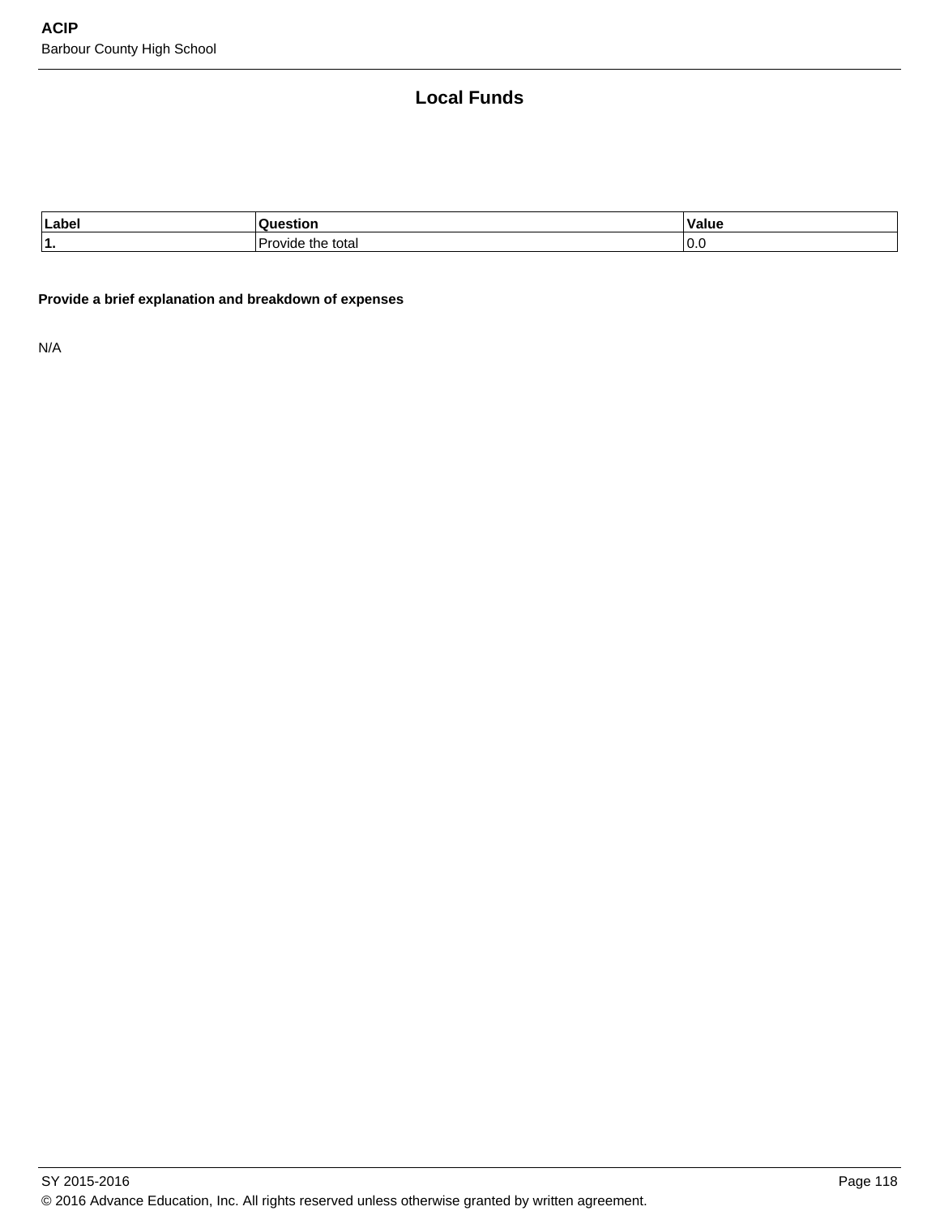## Local Funds

| Label | Question | Value |
|---|---|---|
| 1. | Provide the total | 0.0 |

**Provide a brief explanation and breakdown of expenses**

N/A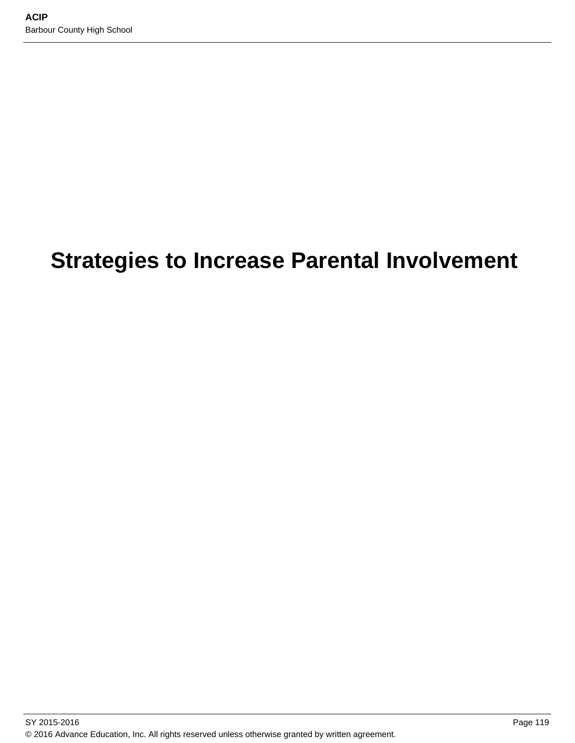# Strategies to Increase Parental Involvement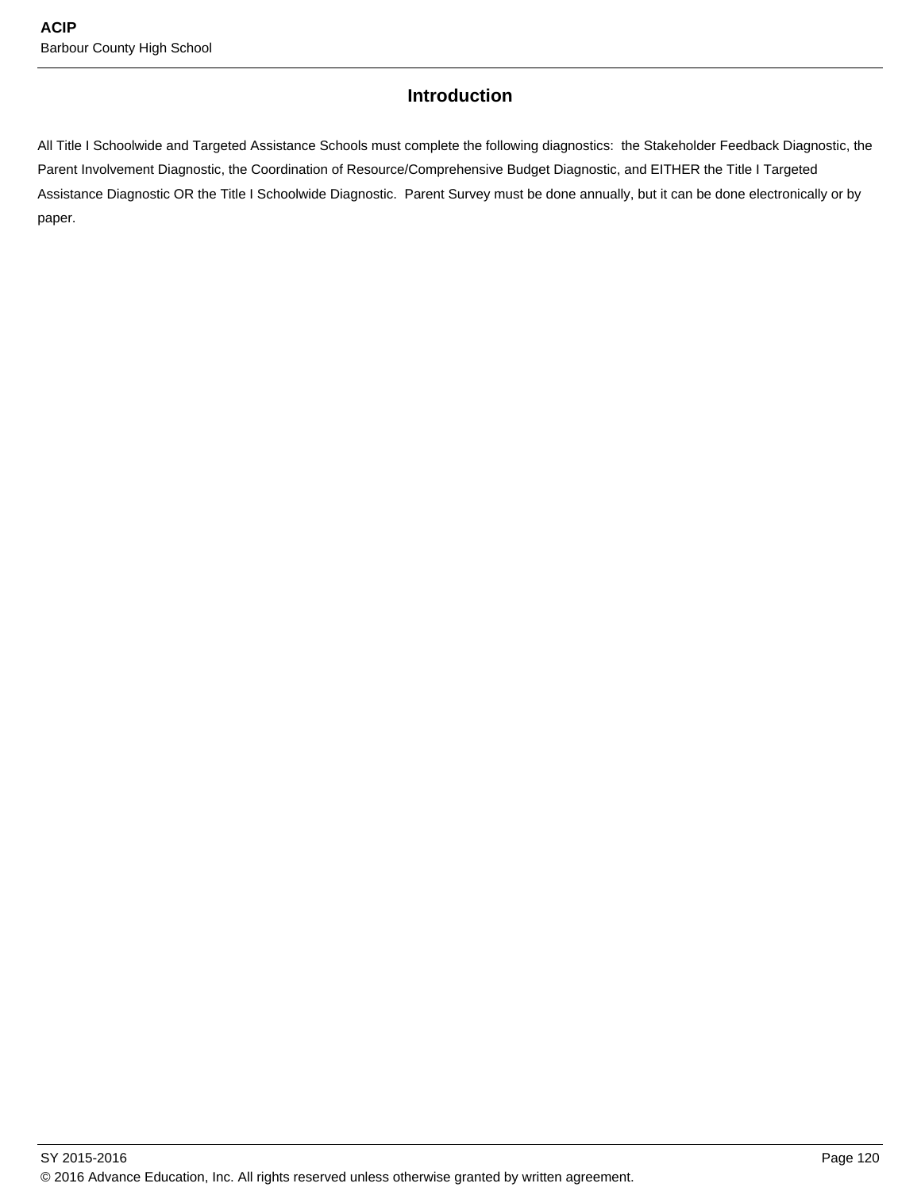## Introduction

All Title I Schoolwide and Targeted Assistance Schools must complete the following diagnostics:  the Stakeholder Feedback Diagnostic, the Parent Involvement Diagnostic, the Coordination of Resource/Comprehensive Budget Diagnostic, and EITHER the Title I Targeted Assistance Diagnostic OR the Title I Schoolwide Diagnostic.  Parent Survey must be done annually, but it can be done electronically or by paper.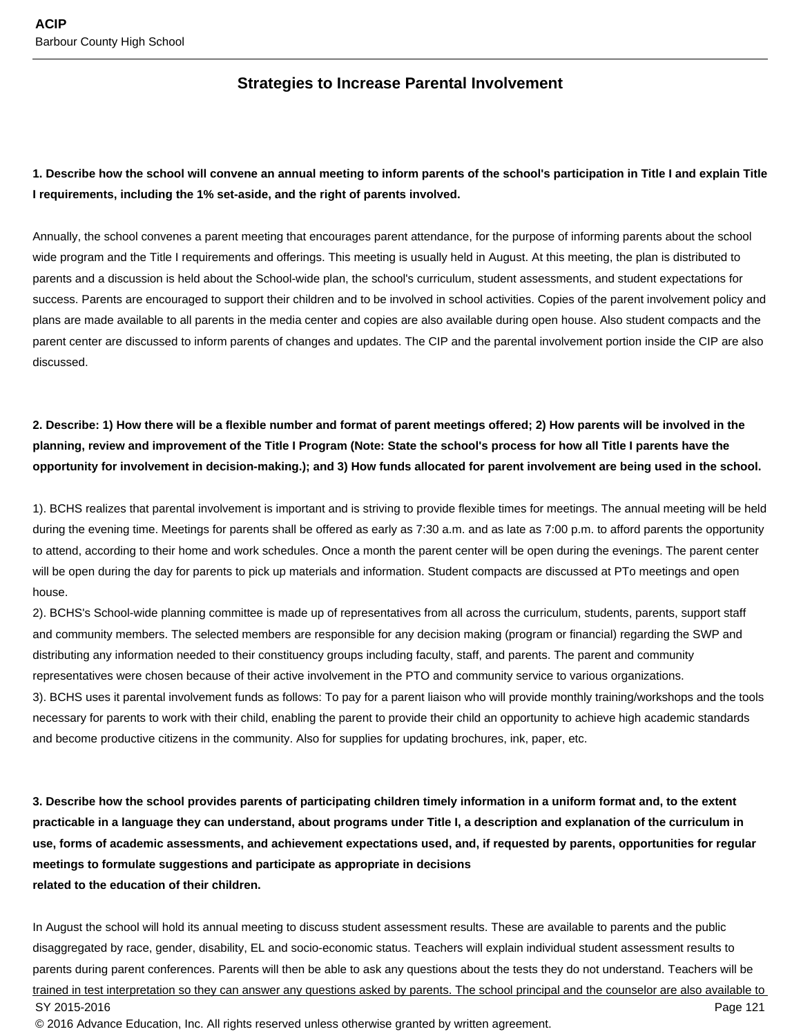## Strategies to Increase Parental Involvement

**1. Describe how the school will convene an annual meeting to inform parents of the school's participation in Title I and explain Title I requirements, including the 1% set-aside, and the right of parents involved.**

Annually, the school convenes a parent meeting that encourages parent attendance, for the purpose of informing parents about the school wide program and the Title I requirements and offerings. This meeting is usually held in August. At this meeting, the plan is distributed to parents and a discussion is held about the School-wide plan, the school's curriculum, student assessments, and student expectations for success. Parents are encouraged to support their children and to be involved in school activities. Copies of the parent involvement policy and plans are made available to all parents in the media center and copies are also available during open house. Also student compacts and the parent center are discussed to inform parents of changes and updates. The CIP and the parental involvement portion inside the CIP are also discussed.

**2. Describe: 1) How there will be a flexible number and format of parent meetings offered; 2) How parents will be involved in the planning, review and improvement of the Title I Program (Note: State the school's process for how all Title I parents have the opportunity for involvement in decision-making.); and 3) How funds allocated for parent involvement are being used in the school.**

1). BCHS realizes that parental involvement is important and is striving to provide flexible times for meetings. The annual meeting will be held during the evening time. Meetings for parents shall be offered as early as 7:30 a.m. and as late as 7:00 p.m. to afford parents the opportunity to attend, according to their home and work schedules. Once a month the parent center will be open during the evenings. The parent center will be open during the day for parents to pick up materials and information. Student compacts are discussed at PTo meetings and open house.
2). BCHS's School-wide planning committee is made up of representatives from all across the curriculum, students, parents, support staff and community members. The selected members are responsible for any decision making (program or financial) regarding the SWP and distributing any information needed to their constituency groups including faculty, staff, and parents. The parent and community representatives were chosen because of their active involvement in the PTO and community service to various organizations.
3). BCHS uses it parental involvement funds as follows: To pay for a parent liaison who will provide monthly training/workshops and the tools necessary for parents to work with their child, enabling the parent to provide their child an opportunity to achieve high academic standards and become productive citizens in the community. Also for supplies for updating brochures, ink, paper, etc.

**3. Describe how the school provides parents of participating children timely information in a uniform format and, to the extent practicable in a language they can understand, about programs under Title I, a description and explanation of the curriculum in use, forms of academic assessments, and achievement expectations used, and, if requested by parents, opportunities for regular meetings to formulate suggestions and participate as appropriate in decisions related to the education of their children.**

In August the school will hold its annual meeting to discuss student assessment results. These are available to parents and the public disaggregated by race, gender, disability, EL and socio-economic status. Teachers will explain individual student assessment results to parents during parent conferences. Parents will then be able to ask any questions about the tests they do not understand. Teachers will be trained in test interpretation so they can answer any questions asked by parents. The school principal and the counselor are also available to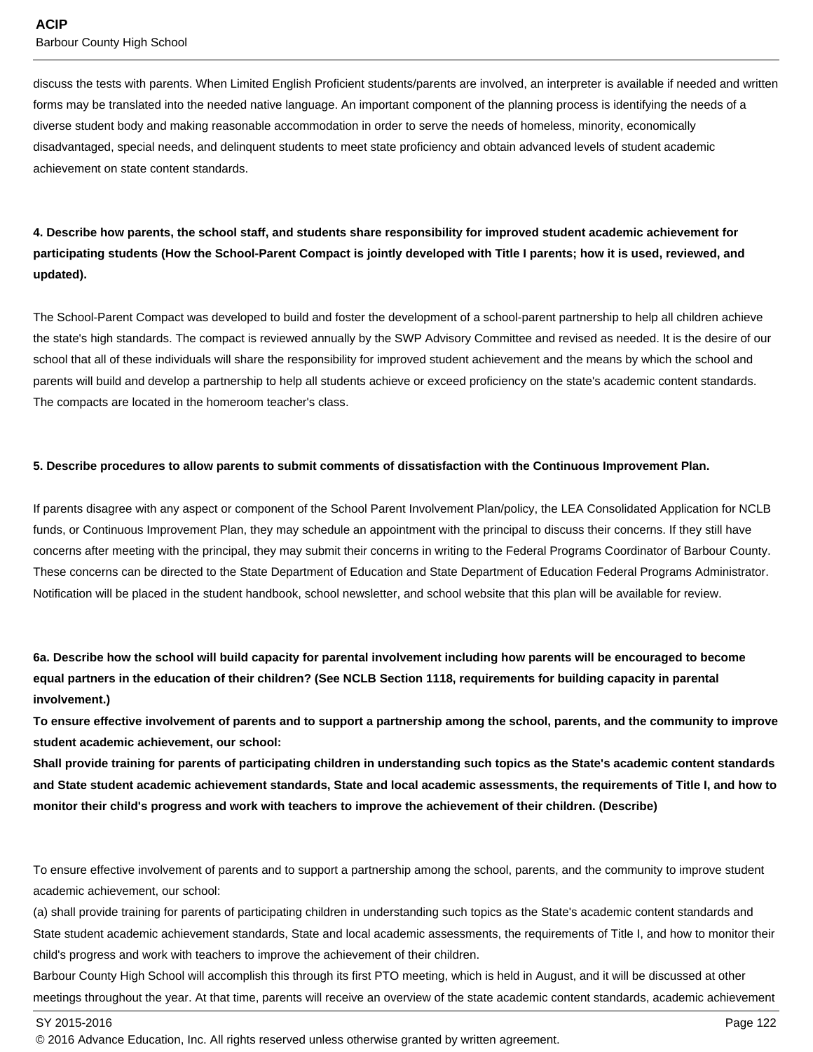discuss the tests with parents. When Limited English Proficient students/parents are involved, an interpreter is available if needed and written forms may be translated into the needed native language. An important component of the planning process is identifying the needs of a diverse student body and making reasonable accommodation in order to serve the needs of homeless, minority, economically disadvantaged, special needs, and delinquent students to meet state proficiency and obtain advanced levels of student academic achievement on state content standards.

**4. Describe how parents, the school staff, and students share responsibility for improved student academic achievement for participating students (How the School-Parent Compact is jointly developed with Title I parents; how it is used, reviewed, and updated).**

The School-Parent Compact was developed to build and foster the development of a school-parent partnership to help all children achieve the state's high standards. The compact is reviewed annually by the SWP Advisory Committee and revised as needed. It is the desire of our school that all of these individuals will share the responsibility for improved student achievement and the means by which the school and parents will build and develop a partnership to help all students achieve or exceed proficiency on the state's academic content standards. The compacts are located in the homeroom teacher's class.

**5. Describe procedures to allow parents to submit comments of dissatisfaction with the Continuous Improvement Plan.**

If parents disagree with any aspect or component of the School Parent Involvement Plan/policy, the LEA Consolidated Application for NCLB funds, or Continuous Improvement Plan, they may schedule an appointment with the principal to discuss their concerns. If they still have concerns after meeting with the principal, they may submit their concerns in writing to the Federal Programs Coordinator of Barbour County. These concerns can be directed to the State Department of Education and State Department of Education Federal Programs Administrator. Notification will be placed in the student handbook, school newsletter, and school website that this plan will be available for review.

**6a. Describe how the school will build capacity for parental involvement including how parents will be encouraged to become equal partners in the education of their children? (See NCLB Section 1118, requirements for building capacity in parental involvement.)**
**To ensure effective involvement of parents and to support a partnership among the school, parents, and the community to improve student academic achievement, our school:**
**Shall provide training for parents of participating children in understanding such topics as the State's academic content standards and State student academic achievement standards, State and local academic assessments, the requirements of Title I, and how to monitor their child's progress and work with teachers to improve the achievement of their children. (Describe)**

To ensure effective involvement of parents and to support a partnership among the school, parents, and the community to improve student academic achievement, our school:
(a) shall provide training for parents of participating children in understanding such topics as the State's academic content standards and State student academic achievement standards, State and local academic assessments, the requirements of Title I, and how to monitor their child's progress and work with teachers to improve the achievement of their children.
Barbour County High School will accomplish this through its first PTO meeting, which is held in August, and it will be discussed at other meetings throughout the year. At that time, parents will receive an overview of the state academic content standards, academic achievement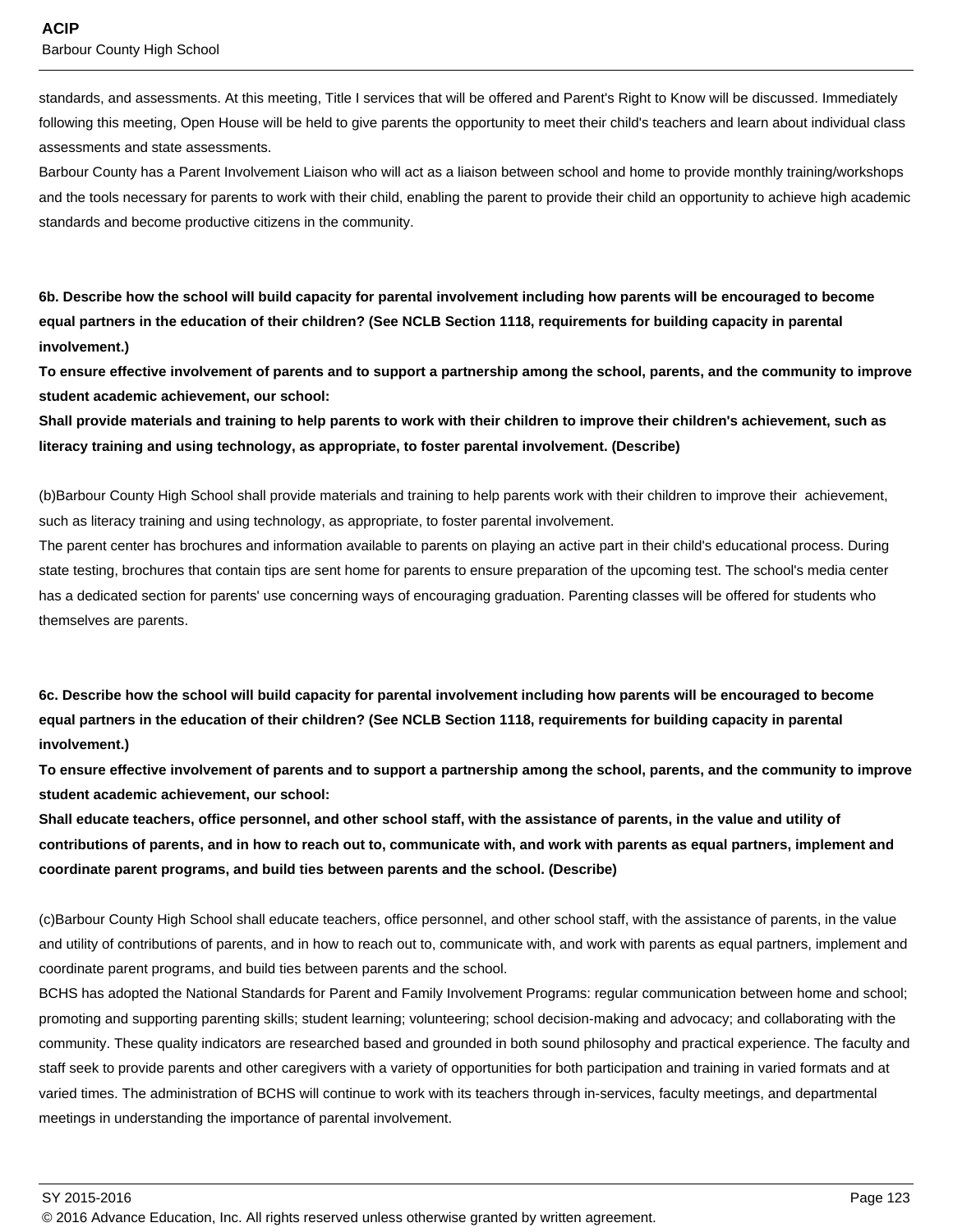standards, and assessments. At this meeting, Title I services that will be offered and Parent's Right to Know will be discussed. Immediately following this meeting, Open House will be held to give parents the opportunity to meet their child's teachers and learn about individual class assessments and state assessments.
Barbour County has a Parent Involvement Liaison who will act as a liaison between school and home to provide monthly training/workshops and the tools necessary for parents to work with their child, enabling the parent to provide their child an opportunity to achieve high academic standards and become productive citizens in the community.

**6b. Describe how the school will build capacity for parental involvement including how parents will be encouraged to become equal partners in the education of their children? (See NCLB Section 1118, requirements for building capacity in parental involvement.)**
**To ensure effective involvement of parents and to support a partnership among the school, parents, and the community to improve student academic achievement, our school:**
**Shall provide materials and training to help parents to work with their children to improve their children's achievement, such as literacy training and using technology, as appropriate, to foster parental involvement. (Describe)**

(b)Barbour County High School shall provide materials and training to help parents work with their children to improve their achievement, such as literacy training and using technology, as appropriate, to foster parental involvement.
The parent center has brochures and information available to parents on playing an active part in their child's educational process. During state testing, brochures that contain tips are sent home for parents to ensure preparation of the upcoming test. The school's media center has a dedicated section for parents' use concerning ways of encouraging graduation. Parenting classes will be offered for students who themselves are parents.

**6c. Describe how the school will build capacity for parental involvement including how parents will be encouraged to become equal partners in the education of their children? (See NCLB Section 1118, requirements for building capacity in parental involvement.)**
**To ensure effective involvement of parents and to support a partnership among the school, parents, and the community to improve student academic achievement, our school:**
**Shall educate teachers, office personnel, and other school staff, with the assistance of parents, in the value and utility of contributions of parents, and in how to reach out to, communicate with, and work with parents as equal partners, implement and coordinate parent programs, and build ties between parents and the school. (Describe)**

(c)Barbour County High School shall educate teachers, office personnel, and other school staff, with the assistance of parents, in the value and utility of contributions of parents, and in how to reach out to, communicate with, and work with parents as equal partners, implement and coordinate parent programs, and build ties between parents and the school.
BCHS has adopted the National Standards for Parent and Family Involvement Programs: regular communication between home and school; promoting and supporting parenting skills; student learning; volunteering; school decision-making and advocacy; and collaborating with the community. These quality indicators are researched based and grounded in both sound philosophy and practical experience. The faculty and staff seek to provide parents and other caregivers with a variety of opportunities for both participation and training in varied formats and at varied times. The administration of BCHS will continue to work with its teachers through in-services, faculty meetings, and departmental meetings in understanding the importance of parental involvement.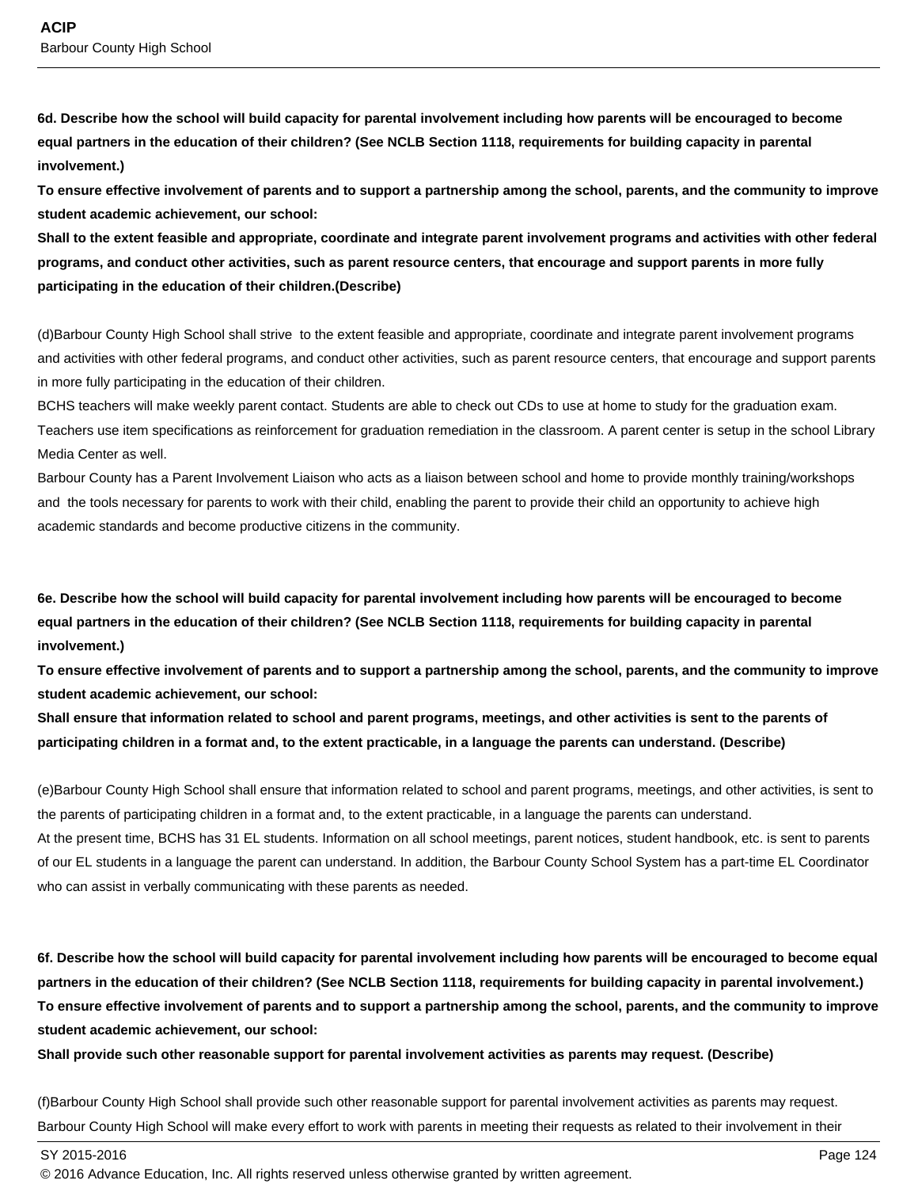**6d. Describe how the school will build capacity for parental involvement including how parents will be encouraged to become equal partners in the education of their children? (See NCLB Section 1118, requirements for building capacity in parental involvement.)**
**To ensure effective involvement of parents and to support a partnership among the school, parents, and the community to improve student academic achievement, our school:**
**Shall to the extent feasible and appropriate, coordinate and integrate parent involvement programs and activities with other federal programs, and conduct other activities, such as parent resource centers, that encourage and support parents in more fully participating in the education of their children.(Describe)**

(d)Barbour County High School shall strive to the extent feasible and appropriate, coordinate and integrate parent involvement programs and activities with other federal programs, and conduct other activities, such as parent resource centers, that encourage and support parents in more fully participating in the education of their children.
BCHS teachers will make weekly parent contact. Students are able to check out CDs to use at home to study for the graduation exam. Teachers use item specifications as reinforcement for graduation remediation in the classroom. A parent center is setup in the school Library Media Center as well.
Barbour County has a Parent Involvement Liaison who acts as a liaison between school and home to provide monthly training/workshops and the tools necessary for parents to work with their child, enabling the parent to provide their child an opportunity to achieve high academic standards and become productive citizens in the community.

**6e. Describe how the school will build capacity for parental involvement including how parents will be encouraged to become equal partners in the education of their children? (See NCLB Section 1118, requirements for building capacity in parental involvement.)**
**To ensure effective involvement of parents and to support a partnership among the school, parents, and the community to improve student academic achievement, our school:**
**Shall ensure that information related to school and parent programs, meetings, and other activities is sent to the parents of participating children in a format and, to the extent practicable, in a language the parents can understand. (Describe)**

(e)Barbour County High School shall ensure that information related to school and parent programs, meetings, and other activities, is sent to the parents of participating children in a format and, to the extent practicable, in a language the parents can understand.
At the present time, BCHS has 31 EL students. Information on all school meetings, parent notices, student handbook, etc. is sent to parents of our EL students in a language the parent can understand. In addition, the Barbour County School System has a part-time EL Coordinator who can assist in verbally communicating with these parents as needed.

**6f. Describe how the school will build capacity for parental involvement including how parents will be encouraged to become equal partners in the education of their children? (See NCLB Section 1118, requirements for building capacity in parental involvement.)**
**To ensure effective involvement of parents and to support a partnership among the school, parents, and the community to improve student academic achievement, our school:**
**Shall provide such other reasonable support for parental involvement activities as parents may request. (Describe)**

(f)Barbour County High School shall provide such other reasonable support for parental involvement activities as parents may request.
Barbour County High School will make every effort to work with parents in meeting their requests as related to their involvement in their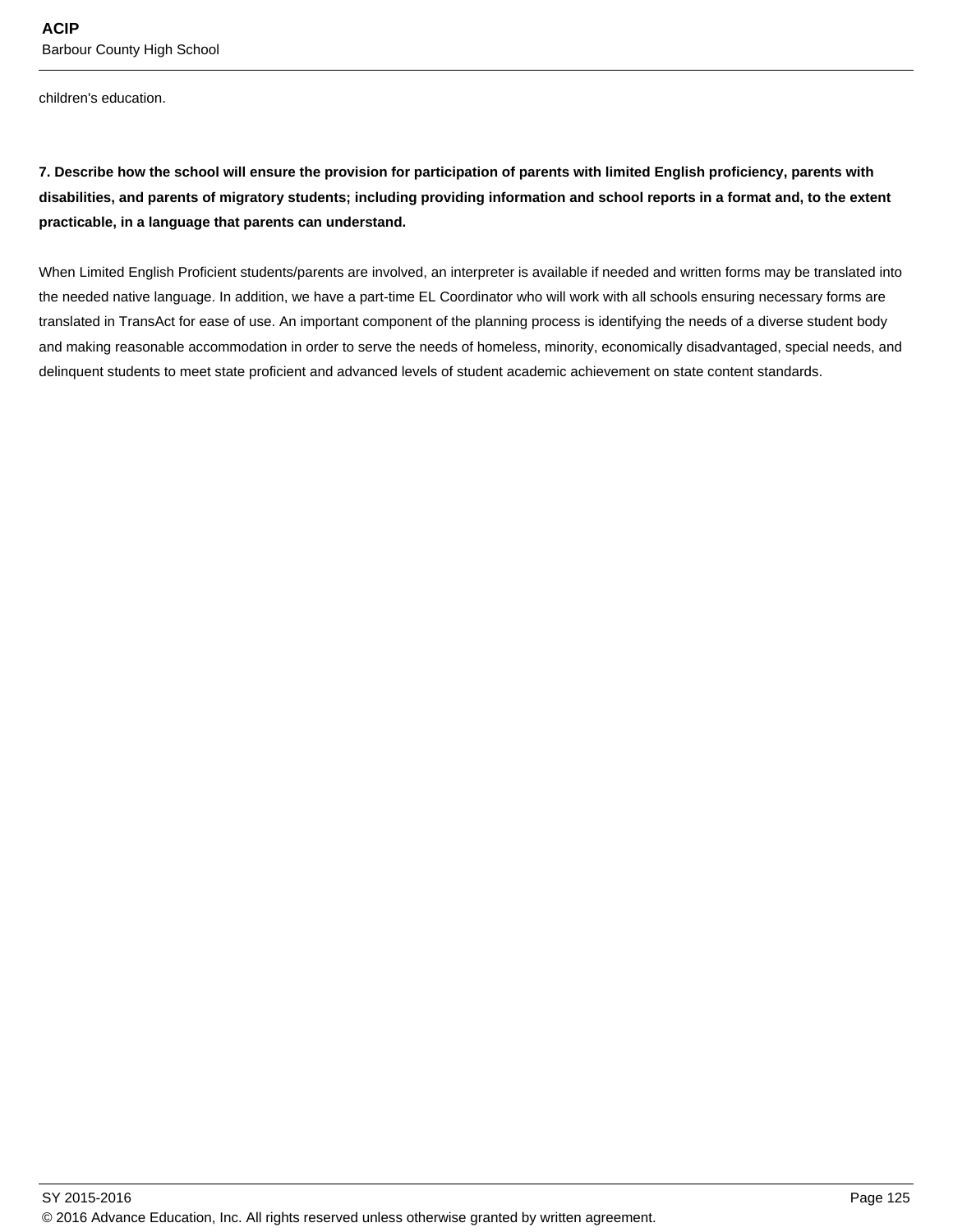children's education.

**7. Describe how the school will ensure the provision for participation of parents with limited English proficiency, parents with disabilities, and parents of migratory students; including providing information and school reports in a format and, to the extent practicable, in a language that parents can understand.**

When Limited English Proficient students/parents are involved, an interpreter is available if needed and written forms may be translated into the needed native language. In addition, we have a part-time EL Coordinator who will work with all schools ensuring necessary forms are translated in TransAct for ease of use. An important component of the planning process is identifying the needs of a diverse student body and making reasonable accommodation in order to serve the needs of homeless, minority, economically disadvantaged, special needs, and delinquent students to meet state proficient and advanced levels of student academic achievement on state content standards.